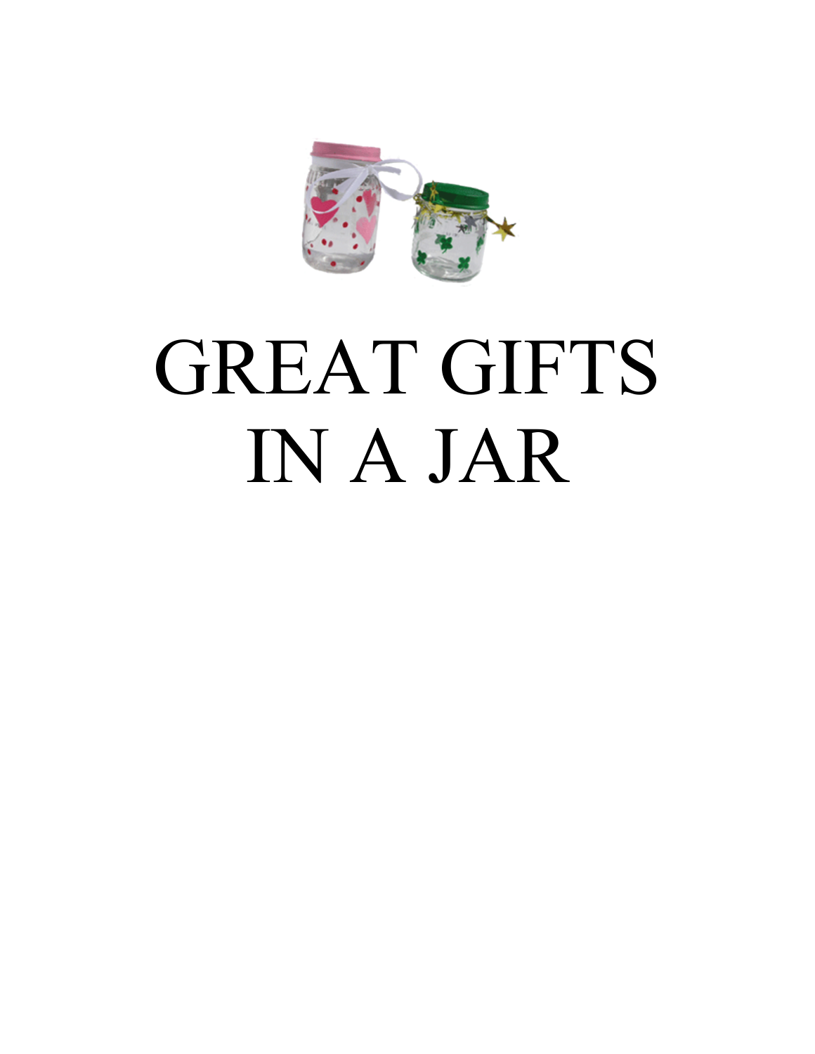# GREAT GIFTS IN A JAR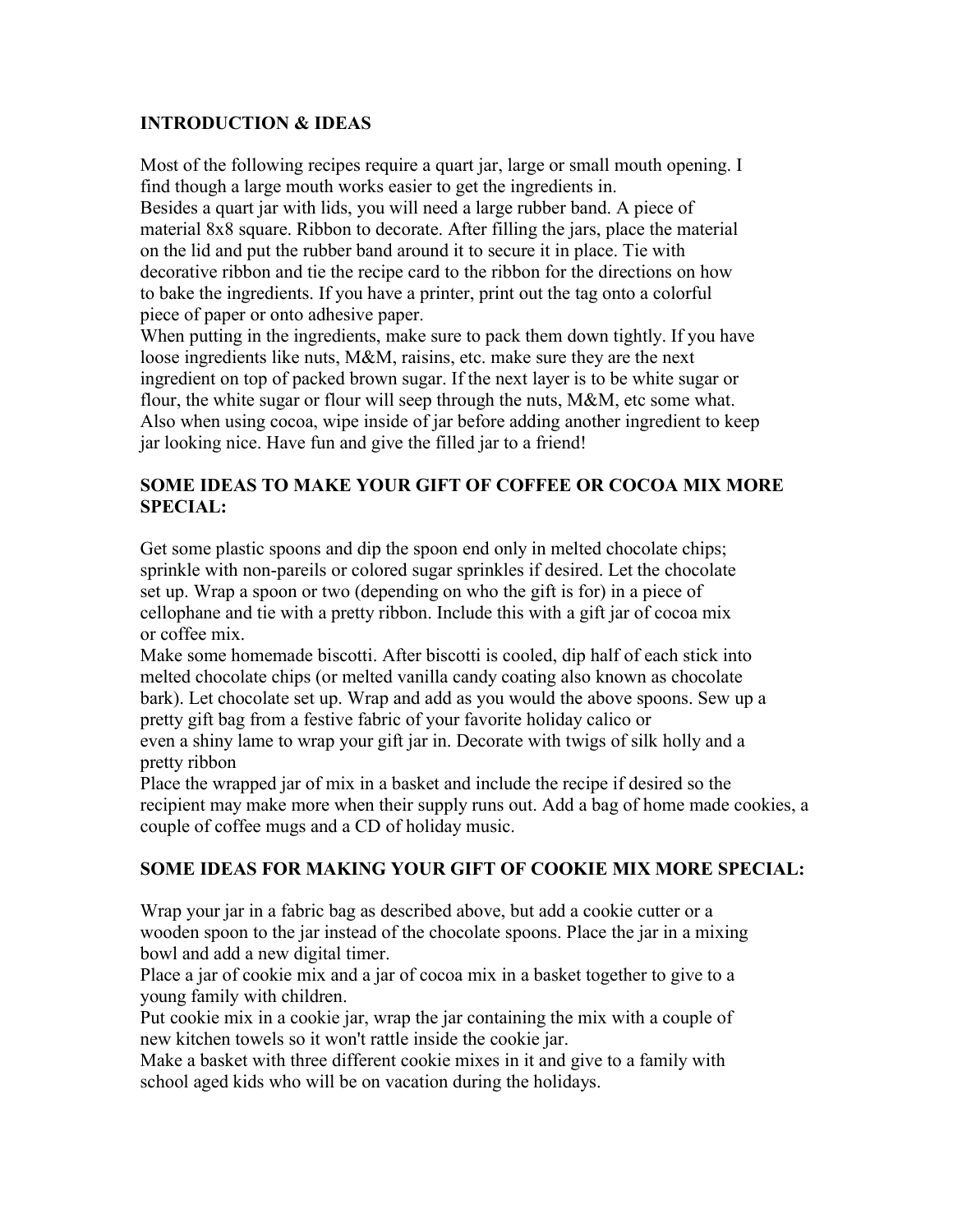## INTRODUCTION & IDEAS

Most of the following recipes require a quart jar, large or small mouth opening. I find though a large mouth works easier to get the ingredients in.
Besides a quart jar with lids, you will need a large rubber band. A piece of material 8x8 square. Ribbon to decorate. After filling the jars, place the material on the lid and put the rubber band around it to secure it in place. Tie with decorative ribbon and tie the recipe card to the ribbon for the directions on how to bake the ingredients. If you have a printer, print out the tag onto a colorful piece of paper or onto adhesive paper.
When putting in the ingredients, make sure to pack them down tightly. If you have loose ingredients like nuts, M&M, raisins, etc. make sure they are the next ingredient on top of packed brown sugar. If the next layer is to be white sugar or flour, the white sugar or flour will seep through the nuts, M&M, etc some what. Also when using cocoa, wipe inside of jar before adding another ingredient to keep jar looking nice. Have fun and give the filled jar to a friend!

### SOME IDEAS TO MAKE YOUR GIFT OF COFFEE OR COCOA MIX MORE SPECIAL:

Get some plastic spoons and dip the spoon end only in melted chocolate chips; sprinkle with non-pareils or colored sugar sprinkles if desired. Let the chocolate set up. Wrap a spoon or two (depending on who the gift is for) in a piece of cellophane and tie with a pretty ribbon. Include this with a gift jar of cocoa mix or coffee mix.
Make some homemade biscotti. After biscotti is cooled, dip half of each stick into melted chocolate chips (or melted vanilla candy coating also known as chocolate bark). Let chocolate set up. Wrap and add as you would the above spoons. Sew up a pretty gift bag from a festive fabric of your favorite holiday calico or even a shiny lame to wrap your gift jar in. Decorate with twigs of silk holly and a pretty ribbon
Place the wrapped jar of mix in a basket and include the recipe if desired so the recipient may make more when their supply runs out. Add a bag of home made cookies, a couple of coffee mugs and a CD of holiday music.

### SOME IDEAS FOR MAKING YOUR GIFT OF COOKIE MIX MORE SPECIAL:

Wrap your jar in a fabric bag as described above, but add a cookie cutter or a wooden spoon to the jar instead of the chocolate spoons. Place the jar in a mixing bowl and add a new digital timer.
Place a jar of cookie mix and a jar of cocoa mix in a basket together to give to a young family with children.
Put cookie mix in a cookie jar, wrap the jar containing the mix with a couple of new kitchen towels so it won't rattle inside the cookie jar.
Make a basket with three different cookie mixes in it and give to a family with school aged kids who will be on vacation during the holidays.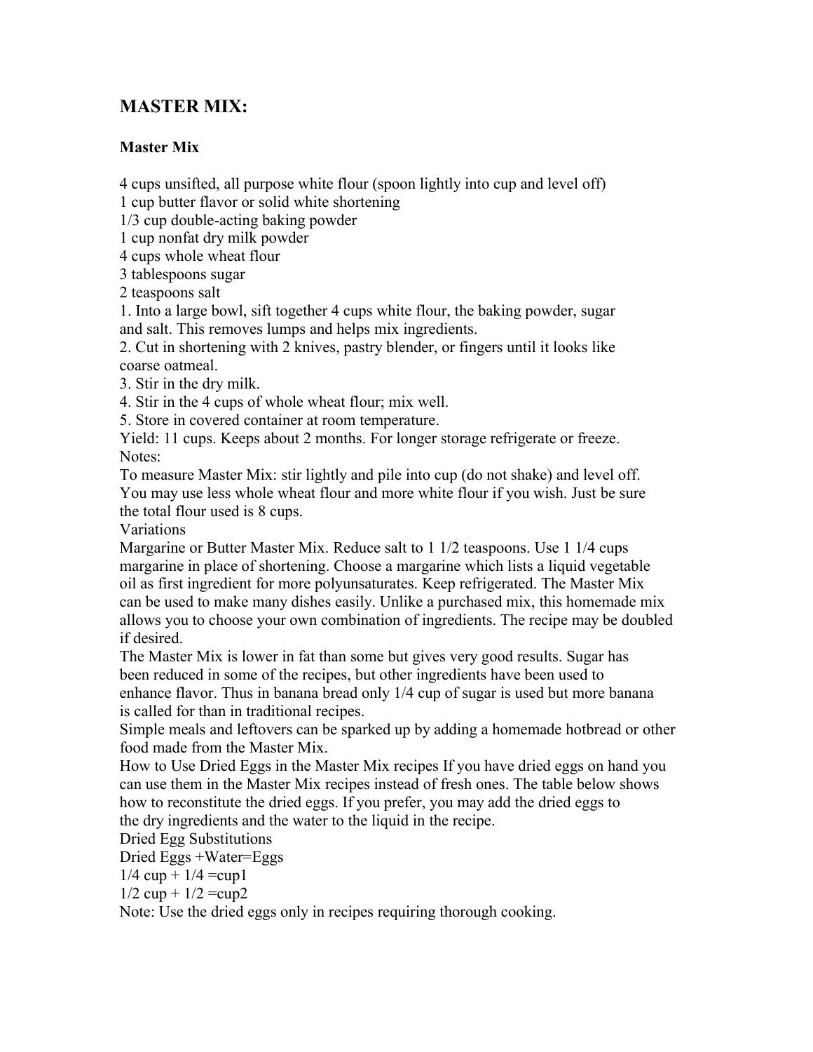# MASTER MIX:

### Master Mix

4 cups unsifted, all purpose white flour (spoon lightly into cup and level off)
1 cup butter flavor or solid white shortening
1/3 cup double-acting baking powder
1 cup nonfat dry milk powder
4 cups whole wheat flour
3 tablespoons sugar
2 teaspoons salt

1. Into a large bowl, sift together 4 cups white flour, the baking powder, sugar and salt. This removes lumps and helps mix ingredients.
2. Cut in shortening with 2 knives, pastry blender, or fingers until it looks like coarse oatmeal.
3. Stir in the dry milk.
4. Stir in the 4 cups of whole wheat flour; mix well.
5. Store in covered container at room temperature.

Yield: 11 cups. Keeps about 2 months. For longer storage refrigerate or freeze.

Notes:

To measure Master Mix: stir lightly and pile into cup (do not shake) and level off. You may use less whole wheat flour and more white flour if you wish. Just be sure the total flour used is 8 cups.

Variations

Margarine or Butter Master Mix. Reduce salt to 1 1/2 teaspoons. Use 1 1/4 cups margarine in place of shortening. Choose a margarine which lists a liquid vegetable oil as first ingredient for more polyunsaturates. Keep refrigerated. The Master Mix can be used to make many dishes easily. Unlike a purchased mix, this homemade mix allows you to choose your own combination of ingredients. The recipe may be doubled if desired.

The Master Mix is lower in fat than some but gives very good results. Sugar has been reduced in some of the recipes, but other ingredients have been used to enhance flavor. Thus in banana bread only 1/4 cup of sugar is used but more banana is called for than in traditional recipes.

Simple meals and leftovers can be sparked up by adding a homemade hotbread or other food made from the Master Mix.

How to Use Dried Eggs in the Master Mix recipes If you have dried eggs on hand you can use them in the Master Mix recipes instead of fresh ones. The table below shows how to reconstitute the dried eggs. If you prefer, you may add the dried eggs to the dry ingredients and the water to the liquid in the recipe.

Dried Egg Substitutions

Dried Eggs +Water=Eggs
1/4 cup + 1/4 =cup1
1/2 cup + 1/2 =cup2

Note: Use the dried eggs only in recipes requiring thorough cooking.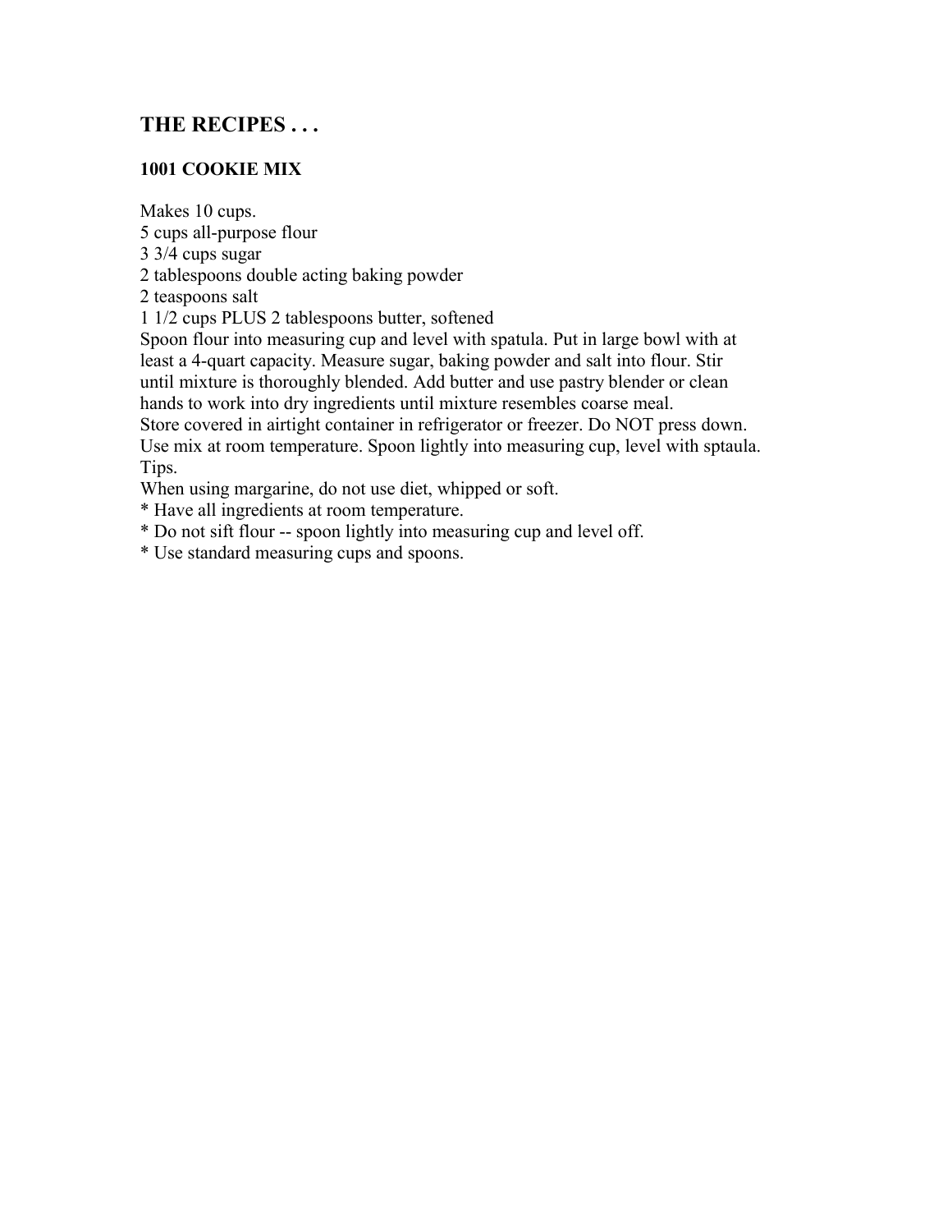## THE RECIPES . . .

### 1001 COOKIE MIX

Makes 10 cups.
5 cups all-purpose flour
3 3/4 cups sugar
2 tablespoons double acting baking powder
2 teaspoons salt
1 1/2 cups PLUS 2 tablespoons butter, softened
Spoon flour into measuring cup and level with spatula. Put in large bowl with at least a 4-quart capacity. Measure sugar, baking powder and salt into flour. Stir until mixture is thoroughly blended. Add butter and use pastry blender or clean hands to work into dry ingredients until mixture resembles coarse meal.
Store covered in airtight container in refrigerator or freezer. Do NOT press down. Use mix at room temperature. Spoon lightly into measuring cup, level with sptaula.
Tips.
When using margarine, do not use diet, whipped or soft.
* Have all ingredients at room temperature.
* Do not sift flour -- spoon lightly into measuring cup and level off.
* Use standard measuring cups and spoons.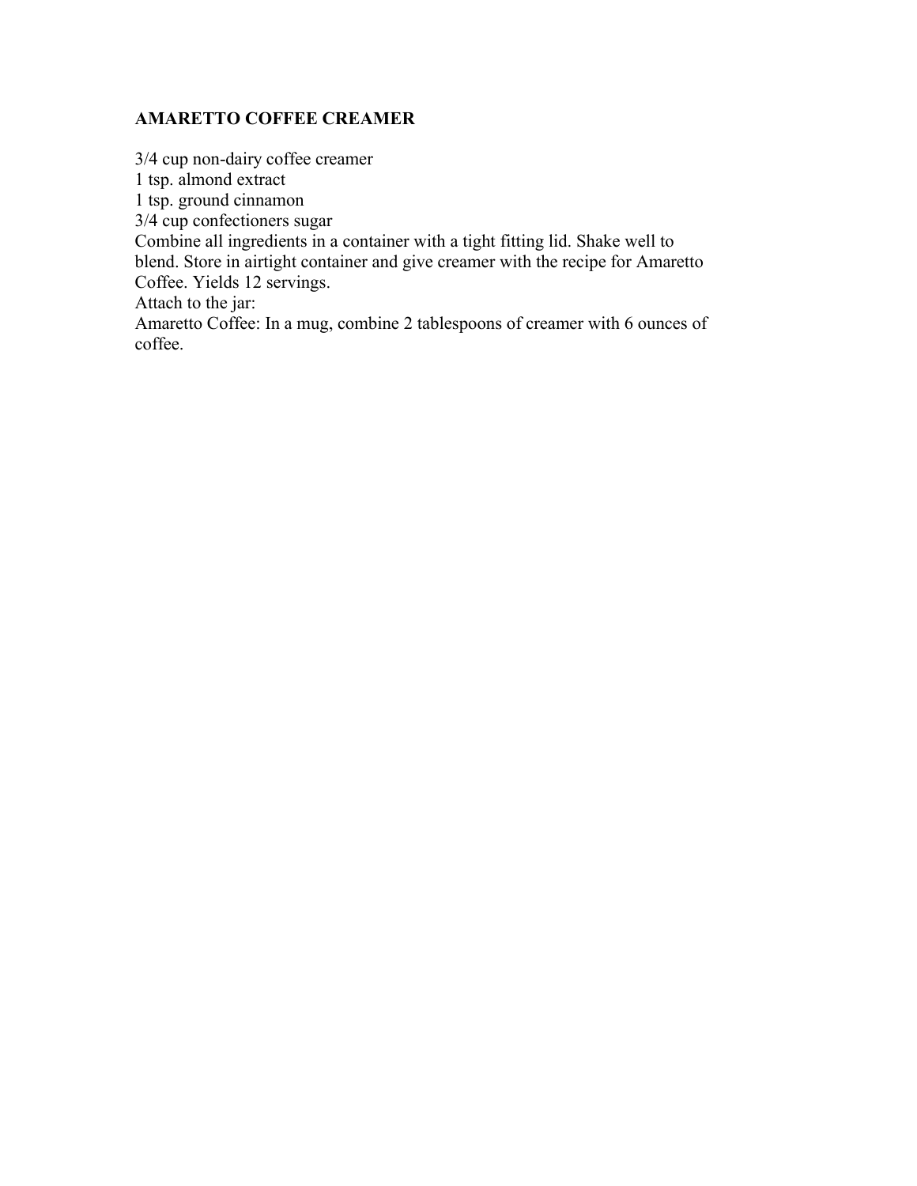# AMARETTO COFFEE CREAMER

3/4 cup non-dairy coffee creamer
1 tsp. almond extract
1 tsp. ground cinnamon
3/4 cup confectioners sugar
Combine all ingredients in a container with a tight fitting lid. Shake well to blend. Store in airtight container and give creamer with the recipe for Amaretto Coffee. Yields 12 servings.
Attach to the jar:
Amaretto Coffee: In a mug, combine 2 tablespoons of creamer with 6 ounces of coffee.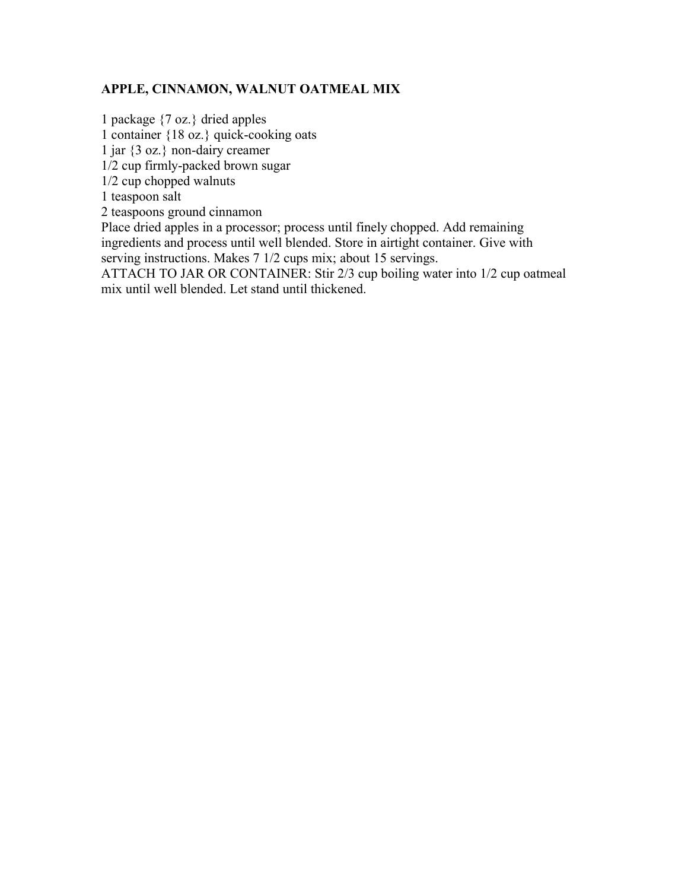**APPLE, CINNAMON, WALNUT OATMEAL MIX**

1 package {7 oz.} dried apples
1 container {18 oz.} quick-cooking oats
1 jar {3 oz.} non-dairy creamer
1/2 cup firmly-packed brown sugar
1/2 cup chopped walnuts
1 teaspoon salt
2 teaspoons ground cinnamon
Place dried apples in a processor; process until finely chopped. Add remaining ingredients and process until well blended. Store in airtight container. Give with serving instructions. Makes 7 1/2 cups mix; about 15 servings.
ATTACH TO JAR OR CONTAINER: Stir 2/3 cup boiling water into 1/2 cup oatmeal mix until well blended. Let stand until thickened.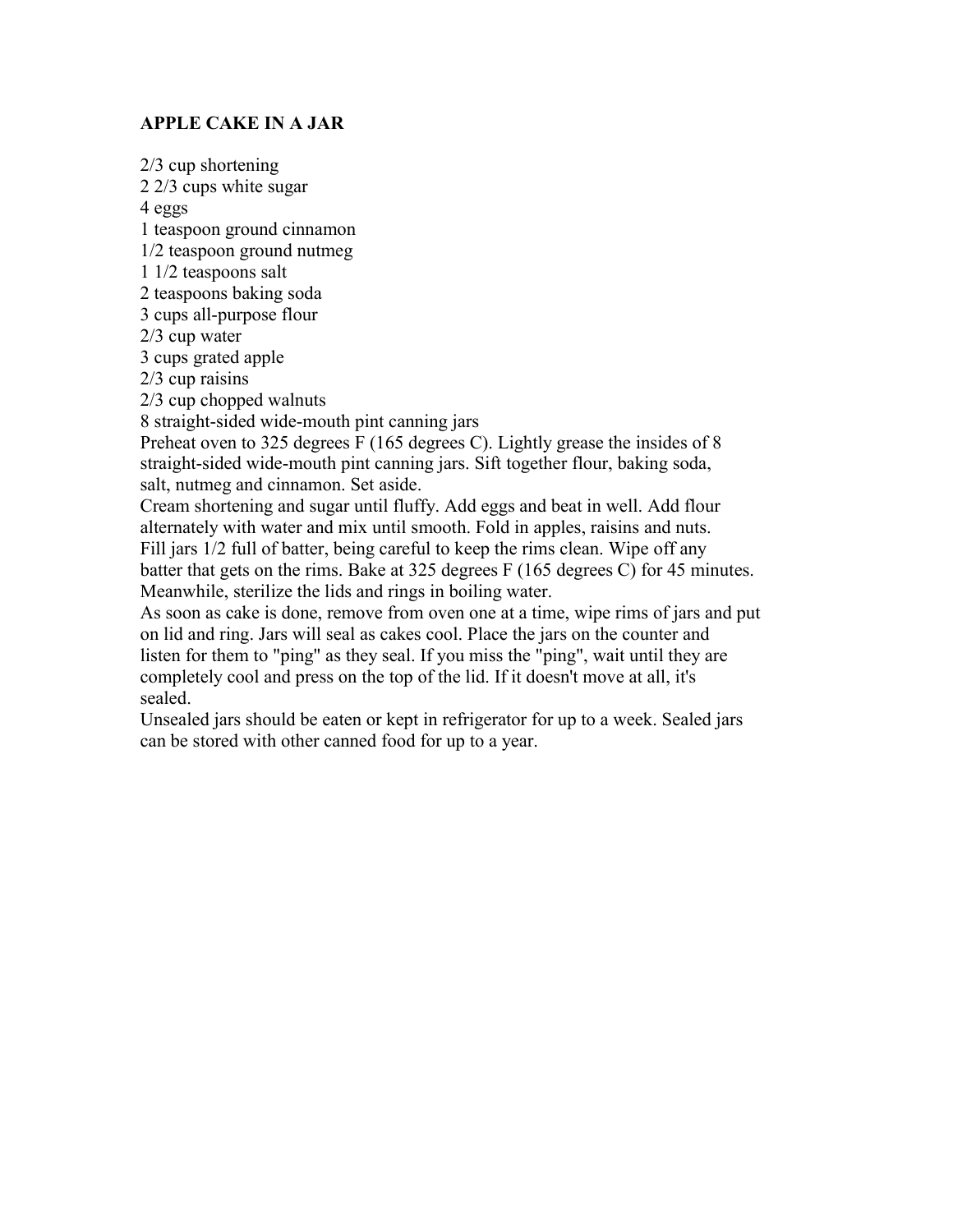# APPLE CAKE IN A JAR

2/3 cup shortening
2 2/3 cups white sugar
4 eggs
1 teaspoon ground cinnamon
1/2 teaspoon ground nutmeg
1 1/2 teaspoons salt
2 teaspoons baking soda
3 cups all-purpose flour
2/3 cup water
3 cups grated apple
2/3 cup raisins
2/3 cup chopped walnuts
8 straight-sided wide-mouth pint canning jars

Preheat oven to 325 degrees F (165 degrees C). Lightly grease the insides of 8 straight-sided wide-mouth pint canning jars. Sift together flour, baking soda, salt, nutmeg and cinnamon. Set aside.

Cream shortening and sugar until fluffy. Add eggs and beat in well. Add flour alternately with water and mix until smooth. Fold in apples, raisins and nuts. Fill jars 1/2 full of batter, being careful to keep the rims clean. Wipe off any batter that gets on the rims. Bake at 325 degrees F (165 degrees C) for 45 minutes. Meanwhile, sterilize the lids and rings in boiling water.

As soon as cake is done, remove from oven one at a time, wipe rims of jars and put on lid and ring. Jars will seal as cakes cool. Place the jars on the counter and listen for them to "ping" as they seal. If you miss the "ping", wait until they are completely cool and press on the top of the lid. If it doesn't move at all, it's sealed.

Unsealed jars should be eaten or kept in refrigerator for up to a week. Sealed jars can be stored with other canned food for up to a year.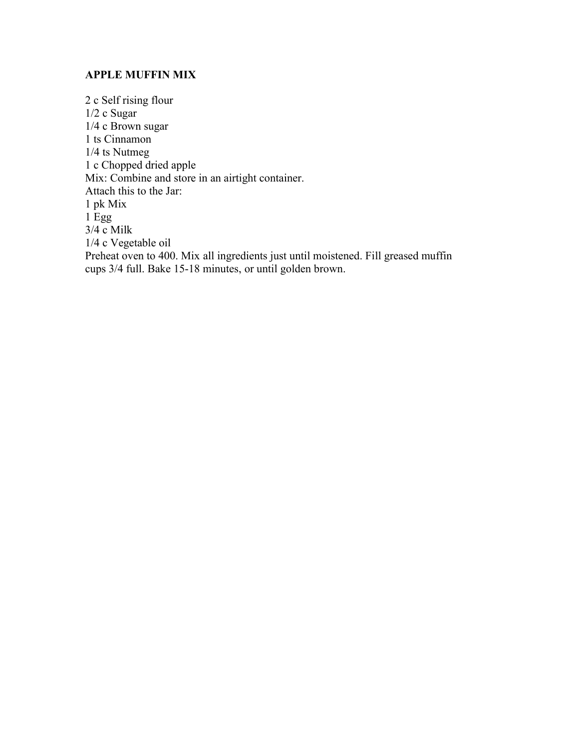**APPLE MUFFIN MIX**

2 c Self rising flour
1/2 c Sugar
1/4 c Brown sugar
1 ts Cinnamon
1/4 ts Nutmeg
1 c Chopped dried apple
Mix: Combine and store in an airtight container.
Attach this to the Jar:
1 pk Mix
1 Egg
3/4 c Milk
1/4 c Vegetable oil
Preheat oven to 400. Mix all ingredients just until moistened. Fill greased muffin cups 3/4 full. Bake 15-18 minutes, or until golden brown.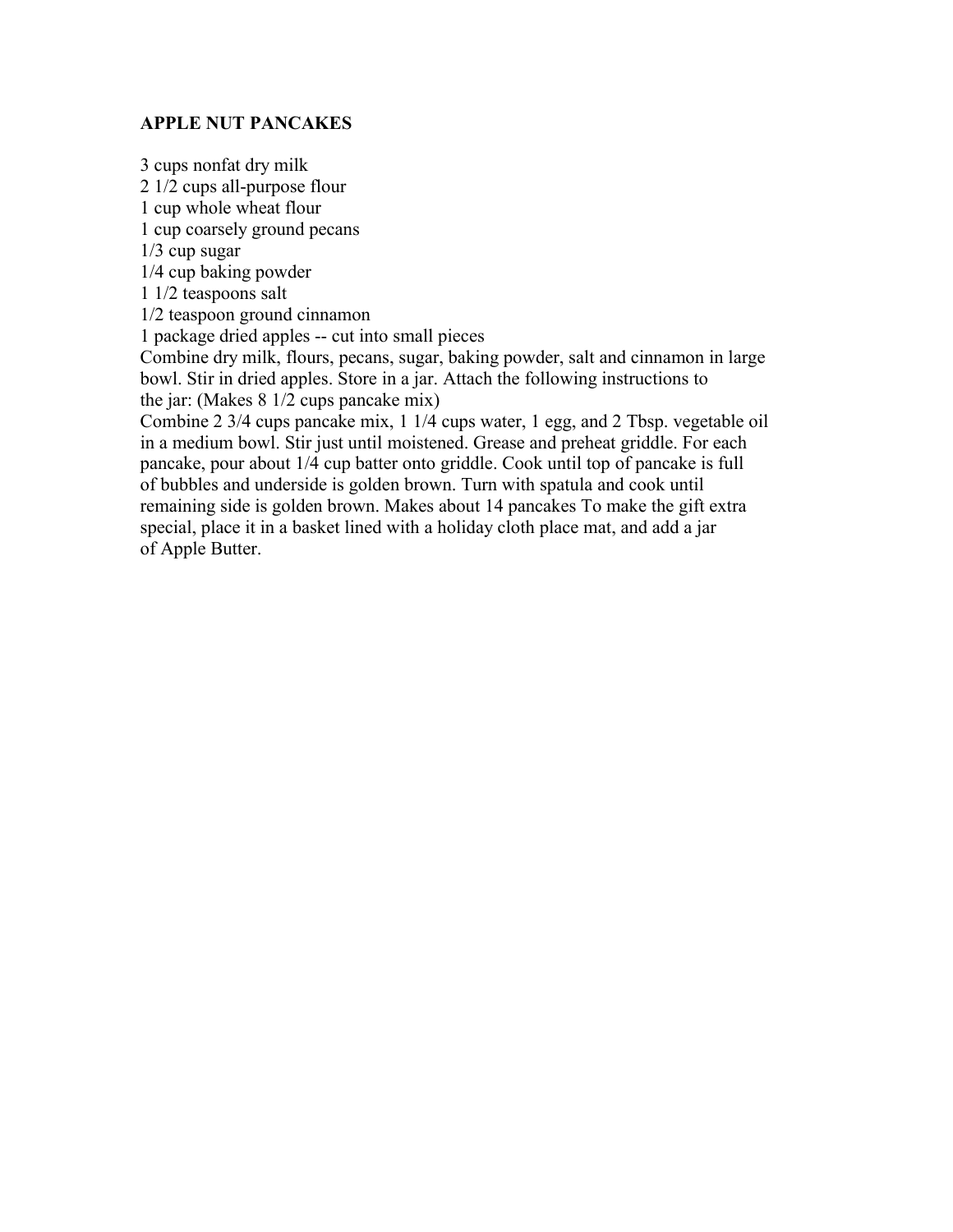**APPLE NUT PANCAKES**

3 cups nonfat dry milk
2 1/2 cups all-purpose flour
1 cup whole wheat flour
1 cup coarsely ground pecans
1/3 cup sugar
1/4 cup baking powder
1 1/2 teaspoons salt
1/2 teaspoon ground cinnamon
1 package dried apples -- cut into small pieces
Combine dry milk, flours, pecans, sugar, baking powder, salt and cinnamon in large bowl. Stir in dried apples. Store in a jar. Attach the following instructions to the jar: (Makes 8 1/2 cups pancake mix)
Combine 2 3/4 cups pancake mix, 1 1/4 cups water, 1 egg, and 2 Tbsp. vegetable oil in a medium bowl. Stir just until moistened. Grease and preheat griddle. For each pancake, pour about 1/4 cup batter onto griddle. Cook until top of pancake is full of bubbles and underside is golden brown. Turn with spatula and cook until remaining side is golden brown. Makes about 14 pancakes To make the gift extra special, place it in a basket lined with a holiday cloth place mat, and add a jar of Apple Butter.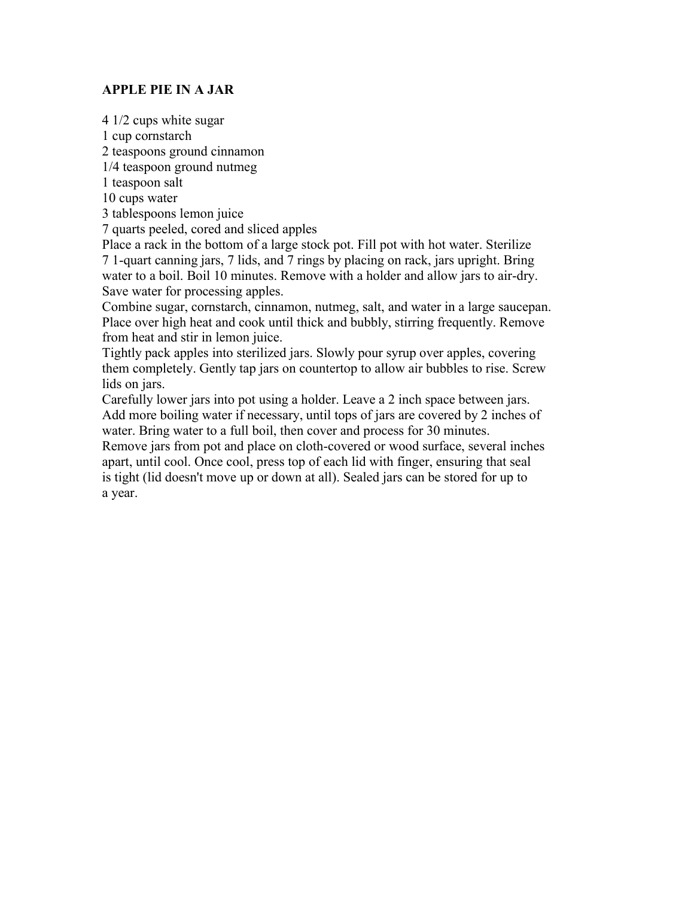# APPLE PIE IN A JAR

4 1/2 cups white sugar
1 cup cornstarch
2 teaspoons ground cinnamon
1/4 teaspoon ground nutmeg
1 teaspoon salt
10 cups water
3 tablespoons lemon juice
7 quarts peeled, cored and sliced apples

Place a rack in the bottom of a large stock pot. Fill pot with hot water. Sterilize 7 1-quart canning jars, 7 lids, and 7 rings by placing on rack, jars upright. Bring water to a boil. Boil 10 minutes. Remove with a holder and allow jars to air-dry. Save water for processing apples.

Combine sugar, cornstarch, cinnamon, nutmeg, salt, and water in a large saucepan. Place over high heat and cook until thick and bubbly, stirring frequently. Remove from heat and stir in lemon juice.

Tightly pack apples into sterilized jars. Slowly pour syrup over apples, covering them completely. Gently tap jars on countertop to allow air bubbles to rise. Screw lids on jars.

Carefully lower jars into pot using a holder. Leave a 2 inch space between jars. Add more boiling water if necessary, until tops of jars are covered by 2 inches of water. Bring water to a full boil, then cover and process for 30 minutes.

Remove jars from pot and place on cloth-covered or wood surface, several inches apart, until cool. Once cool, press top of each lid with finger, ensuring that seal is tight (lid doesn't move up or down at all). Sealed jars can be stored for up to a year.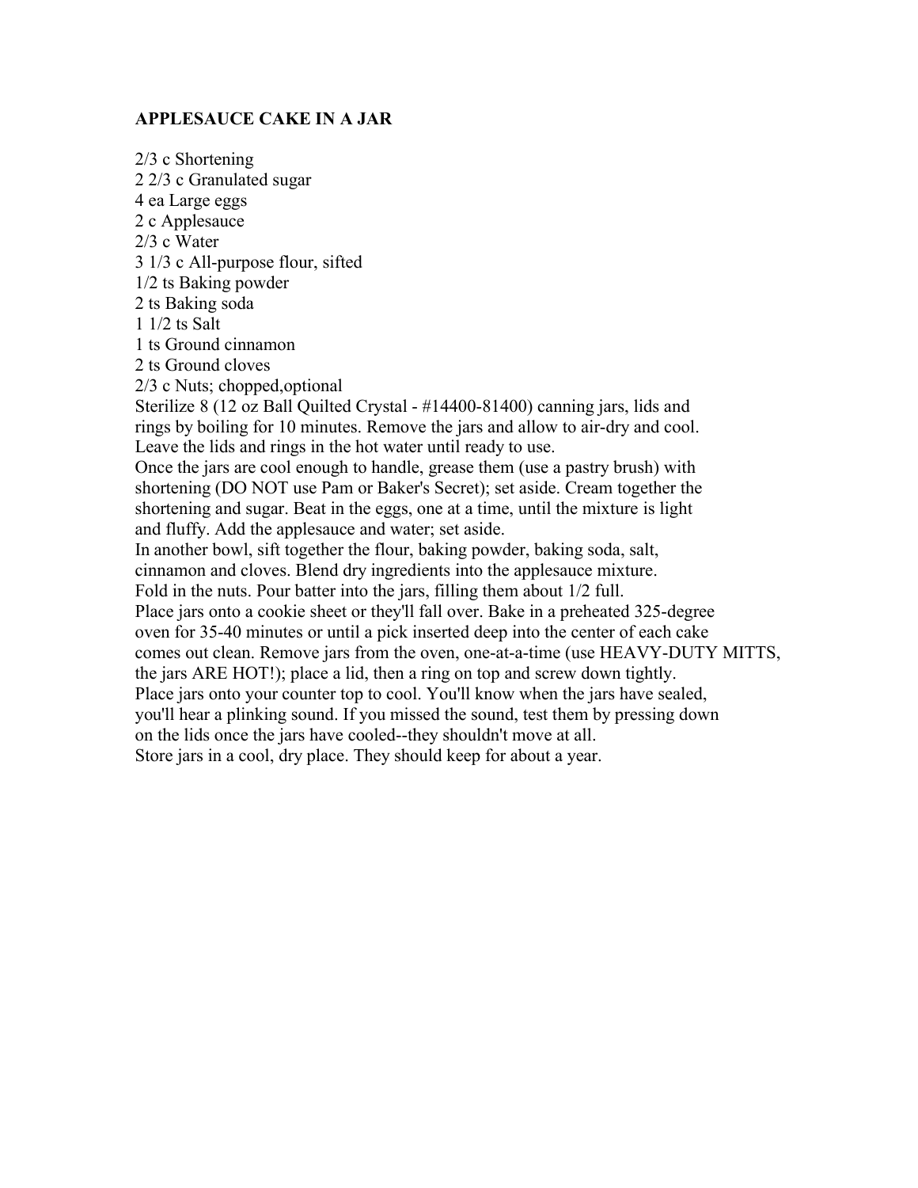**APPLESAUCE CAKE IN A JAR**

2/3 c Shortening
2 2/3 c Granulated sugar
4 ea Large eggs
2 c Applesauce
2/3 c Water
3 1/3 c All-purpose flour, sifted
1/2 ts Baking powder
2 ts Baking soda
1 1/2 ts Salt
1 ts Ground cinnamon
2 ts Ground cloves
2/3 c Nuts; chopped,optional

Sterilize 8 (12 oz Ball Quilted Crystal - #14400-81400) canning jars, lids and rings by boiling for 10 minutes. Remove the jars and allow to air-dry and cool. Leave the lids and rings in the hot water until ready to use.

Once the jars are cool enough to handle, grease them (use a pastry brush) with shortening (DO NOT use Pam or Baker's Secret); set aside. Cream together the shortening and sugar. Beat in the eggs, one at a time, until the mixture is light and fluffy. Add the applesauce and water; set aside.

In another bowl, sift together the flour, baking powder, baking soda, salt, cinnamon and cloves. Blend dry ingredients into the applesauce mixture.

Fold in the nuts. Pour batter into the jars, filling them about 1/2 full.

Place jars onto a cookie sheet or they'll fall over. Bake in a preheated 325-degree oven for 35-40 minutes or until a pick inserted deep into the center of each cake comes out clean. Remove jars from the oven, one-at-a-time (use HEAVY-DUTY MITTS, the jars ARE HOT!); place a lid, then a ring on top and screw down tightly.

Place jars onto your counter top to cool. You'll know when the jars have sealed, you'll hear a plinking sound. If you missed the sound, test them by pressing down on the lids once the jars have cooled--they shouldn't move at all.

Store jars in a cool, dry place. They should keep for about a year.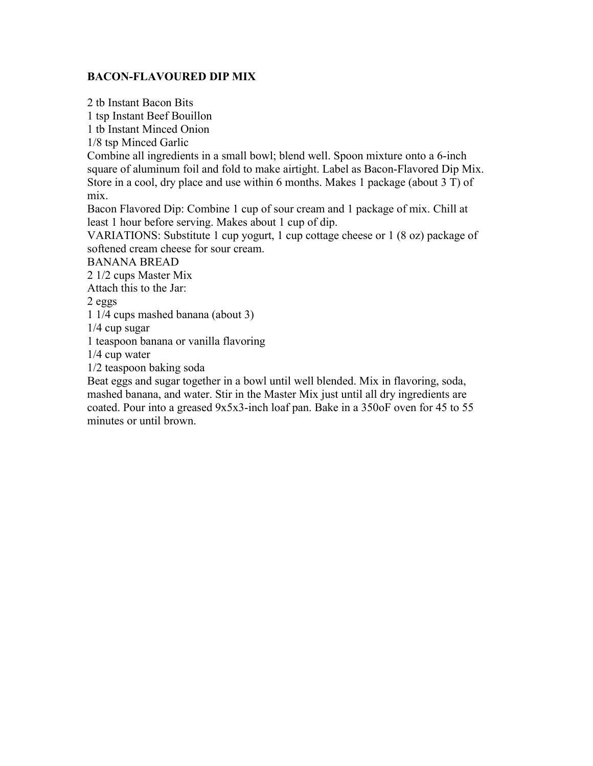**BACON-FLAVOURED DIP MIX**

2 tb Instant Bacon Bits
1 tsp Instant Beef Bouillon
1 tb Instant Minced Onion
1/8 tsp Minced Garlic
Combine all ingredients in a small bowl; blend well. Spoon mixture onto a 6-inch square of aluminum foil and fold to make airtight. Label as Bacon-Flavored Dip Mix. Store in a cool, dry place and use within 6 months. Makes 1 package (about 3 T) of mix.
Bacon Flavored Dip: Combine 1 cup of sour cream and 1 package of mix. Chill at least 1 hour before serving. Makes about 1 cup of dip.
VARIATIONS: Substitute 1 cup yogurt, 1 cup cottage cheese or 1 (8 oz) package of softened cream cheese for sour cream.
BANANA BREAD
2 1/2 cups Master Mix
Attach this to the Jar:
2 eggs
1 1/4 cups mashed banana (about 3)
1/4 cup sugar
1 teaspoon banana or vanilla flavoring
1/4 cup water
1/2 teaspoon baking soda
Beat eggs and sugar together in a bowl until well blended. Mix in flavoring, soda, mashed banana, and water. Stir in the Master Mix just until all dry ingredients are coated. Pour into a greased 9x5x3-inch loaf pan. Bake in a 350oF oven for 45 to 55 minutes or until brown.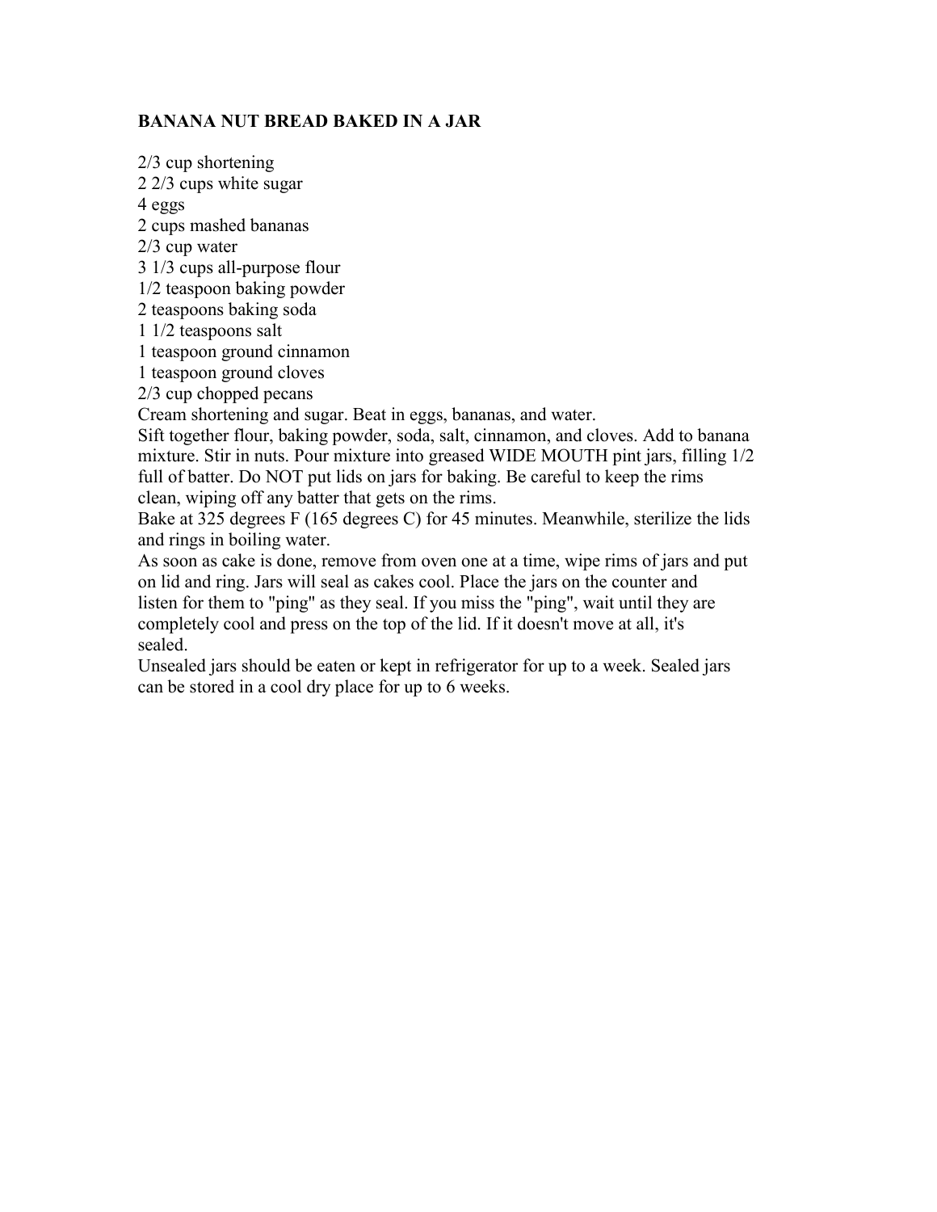## BANANA NUT BREAD BAKED IN A JAR

2/3 cup shortening
2 2/3 cups white sugar
4 eggs
2 cups mashed bananas
2/3 cup water
3 1/3 cups all-purpose flour
1/2 teaspoon baking powder
2 teaspoons baking soda
1 1/2 teaspoons salt
1 teaspoon ground cinnamon
1 teaspoon ground cloves
2/3 cup chopped pecans

Cream shortening and sugar. Beat in eggs, bananas, and water.

Sift together flour, baking powder, soda, salt, cinnamon, and cloves. Add to banana mixture. Stir in nuts. Pour mixture into greased WIDE MOUTH pint jars, filling 1/2 full of batter. Do NOT put lids on jars for baking. Be careful to keep the rims clean, wiping off any batter that gets on the rims.

Bake at 325 degrees F (165 degrees C) for 45 minutes. Meanwhile, sterilize the lids and rings in boiling water.

As soon as cake is done, remove from oven one at a time, wipe rims of jars and put on lid and ring. Jars will seal as cakes cool. Place the jars on the counter and listen for them to "ping" as they seal. If you miss the "ping", wait until they are completely cool and press on the top of the lid. If it doesn't move at all, it's sealed.

Unsealed jars should be eaten or kept in refrigerator for up to a week. Sealed jars can be stored in a cool dry place for up to 6 weeks.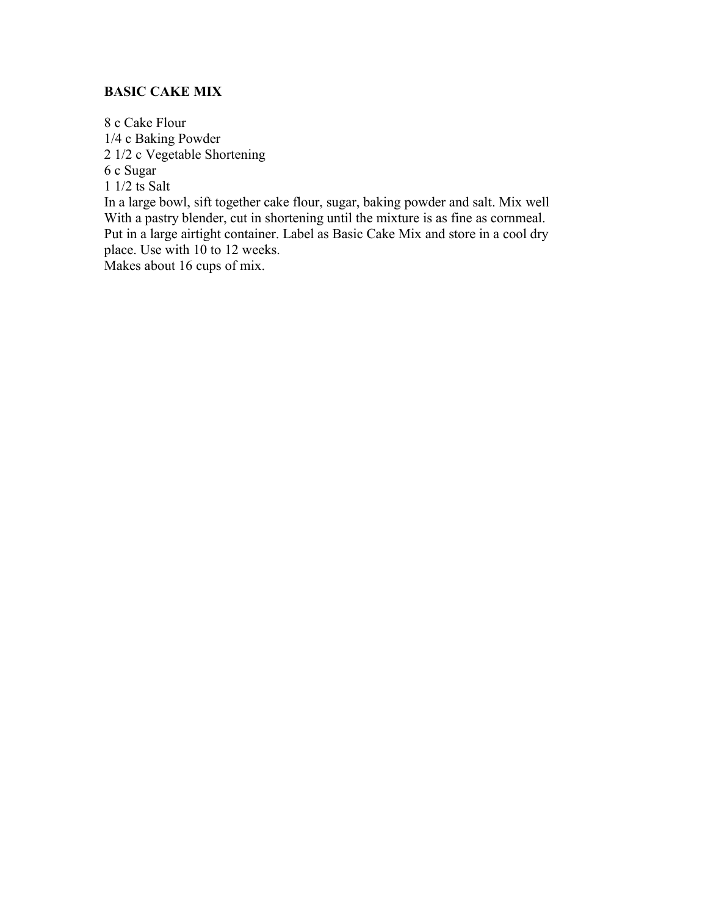**BASIC CAKE MIX**

8 c Cake Flour
1/4 c Baking Powder
2 1/2 c Vegetable Shortening
6 c Sugar
1 1/2 ts Salt
In a large bowl, sift together cake flour, sugar, baking powder and salt. Mix well
With a pastry blender, cut in shortening until the mixture is as fine as cornmeal.
Put in a large airtight container. Label as Basic Cake Mix and store in a cool dry place. Use with 10 to 12 weeks.
Makes about 16 cups of mix.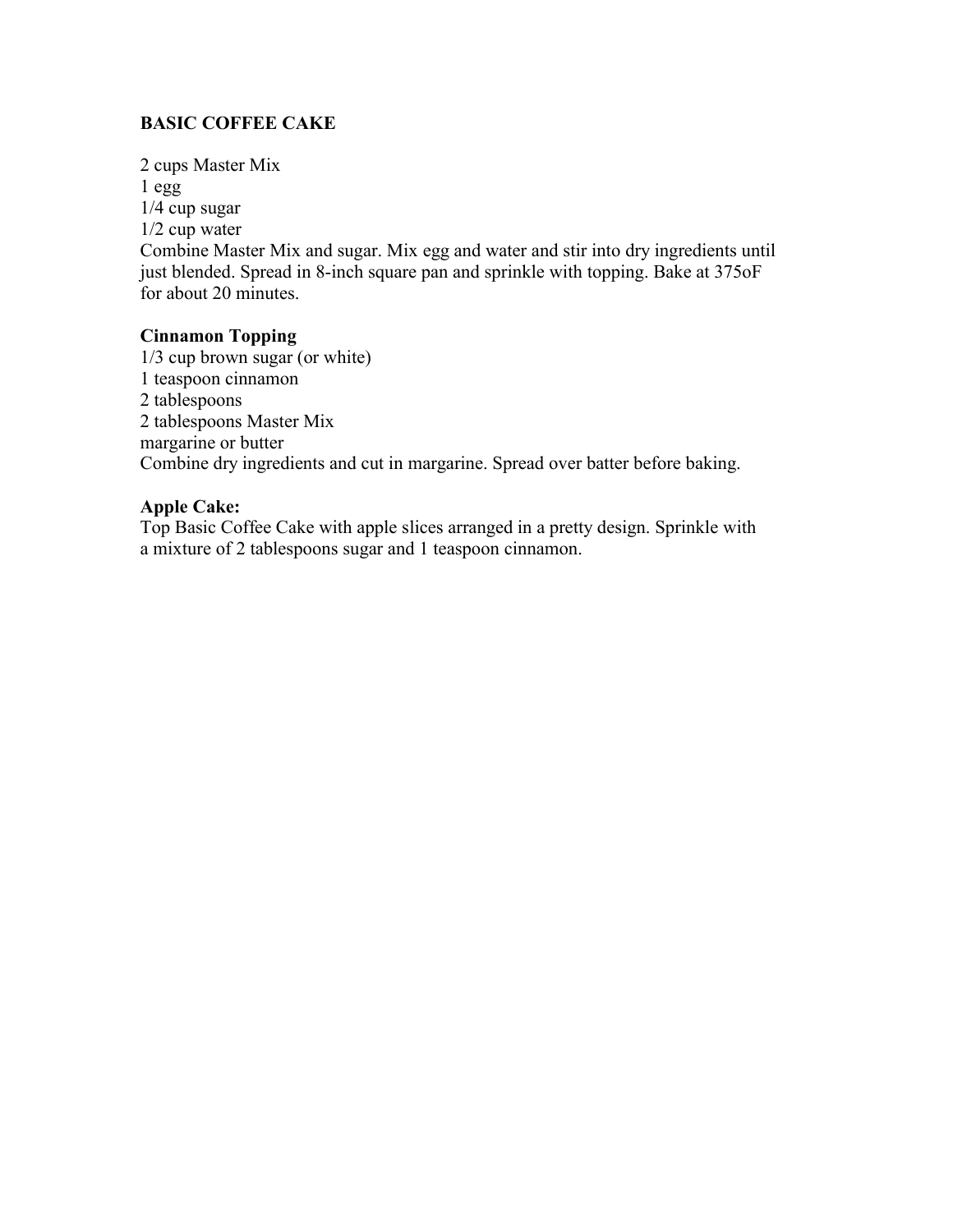**BASIC COFFEE CAKE**

2 cups Master Mix  
1 egg  
1/4 cup sugar  
1/2 cup water  
Combine Master Mix and sugar. Mix egg and water and stir into dry ingredients until just blended. Spread in 8-inch square pan and sprinkle with topping. Bake at 375oF for about 20 minutes.

**Cinnamon Topping**  
1/3 cup brown sugar (or white)  
1 teaspoon cinnamon  
2 tablespoons  
2 tablespoons Master Mix  
margarine or butter  
Combine dry ingredients and cut in margarine. Spread over batter before baking.

**Apple Cake:**  
Top Basic Coffee Cake with apple slices arranged in a pretty design. Sprinkle with a mixture of 2 tablespoons sugar and 1 teaspoon cinnamon.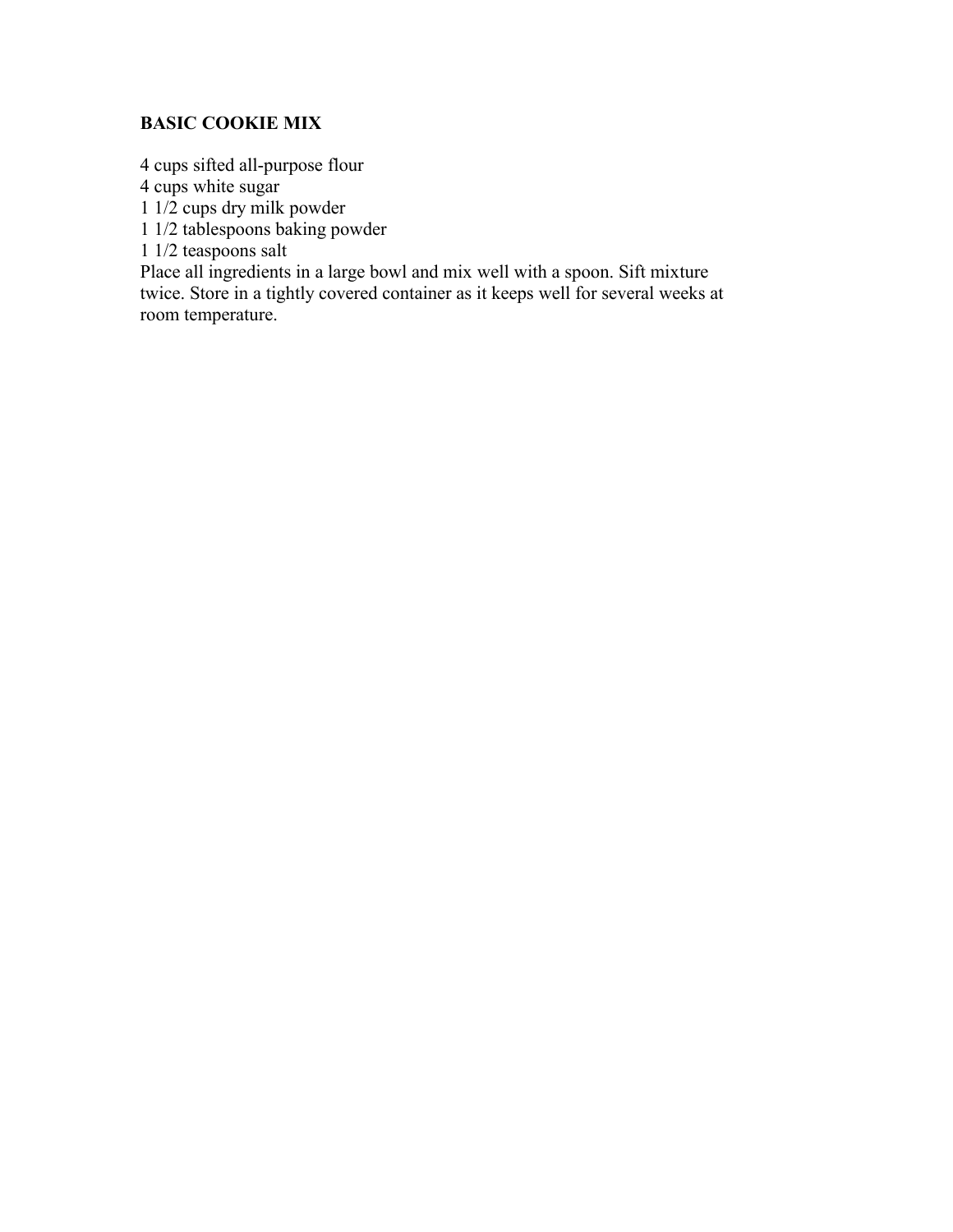**BASIC COOKIE MIX**

4 cups sifted all-purpose flour
4 cups white sugar
1 1/2 cups dry milk powder
1 1/2 tablespoons baking powder
1 1/2 teaspoons salt
Place all ingredients in a large bowl and mix well with a spoon. Sift mixture twice. Store in a tightly covered container as it keeps well for several weeks at room temperature.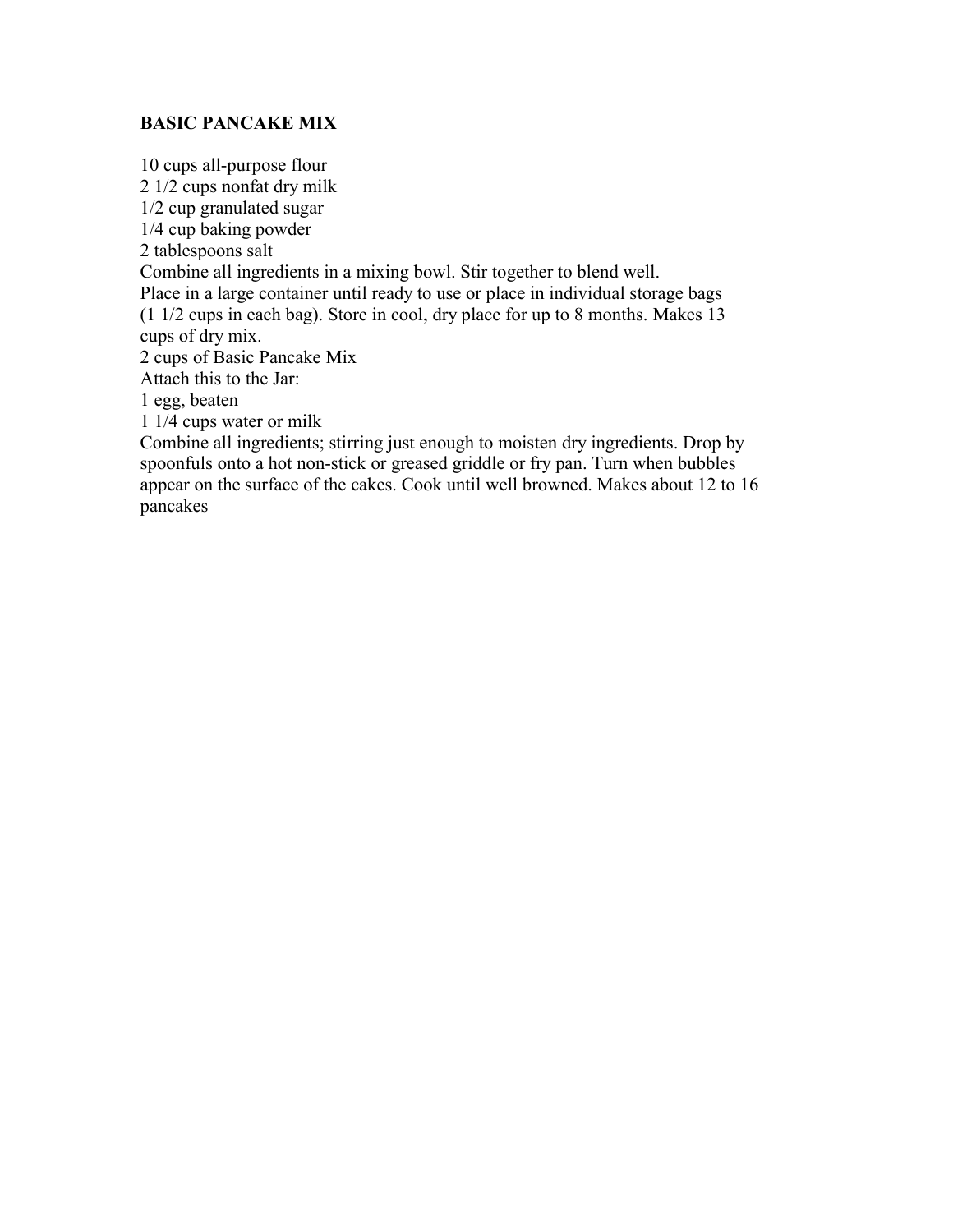**BASIC PANCAKE MIX**

10 cups all-purpose flour
2 1/2 cups nonfat dry milk
1/2 cup granulated sugar
1/4 cup baking powder
2 tablespoons salt
Combine all ingredients in a mixing bowl. Stir together to blend well.
Place in a large container until ready to use or place in individual storage bags (1 1/2 cups in each bag). Store in cool, dry place for up to 8 months. Makes 13 cups of dry mix.
2 cups of Basic Pancake Mix
Attach this to the Jar:
1 egg, beaten
1 1/4 cups water or milk
Combine all ingredients; stirring just enough to moisten dry ingredients. Drop by spoonfuls onto a hot non-stick or greased griddle or fry pan. Turn when bubbles appear on the surface of the cakes. Cook until well browned. Makes about 12 to 16 pancakes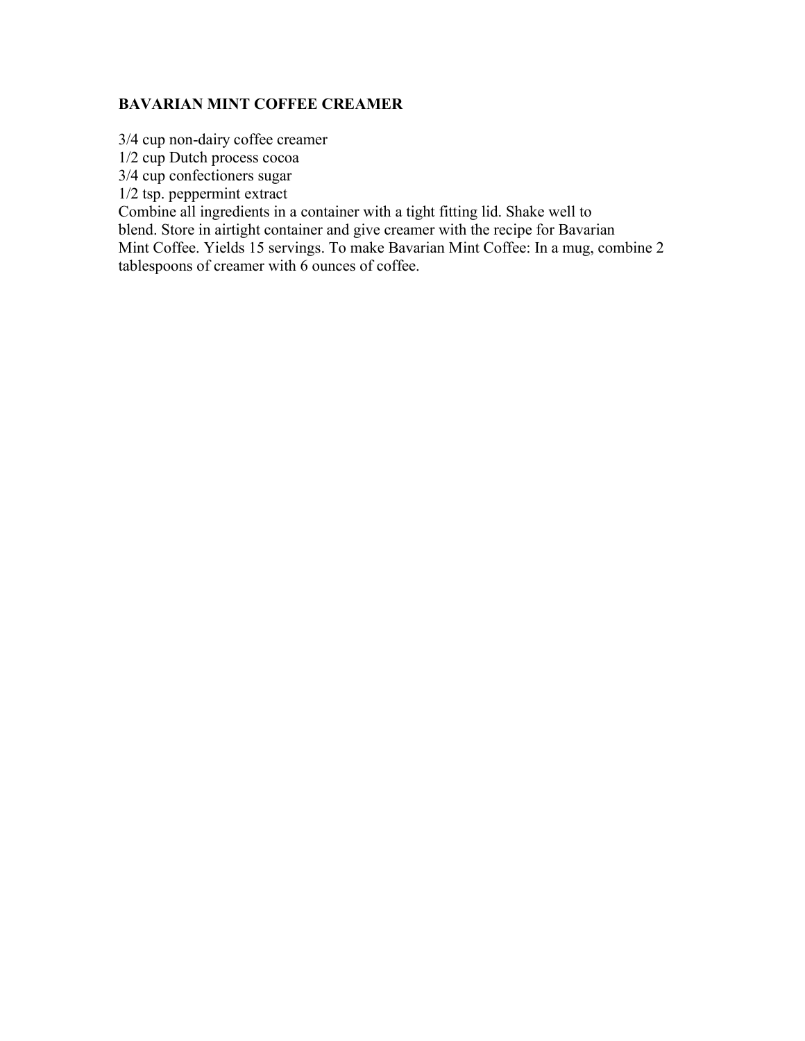**BAVARIAN MINT COFFEE CREAMER**

3/4 cup non-dairy coffee creamer
1/2 cup Dutch process cocoa
3/4 cup confectioners sugar
1/2 tsp. peppermint extract
Combine all ingredients in a container with a tight fitting lid. Shake well to blend. Store in airtight container and give creamer with the recipe for Bavarian Mint Coffee. Yields 15 servings. To make Bavarian Mint Coffee: In a mug, combine 2 tablespoons of creamer with 6 ounces of coffee.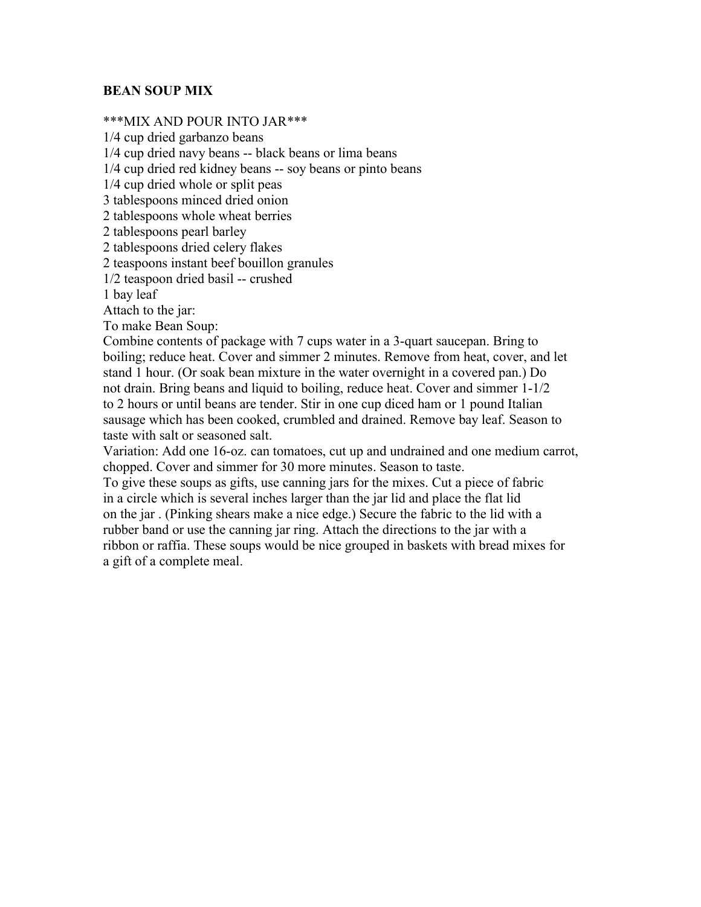**BEAN SOUP MIX**

***MIX AND POUR INTO JAR***
1/4 cup dried garbanzo beans
1/4 cup dried navy beans -- black beans or lima beans
1/4 cup dried red kidney beans -- soy beans or pinto beans
1/4 cup dried whole or split peas
3 tablespoons minced dried onion
2 tablespoons whole wheat berries
2 tablespoons pearl barley
2 tablespoons dried celery flakes
2 teaspoons instant beef bouillon granules
1/2 teaspoon dried basil -- crushed
1 bay leaf
Attach to the jar:
To make Bean Soup:
Combine contents of package with 7 cups water in a 3-quart saucepan. Bring to boiling; reduce heat. Cover and simmer 2 minutes. Remove from heat, cover, and let stand 1 hour. (Or soak bean mixture in the water overnight in a covered pan.) Do not drain. Bring beans and liquid to boiling, reduce heat. Cover and simmer 1-1/2 to 2 hours or until beans are tender. Stir in one cup diced ham or 1 pound Italian sausage which has been cooked, crumbled and drained. Remove bay leaf. Season to taste with salt or seasoned salt.
Variation: Add one 16-oz. can tomatoes, cut up and undrained and one medium carrot, chopped. Cover and simmer for 30 more minutes. Season to taste.
To give these soups as gifts, use canning jars for the mixes. Cut a piece of fabric in a circle which is several inches larger than the jar lid and place the flat lid on the jar . (Pinking shears make a nice edge.) Secure the fabric to the lid with a rubber band or use the canning jar ring. Attach the directions to the jar with a ribbon or raffia. These soups would be nice grouped in baskets with bread mixes for a gift of a complete meal.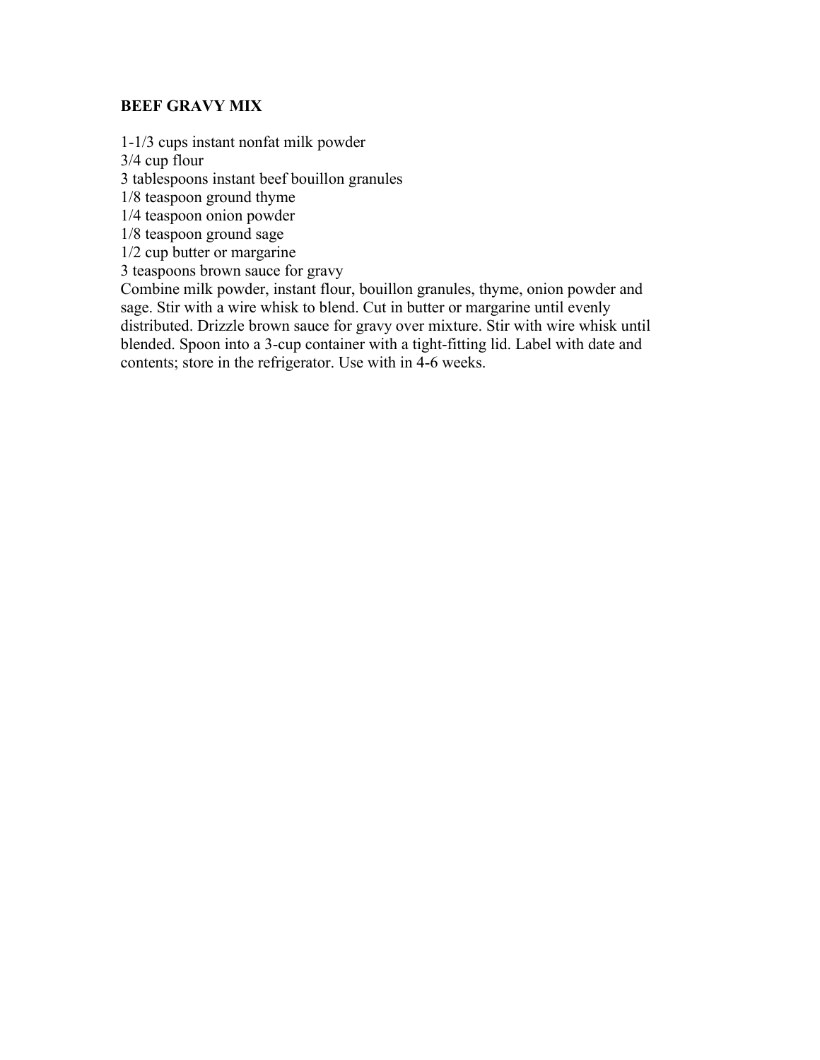**BEEF GRAVY MIX**

1-1/3 cups instant nonfat milk powder
3/4 cup flour
3 tablespoons instant beef bouillon granules
1/8 teaspoon ground thyme
1/4 teaspoon onion powder
1/8 teaspoon ground sage
1/2 cup butter or margarine
3 teaspoons brown sauce for gravy
Combine milk powder, instant flour, bouillon granules, thyme, onion powder and sage. Stir with a wire whisk to blend. Cut in butter or margarine until evenly distributed. Drizzle brown sauce for gravy over mixture. Stir with wire whisk until blended. Spoon into a 3-cup container with a tight-fitting lid. Label with date and contents; store in the refrigerator. Use with in 4-6 weeks.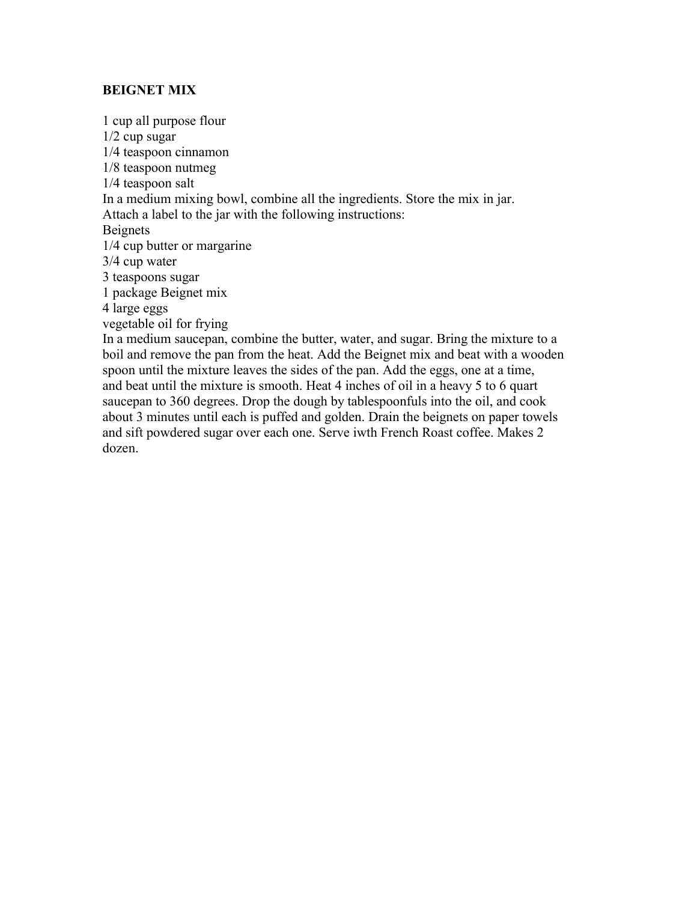## BEIGNET MIX

1 cup all purpose flour
1/2 cup sugar
1/4 teaspoon cinnamon
1/8 teaspoon nutmeg
1/4 teaspoon salt
In a medium mixing bowl, combine all the ingredients. Store the mix in jar.
Attach a label to the jar with the following instructions:
Beignets
1/4 cup butter or margarine
3/4 cup water
3 teaspoons sugar
1 package Beignet mix
4 large eggs
vegetable oil for frying
In a medium saucepan, combine the butter, water, and sugar. Bring the mixture to a boil and remove the pan from the heat. Add the Beignet mix and beat with a wooden spoon until the mixture leaves the sides of the pan. Add the eggs, one at a time, and beat until the mixture is smooth. Heat 4 inches of oil in a heavy 5 to 6 quart saucepan to 360 degrees. Drop the dough by tablespoonfuls into the oil, and cook about 3 minutes until each is puffed and golden. Drain the beignets on paper towels and sift powdered sugar over each one. Serve iwth French Roast coffee. Makes 2 dozen.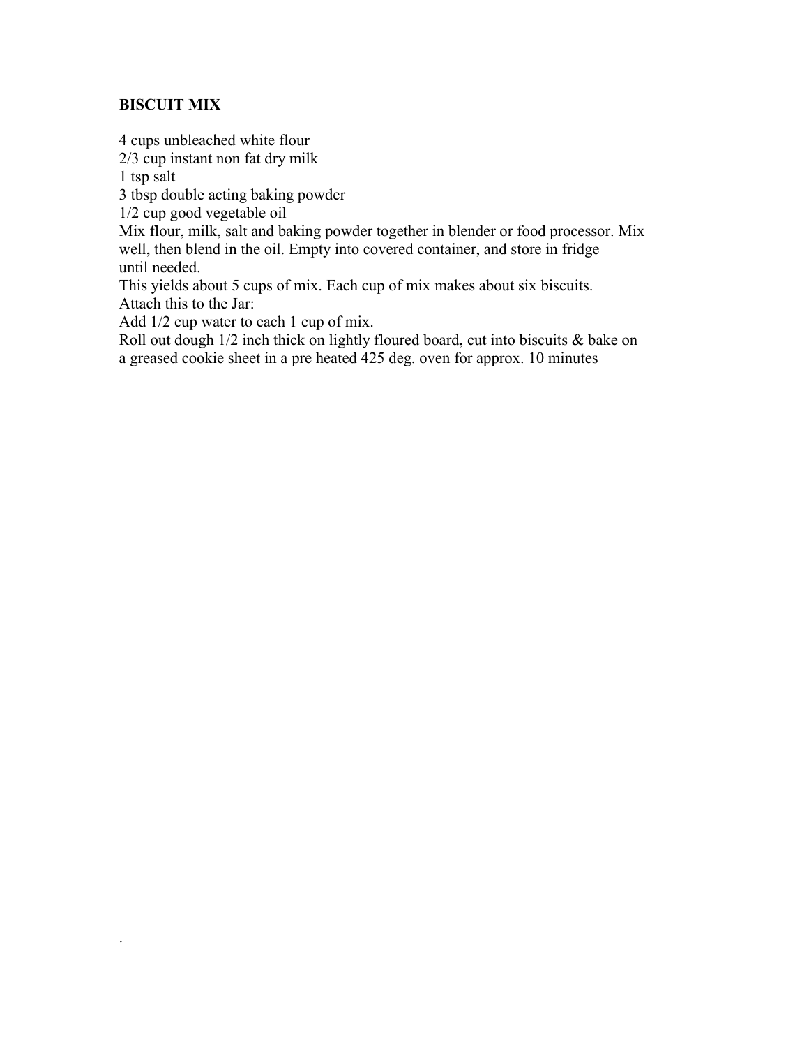**BISCUIT MIX**

4 cups unbleached white flour
2/3 cup instant non fat dry milk
1 tsp salt
3 tbsp double acting baking powder
1/2 cup good vegetable oil
Mix flour, milk, salt and baking powder together in blender or food processor. Mix well, then blend in the oil. Empty into covered container, and store in fridge until needed.
This yields about 5 cups of mix. Each cup of mix makes about six biscuits.
Attach this to the Jar:
Add 1/2 cup water to each 1 cup of mix.
Roll out dough 1/2 inch thick on lightly floured board, cut into biscuits & bake on a greased cookie sheet in a pre heated 425 deg. oven for approx. 10 minutes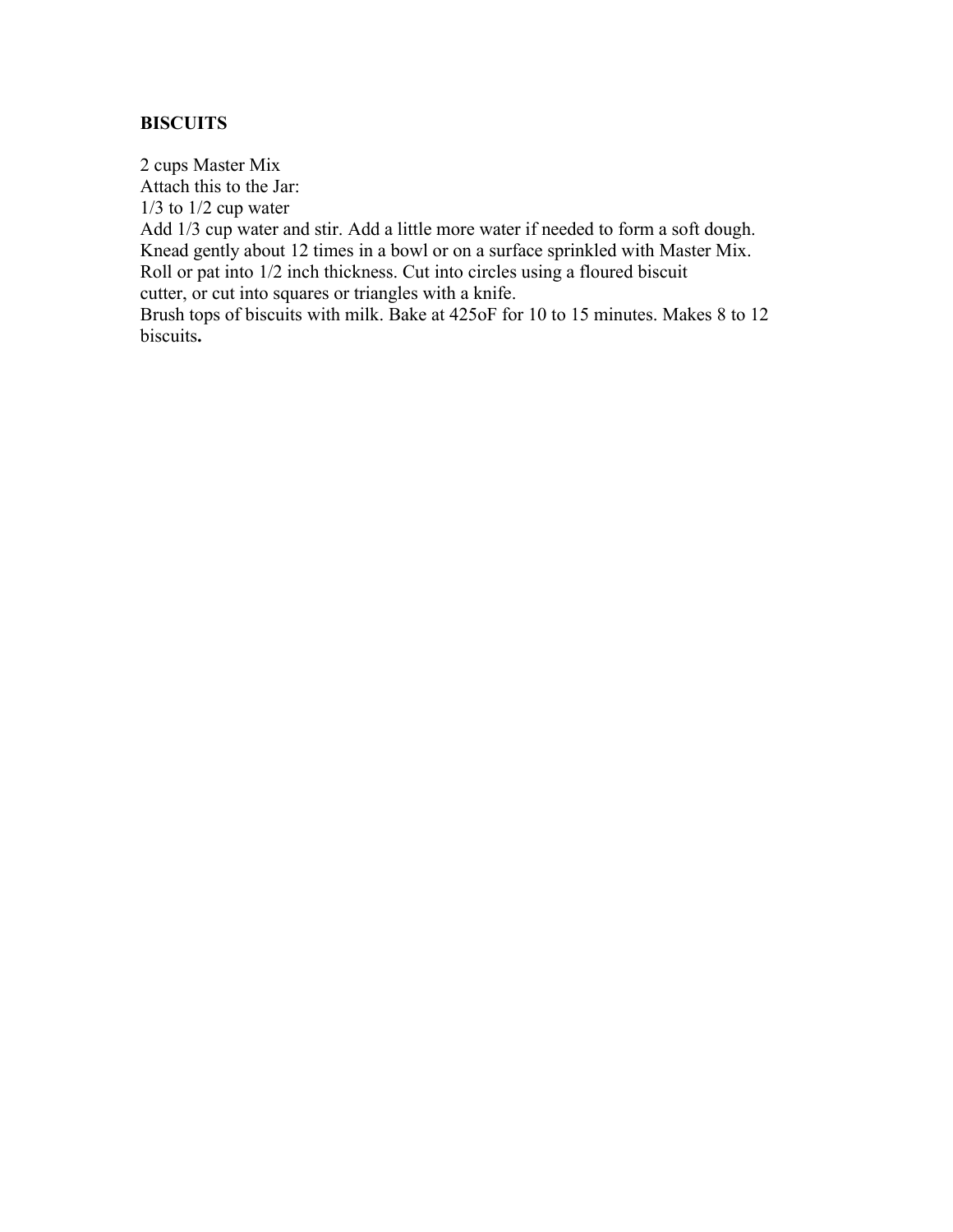**BISCUITS**

2 cups Master Mix
Attach this to the Jar:
1/3 to 1/2 cup water
Add 1/3 cup water and stir. Add a little more water if needed to form a soft dough.
Knead gently about 12 times in a bowl or on a surface sprinkled with Master Mix.
Roll or pat into 1/2 inch thickness. Cut into circles using a floured biscuit
cutter, or cut into squares or triangles with a knife.
Brush tops of biscuits with milk. Bake at 425oF for 10 to 15 minutes. Makes 8 to 12 biscuits.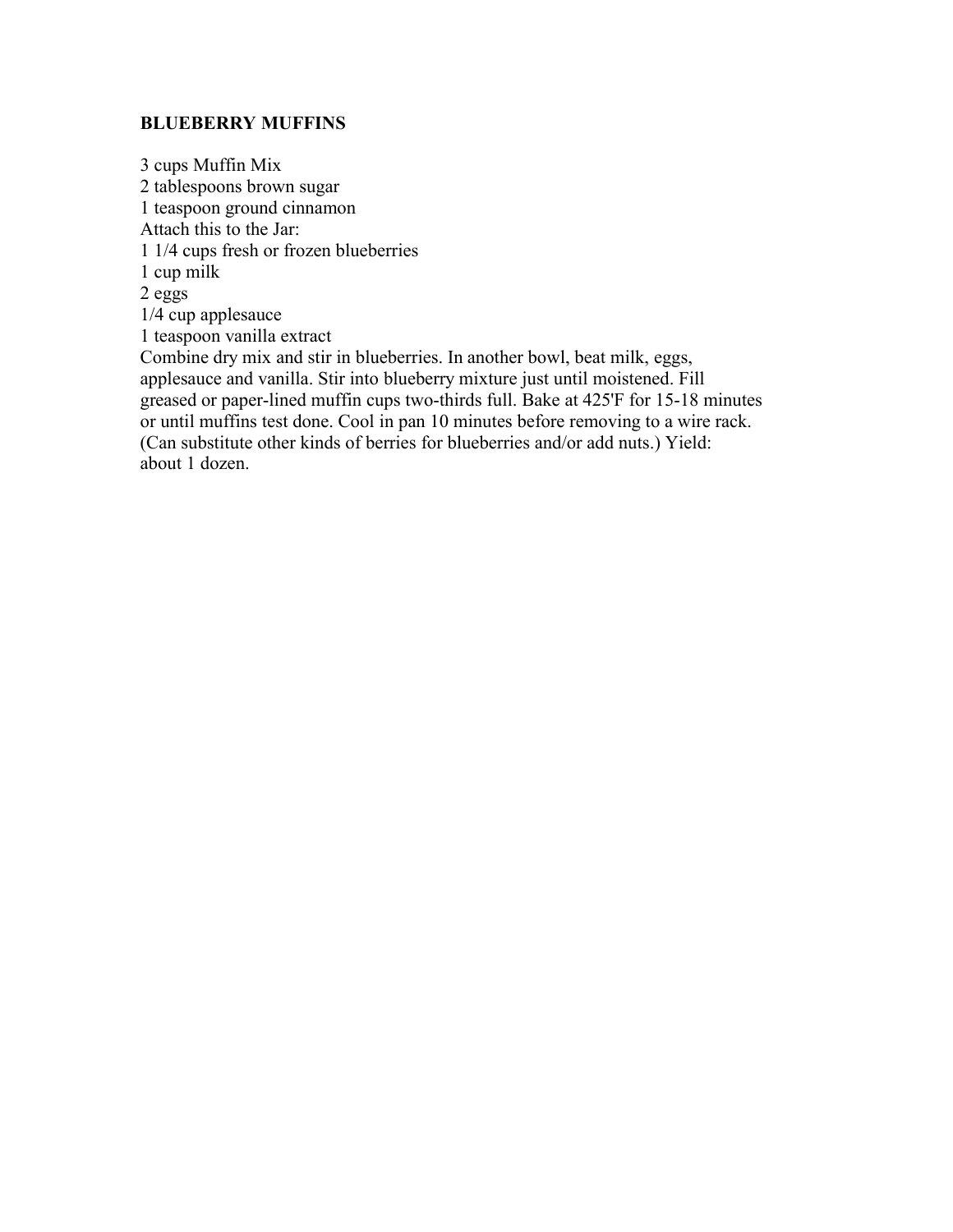**BLUEBERRY MUFFINS**

3 cups Muffin Mix  
2 tablespoons brown sugar  
1 teaspoon ground cinnamon  
Attach this to the Jar:  
1 1/4 cups fresh or frozen blueberries  
1 cup milk  
2 eggs  
1/4 cup applesauce  
1 teaspoon vanilla extract  
Combine dry mix and stir in blueberries. In another bowl, beat milk, eggs, applesauce and vanilla. Stir into blueberry mixture just until moistened. Fill greased or paper-lined muffin cups two-thirds full. Bake at 425'F for 15-18 minutes or until muffins test done. Cool in pan 10 minutes before removing to a wire rack. (Can substitute other kinds of berries for blueberries and/or add nuts.) Yield: about 1 dozen.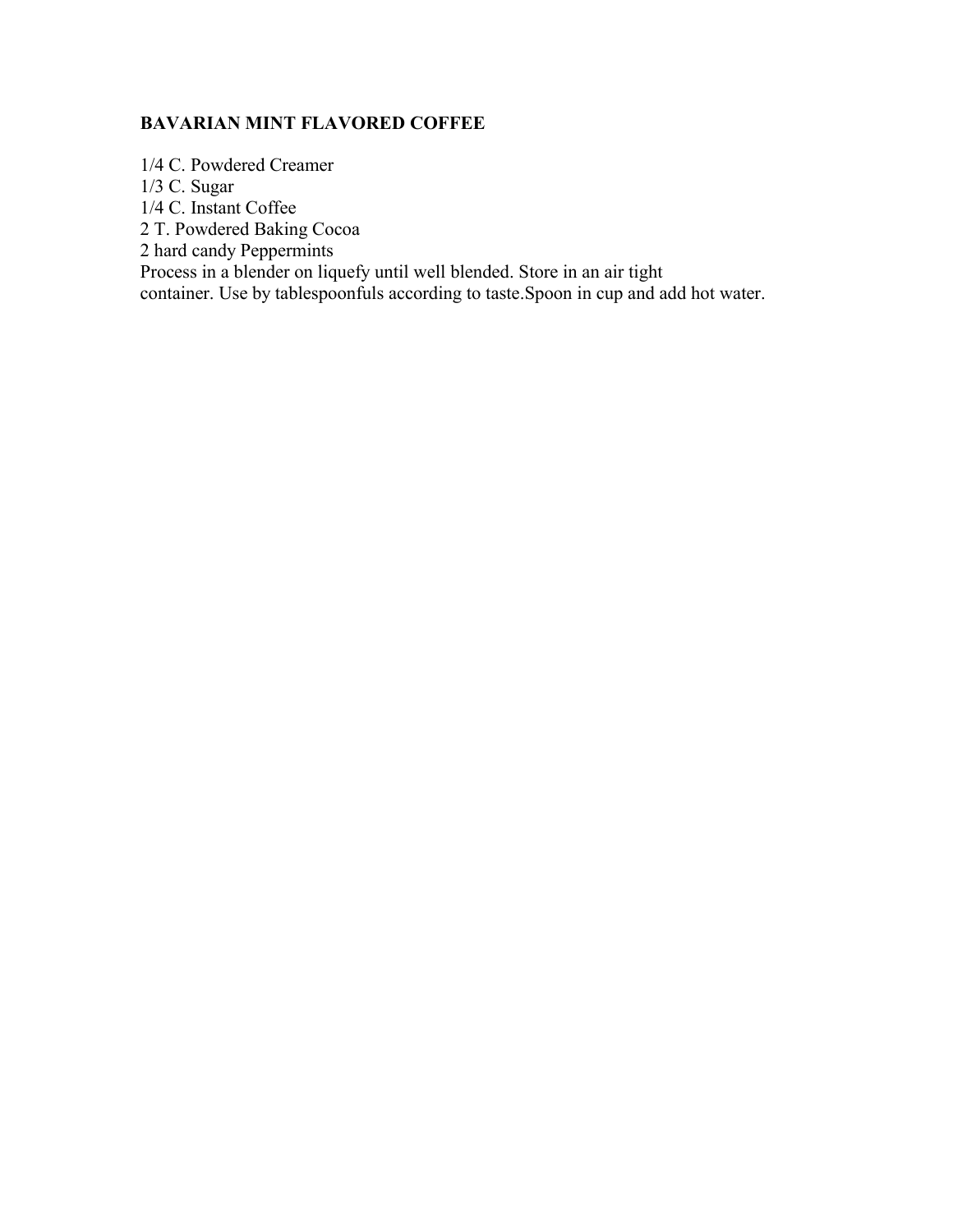# BAVARIAN MINT FLAVORED COFFEE

1/4 C. Powdered Creamer
1/3 C. Sugar
1/4 C. Instant Coffee
2 T. Powdered Baking Cocoa
2 hard candy Peppermints
Process in a blender on liquefy until well blended. Store in an air tight container. Use by tablespoonfuls according to taste.Spoon in cup and add hot water.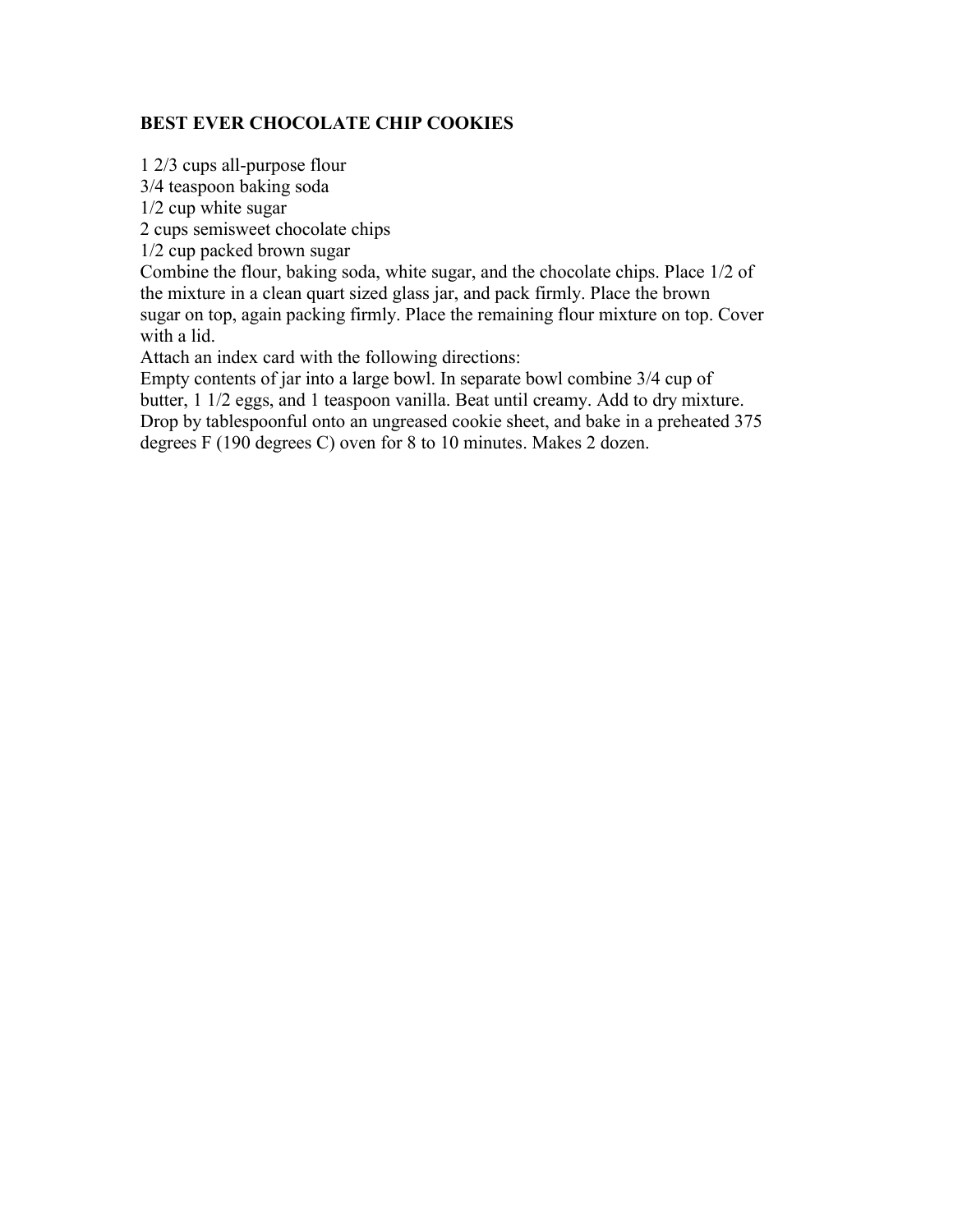**BEST EVER CHOCOLATE CHIP COOKIES**

1 2/3 cups all-purpose flour
3/4 teaspoon baking soda
1/2 cup white sugar
2 cups semisweet chocolate chips
1/2 cup packed brown sugar

Combine the flour, baking soda, white sugar, and the chocolate chips. Place 1/2 of the mixture in a clean quart sized glass jar, and pack firmly. Place the brown sugar on top, again packing firmly. Place the remaining flour mixture on top. Cover with a lid.

Attach an index card with the following directions:

Empty contents of jar into a large bowl. In separate bowl combine 3/4 cup of butter, 1 1/2 eggs, and 1 teaspoon vanilla. Beat until creamy. Add to dry mixture. Drop by tablespoonful onto an ungreased cookie sheet, and bake in a preheated 375 degrees F (190 degrees C) oven for 8 to 10 minutes. Makes 2 dozen.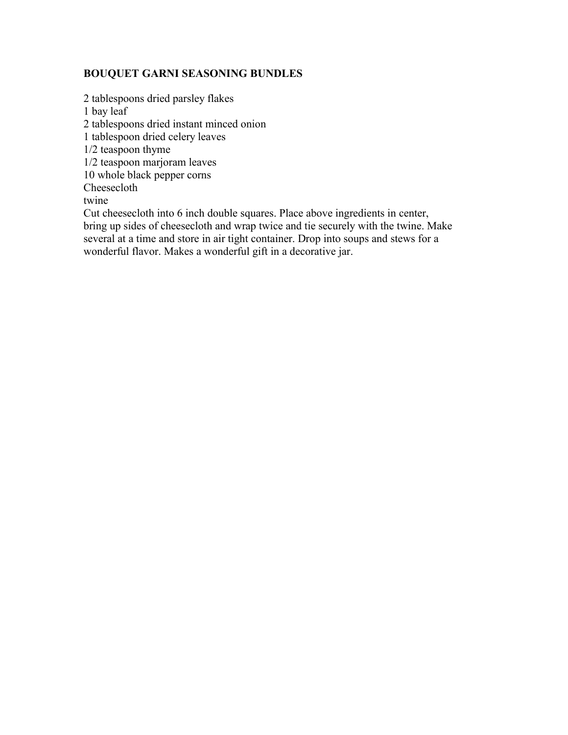## BOUQUET GARNI SEASONING BUNDLES

2 tablespoons dried parsley flakes
1 bay leaf
2 tablespoons dried instant minced onion
1 tablespoon dried celery leaves
1/2 teaspoon thyme
1/2 teaspoon marjoram leaves
10 whole black pepper corns
Cheesecloth
twine

Cut cheesecloth into 6 inch double squares. Place above ingredients in center, bring up sides of cheesecloth and wrap twice and tie securely with the twine. Make several at a time and store in air tight container. Drop into soups and stews for a wonderful flavor. Makes a wonderful gift in a decorative jar.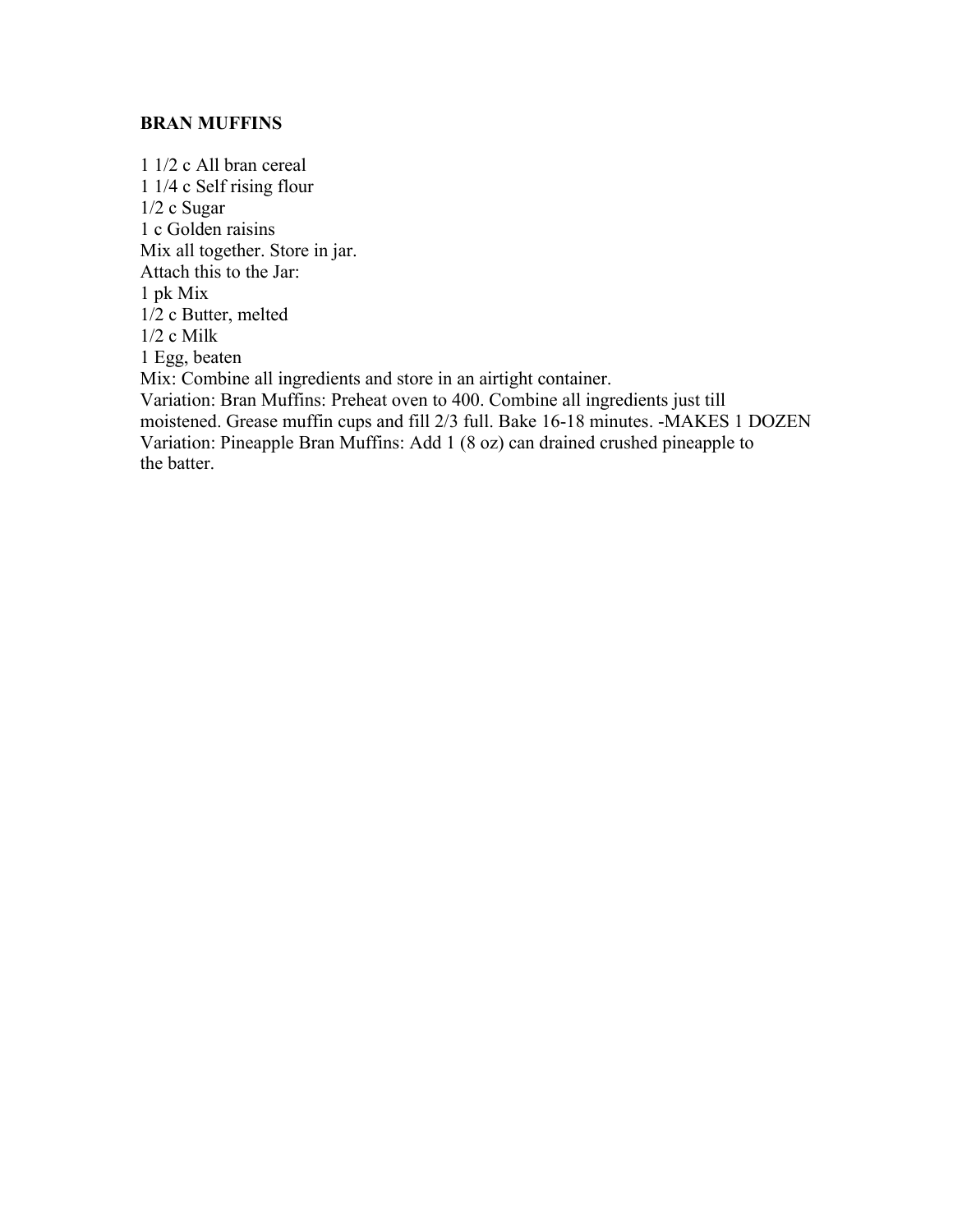**BRAN MUFFINS**

1 1/2 c All bran cereal
1 1/4 c Self rising flour
1/2 c Sugar
1 c Golden raisins
Mix all together. Store in jar.
Attach this to the Jar:
1 pk Mix
1/2 c Butter, melted
1/2 c Milk
1 Egg, beaten
Mix: Combine all ingredients and store in an airtight container.
Variation: Bran Muffins: Preheat oven to 400. Combine all ingredients just till moistened. Grease muffin cups and fill 2/3 full. Bake 16-18 minutes. -MAKES 1 DOZEN
Variation: Pineapple Bran Muffins: Add 1 (8 oz) can drained crushed pineapple to the batter.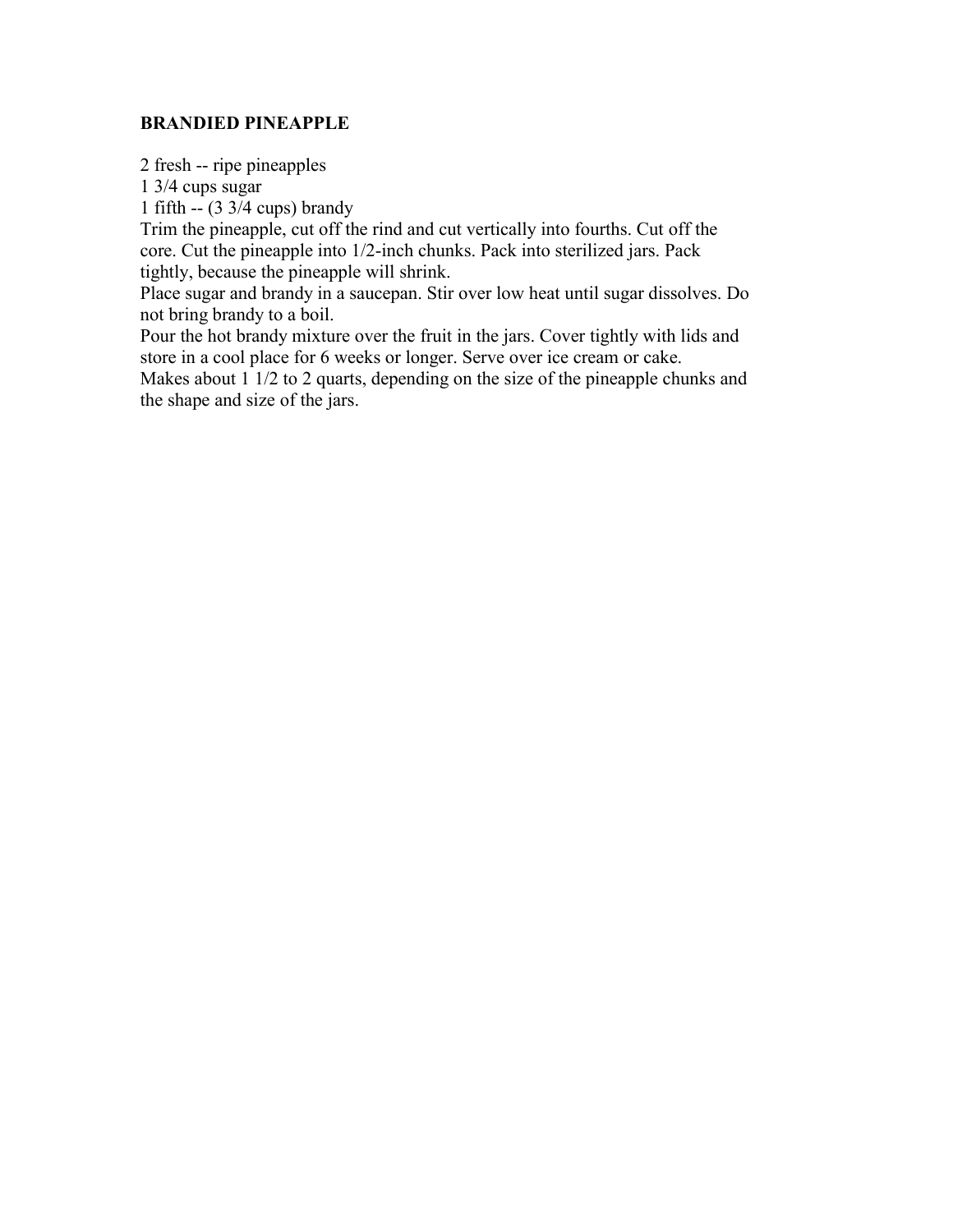**BRANDIED PINEAPPLE**

2 fresh -- ripe pineapples
1 3/4 cups sugar
1 fifth -- (3 3/4 cups) brandy

Trim the pineapple, cut off the rind and cut vertically into fourths. Cut off the core. Cut the pineapple into 1/2-inch chunks. Pack into sterilized jars. Pack tightly, because the pineapple will shrink.

Place sugar and brandy in a saucepan. Stir over low heat until sugar dissolves. Do not bring brandy to a boil.

Pour the hot brandy mixture over the fruit in the jars. Cover tightly with lids and store in a cool place for 6 weeks or longer. Serve over ice cream or cake.

Makes about 1 1/2 to 2 quarts, depending on the size of the pineapple chunks and the shape and size of the jars.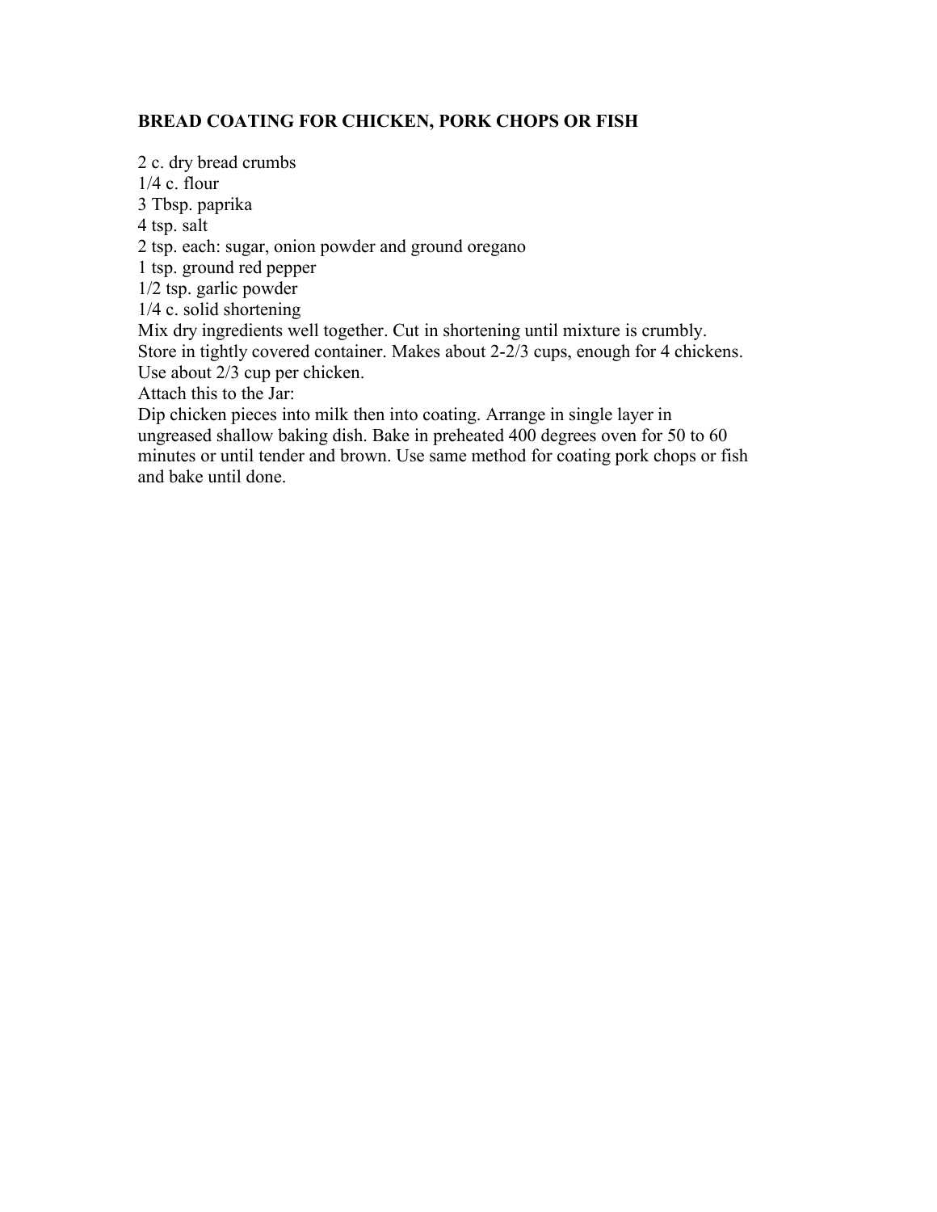## BREAD COATING FOR CHICKEN, PORK CHOPS OR FISH

2 c. dry bread crumbs
1/4 c. flour
3 Tbsp. paprika
4 tsp. salt
2 tsp. each: sugar, onion powder and ground oregano
1 tsp. ground red pepper
1/2 tsp. garlic powder
1/4 c. solid shortening

Mix dry ingredients well together. Cut in shortening until mixture is crumbly. Store in tightly covered container. Makes about 2-2/3 cups, enough for 4 chickens. Use about 2/3 cup per chicken.

Attach this to the Jar:

Dip chicken pieces into milk then into coating. Arrange in single layer in ungreased shallow baking dish. Bake in preheated 400 degrees oven for 50 to 60 minutes or until tender and brown. Use same method for coating pork chops or fish and bake until done.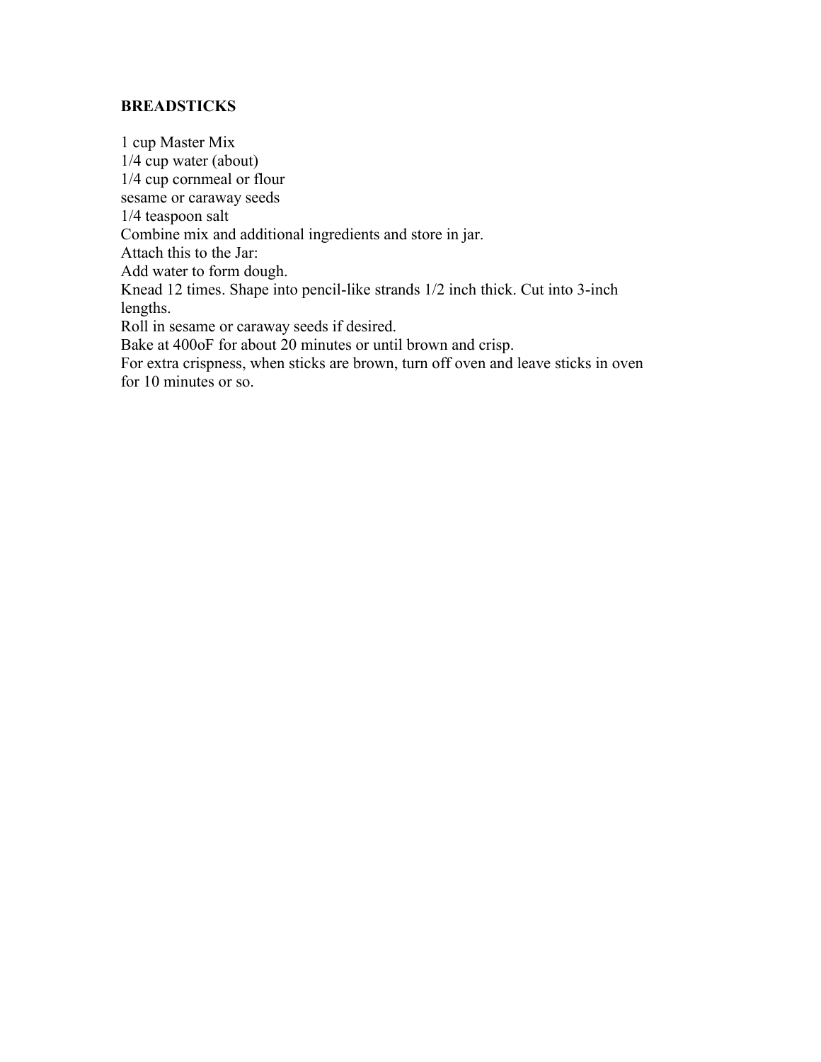**BREADSTICKS**

1 cup Master Mix
1/4 cup water (about)
1/4 cup cornmeal or flour
sesame or caraway seeds
1/4 teaspoon salt
Combine mix and additional ingredients and store in jar.
Attach this to the Jar:
Add water to form dough.
Knead 12 times. Shape into pencil-like strands 1/2 inch thick. Cut into 3-inch lengths.
Roll in sesame or caraway seeds if desired.
Bake at 400oF for about 20 minutes or until brown and crisp.
For extra crispness, when sticks are brown, turn off oven and leave sticks in oven for 10 minutes or so.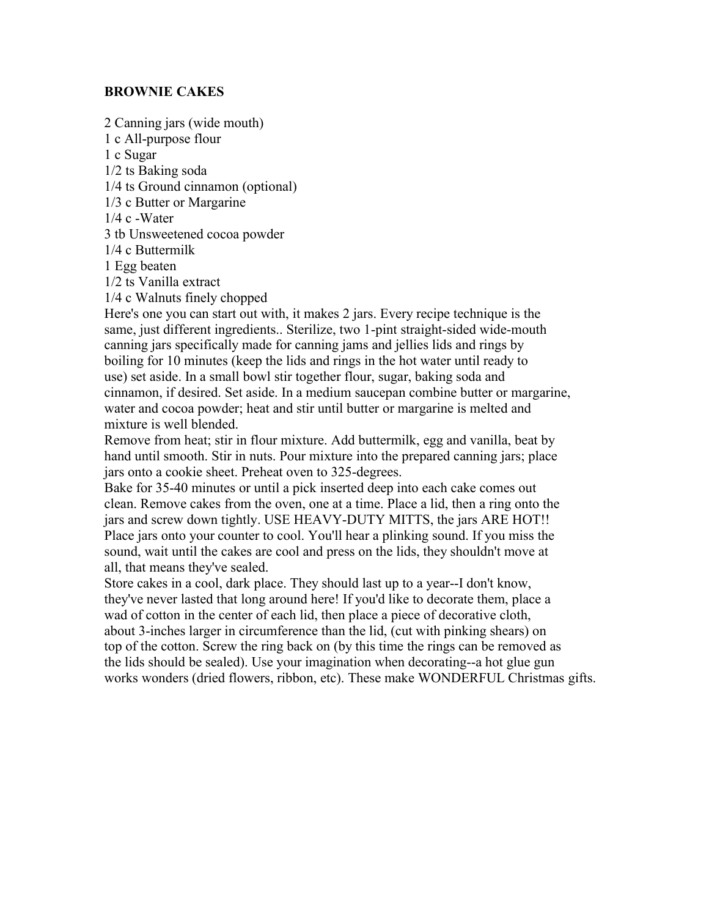## BROWNIE CAKES

2 Canning jars (wide mouth)
1 c All-purpose flour
1 c Sugar
1/2 ts Baking soda
1/4 ts Ground cinnamon (optional)
1/3 c Butter or Margarine
1/4 c -Water
3 tb Unsweetened cocoa powder
1/4 c Buttermilk
1 Egg beaten
1/2 ts Vanilla extract
1/4 c Walnuts finely chopped

Here's one you can start out with, it makes 2 jars. Every recipe technique is the same, just different ingredients.. Sterilize, two 1-pint straight-sided wide-mouth canning jars specifically made for canning jams and jellies lids and rings by boiling for 10 minutes (keep the lids and rings in the hot water until ready to use) set aside. In a small bowl stir together flour, sugar, baking soda and cinnamon, if desired. Set aside. In a medium saucepan combine butter or margarine, water and cocoa powder; heat and stir until butter or margarine is melted and mixture is well blended.

Remove from heat; stir in flour mixture. Add buttermilk, egg and vanilla, beat by hand until smooth. Stir in nuts. Pour mixture into the prepared canning jars; place jars onto a cookie sheet. Preheat oven to 325-degrees.

Bake for 35-40 minutes or until a pick inserted deep into each cake comes out clean. Remove cakes from the oven, one at a time. Place a lid, then a ring onto the jars and screw down tightly. USE HEAVY-DUTY MITTS, the jars ARE HOT!! Place jars onto your counter to cool. You'll hear a plinking sound. If you miss the sound, wait until the cakes are cool and press on the lids, they shouldn't move at all, that means they've sealed.

Store cakes in a cool, dark place. They should last up to a year--I don't know, they've never lasted that long around here! If you'd like to decorate them, place a wad of cotton in the center of each lid, then place a piece of decorative cloth, about 3-inches larger in circumference than the lid, (cut with pinking shears) on top of the cotton. Screw the ring back on (by this time the rings can be removed as the lids should be sealed). Use your imagination when decorating--a hot glue gun works wonders (dried flowers, ribbon, etc). These make WONDERFUL Christmas gifts.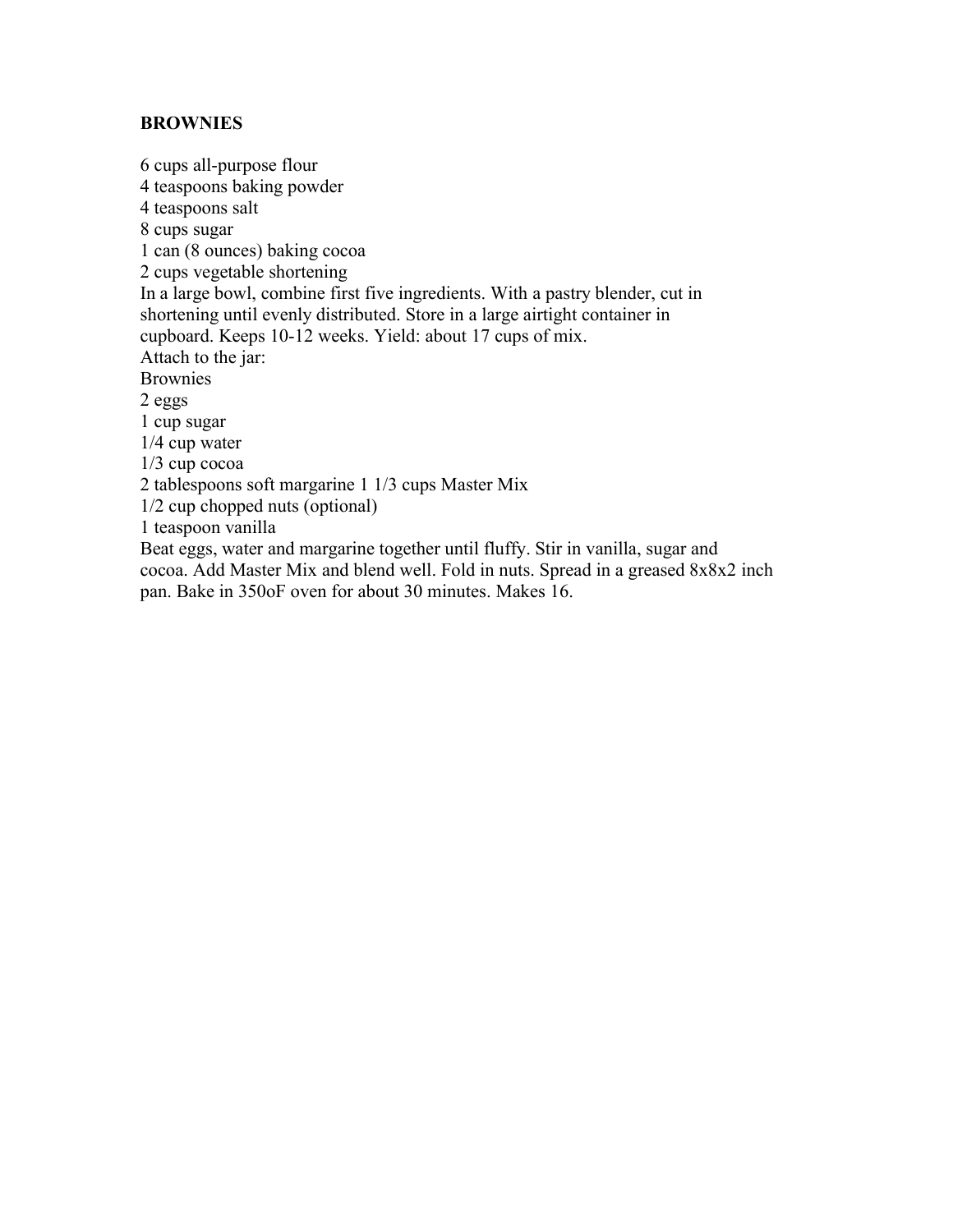**BROWNIES**

6 cups all-purpose flour
4 teaspoons baking powder
4 teaspoons salt
8 cups sugar
1 can (8 ounces) baking cocoa
2 cups vegetable shortening
In a large bowl, combine first five ingredients. With a pastry blender, cut in shortening until evenly distributed. Store in a large airtight container in cupboard. Keeps 10-12 weeks. Yield: about 17 cups of mix.
Attach to the jar:
Brownies
2 eggs
1 cup sugar
1/4 cup water
1/3 cup cocoa
2 tablespoons soft margarine 1 1/3 cups Master Mix
1/2 cup chopped nuts (optional)
1 teaspoon vanilla
Beat eggs, water and margarine together until fluffy. Stir in vanilla, sugar and cocoa. Add Master Mix and blend well. Fold in nuts. Spread in a greased 8x8x2 inch pan. Bake in 350oF oven for about 30 minutes. Makes 16.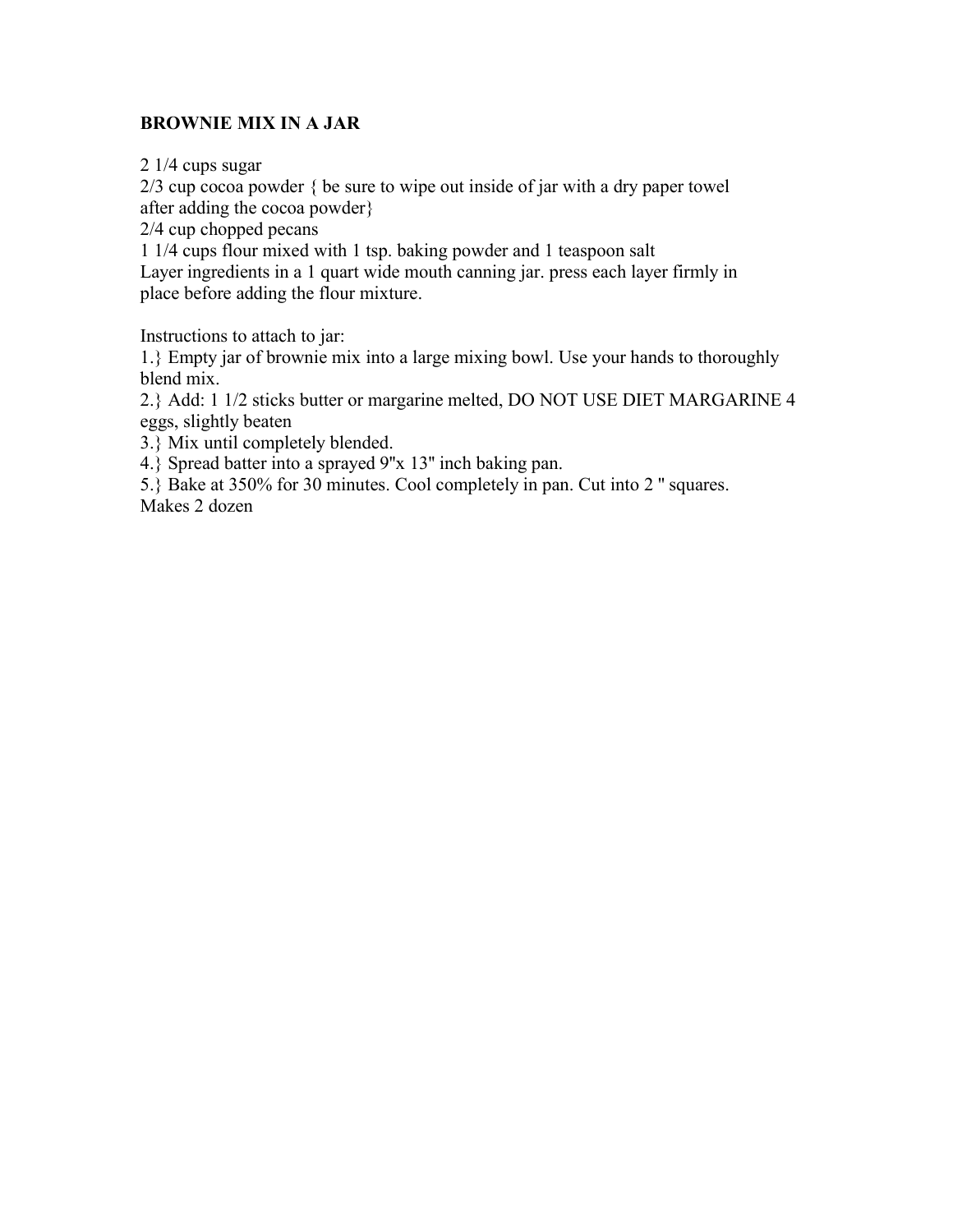**BROWNIE MIX IN A JAR**

2 1/4 cups sugar
2/3 cup cocoa powder { be sure to wipe out inside of jar with a dry paper towel after adding the cocoa powder}
2/4 cup chopped pecans
1 1/4 cups flour mixed with 1 tsp. baking powder and 1 teaspoon salt
Layer ingredients in a 1 quart wide mouth canning jar. press each layer firmly in place before adding the flour mixture.

Instructions to attach to jar:
1.} Empty jar of brownie mix into a large mixing bowl. Use your hands to thoroughly blend mix.
2.} Add: 1 1/2 sticks butter or margarine melted, DO NOT USE DIET MARGARINE 4 eggs, slightly beaten
3.} Mix until completely blended.
4.} Spread batter into a sprayed 9"x 13" inch baking pan.
5.} Bake at 350% for 30 minutes. Cool completely in pan. Cut into 2 " squares.
Makes 2 dozen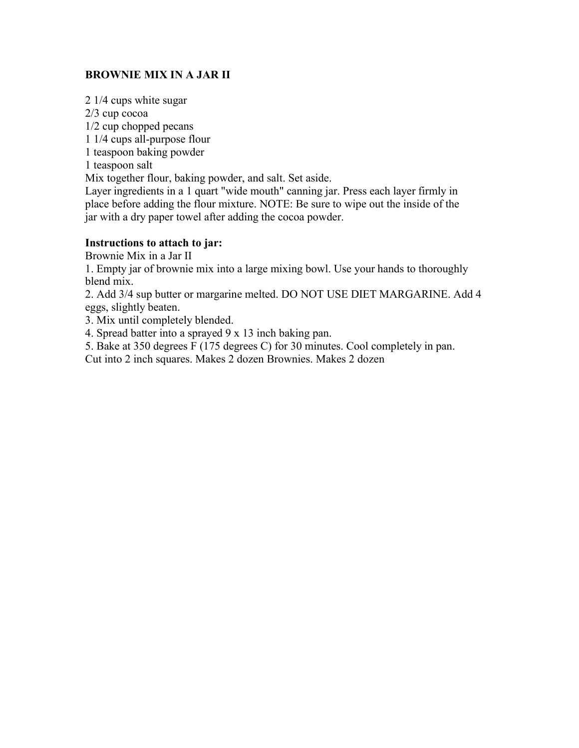**BROWNIE MIX IN A JAR II**

2 1/4 cups white sugar
2/3 cup cocoa
1/2 cup chopped pecans
1 1/4 cups all-purpose flour
1 teaspoon baking powder
1 teaspoon salt
Mix together flour, baking powder, and salt. Set aside.
Layer ingredients in a 1 quart "wide mouth" canning jar. Press each layer firmly in place before adding the flour mixture. NOTE: Be sure to wipe out the inside of the jar with a dry paper towel after adding the cocoa powder.

**Instructions to attach to jar:**
Brownie Mix in a Jar II
1. Empty jar of brownie mix into a large mixing bowl. Use your hands to thoroughly blend mix.
2. Add 3/4 sup butter or margarine melted. DO NOT USE DIET MARGARINE. Add 4 eggs, slightly beaten.
3. Mix until completely blended.
4. Spread batter into a sprayed 9 x 13 inch baking pan.
5. Bake at 350 degrees F (175 degrees C) for 30 minutes. Cool completely in pan.
Cut into 2 inch squares. Makes 2 dozen Brownies. Makes 2 dozen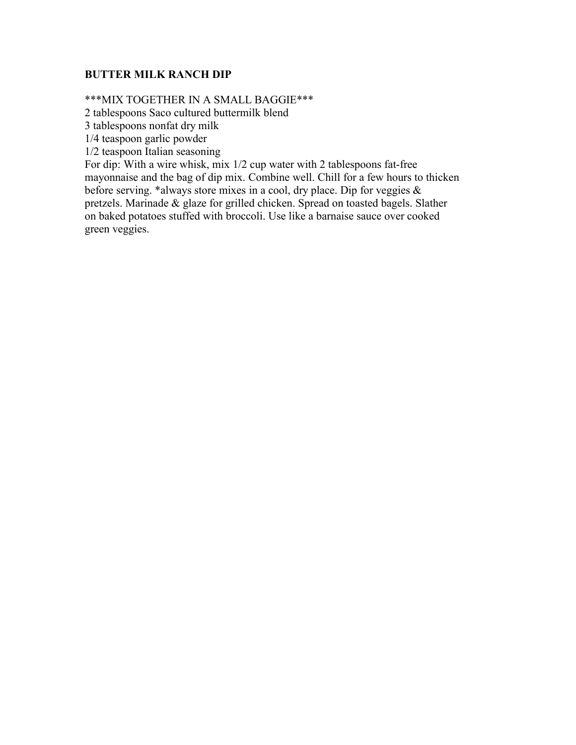**BUTTER MILK RANCH DIP**

***MIX TOGETHER IN A SMALL BAGGIE***
2 tablespoons Saco cultured buttermilk blend
3 tablespoons nonfat dry milk
1/4 teaspoon garlic powder
1/2 teaspoon Italian seasoning
For dip: With a wire whisk, mix 1/2 cup water with 2 tablespoons fat-free mayonnaise and the bag of dip mix. Combine well. Chill for a few hours to thicken before serving. *always store mixes in a cool, dry place. Dip for veggies & pretzels. Marinade & glaze for grilled chicken. Spread on toasted bagels. Slather on baked potatoes stuffed with broccoli. Use like a barnaise sauce over cooked green veggies.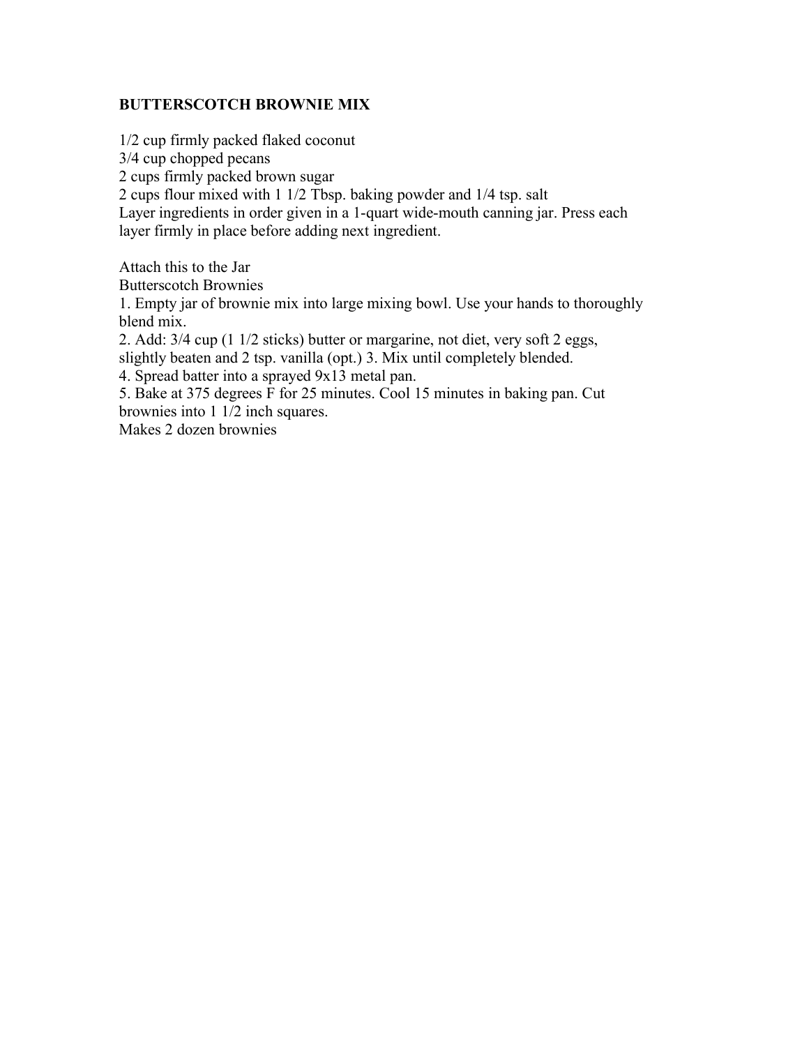**BUTTERSCOTCH BROWNIE MIX**

1/2 cup firmly packed flaked coconut
3/4 cup chopped pecans
2 cups firmly packed brown sugar
2 cups flour mixed with 1 1/2 Tbsp. baking powder and 1/4 tsp. salt
Layer ingredients in order given in a 1-quart wide-mouth canning jar. Press each layer firmly in place before adding next ingredient.

Attach this to the Jar
Butterscotch Brownies
1. Empty jar of brownie mix into large mixing bowl. Use your hands to thoroughly blend mix.
2. Add: 3/4 cup (1 1/2 sticks) butter or margarine, not diet, very soft 2 eggs, slightly beaten and 2 tsp. vanilla (opt.) 3. Mix until completely blended.
4. Spread batter into a sprayed 9x13 metal pan.
5. Bake at 375 degrees F for 25 minutes. Cool 15 minutes in baking pan. Cut brownies into 1 1/2 inch squares.
Makes 2 dozen brownies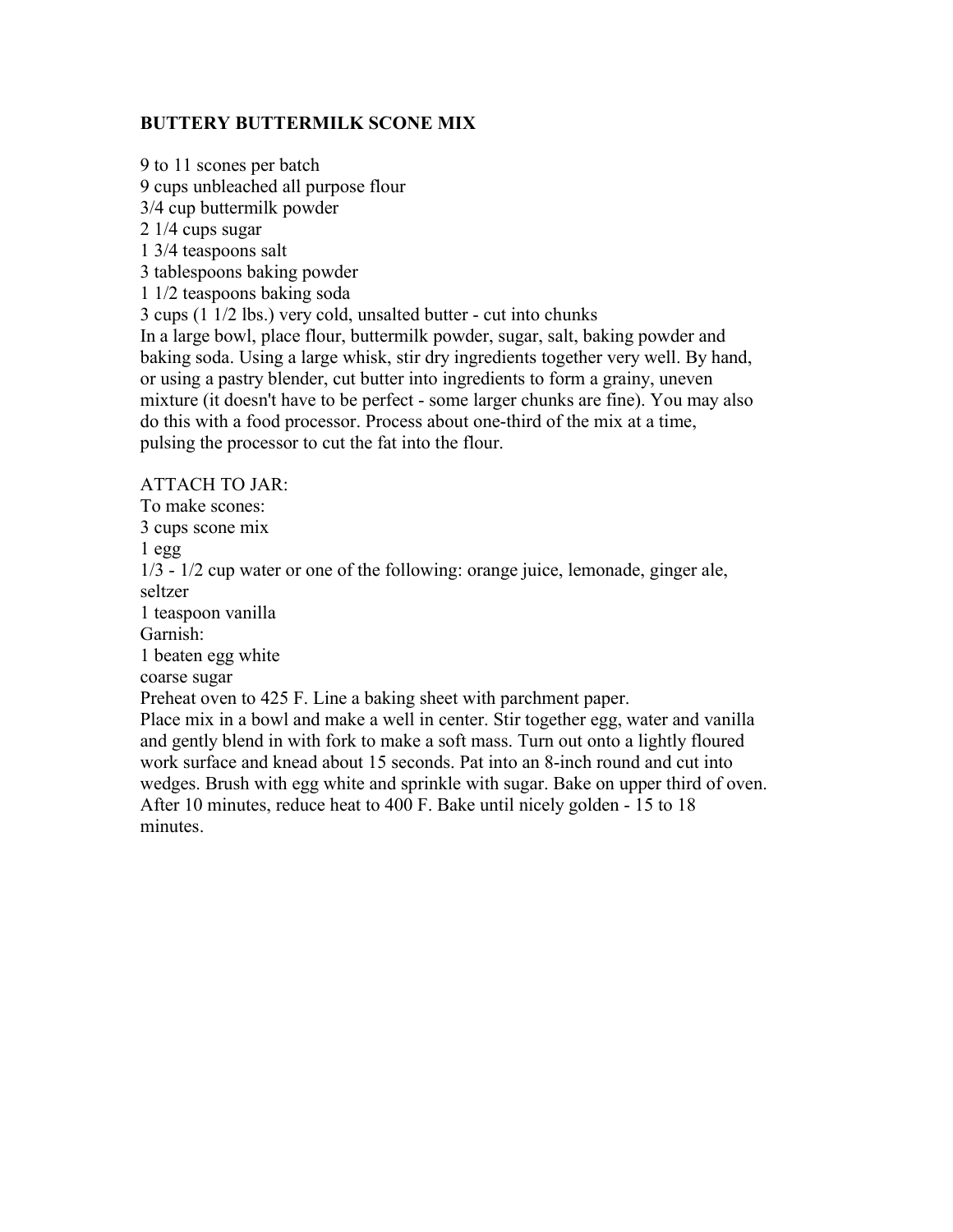**BUTTERY BUTTERMILK SCONE MIX**

9 to 11 scones per batch
9 cups unbleached all purpose flour
3/4 cup buttermilk powder
2 1/4 cups sugar
1 3/4 teaspoons salt
3 tablespoons baking powder
1 1/2 teaspoons baking soda
3 cups (1 1/2 lbs.) very cold, unsalted butter - cut into chunks
In a large bowl, place flour, buttermilk powder, sugar, salt, baking powder and baking soda. Using a large whisk, stir dry ingredients together very well. By hand, or using a pastry blender, cut butter into ingredients to form a grainy, uneven mixture (it doesn't have to be perfect - some larger chunks are fine). You may also do this with a food processor. Process about one-third of the mix at a time, pulsing the processor to cut the fat into the flour.

ATTACH TO JAR:
To make scones:
3 cups scone mix
1 egg
1/3 - 1/2 cup water or one of the following: orange juice, lemonade, ginger ale, seltzer
1 teaspoon vanilla
Garnish:
1 beaten egg white
coarse sugar
Preheat oven to 425 F. Line a baking sheet with parchment paper.
Place mix in a bowl and make a well in center. Stir together egg, water and vanilla and gently blend in with fork to make a soft mass. Turn out onto a lightly floured work surface and knead about 15 seconds. Pat into an 8-inch round and cut into wedges. Brush with egg white and sprinkle with sugar. Bake on upper third of oven. After 10 minutes, reduce heat to 400 F. Bake until nicely golden - 15 to 18 minutes.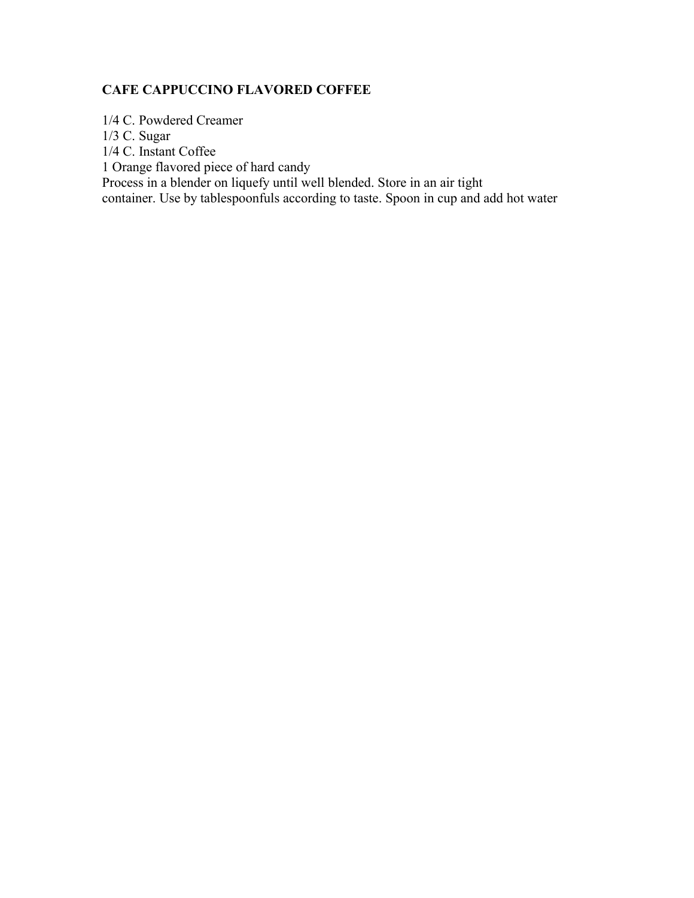## CAFE CAPPUCCINO FLAVORED COFFEE

1/4 C. Powdered Creamer
1/3 C. Sugar
1/4 C. Instant Coffee
1 Orange flavored piece of hard candy

Process in a blender on liquefy until well blended. Store in an air tight container. Use by tablespoonfuls according to taste. Spoon in cup and add hot water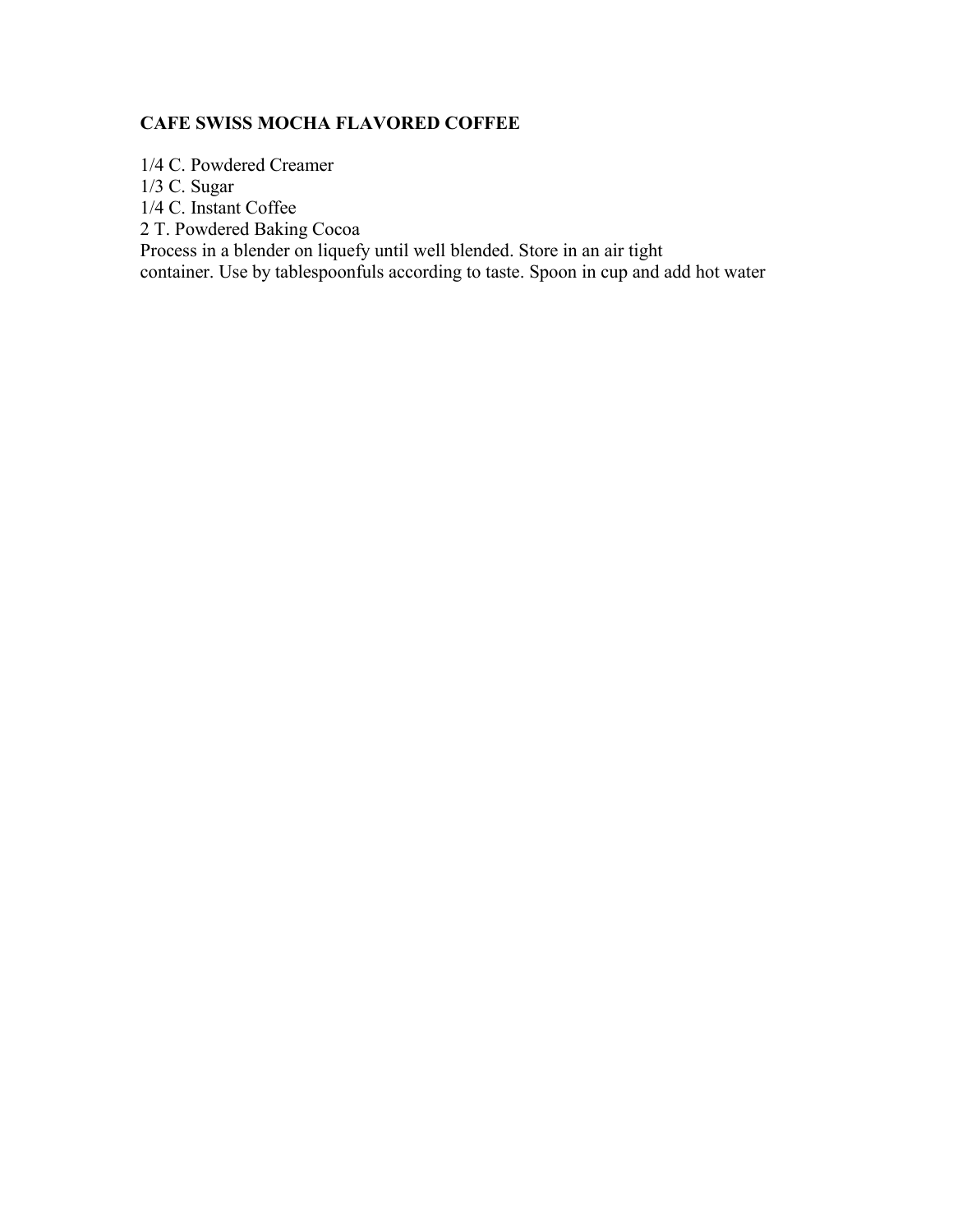**CAFE SWISS MOCHA FLAVORED COFFEE**

1/4 C. Powdered Creamer
1/3 C. Sugar
1/4 C. Instant Coffee
2 T. Powdered Baking Cocoa
Process in a blender on liquefy until well blended. Store in an air tight container. Use by tablespoonfuls according to taste. Spoon in cup and add hot water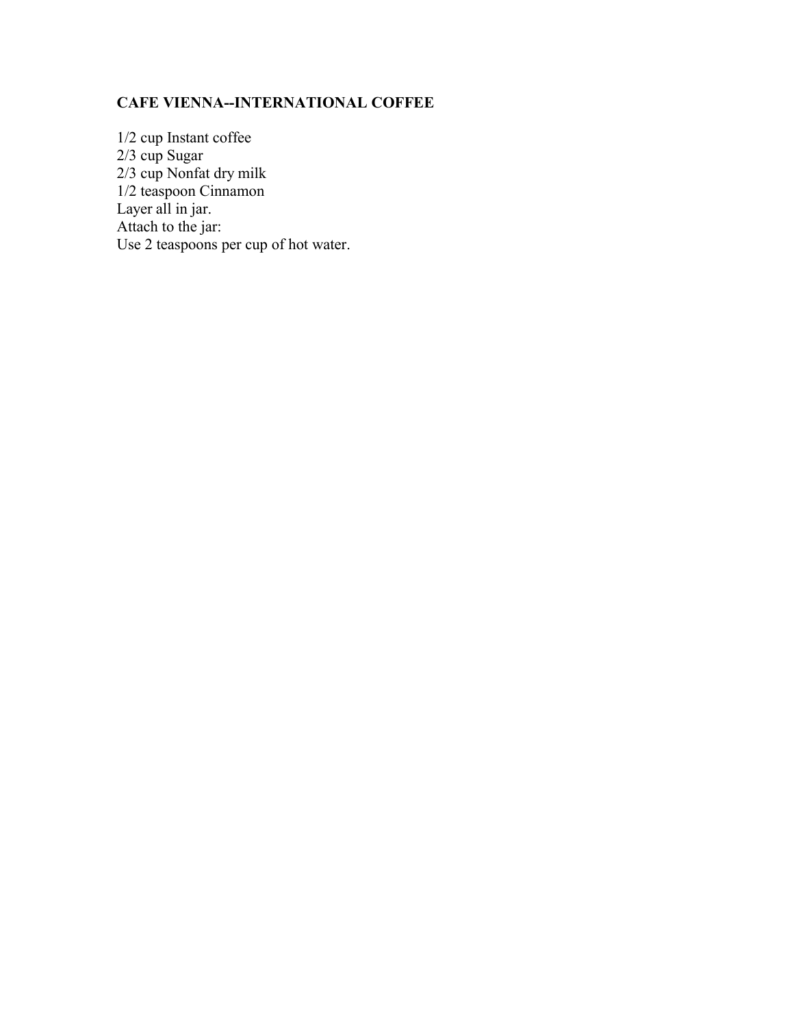**CAFE VIENNA--INTERNATIONAL COFFEE**

1/2 cup Instant coffee
2/3 cup Sugar
2/3 cup Nonfat dry milk
1/2 teaspoon Cinnamon
Layer all in jar.
Attach to the jar:
Use 2 teaspoons per cup of hot water.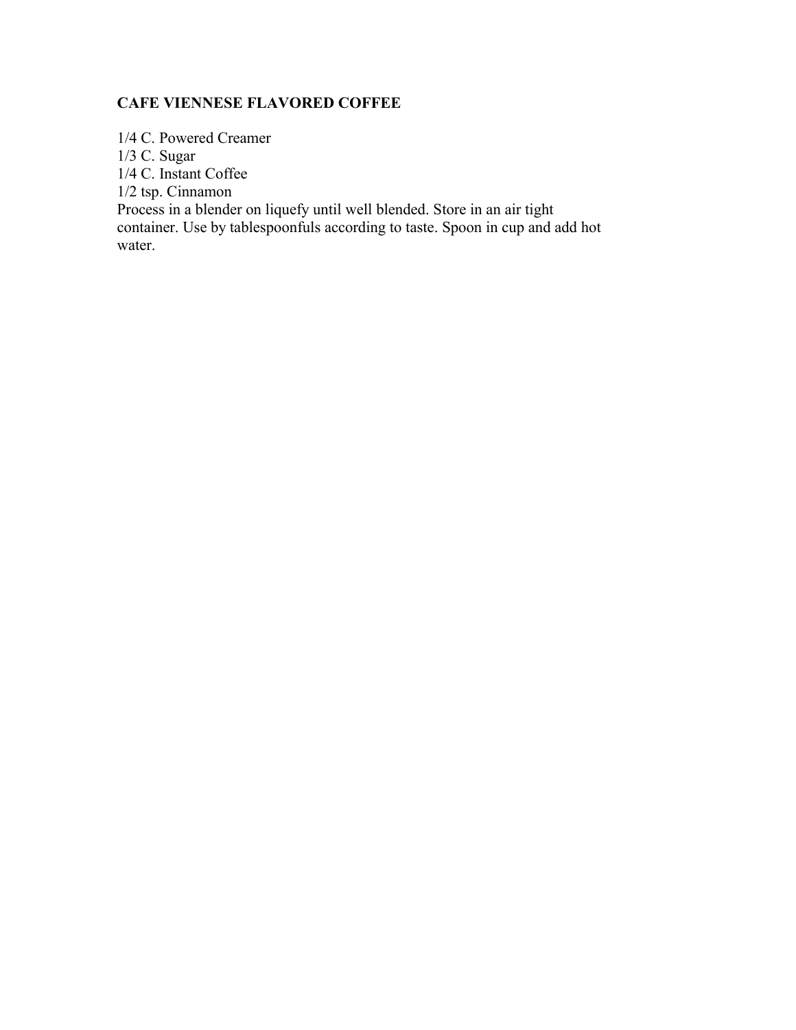**CAFE VIENNESE FLAVORED COFFEE**

1/4 C. Powered Creamer
1/3 C. Sugar
1/4 C. Instant Coffee
1/2 tsp. Cinnamon
Process in a blender on liquefy until well blended. Store in an air tight container. Use by tablespoonfuls according to taste. Spoon in cup and add hot water.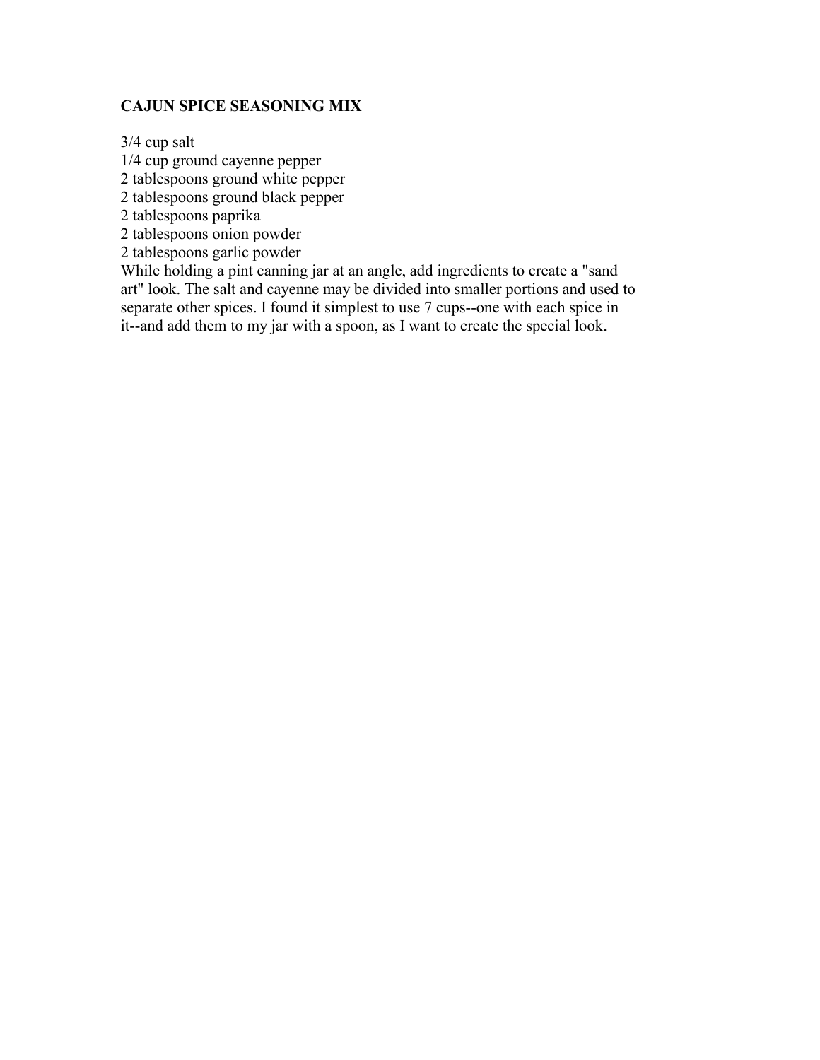## CAJUN SPICE SEASONING MIX

3/4 cup salt
1/4 cup ground cayenne pepper
2 tablespoons ground white pepper
2 tablespoons ground black pepper
2 tablespoons paprika
2 tablespoons onion powder
2 tablespoons garlic powder

While holding a pint canning jar at an angle, add ingredients to create a "sand art" look. The salt and cayenne may be divided into smaller portions and used to separate other spices. I found it simplest to use 7 cups--one with each spice in it--and add them to my jar with a spoon, as I want to create the special look.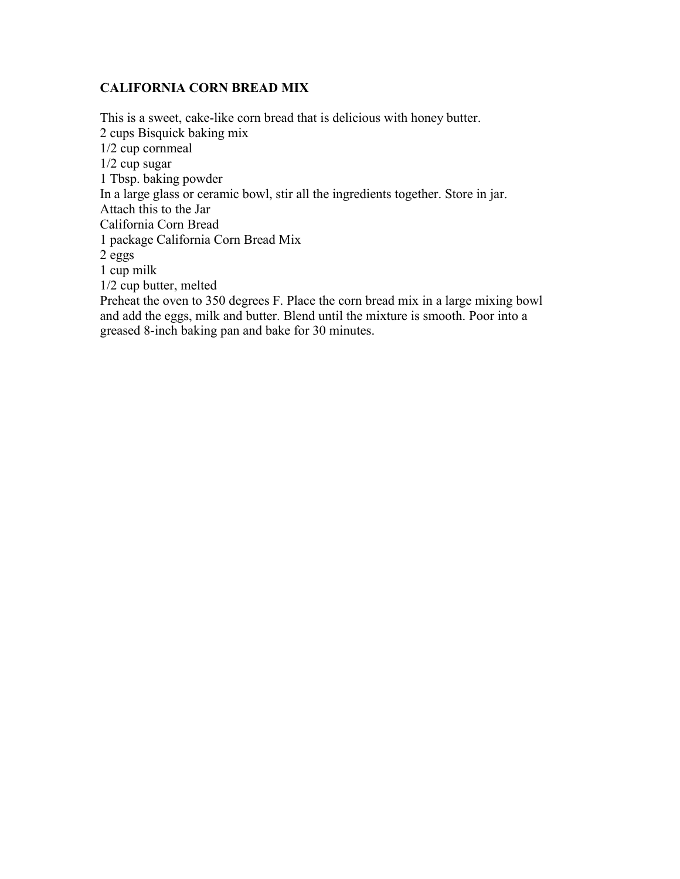**CALIFORNIA CORN BREAD MIX**

This is a sweet, cake-like corn bread that is delicious with honey butter.
2 cups Bisquick baking mix
1/2 cup cornmeal
1/2 cup sugar
1 Tbsp. baking powder
In a large glass or ceramic bowl, stir all the ingredients together. Store in jar.
Attach this to the Jar
California Corn Bread
1 package California Corn Bread Mix
2 eggs
1 cup milk
1/2 cup butter, melted
Preheat the oven to 350 degrees F. Place the corn bread mix in a large mixing bowl and add the eggs, milk and butter. Blend until the mixture is smooth. Poor into a greased 8-inch baking pan and bake for 30 minutes.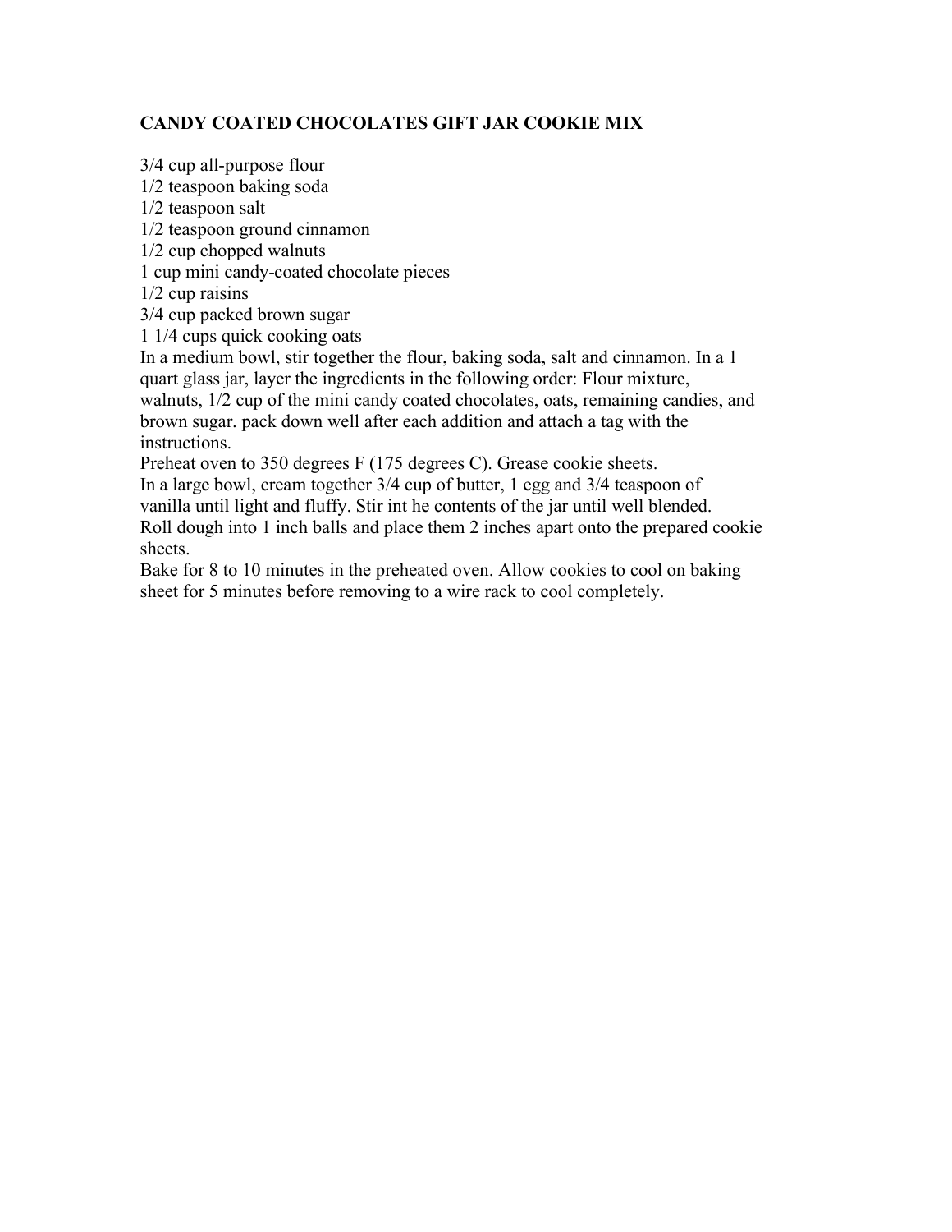## CANDY COATED CHOCOLATES GIFT JAR COOKIE MIX

3/4 cup all-purpose flour
1/2 teaspoon baking soda
1/2 teaspoon salt
1/2 teaspoon ground cinnamon
1/2 cup chopped walnuts
1 cup mini candy-coated chocolate pieces
1/2 cup raisins
3/4 cup packed brown sugar
1 1/4 cups quick cooking oats

In a medium bowl, stir together the flour, baking soda, salt and cinnamon. In a 1 quart glass jar, layer the ingredients in the following order: Flour mixture, walnuts, 1/2 cup of the mini candy coated chocolates, oats, remaining candies, and brown sugar. pack down well after each addition and attach a tag with the instructions.

Preheat oven to 350 degrees F (175 degrees C). Grease cookie sheets.

In a large bowl, cream together 3/4 cup of butter, 1 egg and 3/4 teaspoon of vanilla until light and fluffy. Stir int he contents of the jar until well blended. Roll dough into 1 inch balls and place them 2 inches apart onto the prepared cookie sheets.

Bake for 8 to 10 minutes in the preheated oven. Allow cookies to cool on baking sheet for 5 minutes before removing to a wire rack to cool completely.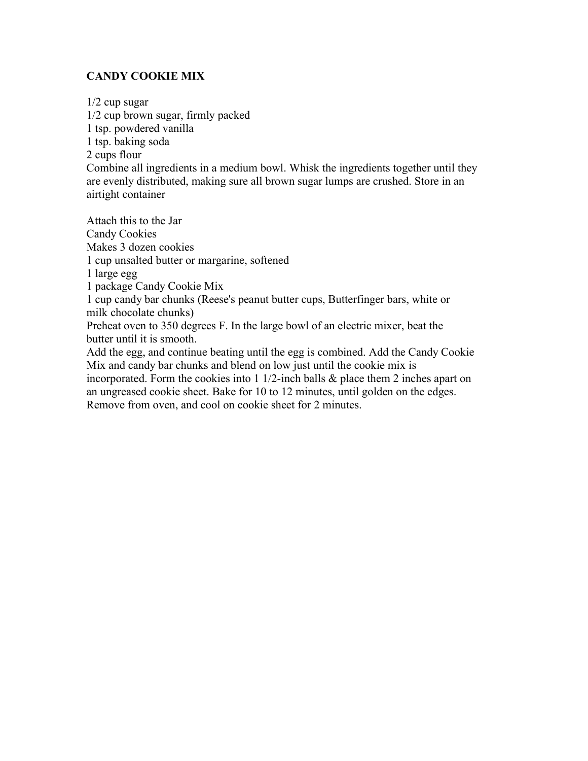## CANDY COOKIE MIX

1/2 cup sugar
1/2 cup brown sugar, firmly packed
1 tsp. powdered vanilla
1 tsp. baking soda
2 cups flour
Combine all ingredients in a medium bowl. Whisk the ingredients together until they are evenly distributed, making sure all brown sugar lumps are crushed. Store in an airtight container

Attach this to the Jar
Candy Cookies
Makes 3 dozen cookies
1 cup unsalted butter or margarine, softened
1 large egg
1 package Candy Cookie Mix
1 cup candy bar chunks (Reese's peanut butter cups, Butterfinger bars, white or milk chocolate chunks)
Preheat oven to 350 degrees F. In the large bowl of an electric mixer, beat the butter until it is smooth.
Add the egg, and continue beating until the egg is combined. Add the Candy Cookie Mix and candy bar chunks and blend on low just until the cookie mix is incorporated. Form the cookies into 1 1/2-inch balls & place them 2 inches apart on an ungreased cookie sheet. Bake for 10 to 12 minutes, until golden on the edges. Remove from oven, and cool on cookie sheet for 2 minutes.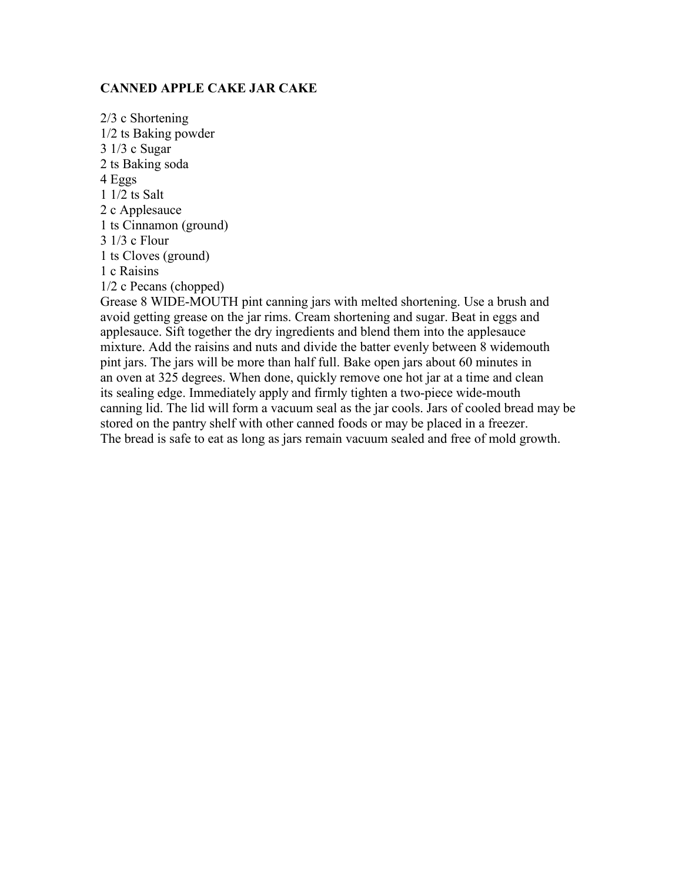**CANNED APPLE CAKE JAR CAKE**

2/3 c Shortening
1/2 ts Baking powder
3 1/3 c Sugar
2 ts Baking soda
4 Eggs
1 1/2 ts Salt
2 c Applesauce
1 ts Cinnamon (ground)
3 1/3 c Flour
1 ts Cloves (ground)
1 c Raisins
1/2 c Pecans (chopped)

Grease 8 WIDE-MOUTH pint canning jars with melted shortening. Use a brush and avoid getting grease on the jar rims. Cream shortening and sugar. Beat in eggs and applesauce. Sift together the dry ingredients and blend them into the applesauce mixture. Add the raisins and nuts and divide the batter evenly between 8 widemouth pint jars. The jars will be more than half full. Bake open jars about 60 minutes in an oven at 325 degrees. When done, quickly remove one hot jar at a time and clean its sealing edge. Immediately apply and firmly tighten a two-piece wide-mouth canning lid. The lid will form a vacuum seal as the jar cools. Jars of cooled bread may be stored on the pantry shelf with other canned foods or may be placed in a freezer. The bread is safe to eat as long as jars remain vacuum sealed and free of mold growth.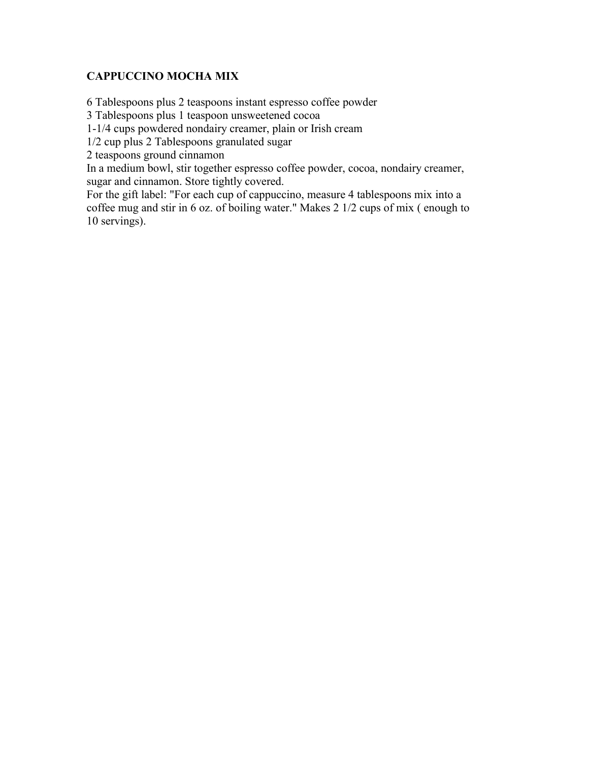## CAPPUCCINO MOCHA MIX

6 Tablespoons plus 2 teaspoons instant espresso coffee powder
3 Tablespoons plus 1 teaspoon unsweetened cocoa
1-1/4 cups powdered nondairy creamer, plain or Irish cream
1/2 cup plus 2 Tablespoons granulated sugar
2 teaspoons ground cinnamon
In a medium bowl, stir together espresso coffee powder, cocoa, nondairy creamer, sugar and cinnamon. Store tightly covered.
For the gift label: "For each cup of cappuccino, measure 4 tablespoons mix into a coffee mug and stir in 6 oz. of boiling water." Makes 2 1/2 cups of mix ( enough to 10 servings).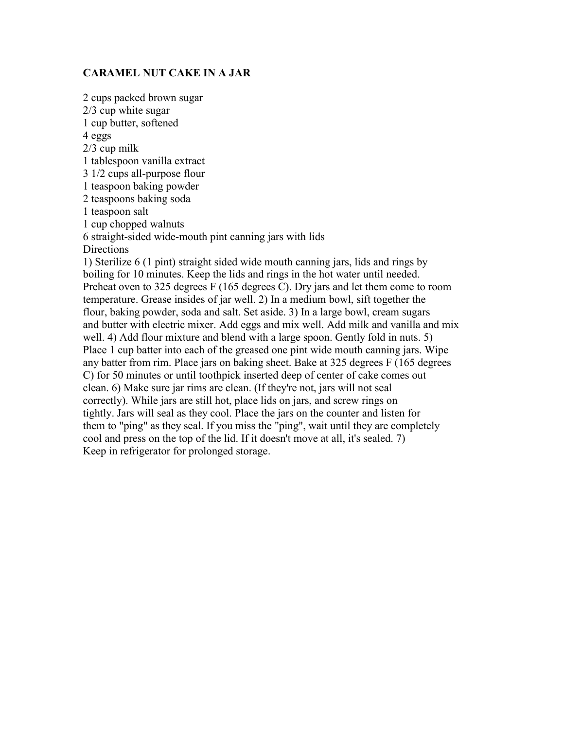**CARAMEL NUT CAKE IN A JAR**

2 cups packed brown sugar
2/3 cup white sugar
1 cup butter, softened
4 eggs
2/3 cup milk
1 tablespoon vanilla extract
3 1/2 cups all-purpose flour
1 teaspoon baking powder
2 teaspoons baking soda
1 teaspoon salt
1 cup chopped walnuts
6 straight-sided wide-mouth pint canning jars with lids
Directions
1) Sterilize 6 (1 pint) straight sided wide mouth canning jars, lids and rings by boiling for 10 minutes. Keep the lids and rings in the hot water until needed. Preheat oven to 325 degrees F (165 degrees C). Dry jars and let them come to room temperature. Grease insides of jar well. 2) In a medium bowl, sift together the flour, baking powder, soda and salt. Set aside. 3) In a large bowl, cream sugars and butter with electric mixer. Add eggs and mix well. Add milk and vanilla and mix well. 4) Add flour mixture and blend with a large spoon. Gently fold in nuts. 5) Place 1 cup batter into each of the greased one pint wide mouth canning jars. Wipe any batter from rim. Place jars on baking sheet. Bake at 325 degrees F (165 degrees C) for 50 minutes or until toothpick inserted deep of center of cake comes out clean. 6) Make sure jar rims are clean. (If they're not, jars will not seal correctly). While jars are still hot, place lids on jars, and screw rings on tightly. Jars will seal as they cool. Place the jars on the counter and listen for them to "ping" as they seal. If you miss the "ping", wait until they are completely cool and press on the top of the lid. If it doesn't move at all, it's sealed. 7) Keep in refrigerator for prolonged storage.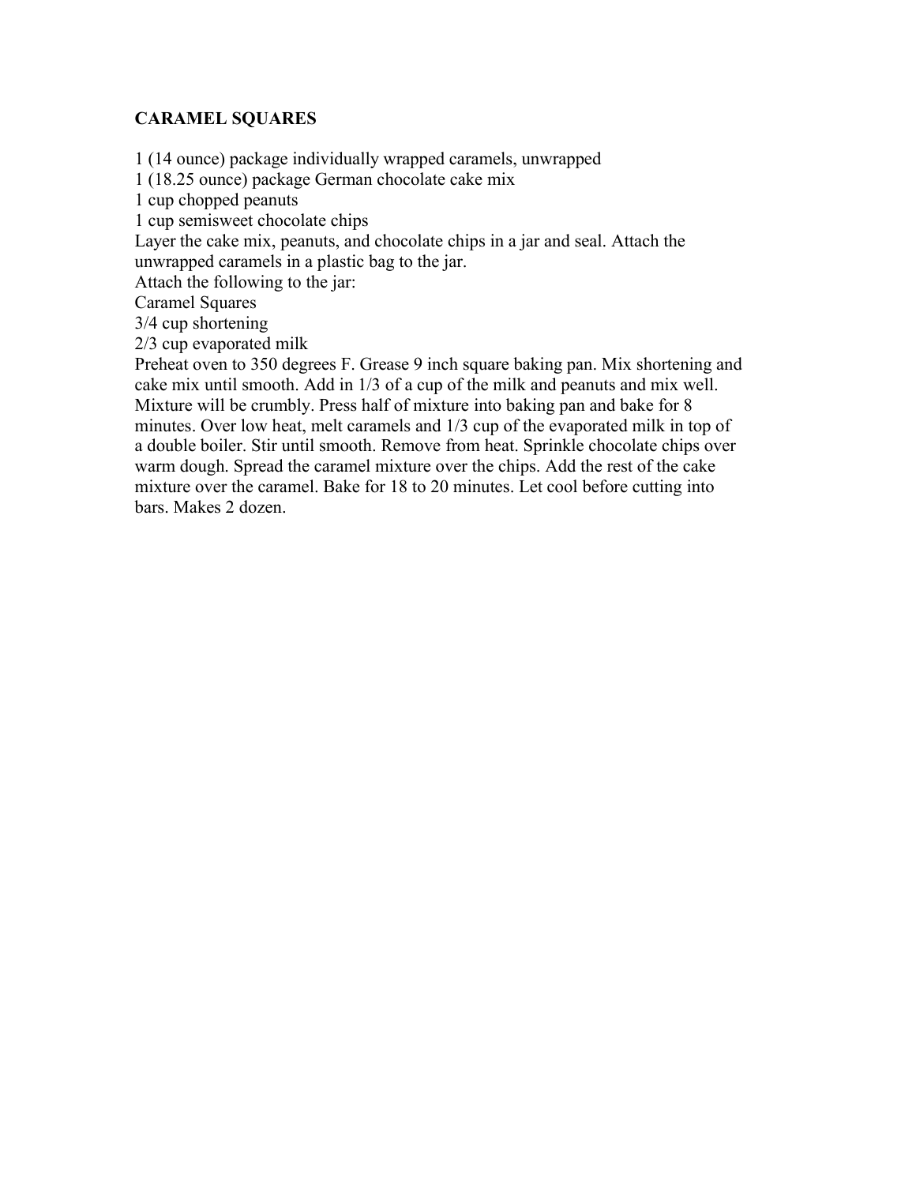**CARAMEL SQUARES**

1 (14 ounce) package individually wrapped caramels, unwrapped
1 (18.25 ounce) package German chocolate cake mix
1 cup chopped peanuts
1 cup semisweet chocolate chips
Layer the cake mix, peanuts, and chocolate chips in a jar and seal. Attach the unwrapped caramels in a plastic bag to the jar.
Attach the following to the jar:
Caramel Squares
3/4 cup shortening
2/3 cup evaporated milk
Preheat oven to 350 degrees F. Grease 9 inch square baking pan. Mix shortening and cake mix until smooth. Add in 1/3 of a cup of the milk and peanuts and mix well. Mixture will be crumbly. Press half of mixture into baking pan and bake for 8 minutes. Over low heat, melt caramels and 1/3 cup of the evaporated milk in top of a double boiler. Stir until smooth. Remove from heat. Sprinkle chocolate chips over warm dough. Spread the caramel mixture over the chips. Add the rest of the cake mixture over the caramel. Bake for 18 to 20 minutes. Let cool before cutting into bars. Makes 2 dozen.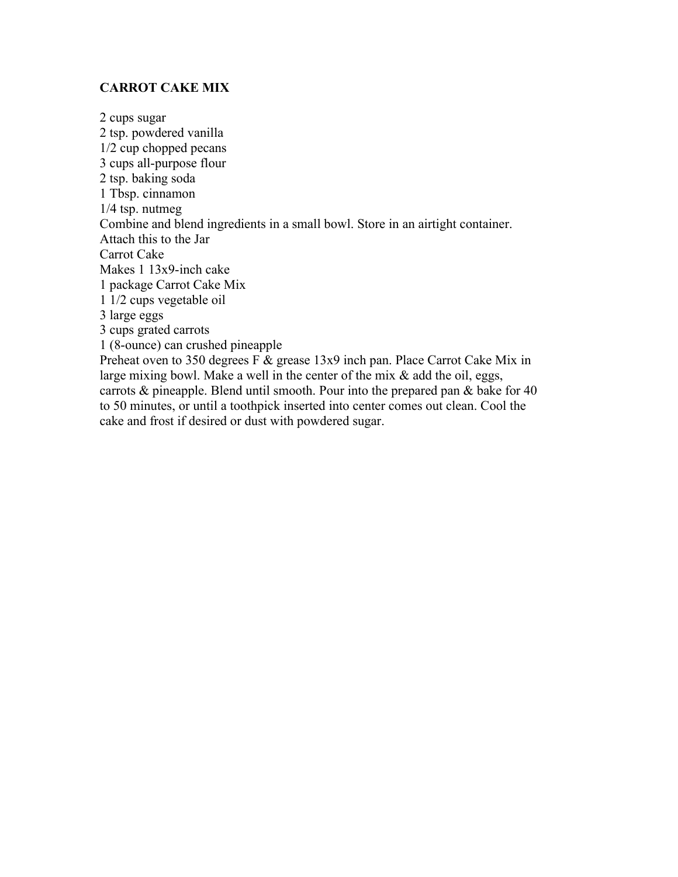**CARROT CAKE MIX**

2 cups sugar
2 tsp. powdered vanilla
1/2 cup chopped pecans
3 cups all-purpose flour
2 tsp. baking soda
1 Tbsp. cinnamon
1/4 tsp. nutmeg
Combine and blend ingredients in a small bowl. Store in an airtight container.
Attach this to the Jar
Carrot Cake
Makes 1 13x9-inch cake
1 package Carrot Cake Mix
1 1/2 cups vegetable oil
3 large eggs
3 cups grated carrots
1 (8-ounce) can crushed pineapple
Preheat oven to 350 degrees F & grease 13x9 inch pan. Place Carrot Cake Mix in large mixing bowl. Make a well in the center of the mix & add the oil, eggs, carrots & pineapple. Blend until smooth. Pour into the prepared pan & bake for 40 to 50 minutes, or until a toothpick inserted into center comes out clean. Cool the cake and frost if desired or dust with powdered sugar.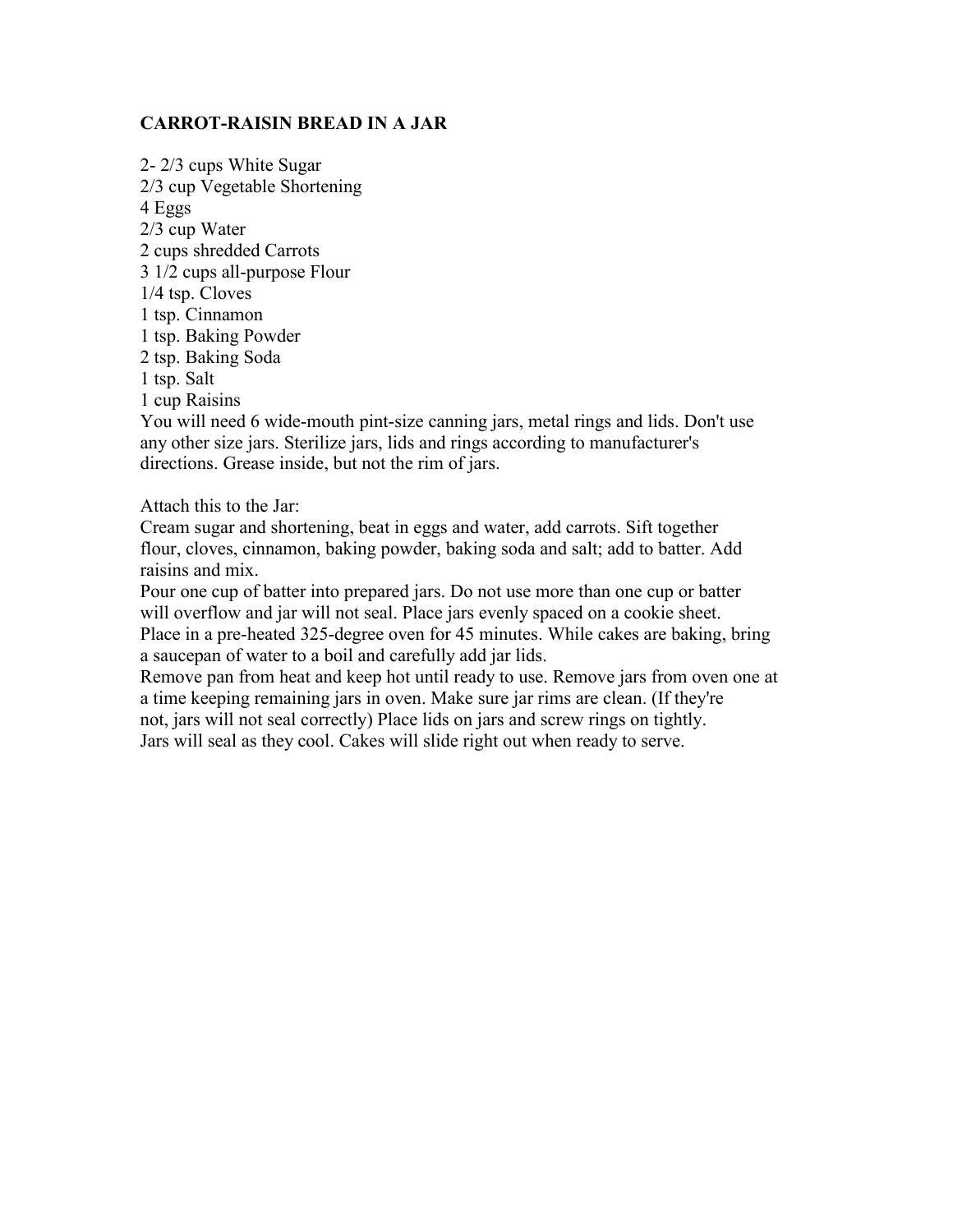**CARROT-RAISIN BREAD IN A JAR**

2- 2/3 cups White Sugar
2/3 cup Vegetable Shortening
4 Eggs
2/3 cup Water
2 cups shredded Carrots
3 1/2 cups all-purpose Flour
1/4 tsp. Cloves
1 tsp. Cinnamon
1 tsp. Baking Powder
2 tsp. Baking Soda
1 tsp. Salt
1 cup Raisins
You will need 6 wide-mouth pint-size canning jars, metal rings and lids. Don't use any other size jars. Sterilize jars, lids and rings according to manufacturer's directions. Grease inside, but not the rim of jars.

Attach this to the Jar:
Cream sugar and shortening, beat in eggs and water, add carrots. Sift together flour, cloves, cinnamon, baking powder, baking soda and salt; add to batter. Add raisins and mix.
Pour one cup of batter into prepared jars. Do not use more than one cup or batter will overflow and jar will not seal. Place jars evenly spaced on a cookie sheet. Place in a pre-heated 325-degree oven for 45 minutes. While cakes are baking, bring a saucepan of water to a boil and carefully add jar lids.
Remove pan from heat and keep hot until ready to use. Remove jars from oven one at a time keeping remaining jars in oven. Make sure jar rims are clean. (If they're not, jars will not seal correctly) Place lids on jars and screw rings on tightly. Jars will seal as they cool. Cakes will slide right out when ready to serve.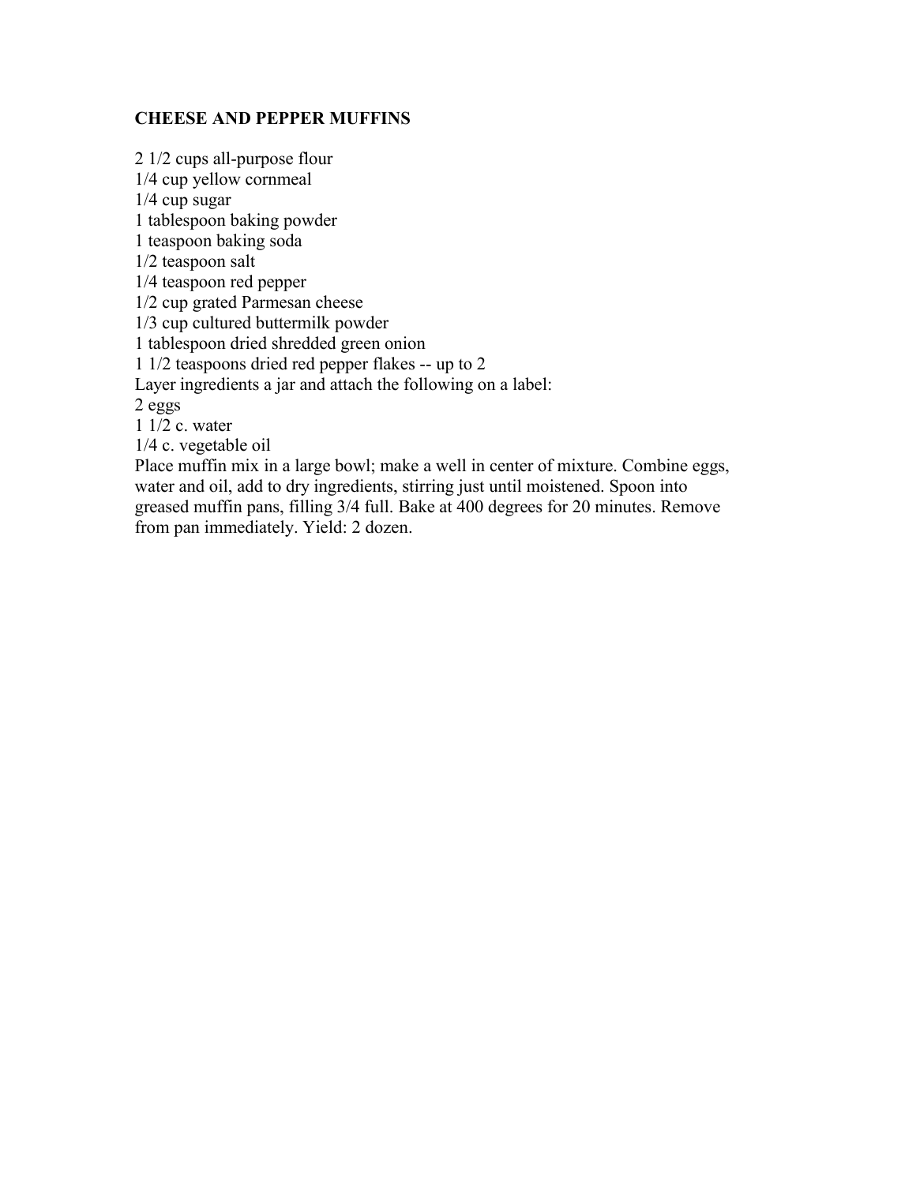**CHEESE AND PEPPER MUFFINS**

2 1/2 cups all-purpose flour
1/4 cup yellow cornmeal
1/4 cup sugar
1 tablespoon baking powder
1 teaspoon baking soda
1/2 teaspoon salt
1/4 teaspoon red pepper
1/2 cup grated Parmesan cheese
1/3 cup cultured buttermilk powder
1 tablespoon dried shredded green onion
1 1/2 teaspoons dried red pepper flakes -- up to 2
Layer ingredients a jar and attach the following on a label:
2 eggs
1 1/2 c. water
1/4 c. vegetable oil
Place muffin mix in a large bowl; make a well in center of mixture. Combine eggs, water and oil, add to dry ingredients, stirring just until moistened. Spoon into greased muffin pans, filling 3/4 full. Bake at 400 degrees for 20 minutes. Remove from pan immediately. Yield: 2 dozen.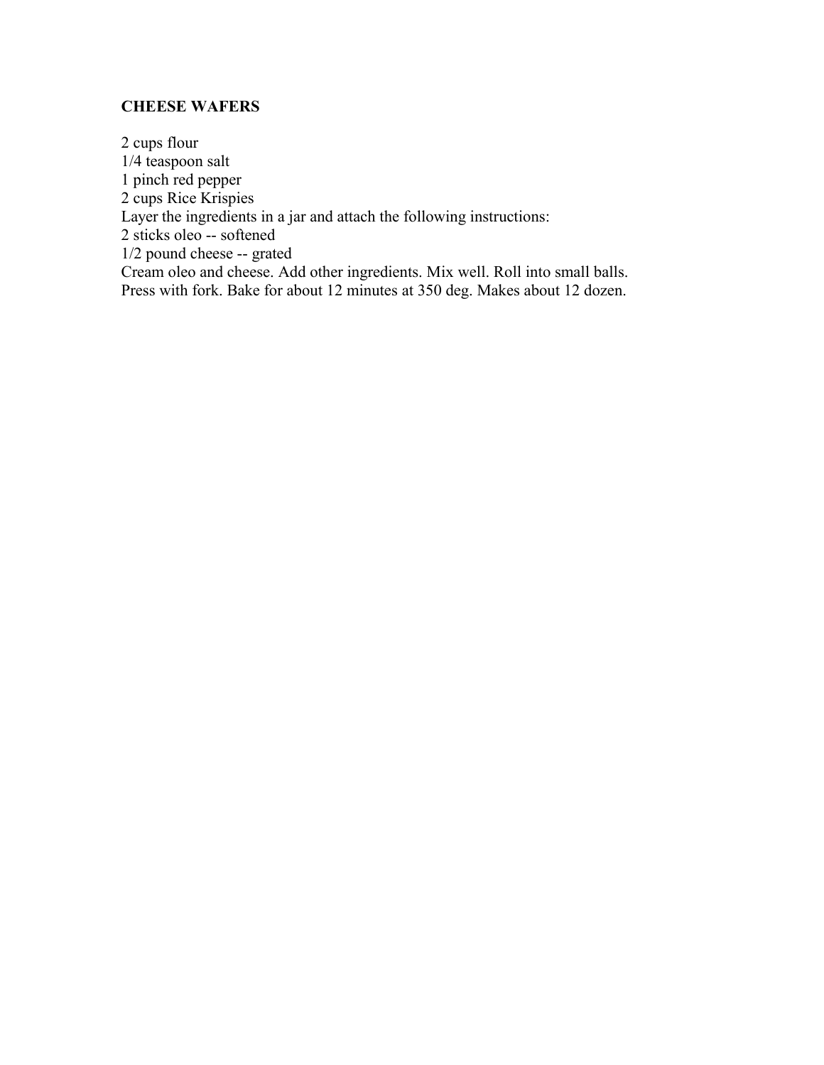**CHEESE WAFERS**

2 cups flour
1/4 teaspoon salt
1 pinch red pepper
2 cups Rice Krispies
Layer the ingredients in a jar and attach the following instructions:
2 sticks oleo -- softened
1/2 pound cheese -- grated
Cream oleo and cheese. Add other ingredients. Mix well. Roll into small balls. Press with fork. Bake for about 12 minutes at 350 deg. Makes about 12 dozen.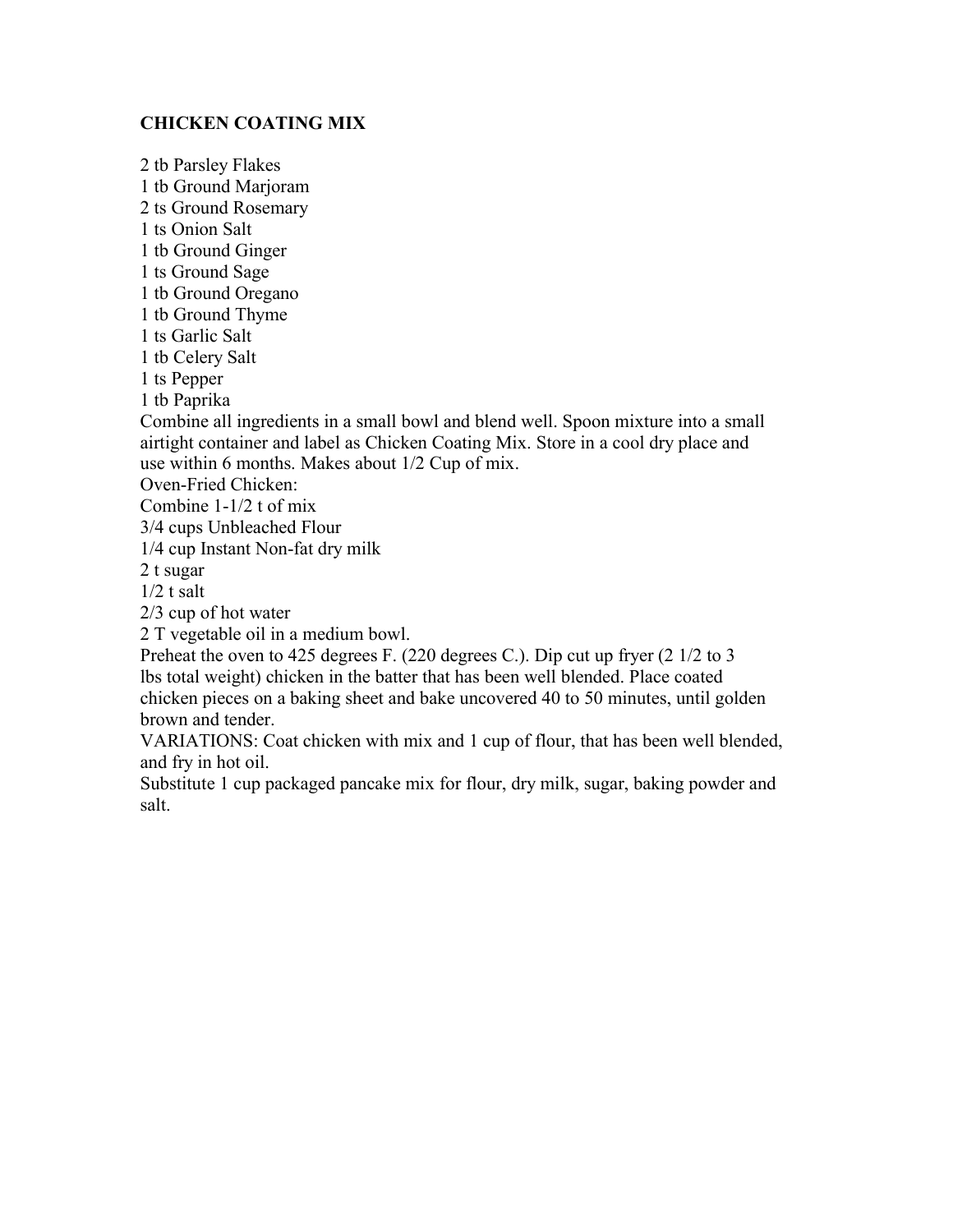## CHICKEN COATING MIX

2 tb Parsley Flakes
1 tb Ground Marjoram
2 ts Ground Rosemary
1 ts Onion Salt
1 tb Ground Ginger
1 ts Ground Sage
1 tb Ground Oregano
1 tb Ground Thyme
1 ts Garlic Salt
1 tb Celery Salt
1 ts Pepper
1 tb Paprika
Combine all ingredients in a small bowl and blend well. Spoon mixture into a small airtight container and label as Chicken Coating Mix. Store in a cool dry place and use within 6 months. Makes about 1/2 Cup of mix.
Oven-Fried Chicken:
Combine 1-1/2 t of mix
3/4 cups Unbleached Flour
1/4 cup Instant Non-fat dry milk
2 t sugar
1/2 t salt
2/3 cup of hot water
2 T vegetable oil in a medium bowl.
Preheat the oven to 425 degrees F. (220 degrees C.). Dip cut up fryer (2 1/2 to 3 lbs total weight) chicken in the batter that has been well blended. Place coated chicken pieces on a baking sheet and bake uncovered 40 to 50 minutes, until golden brown and tender.
VARIATIONS: Coat chicken with mix and 1 cup of flour, that has been well blended, and fry in hot oil.
Substitute 1 cup packaged pancake mix for flour, dry milk, sugar, baking powder and salt.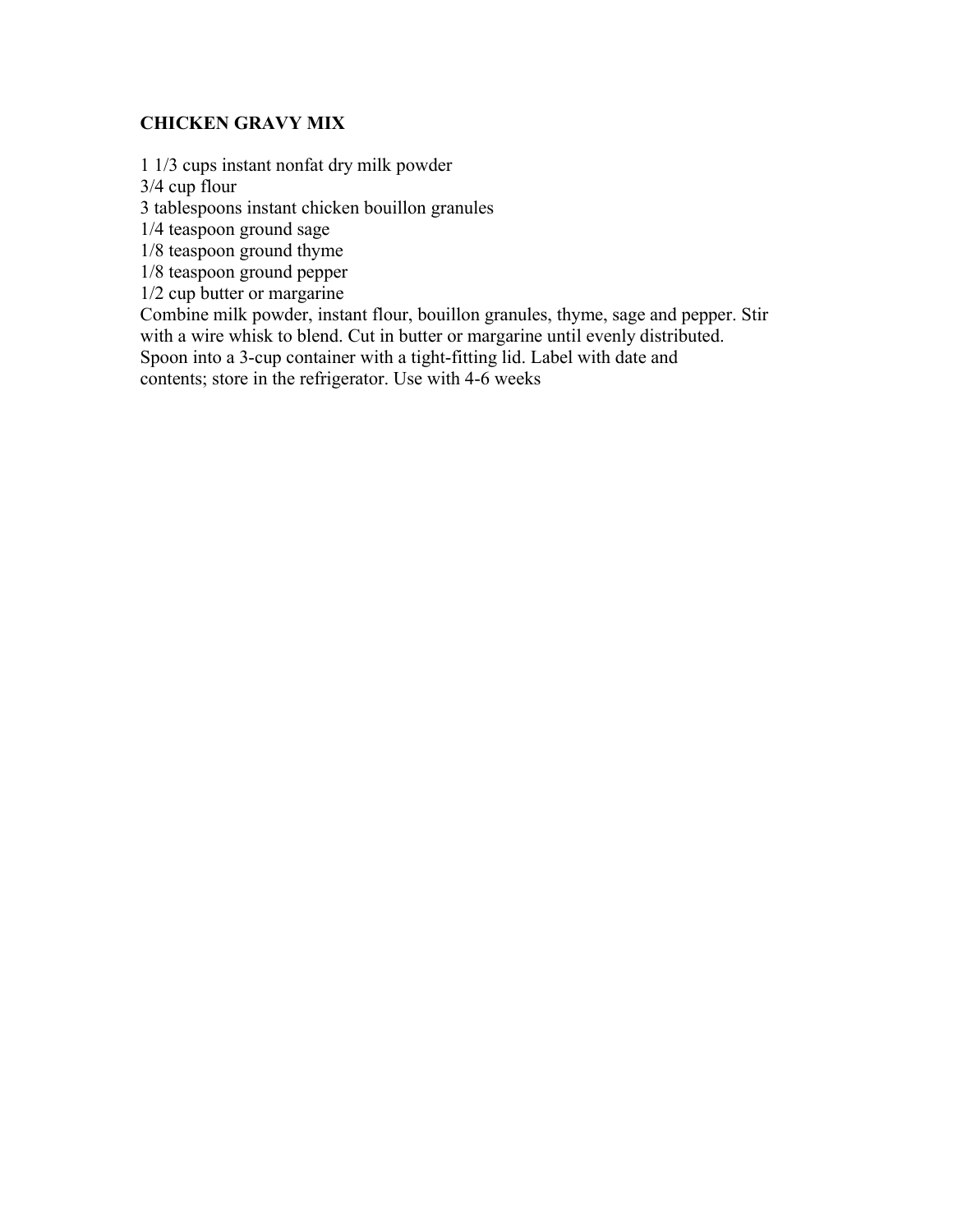**CHICKEN GRAVY MIX**

1 1/3 cups instant nonfat dry milk powder
3/4 cup flour
3 tablespoons instant chicken bouillon granules
1/4 teaspoon ground sage
1/8 teaspoon ground thyme
1/8 teaspoon ground pepper
1/2 cup butter or margarine
Combine milk powder, instant flour, bouillon granules, thyme, sage and pepper. Stir with a wire whisk to blend. Cut in butter or margarine until evenly distributed. Spoon into a 3-cup container with a tight-fitting lid. Label with date and contents; store in the refrigerator. Use with 4-6 weeks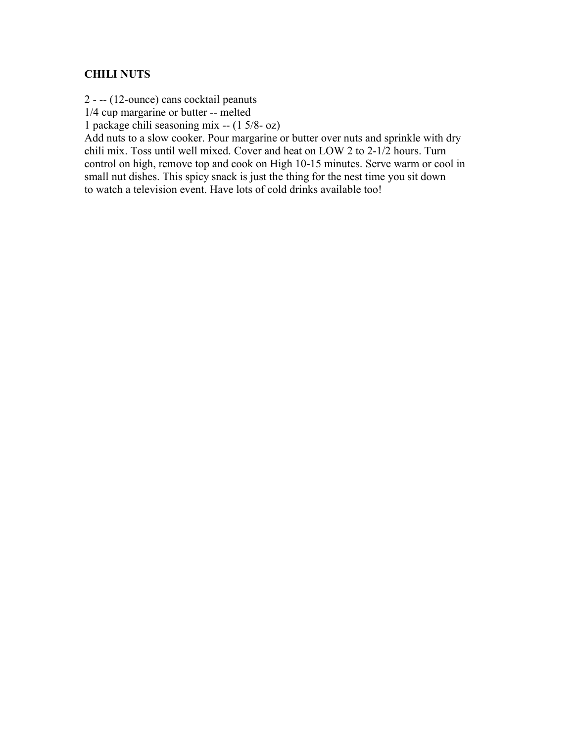**CHILI NUTS**

2 - -- (12-ounce) cans cocktail peanuts
1/4 cup margarine or butter -- melted
1 package chili seasoning mix -- (1 5/8- oz)
Add nuts to a slow cooker. Pour margarine or butter over nuts and sprinkle with dry chili mix. Toss until well mixed. Cover and heat on LOW 2 to 2-1/2 hours. Turn control on high, remove top and cook on High 10-15 minutes. Serve warm or cool in small nut dishes. This spicy snack is just the thing for the nest time you sit down to watch a television event. Have lots of cold drinks available too!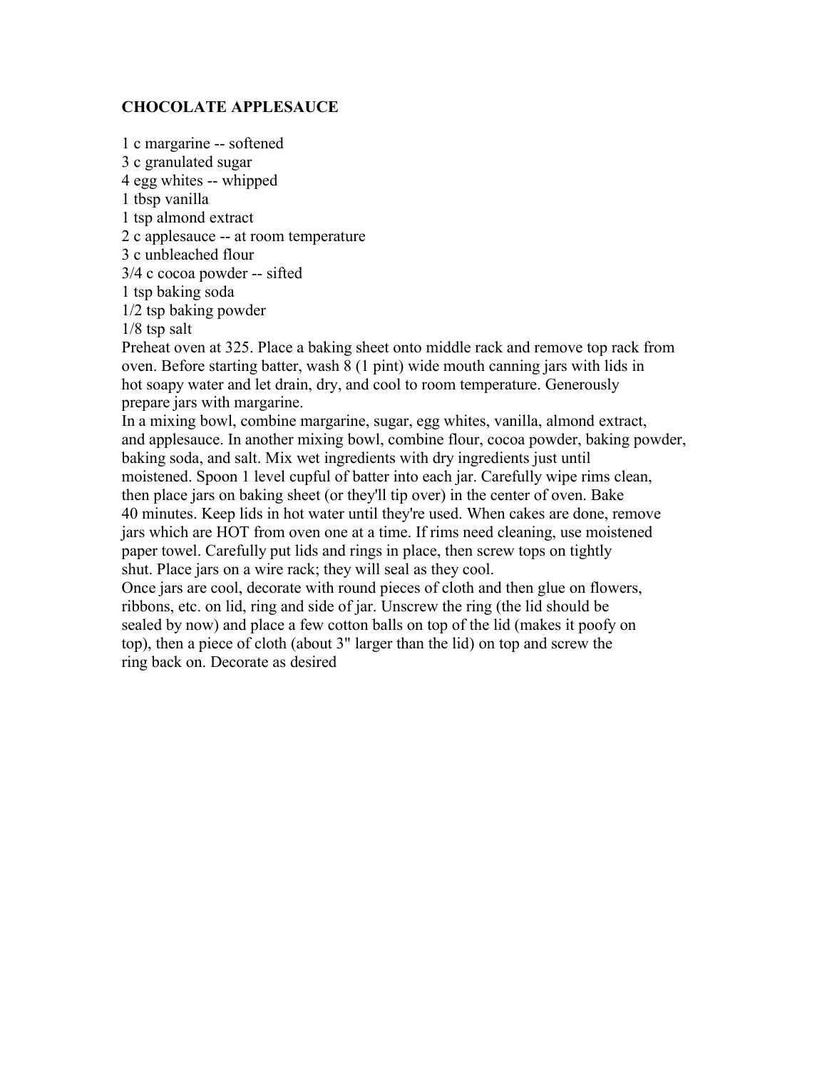**CHOCOLATE APPLESAUCE**

1 c margarine -- softened
3 c granulated sugar
4 egg whites -- whipped
1 tbsp vanilla
1 tsp almond extract
2 c applesauce -- at room temperature
3 c unbleached flour
3/4 c cocoa powder -- sifted
1 tsp baking soda
1/2 tsp baking powder
1/8 tsp salt

Preheat oven at 325. Place a baking sheet onto middle rack and remove top rack from oven. Before starting batter, wash 8 (1 pint) wide mouth canning jars with lids in hot soapy water and let drain, dry, and cool to room temperature. Generously prepare jars with margarine.

In a mixing bowl, combine margarine, sugar, egg whites, vanilla, almond extract, and applesauce. In another mixing bowl, combine flour, cocoa powder, baking powder, baking soda, and salt. Mix wet ingredients with dry ingredients just until moistened. Spoon 1 level cupful of batter into each jar. Carefully wipe rims clean, then place jars on baking sheet (or they'll tip over) in the center of oven. Bake 40 minutes. Keep lids in hot water until they're used. When cakes are done, remove jars which are HOT from oven one at a time. If rims need cleaning, use moistened paper towel. Carefully put lids and rings in place, then screw tops on tightly shut. Place jars on a wire rack; they will seal as they cool.

Once jars are cool, decorate with round pieces of cloth and then glue on flowers, ribbons, etc. on lid, ring and side of jar. Unscrew the ring (the lid should be sealed by now) and place a few cotton balls on top of the lid (makes it poofy on top), then a piece of cloth (about 3" larger than the lid) on top and screw the ring back on. Decorate as desired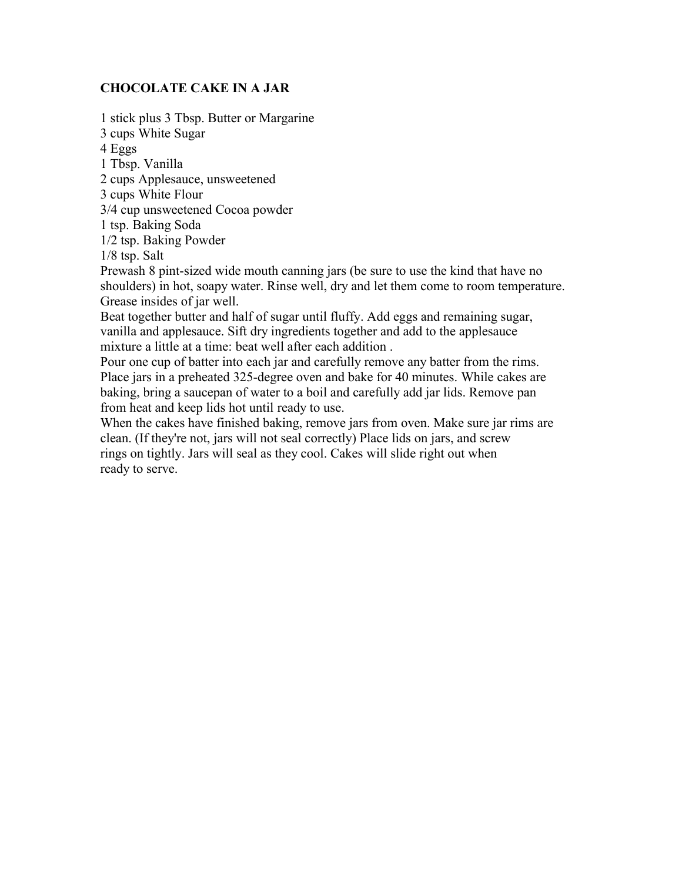**CHOCOLATE CAKE IN A JAR**

1 stick plus 3 Tbsp. Butter or Margarine
3 cups White Sugar
4 Eggs
1 Tbsp. Vanilla
2 cups Applesauce, unsweetened
3 cups White Flour
3/4 cup unsweetened Cocoa powder
1 tsp. Baking Soda
1/2 tsp. Baking Powder
1/8 tsp. Salt

Prewash 8 pint-sized wide mouth canning jars (be sure to use the kind that have no shoulders) in hot, soapy water. Rinse well, dry and let them come to room temperature. Grease insides of jar well.

Beat together butter and half of sugar until fluffy. Add eggs and remaining sugar, vanilla and applesauce. Sift dry ingredients together and add to the applesauce mixture a little at a time: beat well after each addition .

Pour one cup of batter into each jar and carefully remove any batter from the rims. Place jars in a preheated 325-degree oven and bake for 40 minutes. While cakes are baking, bring a saucepan of water to a boil and carefully add jar lids. Remove pan from heat and keep lids hot until ready to use.

When the cakes have finished baking, remove jars from oven. Make sure jar rims are clean. (If they're not, jars will not seal correctly) Place lids on jars, and screw rings on tightly. Jars will seal as they cool. Cakes will slide right out when ready to serve.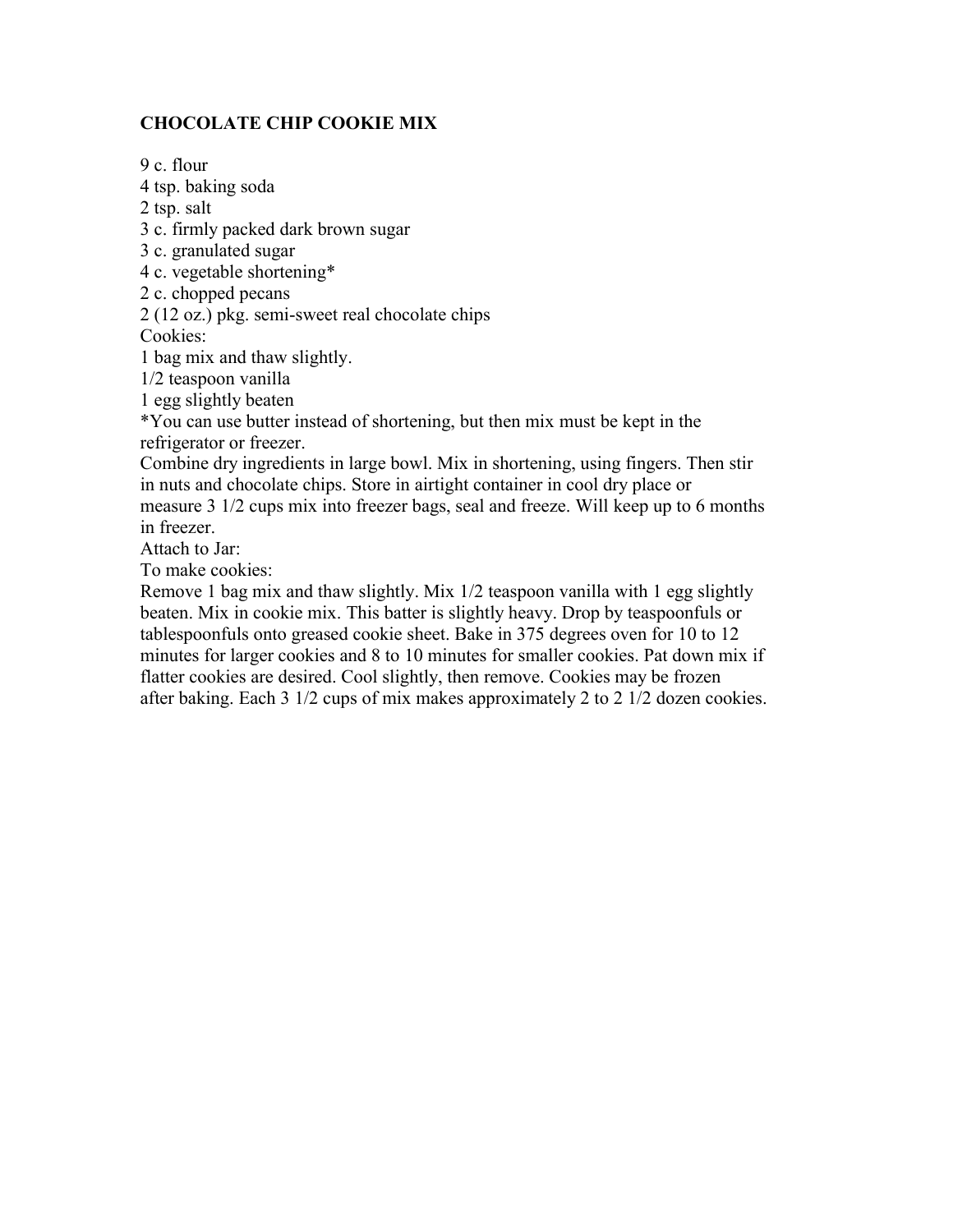## CHOCOLATE CHIP COOKIE MIX

9 c. flour
4 tsp. baking soda
2 tsp. salt
3 c. firmly packed dark brown sugar
3 c. granulated sugar
4 c. vegetable shortening*
2 c. chopped pecans
2 (12 oz.) pkg. semi-sweet real chocolate chips
Cookies:
1 bag mix and thaw slightly.
1/2 teaspoon vanilla
1 egg slightly beaten
*You can use butter instead of shortening, but then mix must be kept in the refrigerator or freezer.
Combine dry ingredients in large bowl. Mix in shortening, using fingers. Then stir in nuts and chocolate chips. Store in airtight container in cool dry place or measure 3 1/2 cups mix into freezer bags, seal and freeze. Will keep up to 6 months in freezer.
Attach to Jar:
To make cookies:
Remove 1 bag mix and thaw slightly. Mix 1/2 teaspoon vanilla with 1 egg slightly beaten. Mix in cookie mix. This batter is slightly heavy. Drop by teaspoonfuls or tablespoonfuls onto greased cookie sheet. Bake in 375 degrees oven for 10 to 12 minutes for larger cookies and 8 to 10 minutes for smaller cookies. Pat down mix if flatter cookies are desired. Cool slightly, then remove. Cookies may be frozen after baking. Each 3 1/2 cups of mix makes approximately 2 to 2 1/2 dozen cookies.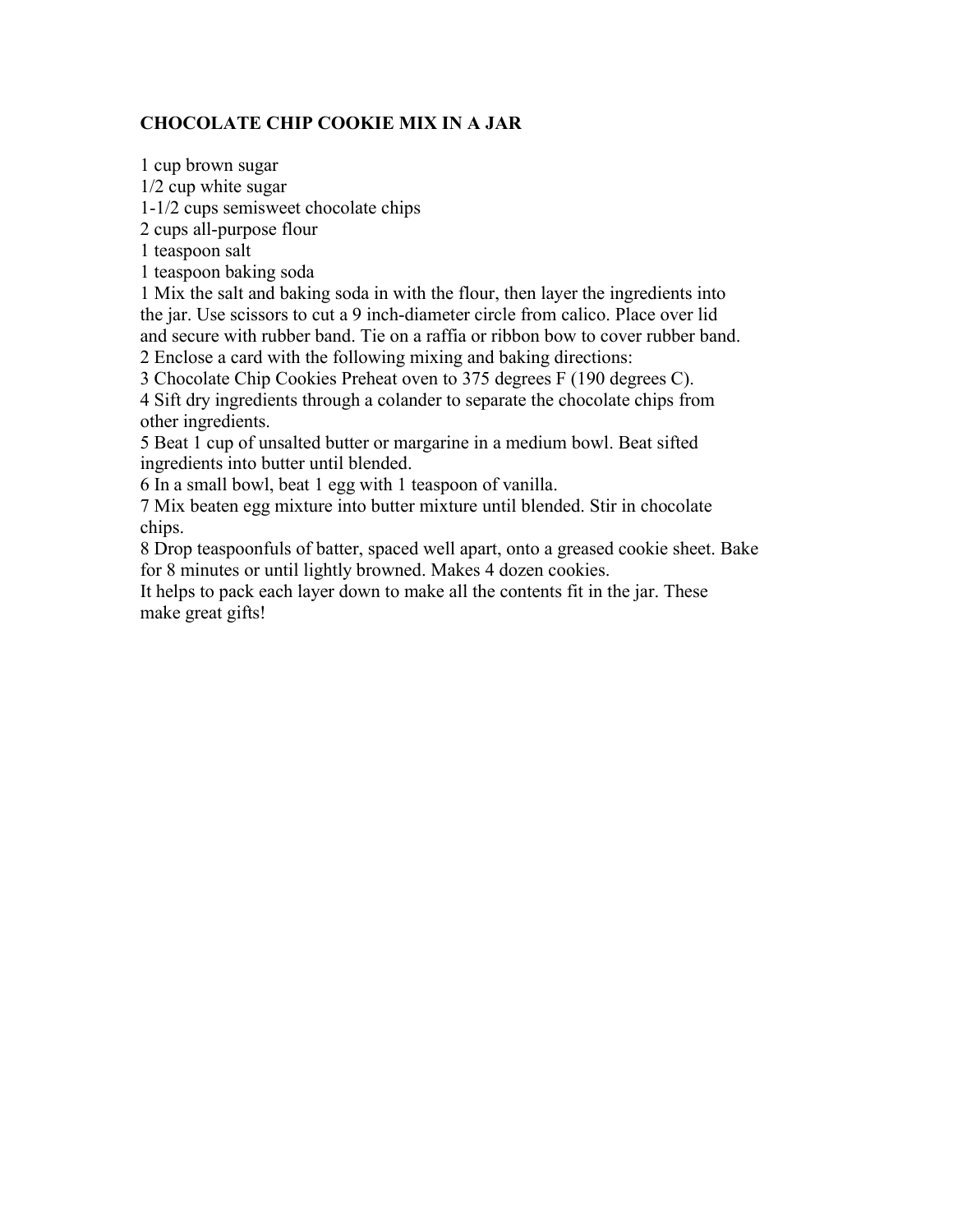# CHOCOLATE CHIP COOKIE MIX IN A JAR

1 cup brown sugar
1/2 cup white sugar
1-1/2 cups semisweet chocolate chips
2 cups all-purpose flour
1 teaspoon salt
1 teaspoon baking soda

1 Mix the salt and baking soda in with the flour, then layer the ingredients into the jar. Use scissors to cut a 9 inch-diameter circle from calico. Place over lid and secure with rubber band. Tie on a raffia or ribbon bow to cover rubber band.
2 Enclose a card with the following mixing and baking directions:
3 Chocolate Chip Cookies Preheat oven to 375 degrees F (190 degrees C).
4 Sift dry ingredients through a colander to separate the chocolate chips from other ingredients.
5 Beat 1 cup of unsalted butter or margarine in a medium bowl. Beat sifted ingredients into butter until blended.
6 In a small bowl, beat 1 egg with 1 teaspoon of vanilla.
7 Mix beaten egg mixture into butter mixture until blended. Stir in chocolate chips.
8 Drop teaspoonfuls of batter, spaced well apart, onto a greased cookie sheet. Bake for 8 minutes or until lightly browned. Makes 4 dozen cookies.
It helps to pack each layer down to make all the contents fit in the jar. These make great gifts!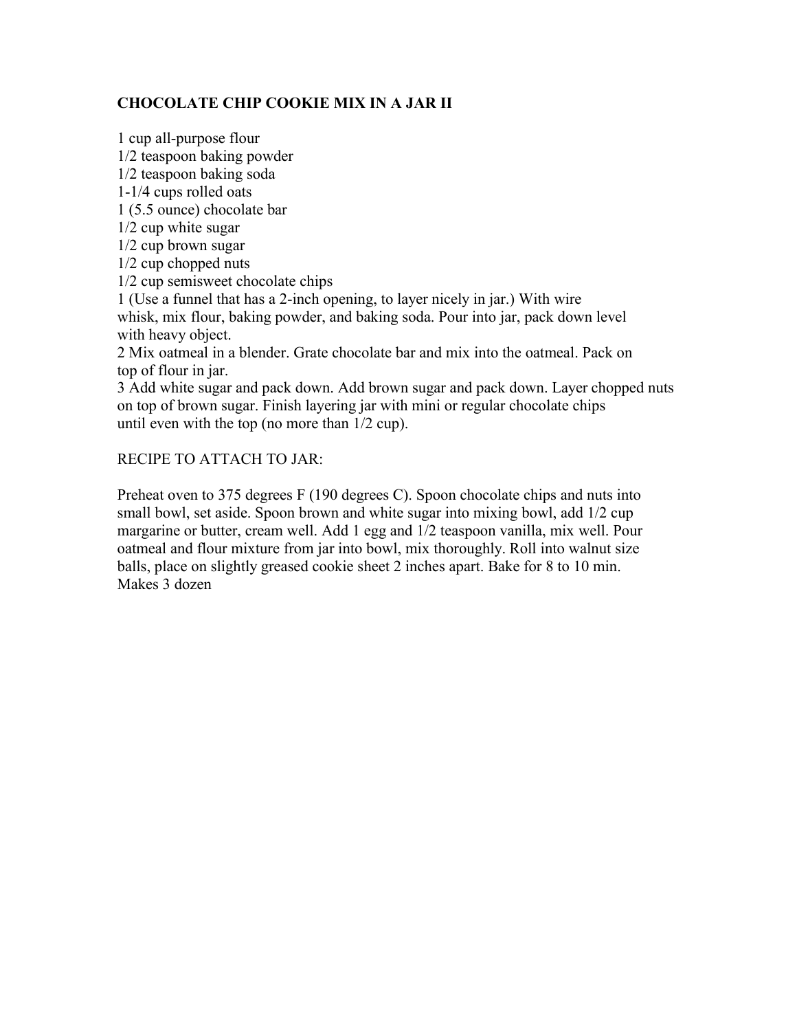## CHOCOLATE CHIP COOKIE MIX IN A JAR II

1 cup all-purpose flour
1/2 teaspoon baking powder
1/2 teaspoon baking soda
1-1/4 cups rolled oats
1 (5.5 ounce) chocolate bar
1/2 cup white sugar
1/2 cup brown sugar
1/2 cup chopped nuts
1/2 cup semisweet chocolate chips

1 (Use a funnel that has a 2-inch opening, to layer nicely in jar.) With wire whisk, mix flour, baking powder, and baking soda. Pour into jar, pack down level with heavy object.
2 Mix oatmeal in a blender. Grate chocolate bar and mix into the oatmeal. Pack on top of flour in jar.
3 Add white sugar and pack down. Add brown sugar and pack down. Layer chopped nuts on top of brown sugar. Finish layering jar with mini or regular chocolate chips until even with the top (no more than 1/2 cup).

RECIPE TO ATTACH TO JAR:

Preheat oven to 375 degrees F (190 degrees C). Spoon chocolate chips and nuts into small bowl, set aside. Spoon brown and white sugar into mixing bowl, add 1/2 cup margarine or butter, cream well. Add 1 egg and 1/2 teaspoon vanilla, mix well. Pour oatmeal and flour mixture from jar into bowl, mix thoroughly. Roll into walnut size balls, place on slightly greased cookie sheet 2 inches apart. Bake for 8 to 10 min. Makes 3 dozen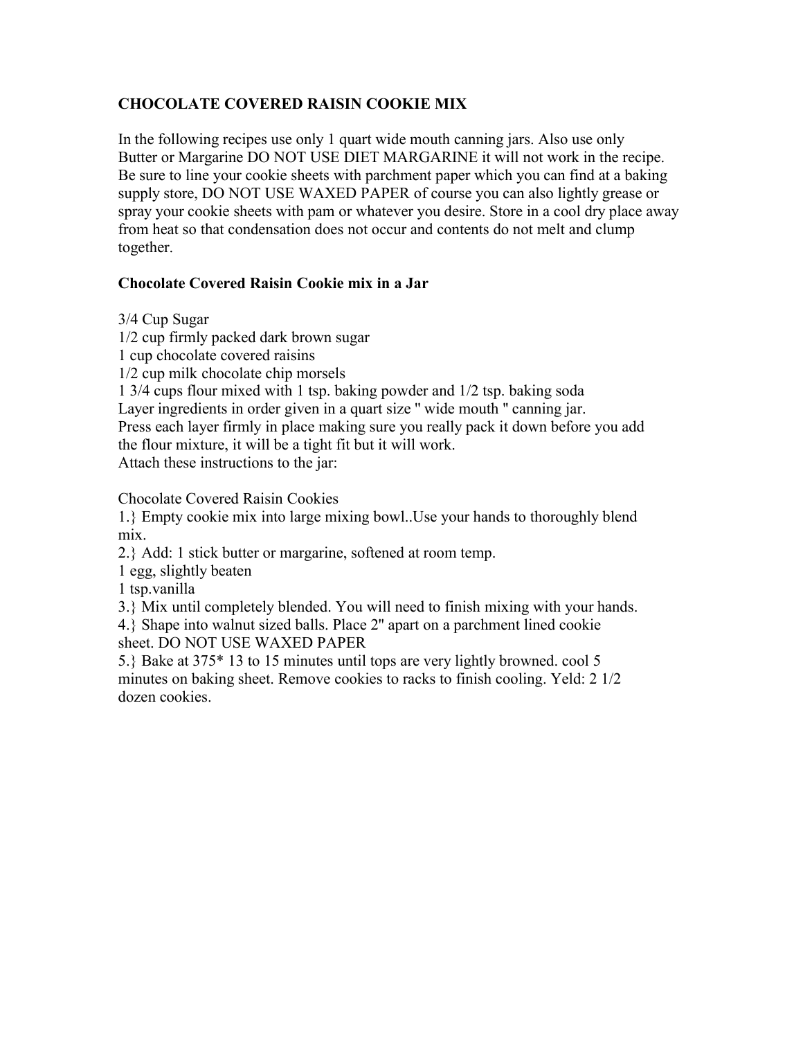# CHOCOLATE COVERED RAISIN COOKIE MIX

In the following recipes use only 1 quart wide mouth canning jars. Also use only Butter or Margarine DO NOT USE DIET MARGARINE it will not work in the recipe. Be sure to line your cookie sheets with parchment paper which you can find at a baking supply store, DO NOT USE WAXED PAPER of course you can also lightly grease or spray your cookie sheets with pam or whatever you desire. Store in a cool dry place away from heat so that condensation does not occur and contents do not melt and clump together.

## Chocolate Covered Raisin Cookie mix in a Jar

3/4 Cup Sugar
1/2 cup firmly packed dark brown sugar
1 cup chocolate covered raisins
1/2 cup milk chocolate chip morsels
1 3/4 cups flour mixed with 1 tsp. baking powder and 1/2 tsp. baking soda
Layer ingredients in order given in a quart size " wide mouth " canning jar.
Press each layer firmly in place making sure you really pack it down before you add the flour mixture, it will be a tight fit but it will work.
Attach these instructions to the jar:

Chocolate Covered Raisin Cookies
1.} Empty cookie mix into large mixing bowl..Use your hands to thoroughly blend mix.
2.} Add: 1 stick butter or margarine, softened at room temp.
1 egg, slightly beaten
1 tsp.vanilla
3.} Mix until completely blended. You will need to finish mixing with your hands.
4.} Shape into walnut sized balls. Place 2" apart on a parchment lined cookie sheet. DO NOT USE WAXED PAPER
5.} Bake at 375* 13 to 15 minutes until tops are very lightly browned. cool 5 minutes on baking sheet. Remove cookies to racks to finish cooling. Yeld: 2 1/2 dozen cookies.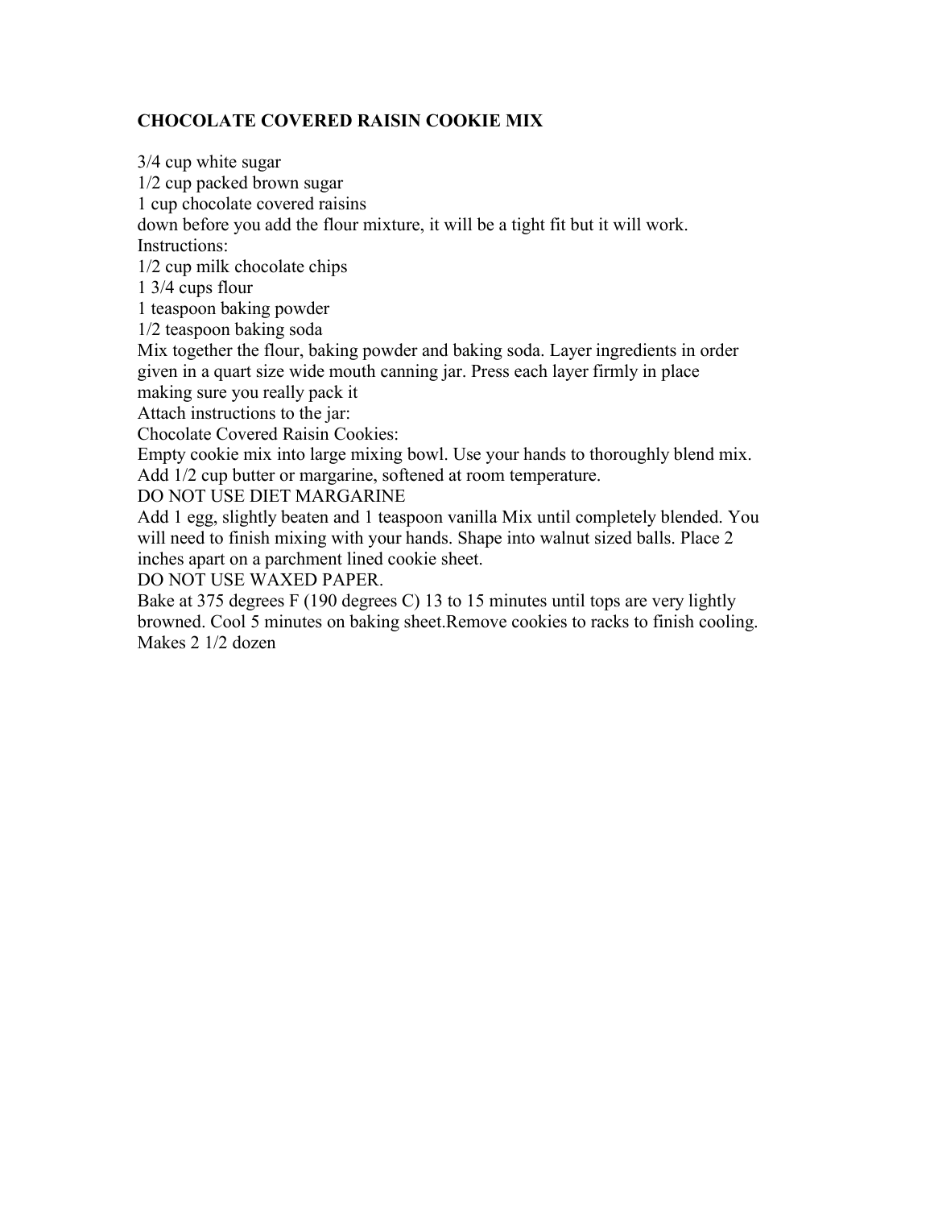**CHOCOLATE COVERED RAISIN COOKIE MIX**

3/4 cup white sugar
1/2 cup packed brown sugar
1 cup chocolate covered raisins
down before you add the flour mixture, it will be a tight fit but it will work.
Instructions:
1/2 cup milk chocolate chips
1 3/4 cups flour
1 teaspoon baking powder
1/2 teaspoon baking soda
Mix together the flour, baking powder and baking soda. Layer ingredients in order given in a quart size wide mouth canning jar. Press each layer firmly in place making sure you really pack it
Attach instructions to the jar:
Chocolate Covered Raisin Cookies:
Empty cookie mix into large mixing bowl. Use your hands to thoroughly blend mix.
Add 1/2 cup butter or margarine, softened at room temperature.
DO NOT USE DIET MARGARINE
Add 1 egg, slightly beaten and 1 teaspoon vanilla Mix until completely blended. You will need to finish mixing with your hands. Shape into walnut sized balls. Place 2 inches apart on a parchment lined cookie sheet.
DO NOT USE WAXED PAPER.
Bake at 375 degrees F (190 degrees C) 13 to 15 minutes until tops are very lightly browned. Cool 5 minutes on baking sheet.Remove cookies to racks to finish cooling.
Makes 2 1/2 dozen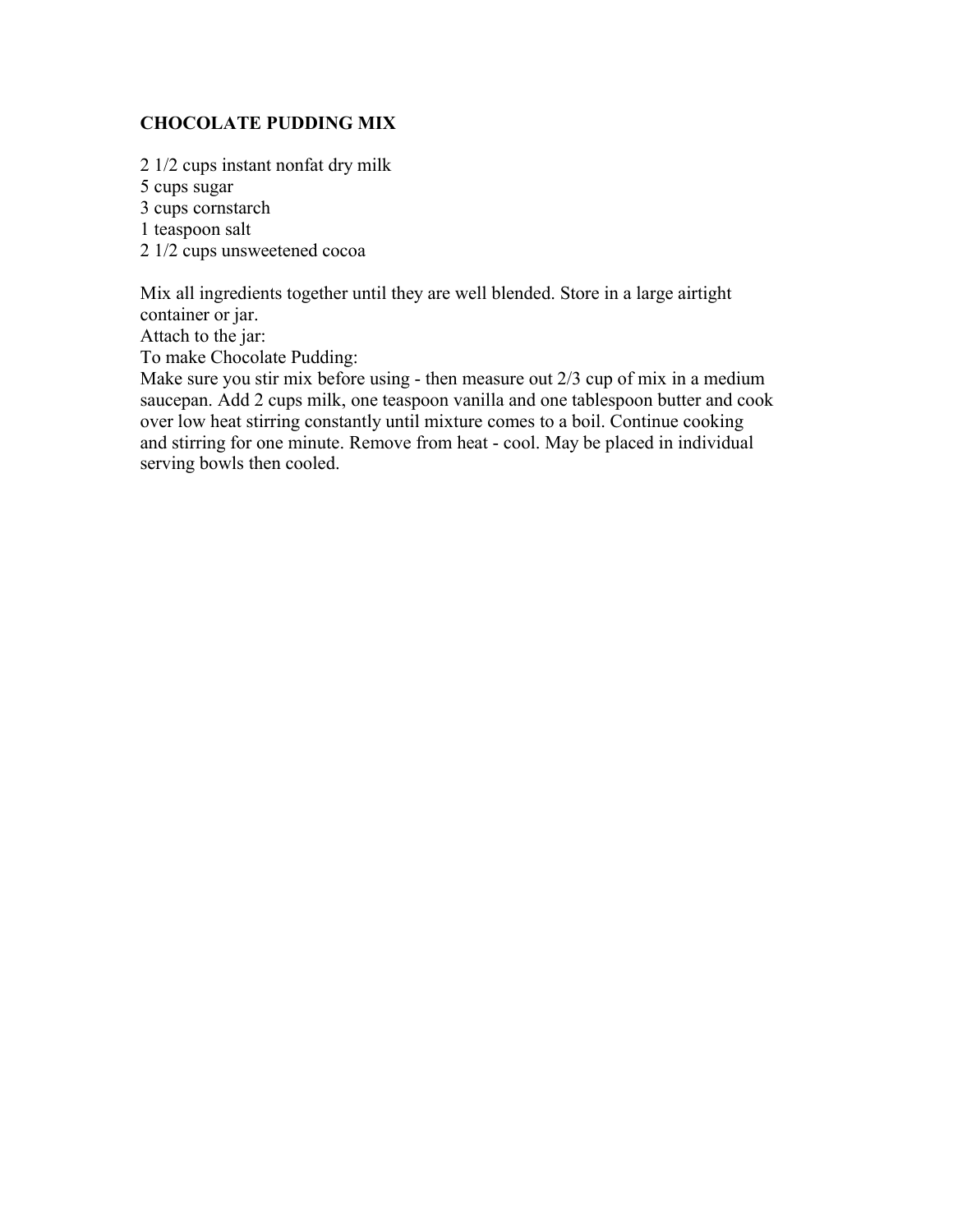## CHOCOLATE PUDDING MIX

2 1/2 cups instant nonfat dry milk
5 cups sugar
3 cups cornstarch
1 teaspoon salt
2 1/2 cups unsweetened cocoa

Mix all ingredients together until they are well blended. Store in a large airtight container or jar.
Attach to the jar:
To make Chocolate Pudding:
Make sure you stir mix before using - then measure out 2/3 cup of mix in a medium saucepan. Add 2 cups milk, one teaspoon vanilla and one tablespoon butter and cook over low heat stirring constantly until mixture comes to a boil. Continue cooking and stirring for one minute. Remove from heat - cool. May be placed in individual serving bowls then cooled.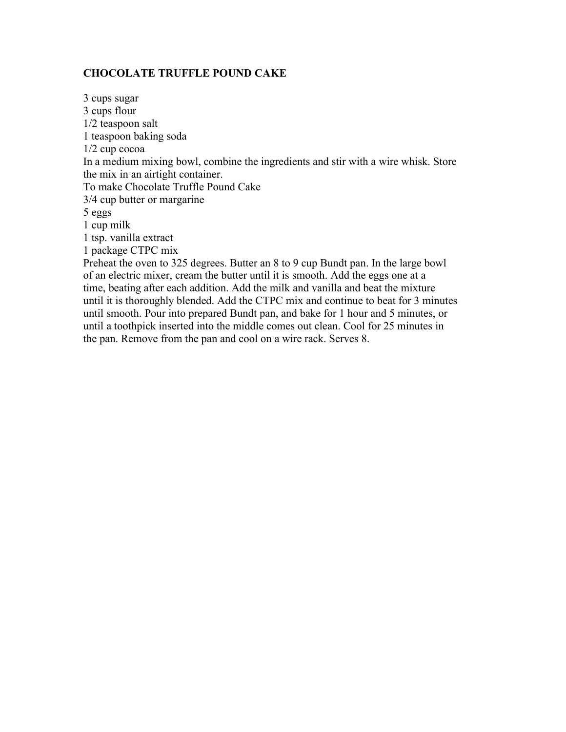## CHOCOLATE TRUFFLE POUND CAKE

3 cups sugar
3 cups flour
1/2 teaspoon salt
1 teaspoon baking soda
1/2 cup cocoa
In a medium mixing bowl, combine the ingredients and stir with a wire whisk. Store the mix in an airtight container.
To make Chocolate Truffle Pound Cake
3/4 cup butter or margarine
5 eggs
1 cup milk
1 tsp. vanilla extract
1 package CTPC mix
Preheat the oven to 325 degrees. Butter an 8 to 9 cup Bundt pan. In the large bowl of an electric mixer, cream the butter until it is smooth. Add the eggs one at a time, beating after each addition. Add the milk and vanilla and beat the mixture until it is thoroughly blended. Add the CTPC mix and continue to beat for 3 minutes until smooth. Pour into prepared Bundt pan, and bake for 1 hour and 5 minutes, or until a toothpick inserted into the middle comes out clean. Cool for 25 minutes in the pan. Remove from the pan and cool on a wire rack. Serves 8.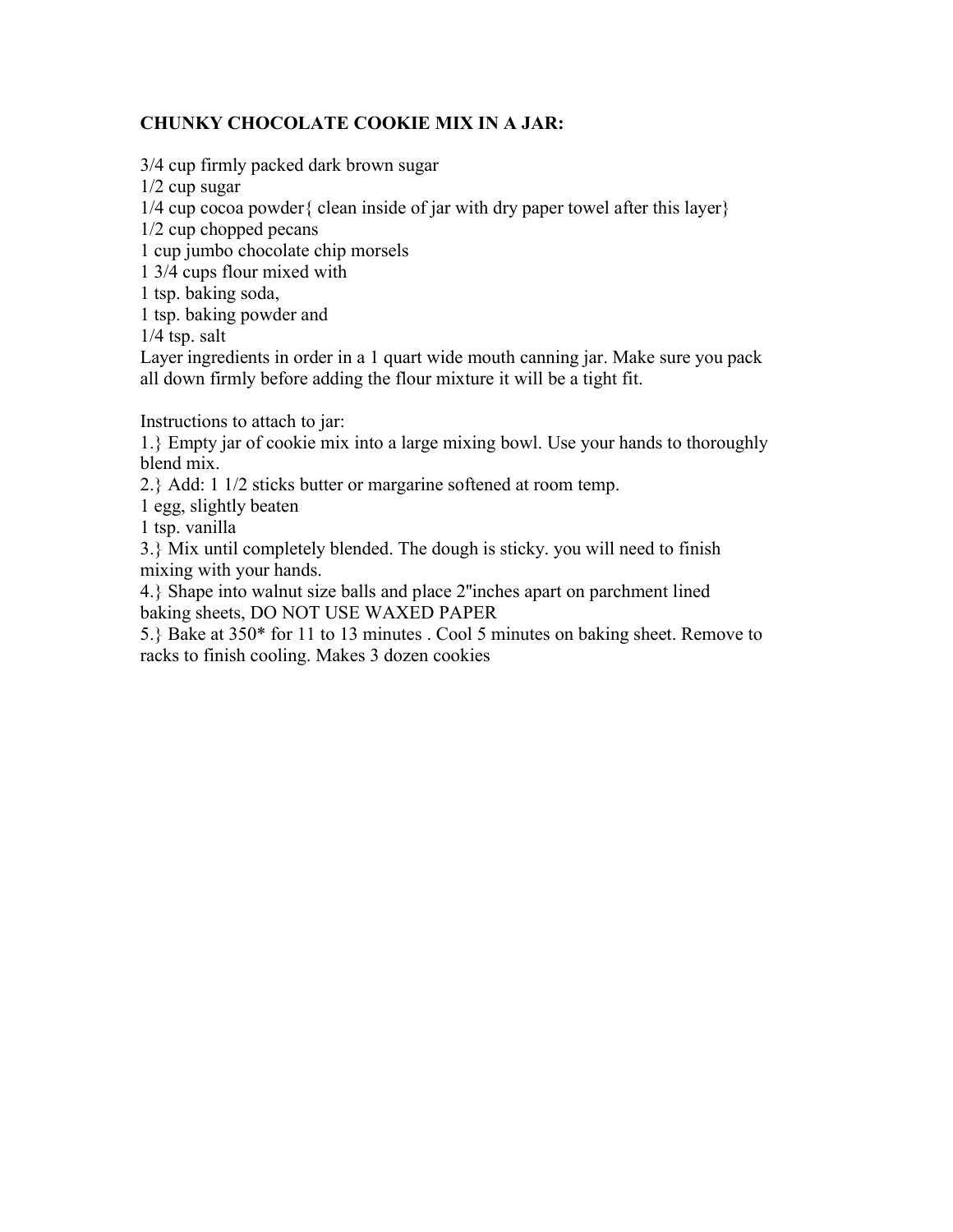**CHUNKY CHOCOLATE COOKIE MIX IN A JAR:**

3/4 cup firmly packed dark brown sugar
1/2 cup sugar
1/4 cup cocoa powder{ clean inside of jar with dry paper towel after this layer}
1/2 cup chopped pecans
1 cup jumbo chocolate chip morsels
1 3/4 cups flour mixed with
1 tsp. baking soda,
1 tsp. baking powder and
1/4 tsp. salt
Layer ingredients in order in a 1 quart wide mouth canning jar. Make sure you pack all down firmly before adding the flour mixture it will be a tight fit.

Instructions to attach to jar:
1.} Empty jar of cookie mix into a large mixing bowl. Use your hands to thoroughly blend mix.
2.} Add: 1 1/2 sticks butter or margarine softened at room temp.
1 egg, slightly beaten
1 tsp. vanilla
3.} Mix until completely blended. The dough is sticky. you will need to finish mixing with your hands.
4.} Shape into walnut size balls and place 2"inches apart on parchment lined baking sheets, DO NOT USE WAXED PAPER
5.} Bake at 350* for 11 to 13 minutes . Cool 5 minutes on baking sheet. Remove to racks to finish cooling. Makes 3 dozen cookies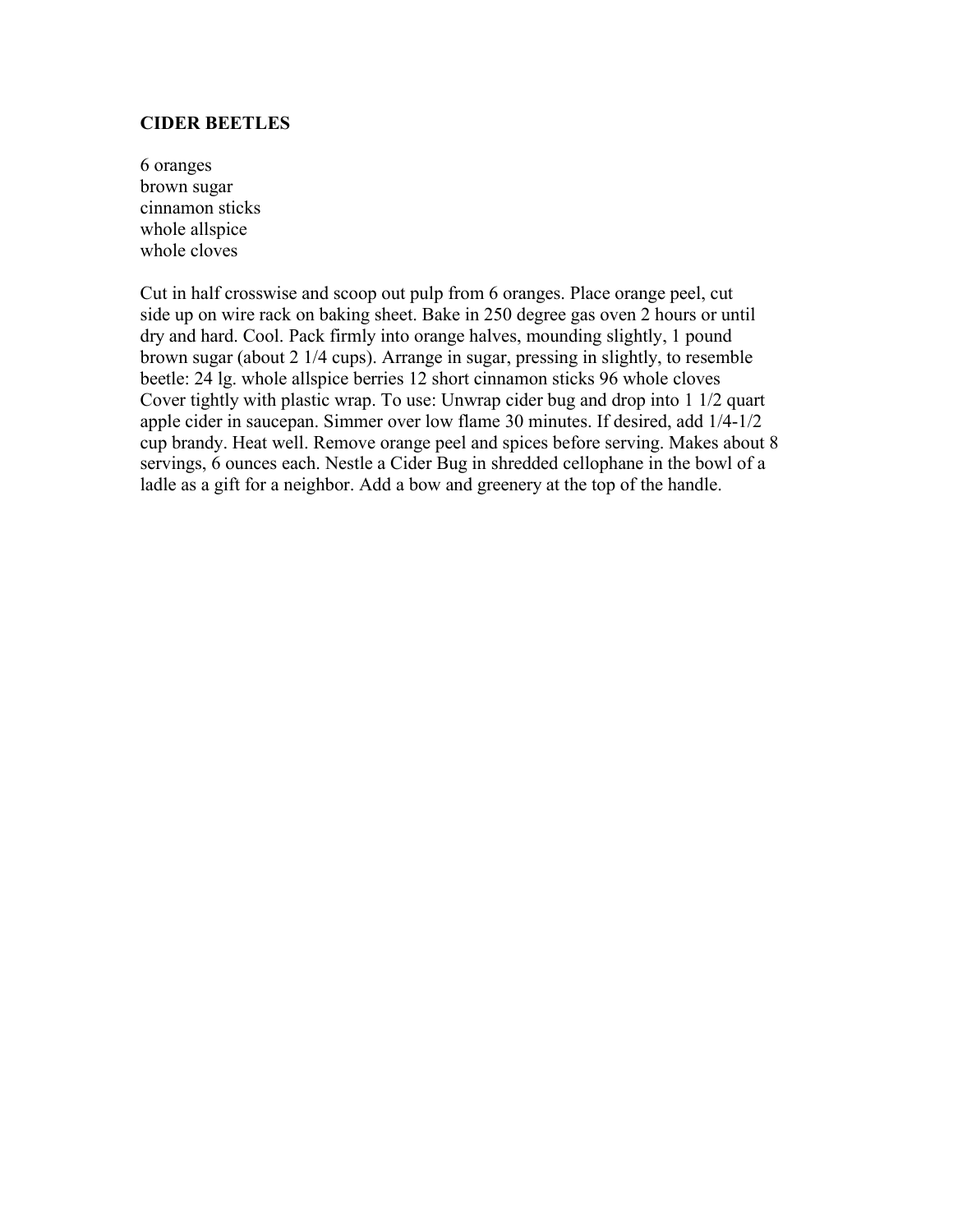**CIDER BEETLES**

6 oranges
brown sugar
cinnamon sticks
whole allspice
whole cloves

Cut in half crosswise and scoop out pulp from 6 oranges. Place orange peel, cut side up on wire rack on baking sheet. Bake in 250 degree gas oven 2 hours or until dry and hard. Cool. Pack firmly into orange halves, mounding slightly, 1 pound brown sugar (about 2 1/4 cups). Arrange in sugar, pressing in slightly, to resemble beetle: 24 lg. whole allspice berries 12 short cinnamon sticks 96 whole cloves Cover tightly with plastic wrap. To use: Unwrap cider bug and drop into 1 1/2 quart apple cider in saucepan. Simmer over low flame 30 minutes. If desired, add 1/4-1/2 cup brandy. Heat well. Remove orange peel and spices before serving. Makes about 8 servings, 6 ounces each. Nestle a Cider Bug in shredded cellophane in the bowl of a ladle as a gift for a neighbor. Add a bow and greenery at the top of the handle.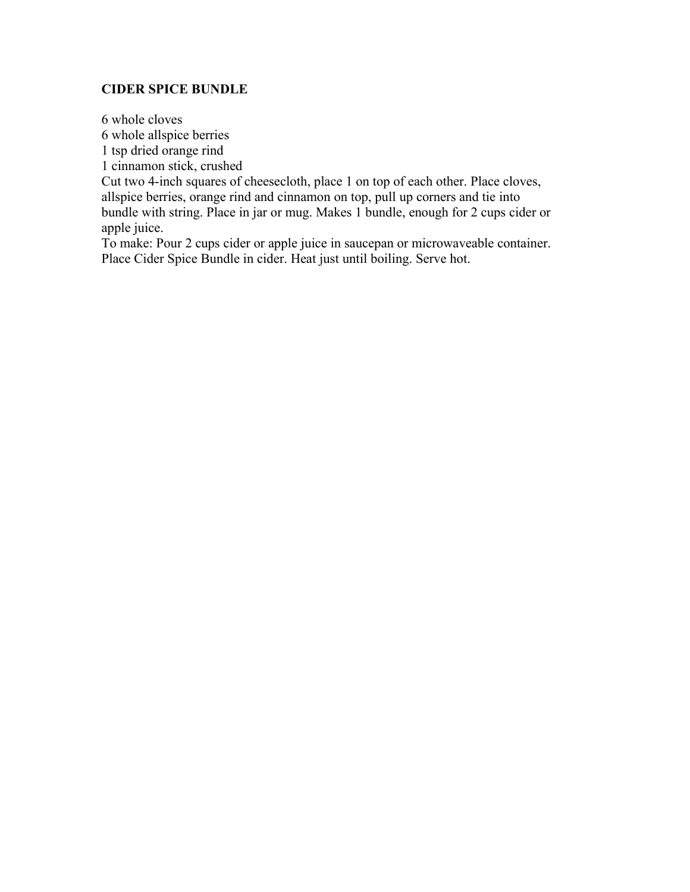## CIDER SPICE BUNDLE

6 whole cloves
6 whole allspice berries
1 tsp dried orange rind
1 cinnamon stick, crushed

Cut two 4-inch squares of cheesecloth, place 1 on top of each other. Place cloves, allspice berries, orange rind and cinnamon on top, pull up corners and tie into bundle with string. Place in jar or mug. Makes 1 bundle, enough for 2 cups cider or apple juice.

To make: Pour 2 cups cider or apple juice in saucepan or microwaveable container. Place Cider Spice Bundle in cider. Heat just until boiling. Serve hot.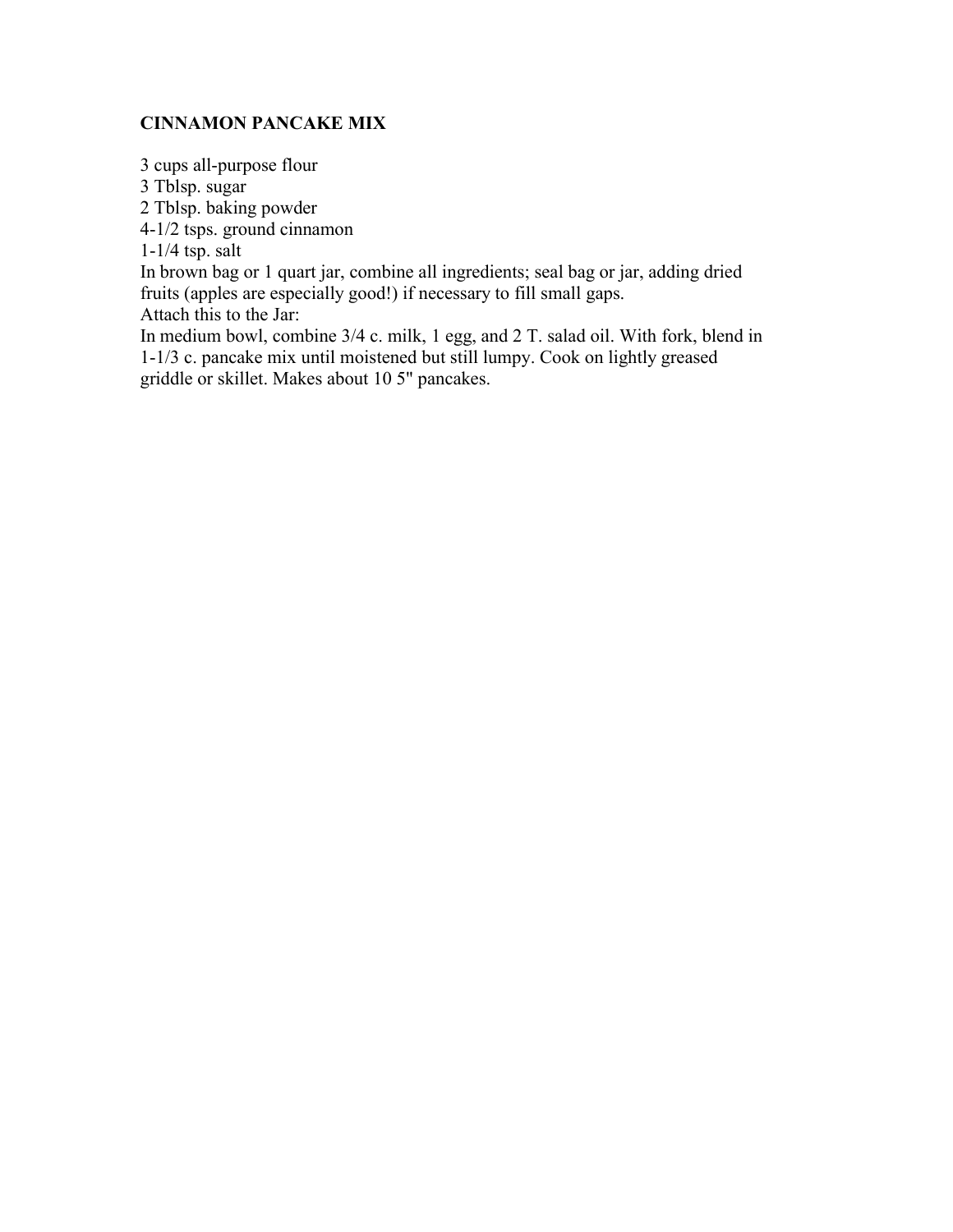**CINNAMON PANCAKE MIX**

3 cups all-purpose flour
3 Tblsp. sugar
2 Tblsp. baking powder
4-1/2 tsps. ground cinnamon
1-1/4 tsp. salt
In brown bag or 1 quart jar, combine all ingredients; seal bag or jar, adding dried fruits (apples are especially good!) if necessary to fill small gaps.
Attach this to the Jar:
In medium bowl, combine 3/4 c. milk, 1 egg, and 2 T. salad oil. With fork, blend in 1-1/3 c. pancake mix until moistened but still lumpy. Cook on lightly greased griddle or skillet. Makes about 10 5" pancakes.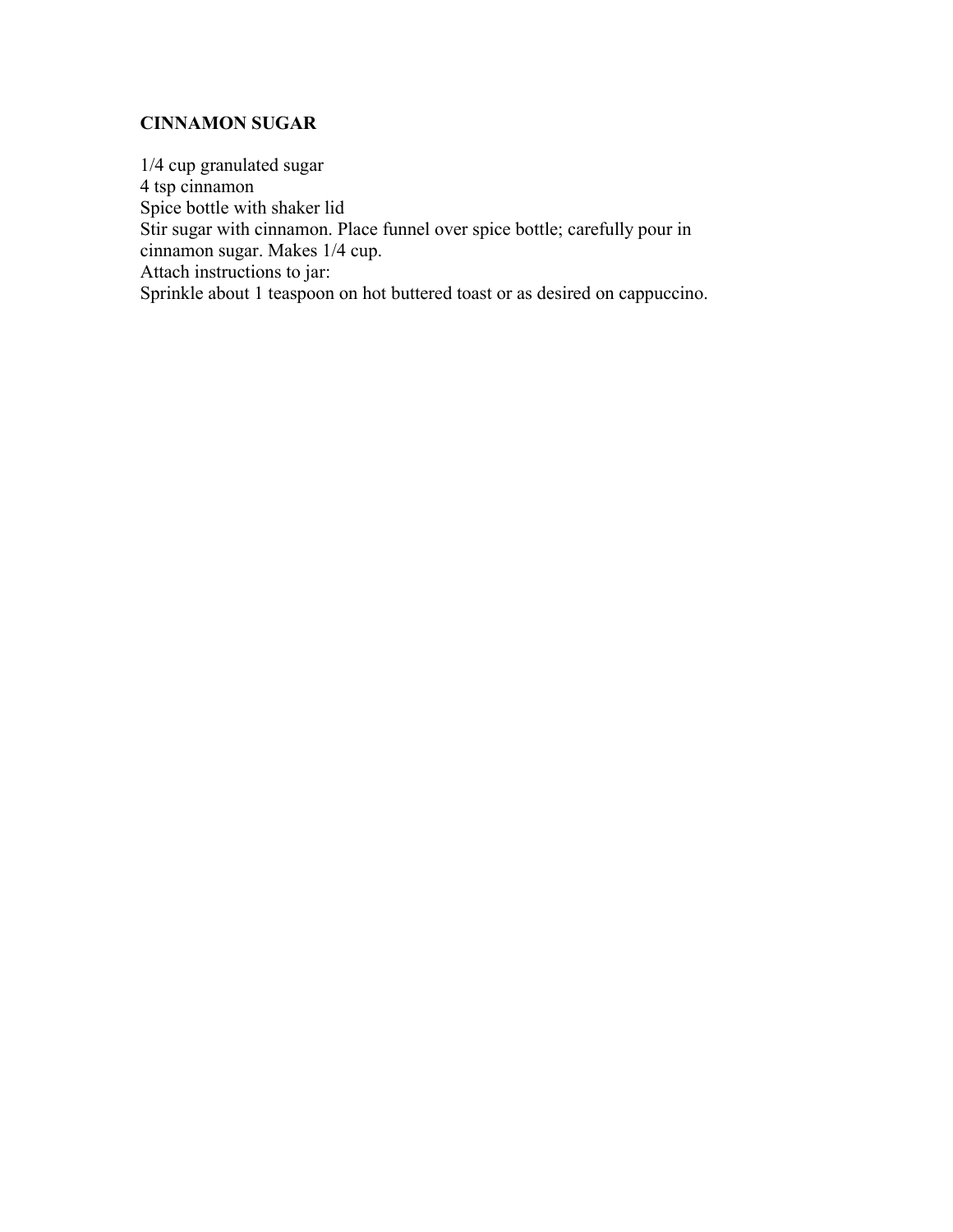**CINNAMON SUGAR**

1/4 cup granulated sugar
4 tsp cinnamon
Spice bottle with shaker lid
Stir sugar with cinnamon. Place funnel over spice bottle; carefully pour in cinnamon sugar. Makes 1/4 cup.
Attach instructions to jar:
Sprinkle about 1 teaspoon on hot buttered toast or as desired on cappuccino.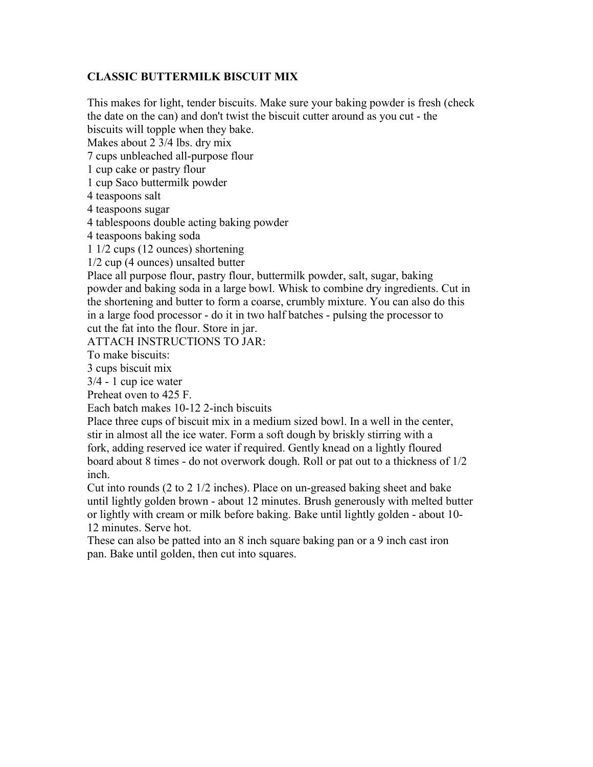## CLASSIC BUTTERMILK BISCUIT MIX

This makes for light, tender biscuits. Make sure your baking powder is fresh (check the date on the can) and don't twist the biscuit cutter around as you cut - the biscuits will topple when they bake.

Makes about 2 3/4 lbs. dry mix

7 cups unbleached all-purpose flour
1 cup cake or pastry flour
1 cup Saco buttermilk powder
4 teaspoons salt
4 teaspoons sugar
4 tablespoons double acting baking powder
4 teaspoons baking soda
1 1/2 cups (12 ounces) shortening
1/2 cup (4 ounces) unsalted butter

Place all purpose flour, pastry flour, buttermilk powder, salt, sugar, baking powder and baking soda in a large bowl. Whisk to combine dry ingredients. Cut in the shortening and butter to form a coarse, crumbly mixture. You can also do this in a large food processor - do it in two half batches - pulsing the processor to cut the fat into the flour. Store in jar.

ATTACH INSTRUCTIONS TO JAR:

To make biscuits:

3 cups biscuit mix
3/4 - 1 cup ice water

Preheat oven to 425 F.

Each batch makes 10-12 2-inch biscuits

Place three cups of biscuit mix in a medium sized bowl. In a well in the center, stir in almost all the ice water. Form a soft dough by briskly stirring with a fork, adding reserved ice water if required. Gently knead on a lightly floured board about 8 times - do not overwork dough. Roll or pat out to a thickness of 1/2 inch.

Cut into rounds (2 to 2 1/2 inches). Place on un-greased baking sheet and bake until lightly golden brown - about 12 minutes. Brush generously with melted butter or lightly with cream or milk before baking. Bake until lightly golden - about 10-12 minutes. Serve hot.

These can also be patted into an 8 inch square baking pan or a 9 inch cast iron pan. Bake until golden, then cut into squares.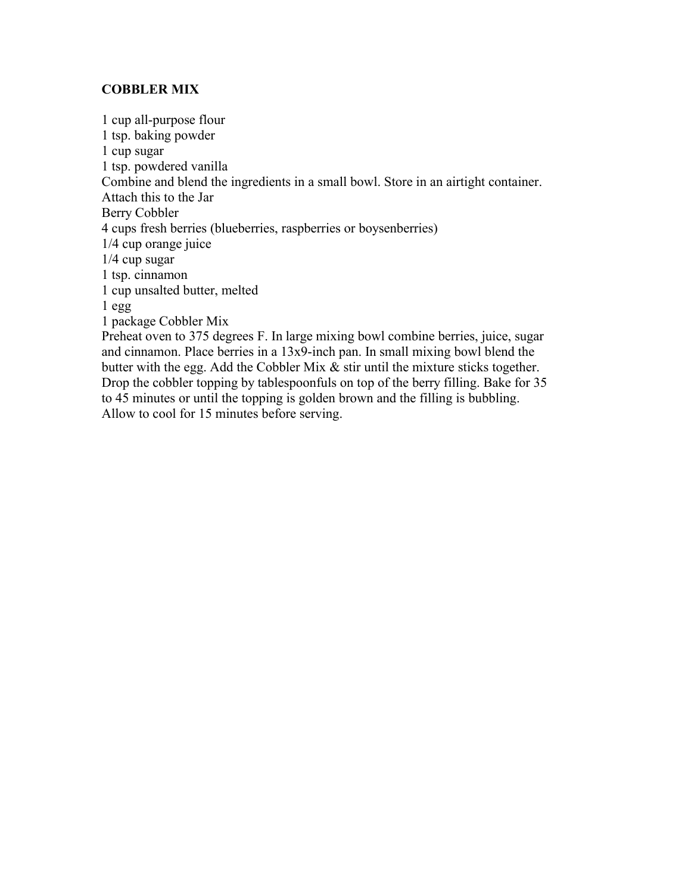**COBBLER MIX**

1 cup all-purpose flour
1 tsp. baking powder
1 cup sugar
1 tsp. powdered vanilla
Combine and blend the ingredients in a small bowl. Store in an airtight container.
Attach this to the Jar
Berry Cobbler
4 cups fresh berries (blueberries, raspberries or boysenberries)
1/4 cup orange juice
1/4 cup sugar
1 tsp. cinnamon
1 cup unsalted butter, melted
1 egg
1 package Cobbler Mix
Preheat oven to 375 degrees F. In large mixing bowl combine berries, juice, sugar and cinnamon. Place berries in a 13x9-inch pan. In small mixing bowl blend the butter with the egg. Add the Cobbler Mix & stir until the mixture sticks together. Drop the cobbler topping by tablespoonfuls on top of the berry filling. Bake for 35 to 45 minutes or until the topping is golden brown and the filling is bubbling. Allow to cool for 15 minutes before serving.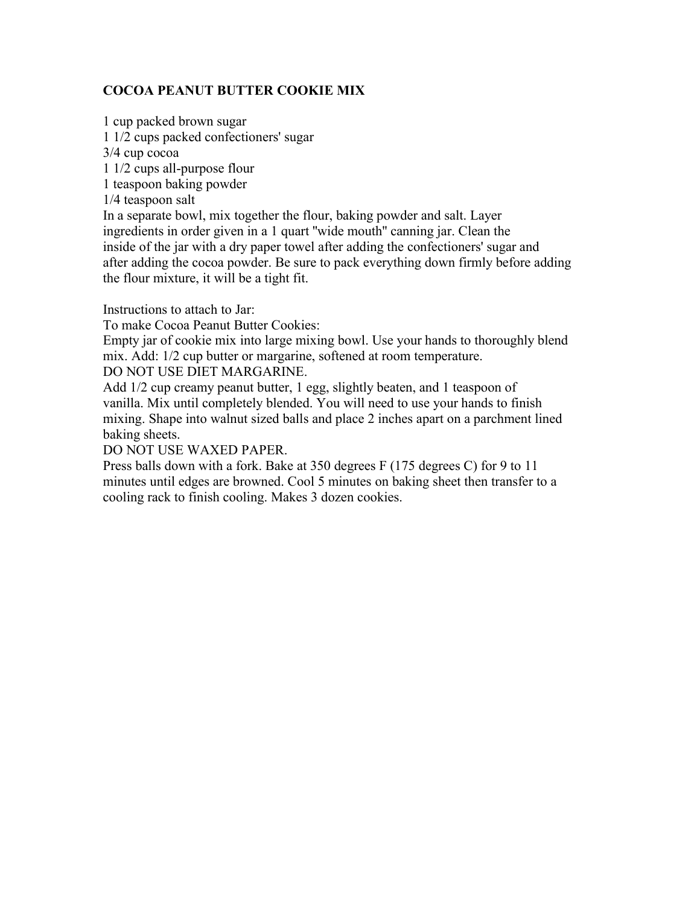**COCOA PEANUT BUTTER COOKIE MIX**

1 cup packed brown sugar  
1 1/2 cups packed confectioners' sugar  
3/4 cup cocoa  
1 1/2 cups all-purpose flour  
1 teaspoon baking powder  
1/4 teaspoon salt  
In a separate bowl, mix together the flour, baking powder and salt. Layer ingredients in order given in a 1 quart "wide mouth" canning jar. Clean the inside of the jar with a dry paper towel after adding the confectioners' sugar and after adding the cocoa powder. Be sure to pack everything down firmly before adding the flour mixture, it will be a tight fit.

Instructions to attach to Jar:  
To make Cocoa Peanut Butter Cookies:  
Empty jar of cookie mix into large mixing bowl. Use your hands to thoroughly blend mix. Add: 1/2 cup butter or margarine, softened at room temperature.  
DO NOT USE DIET MARGARINE.  
Add 1/2 cup creamy peanut butter, 1 egg, slightly beaten, and 1 teaspoon of vanilla. Mix until completely blended. You will need to use your hands to finish mixing. Shape into walnut sized balls and place 2 inches apart on a parchment lined baking sheets.  
DO NOT USE WAXED PAPER.  
Press balls down with a fork. Bake at 350 degrees F (175 degrees C) for 9 to 11 minutes until edges are browned. Cool 5 minutes on baking sheet then transfer to a cooling rack to finish cooling. Makes 3 dozen cookies.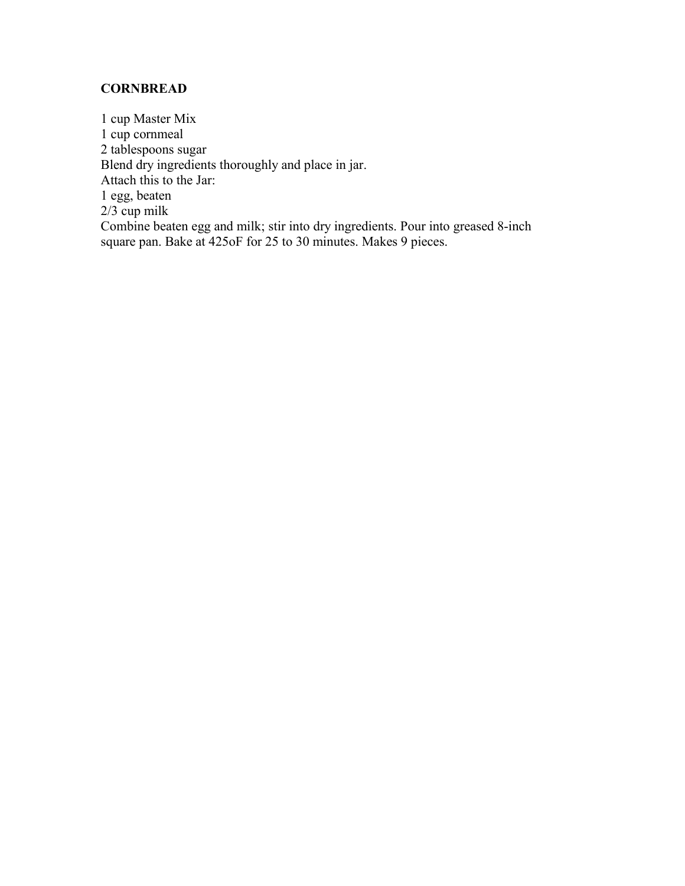**CORNBREAD**

1 cup Master Mix
1 cup cornmeal
2 tablespoons sugar
Blend dry ingredients thoroughly and place in jar.
Attach this to the Jar:
1 egg, beaten
2/3 cup milk
Combine beaten egg and milk; stir into dry ingredients. Pour into greased 8-inch square pan. Bake at 425oF for 25 to 30 minutes. Makes 9 pieces.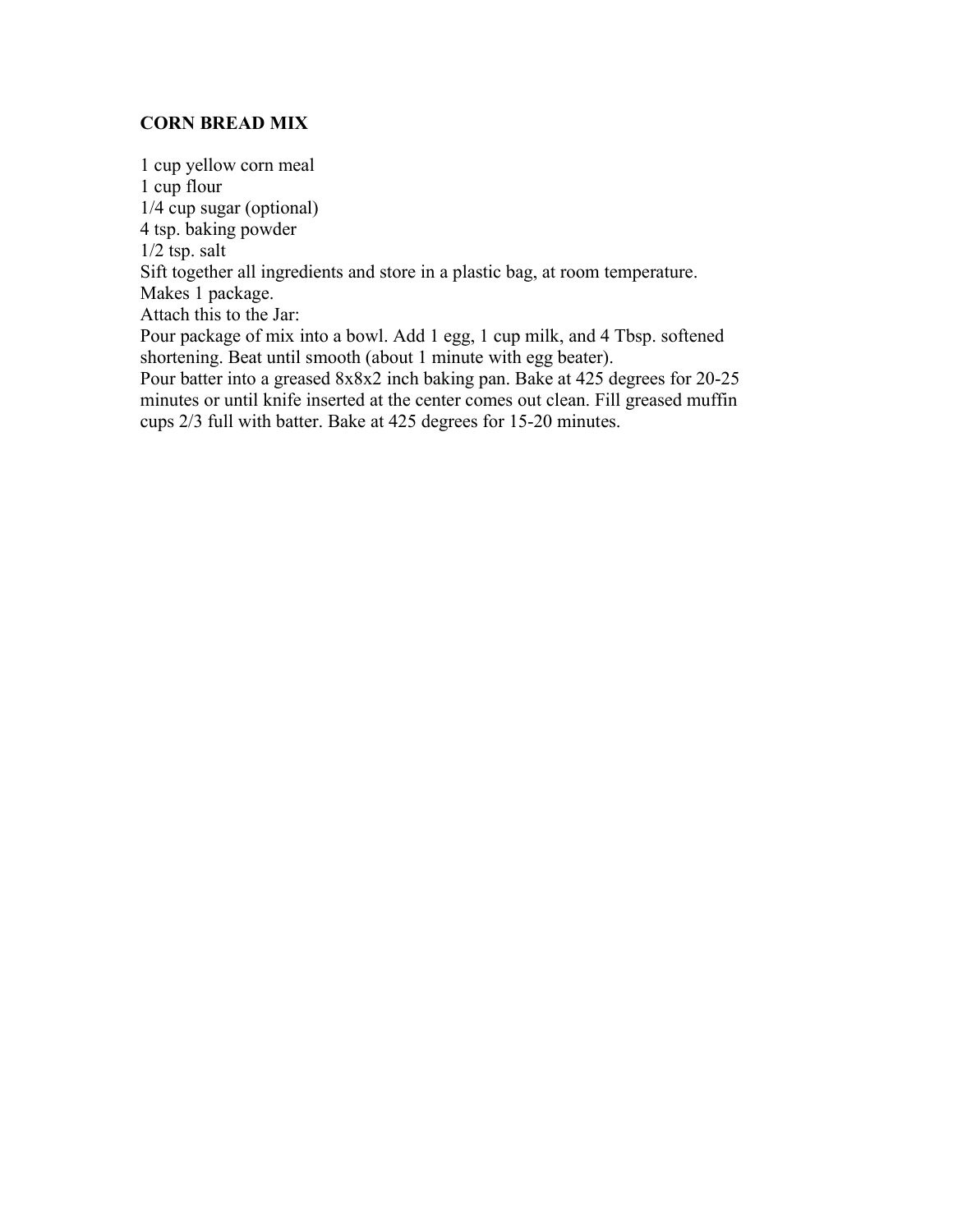**CORN BREAD MIX**

1 cup yellow corn meal
1 cup flour
1/4 cup sugar (optional)
4 tsp. baking powder
1/2 tsp. salt
Sift together all ingredients and store in a plastic bag, at room temperature.
Makes 1 package.
Attach this to the Jar:
Pour package of mix into a bowl. Add 1 egg, 1 cup milk, and 4 Tbsp. softened shortening. Beat until smooth (about 1 minute with egg beater).
Pour batter into a greased 8x8x2 inch baking pan. Bake at 425 degrees for 20-25 minutes or until knife inserted at the center comes out clean. Fill greased muffin cups 2/3 full with batter. Bake at 425 degrees for 15-20 minutes.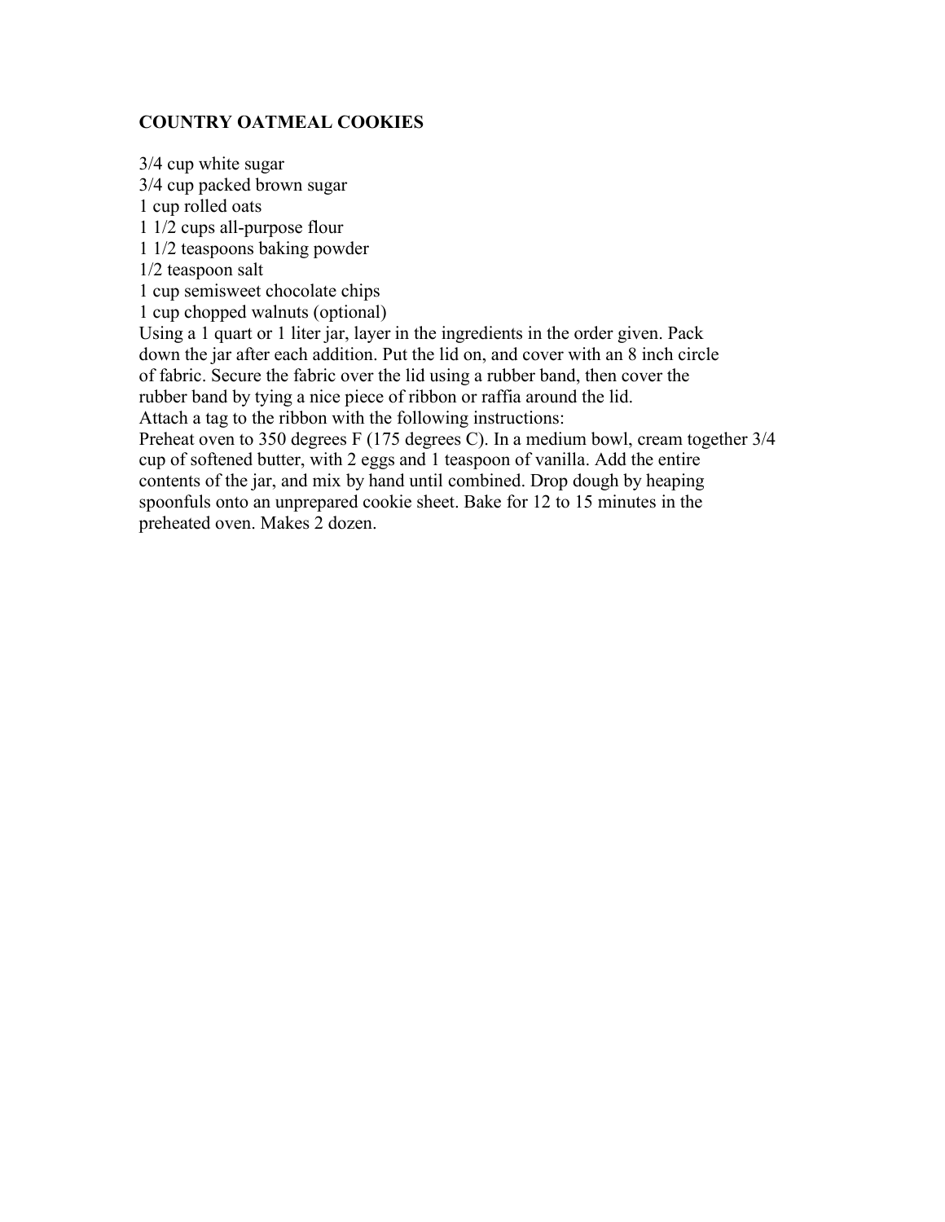**COUNTRY OATMEAL COOKIES**

3/4 cup white sugar
3/4 cup packed brown sugar
1 cup rolled oats
1 1/2 cups all-purpose flour
1 1/2 teaspoons baking powder
1/2 teaspoon salt
1 cup semisweet chocolate chips
1 cup chopped walnuts (optional)
Using a 1 quart or 1 liter jar, layer in the ingredients in the order given. Pack down the jar after each addition. Put the lid on, and cover with an 8 inch circle of fabric. Secure the fabric over the lid using a rubber band, then cover the rubber band by tying a nice piece of ribbon or raffia around the lid.
Attach a tag to the ribbon with the following instructions:
Preheat oven to 350 degrees F (175 degrees C). In a medium bowl, cream together 3/4 cup of softened butter, with 2 eggs and 1 teaspoon of vanilla. Add the entire contents of the jar, and mix by hand until combined. Drop dough by heaping spoonfuls onto an unprepared cookie sheet. Bake for 12 to 15 minutes in the preheated oven. Makes 2 dozen.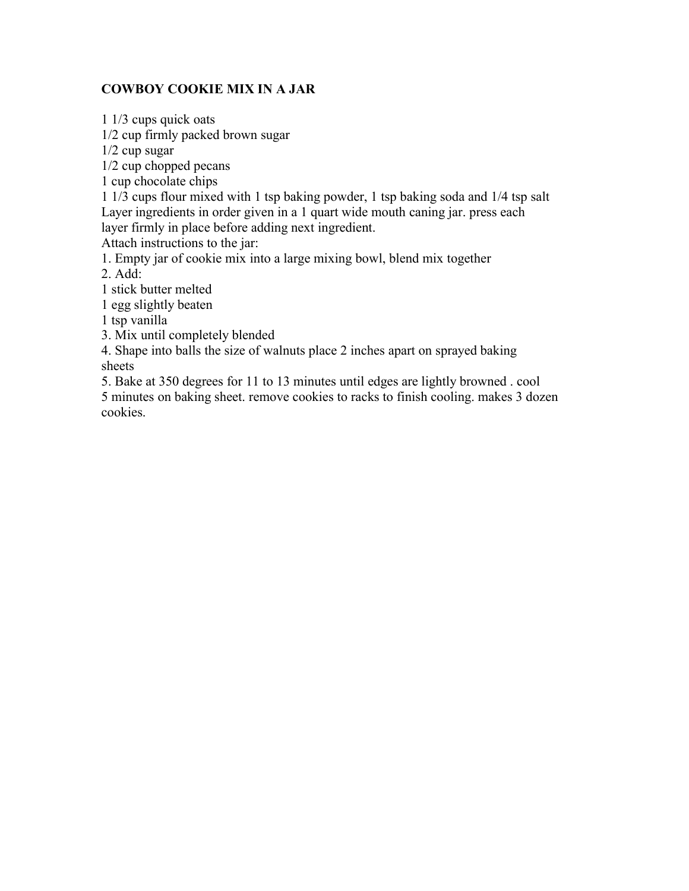## COWBOY COOKIE MIX IN A JAR

1 1/3 cups quick oats
1/2 cup firmly packed brown sugar
1/2 cup sugar
1/2 cup chopped pecans
1 cup chocolate chips
1 1/3 cups flour mixed with 1 tsp baking powder, 1 tsp baking soda and 1/4 tsp salt
Layer ingredients in order given in a 1 quart wide mouth caning jar. press each layer firmly in place before adding next ingredient.
Attach instructions to the jar:
1. Empty jar of cookie mix into a large mixing bowl, blend mix together
2. Add:
1 stick butter melted
1 egg slightly beaten
1 tsp vanilla
3. Mix until completely blended
4. Shape into balls the size of walnuts place 2 inches apart on sprayed baking sheets
5. Bake at 350 degrees for 11 to 13 minutes until edges are lightly browned . cool 5 minutes on baking sheet. remove cookies to racks to finish cooling. makes 3 dozen cookies.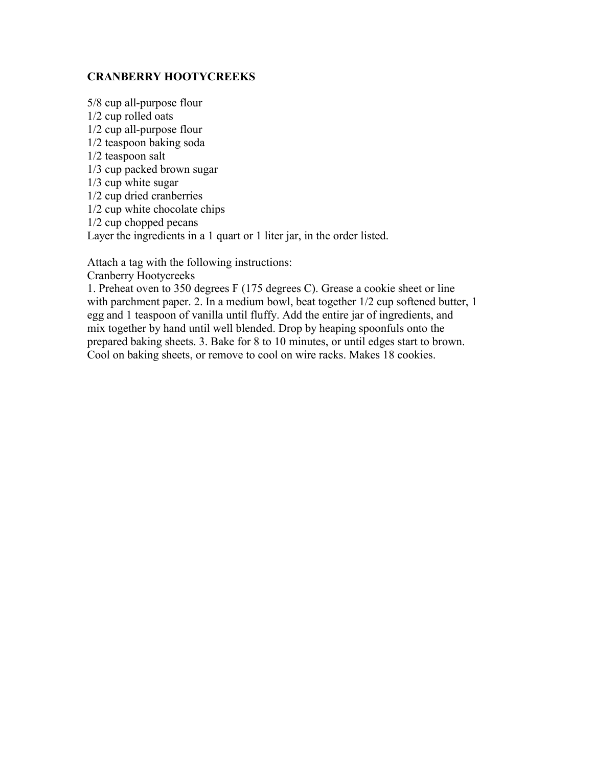**CRANBERRY HOOTYCREEKS**

5/8 cup all-purpose flour
1/2 cup rolled oats
1/2 cup all-purpose flour
1/2 teaspoon baking soda
1/2 teaspoon salt
1/3 cup packed brown sugar
1/3 cup white sugar
1/2 cup dried cranberries
1/2 cup white chocolate chips
1/2 cup chopped pecans
Layer the ingredients in a 1 quart or 1 liter jar, in the order listed.

Attach a tag with the following instructions:
Cranberry Hootycreeks
1. Preheat oven to 350 degrees F (175 degrees C). Grease a cookie sheet or line with parchment paper. 2. In a medium bowl, beat together 1/2 cup softened butter, 1 egg and 1 teaspoon of vanilla until fluffy. Add the entire jar of ingredients, and mix together by hand until well blended. Drop by heaping spoonfuls onto the prepared baking sheets. 3. Bake for 8 to 10 minutes, or until edges start to brown. Cool on baking sheets, or remove to cool on wire racks. Makes 18 cookies.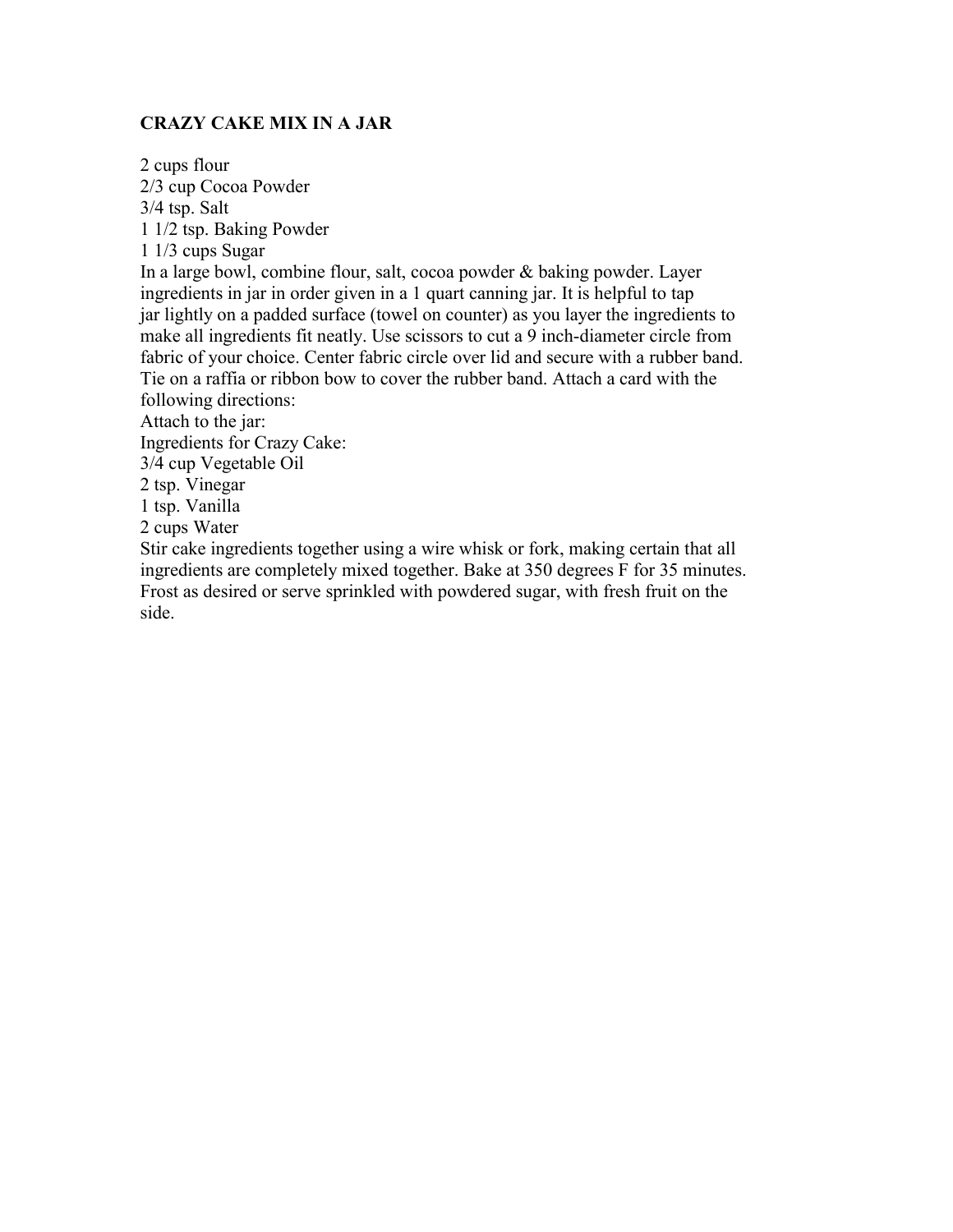**CRAZY CAKE MIX IN A JAR**

2 cups flour
2/3 cup Cocoa Powder
3/4 tsp. Salt
1 1/2 tsp. Baking Powder
1 1/3 cups Sugar
In a large bowl, combine flour, salt, cocoa powder & baking powder. Layer ingredients in jar in order given in a 1 quart canning jar. It is helpful to tap jar lightly on a padded surface (towel on counter) as you layer the ingredients to make all ingredients fit neatly. Use scissors to cut a 9 inch-diameter circle from fabric of your choice. Center fabric circle over lid and secure with a rubber band. Tie on a raffia or ribbon bow to cover the rubber band. Attach a card with the following directions:
Attach to the jar:
Ingredients for Crazy Cake:
3/4 cup Vegetable Oil
2 tsp. Vinegar
1 tsp. Vanilla
2 cups Water
Stir cake ingredients together using a wire whisk or fork, making certain that all ingredients are completely mixed together. Bake at 350 degrees F for 35 minutes. Frost as desired or serve sprinkled with powdered sugar, with fresh fruit on the side.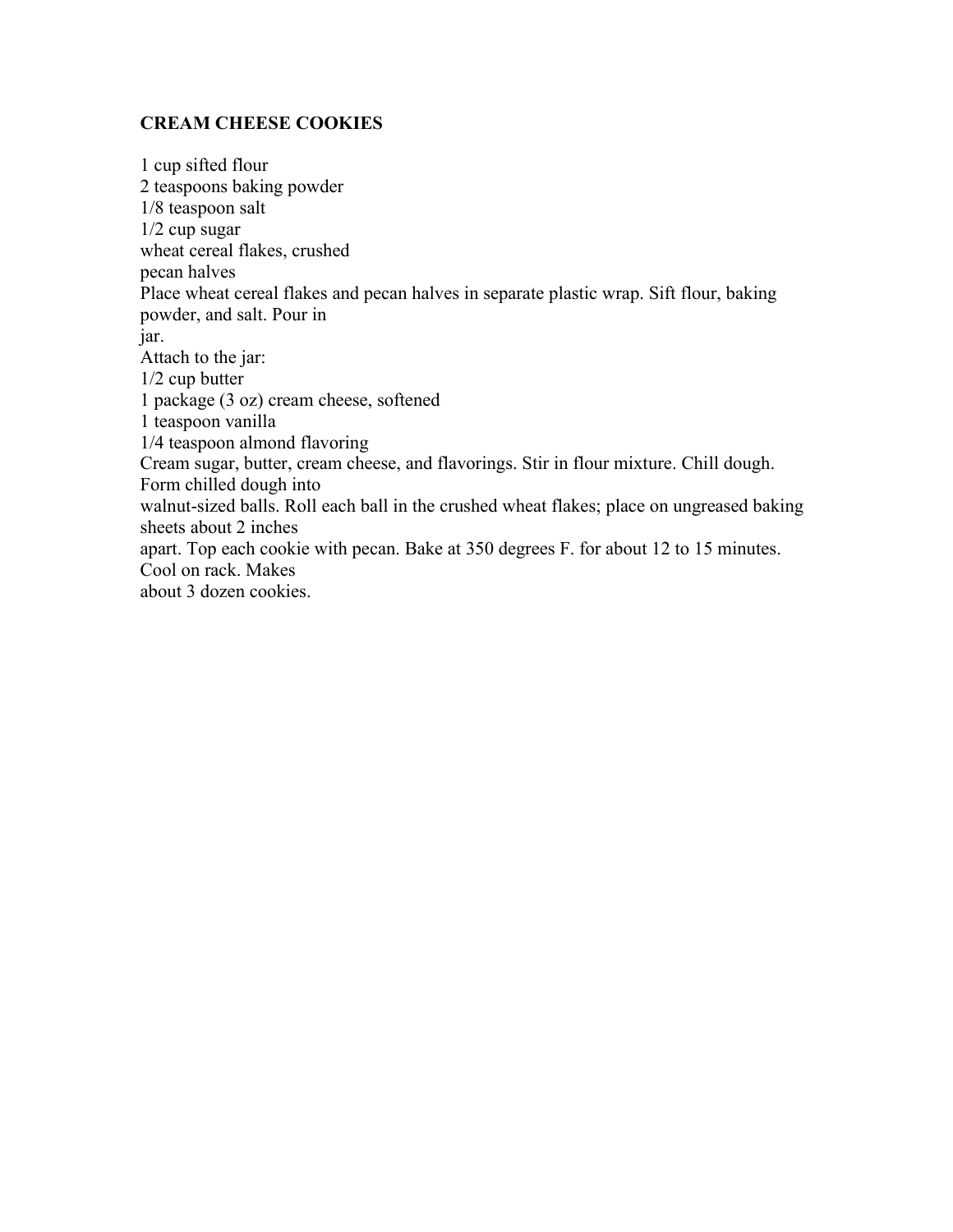# CREAM CHEESE COOKIES

1 cup sifted flour
2 teaspoons baking powder
1/8 teaspoon salt
1/2 cup sugar
wheat cereal flakes, crushed
pecan halves

Place wheat cereal flakes and pecan halves in separate plastic wrap. Sift flour, baking powder, and salt. Pour in jar.

Attach to the jar:

1/2 cup butter
1 package (3 oz) cream cheese, softened
1 teaspoon vanilla
1/4 teaspoon almond flavoring

Cream sugar, butter, cream cheese, and flavorings. Stir in flour mixture. Chill dough. Form chilled dough into walnut-sized balls. Roll each ball in the crushed wheat flakes; place on ungreased baking sheets about 2 inches apart. Top each cookie with pecan. Bake at 350 degrees F. for about 12 to 15 minutes. Cool on rack. Makes about 3 dozen cookies.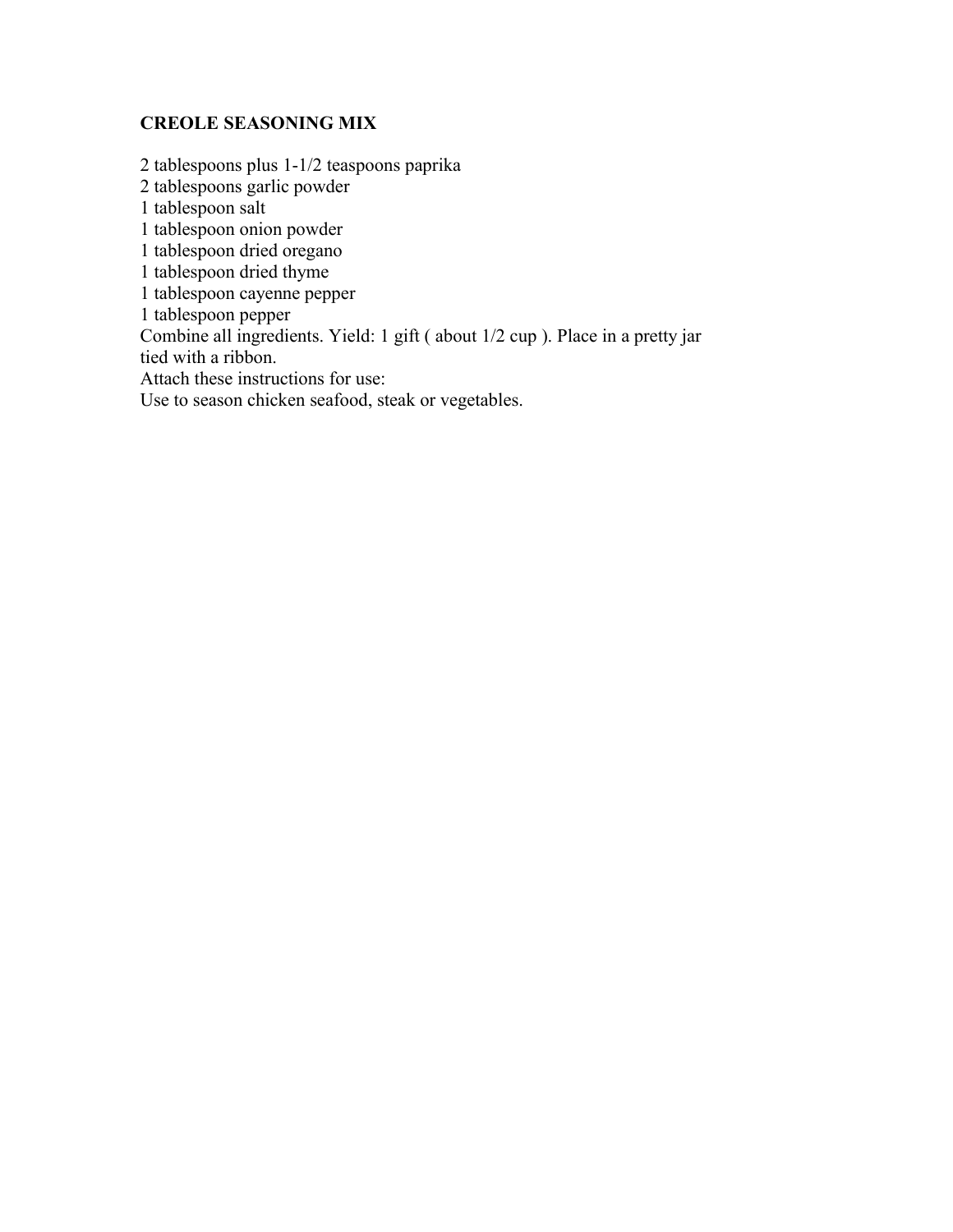## CREOLE SEASONING MIX

2 tablespoons plus 1-1/2 teaspoons paprika
2 tablespoons garlic powder
1 tablespoon salt
1 tablespoon onion powder
1 tablespoon dried oregano
1 tablespoon dried thyme
1 tablespoon cayenne pepper
1 tablespoon pepper
Combine all ingredients. Yield: 1 gift ( about 1/2 cup ). Place in a pretty jar tied with a ribbon.
Attach these instructions for use:
Use to season chicken seafood, steak or vegetables.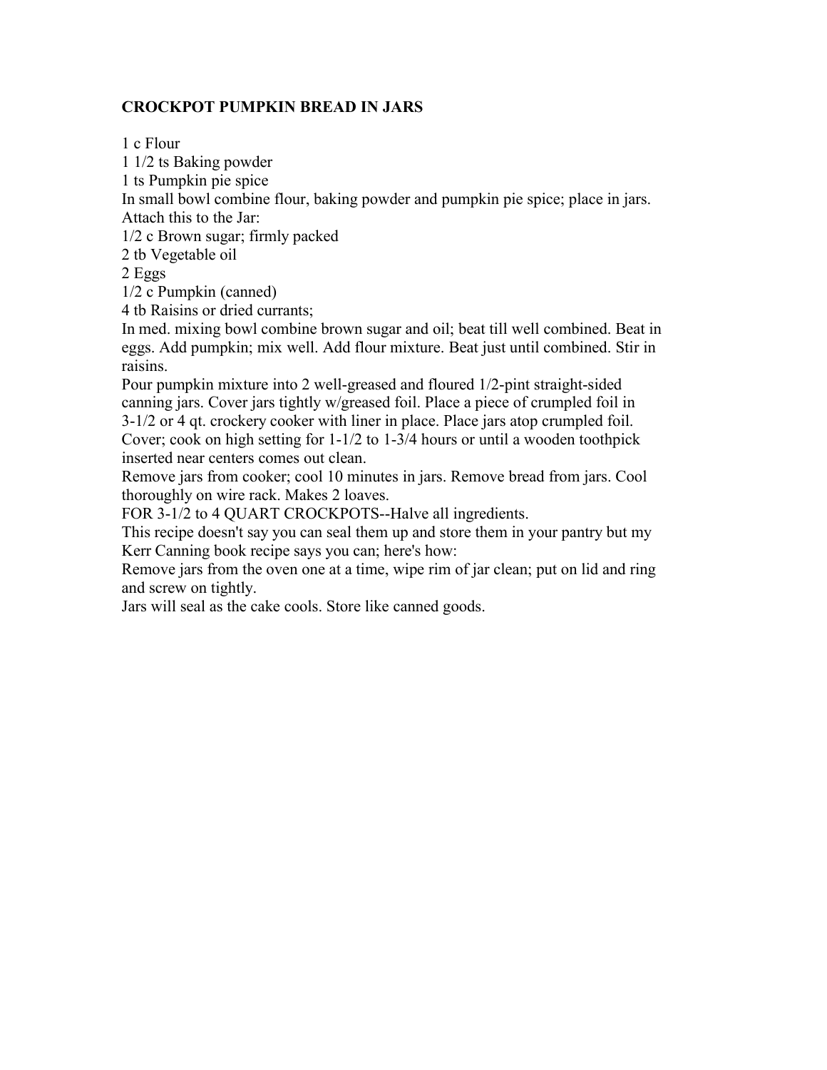**CROCKPOT PUMPKIN BREAD IN JARS**

1 c Flour
1 1/2 ts Baking powder
1 ts Pumpkin pie spice
In small bowl combine flour, baking powder and pumpkin pie spice; place in jars.
Attach this to the Jar:
1/2 c Brown sugar; firmly packed
2 tb Vegetable oil
2 Eggs
1/2 c Pumpkin (canned)
4 tb Raisins or dried currants;
In med. mixing bowl combine brown sugar and oil; beat till well combined. Beat in eggs. Add pumpkin; mix well. Add flour mixture. Beat just until combined. Stir in raisins.
Pour pumpkin mixture into 2 well-greased and floured 1/2-pint straight-sided canning jars. Cover jars tightly w/greased foil. Place a piece of crumpled foil in 3-1/2 or 4 qt. crockery cooker with liner in place. Place jars atop crumpled foil. Cover; cook on high setting for 1-1/2 to 1-3/4 hours or until a wooden toothpick inserted near centers comes out clean.
Remove jars from cooker; cool 10 minutes in jars. Remove bread from jars. Cool thoroughly on wire rack. Makes 2 loaves.
FOR 3-1/2 to 4 QUART CROCKPOTS--Halve all ingredients.
This recipe doesn't say you can seal them up and store them in your pantry but my Kerr Canning book recipe says you can; here's how:
Remove jars from the oven one at a time, wipe rim of jar clean; put on lid and ring and screw on tightly.
Jars will seal as the cake cools. Store like canned goods.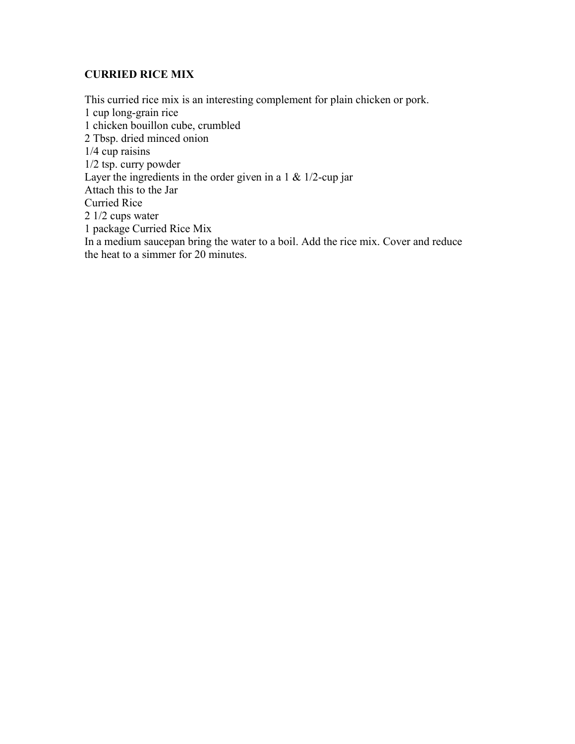**CURRIED RICE MIX**

This curried rice mix is an interesting complement for plain chicken or pork.
1 cup long-grain rice
1 chicken bouillon cube, crumbled
2 Tbsp. dried minced onion
1/4 cup raisins
1/2 tsp. curry powder
Layer the ingredients in the order given in a 1 & 1/2-cup jar
Attach this to the Jar
Curried Rice
2 1/2 cups water
1 package Curried Rice Mix
In a medium saucepan bring the water to a boil. Add the rice mix. Cover and reduce the heat to a simmer for 20 minutes.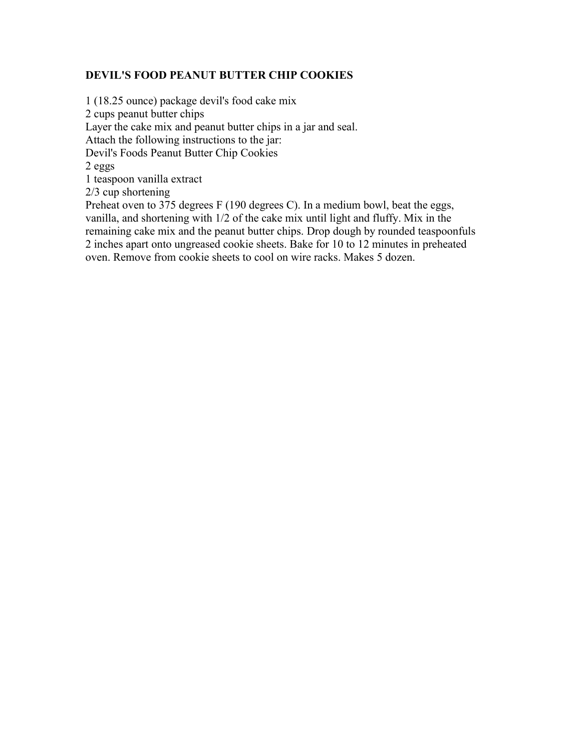**DEVIL'S FOOD PEANUT BUTTER CHIP COOKIES**

1 (18.25 ounce) package devil's food cake mix
2 cups peanut butter chips
Layer the cake mix and peanut butter chips in a jar and seal.
Attach the following instructions to the jar:
Devil's Foods Peanut Butter Chip Cookies
2 eggs
1 teaspoon vanilla extract
2/3 cup shortening
Preheat oven to 375 degrees F (190 degrees C). In a medium bowl, beat the eggs, vanilla, and shortening with 1/2 of the cake mix until light and fluffy. Mix in the remaining cake mix and the peanut butter chips. Drop dough by rounded teaspoonfuls 2 inches apart onto ungreased cookie sheets. Bake for 10 to 12 minutes in preheated oven. Remove from cookie sheets to cool on wire racks. Makes 5 dozen.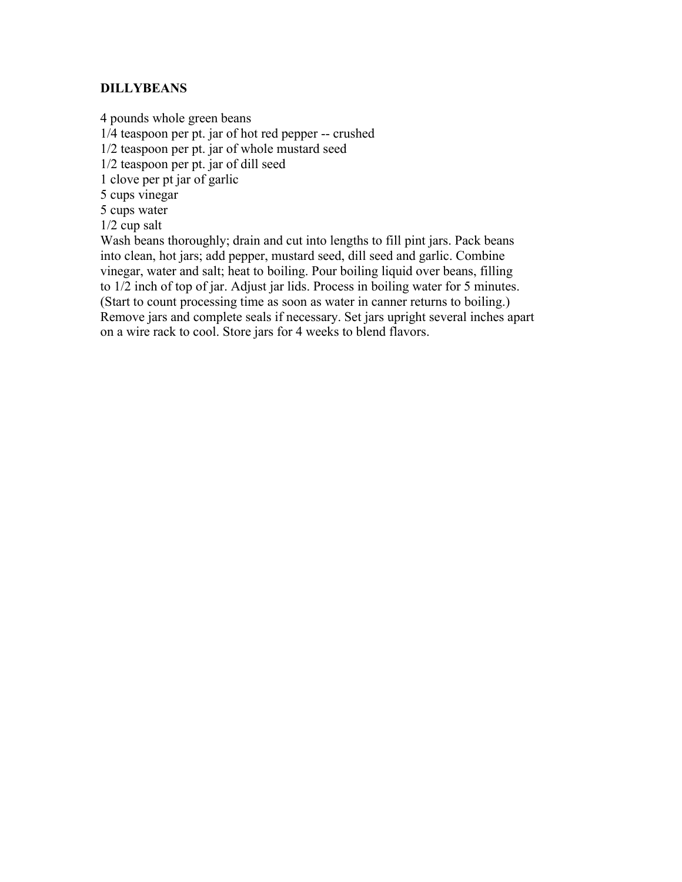**DILLYBEANS**

4 pounds whole green beans
1/4 teaspoon per pt. jar of hot red pepper -- crushed
1/2 teaspoon per pt. jar of whole mustard seed
1/2 teaspoon per pt. jar of dill seed
1 clove per pt jar of garlic
5 cups vinegar
5 cups water
1/2 cup salt

Wash beans thoroughly; drain and cut into lengths to fill pint jars. Pack beans into clean, hot jars; add pepper, mustard seed, dill seed and garlic. Combine vinegar, water and salt; heat to boiling. Pour boiling liquid over beans, filling to 1/2 inch of top of jar. Adjust jar lids. Process in boiling water for 5 minutes. (Start to count processing time as soon as water in canner returns to boiling.) Remove jars and complete seals if necessary. Set jars upright several inches apart on a wire rack to cool. Store jars for 4 weeks to blend flavors.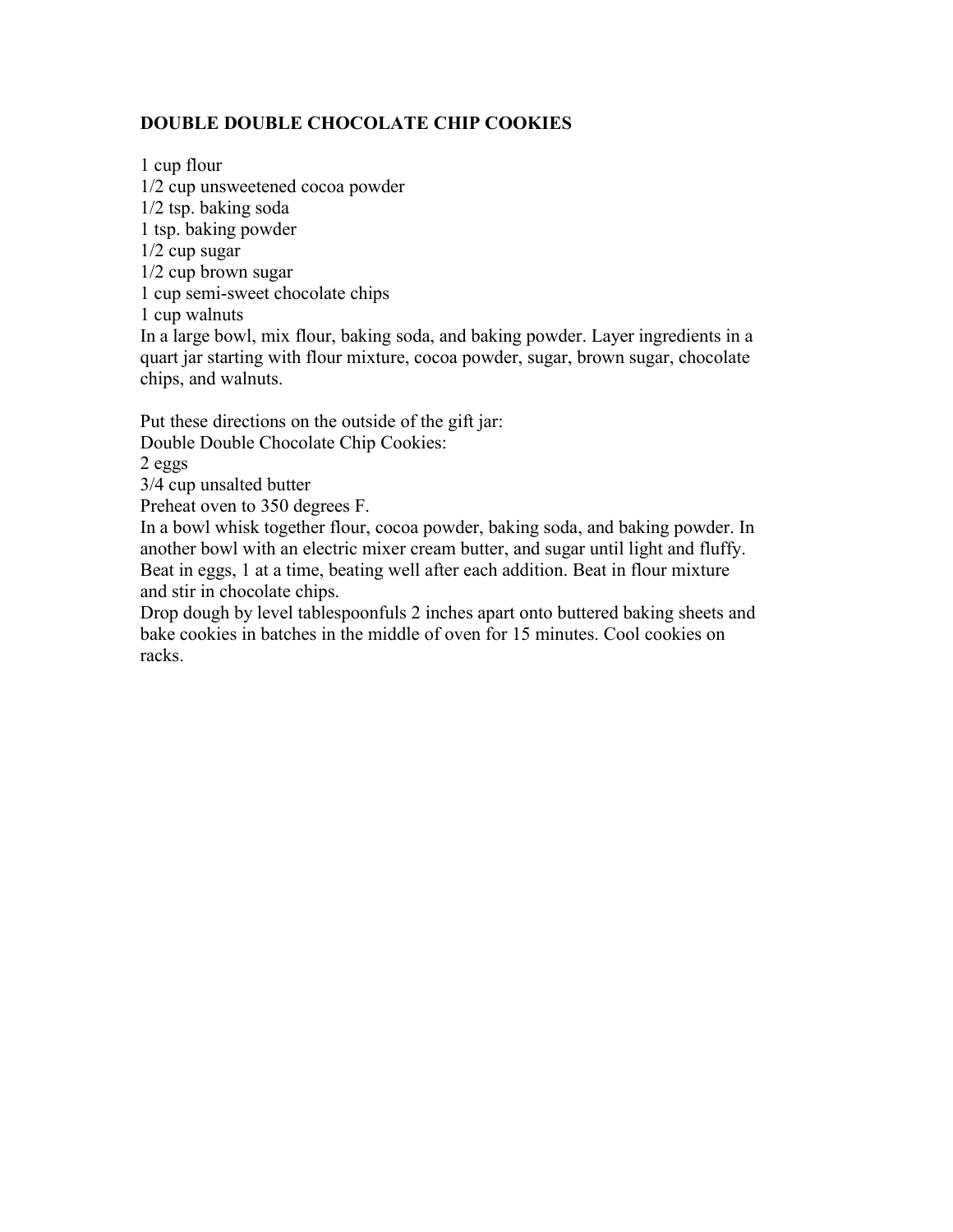**DOUBLE DOUBLE CHOCOLATE CHIP COOKIES**

1 cup flour
1/2 cup unsweetened cocoa powder
1/2 tsp. baking soda
1 tsp. baking powder
1/2 cup sugar
1/2 cup brown sugar
1 cup semi-sweet chocolate chips
1 cup walnuts
In a large bowl, mix flour, baking soda, and baking powder. Layer ingredients in a quart jar starting with flour mixture, cocoa powder, sugar, brown sugar, chocolate chips, and walnuts.

Put these directions on the outside of the gift jar:
Double Double Chocolate Chip Cookies:
2 eggs
3/4 cup unsalted butter
Preheat oven to 350 degrees F.
In a bowl whisk together flour, cocoa powder, baking soda, and baking powder. In another bowl with an electric mixer cream butter, and sugar until light and fluffy. Beat in eggs, 1 at a time, beating well after each addition. Beat in flour mixture and stir in chocolate chips.
Drop dough by level tablespoonfuls 2 inches apart onto buttered baking sheets and bake cookies in batches in the middle of oven for 15 minutes. Cool cookies on racks.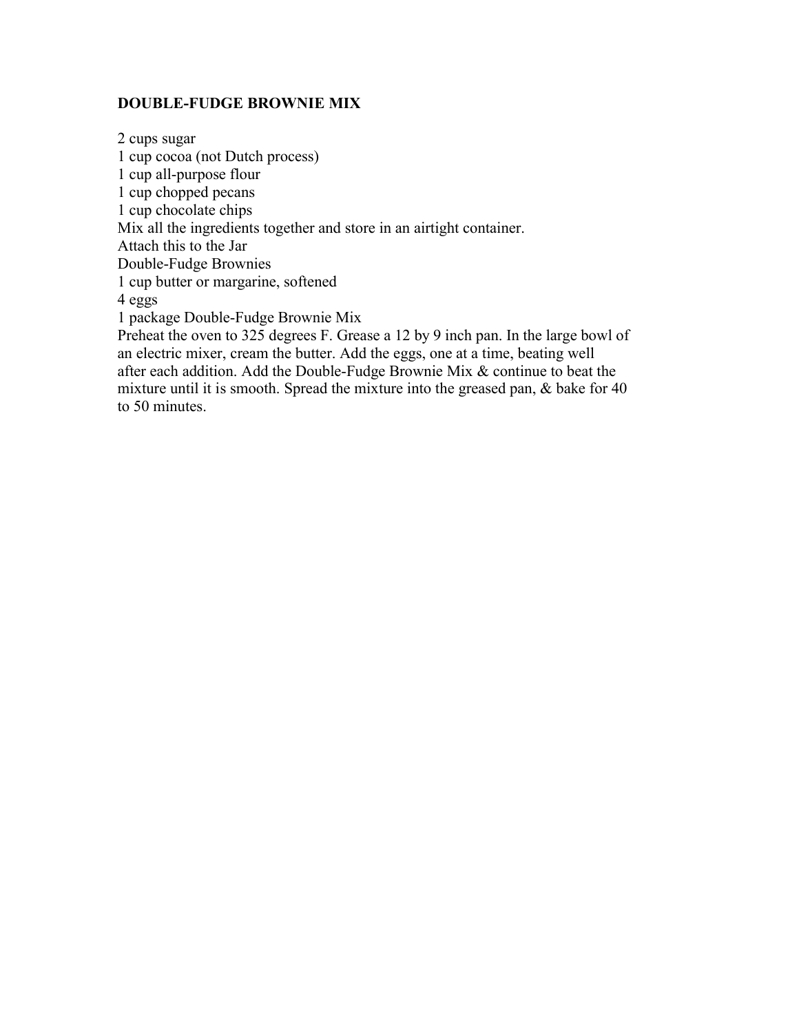**DOUBLE-FUDGE BROWNIE MIX**

2 cups sugar
1 cup cocoa (not Dutch process)
1 cup all-purpose flour
1 cup chopped pecans
1 cup chocolate chips
Mix all the ingredients together and store in an airtight container.
Attach this to the Jar
Double-Fudge Brownies
1 cup butter or margarine, softened
4 eggs
1 package Double-Fudge Brownie Mix
Preheat the oven to 325 degrees F. Grease a 12 by 9 inch pan. In the large bowl of an electric mixer, cream the butter. Add the eggs, one at a time, beating well after each addition. Add the Double-Fudge Brownie Mix & continue to beat the mixture until it is smooth. Spread the mixture into the greased pan, & bake for 40 to 50 minutes.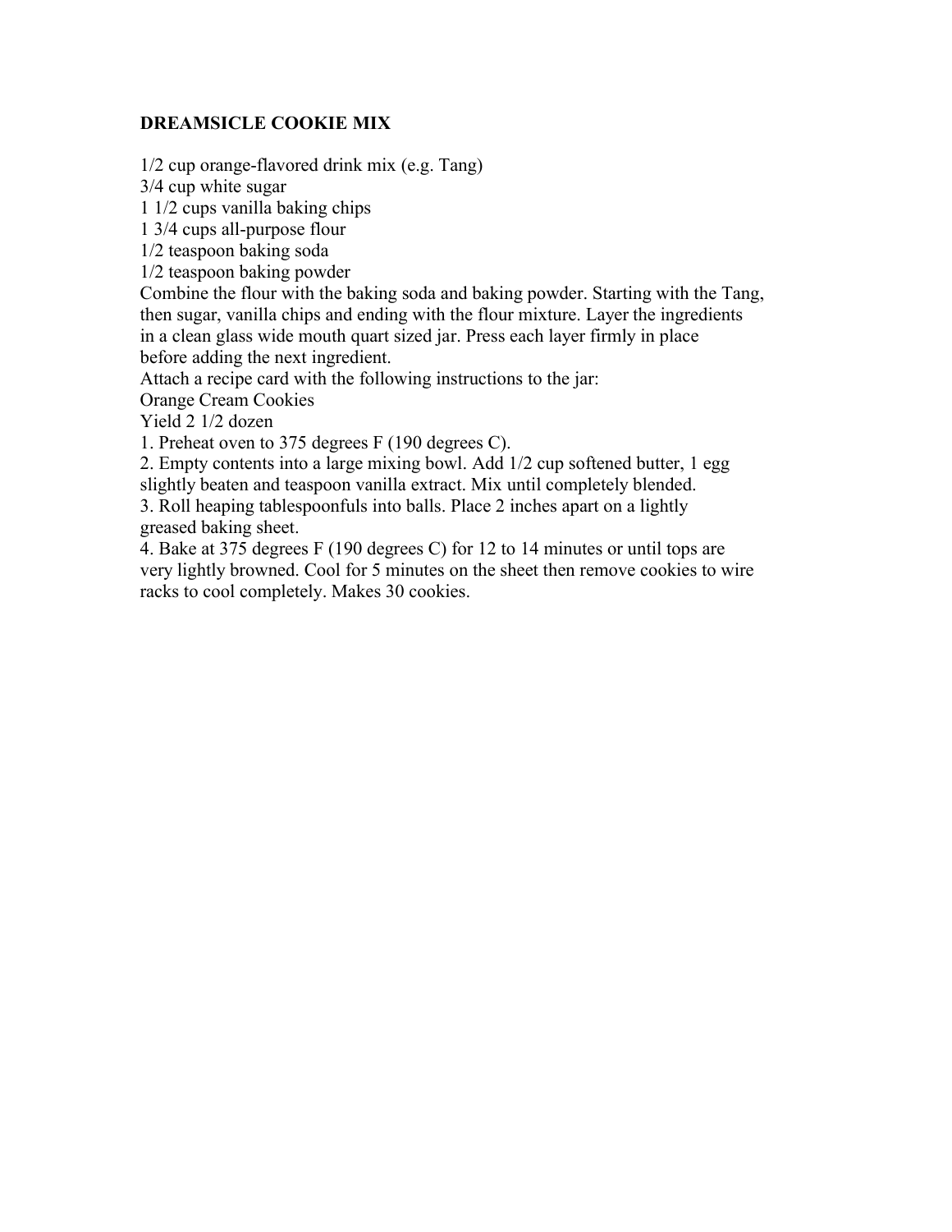**DREAMSICLE COOKIE MIX**

1/2 cup orange-flavored drink mix (e.g. Tang)
3/4 cup white sugar
1 1/2 cups vanilla baking chips
1 3/4 cups all-purpose flour
1/2 teaspoon baking soda
1/2 teaspoon baking powder
Combine the flour with the baking soda and baking powder. Starting with the Tang, then sugar, vanilla chips and ending with the flour mixture. Layer the ingredients in a clean glass wide mouth quart sized jar. Press each layer firmly in place before adding the next ingredient.
Attach a recipe card with the following instructions to the jar:
Orange Cream Cookies
Yield 2 1/2 dozen
1. Preheat oven to 375 degrees F (190 degrees C).
2. Empty contents into a large mixing bowl. Add 1/2 cup softened butter, 1 egg slightly beaten and teaspoon vanilla extract. Mix until completely blended.
3. Roll heaping tablespoonfuls into balls. Place 2 inches apart on a lightly greased baking sheet.
4. Bake at 375 degrees F (190 degrees C) for 12 to 14 minutes or until tops are very lightly browned. Cool for 5 minutes on the sheet then remove cookies to wire racks to cool completely. Makes 30 cookies.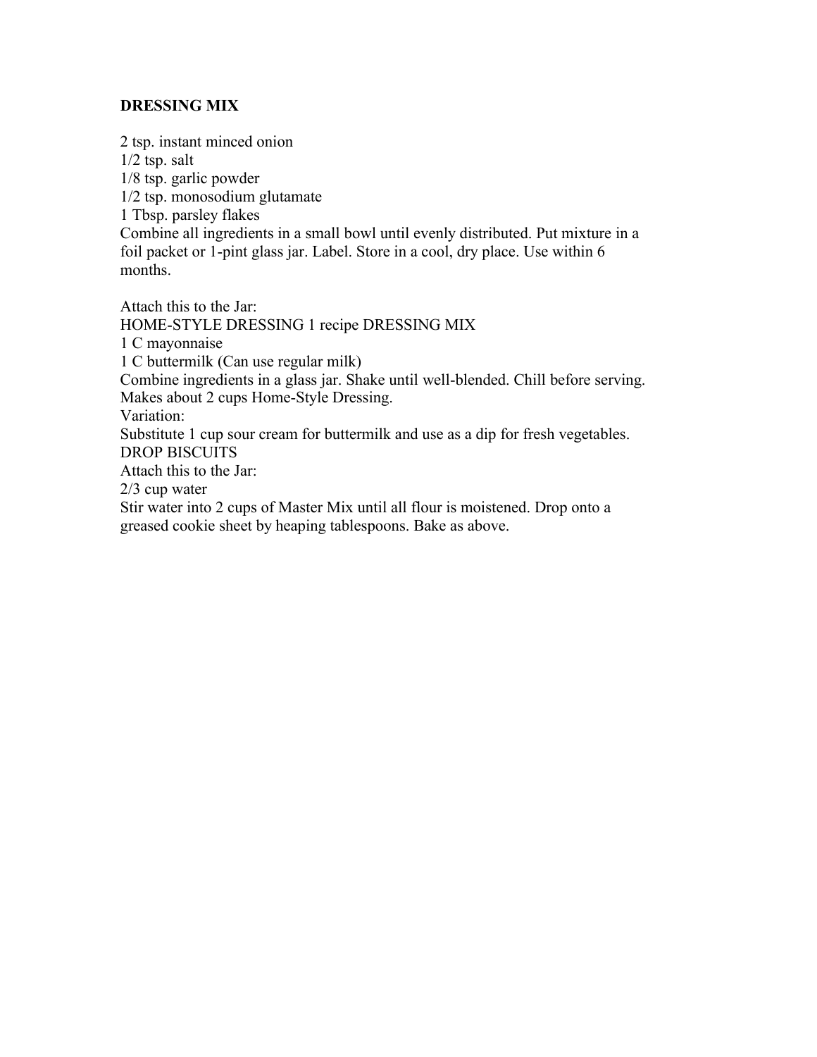**DRESSING MIX**

2 tsp. instant minced onion
1/2 tsp. salt
1/8 tsp. garlic powder
1/2 tsp. monosodium glutamate
1 Tbsp. parsley flakes
Combine all ingredients in a small bowl until evenly distributed. Put mixture in a foil packet or 1-pint glass jar. Label. Store in a cool, dry place. Use within 6 months.

Attach this to the Jar:
HOME-STYLE DRESSING 1 recipe DRESSING MIX
1 C mayonnaise
1 C buttermilk (Can use regular milk)
Combine ingredients in a glass jar. Shake until well-blended. Chill before serving. Makes about 2 cups Home-Style Dressing.
Variation:
Substitute 1 cup sour cream for buttermilk and use as a dip for fresh vegetables.
DROP BISCUITS
Attach this to the Jar:
2/3 cup water
Stir water into 2 cups of Master Mix until all flour is moistened. Drop onto a greased cookie sheet by heaping tablespoons. Bake as above.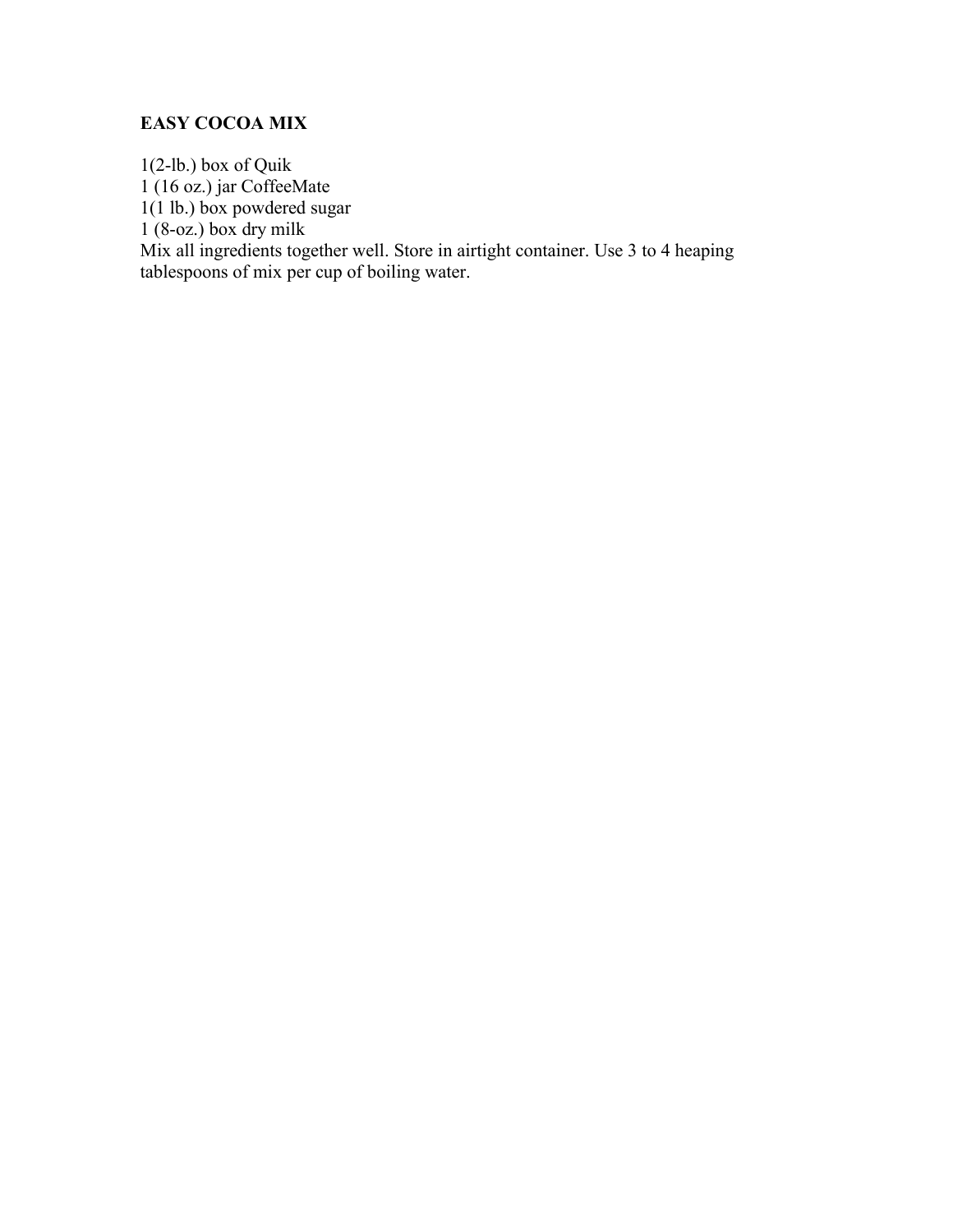**EASY COCOA MIX**

1(2-lb.) box of Quik
1 (16 oz.) jar CoffeeMate
1(1 lb.) box powdered sugar
1 (8-oz.) box dry milk
Mix all ingredients together well. Store in airtight container. Use 3 to 4 heaping tablespoons of mix per cup of boiling water.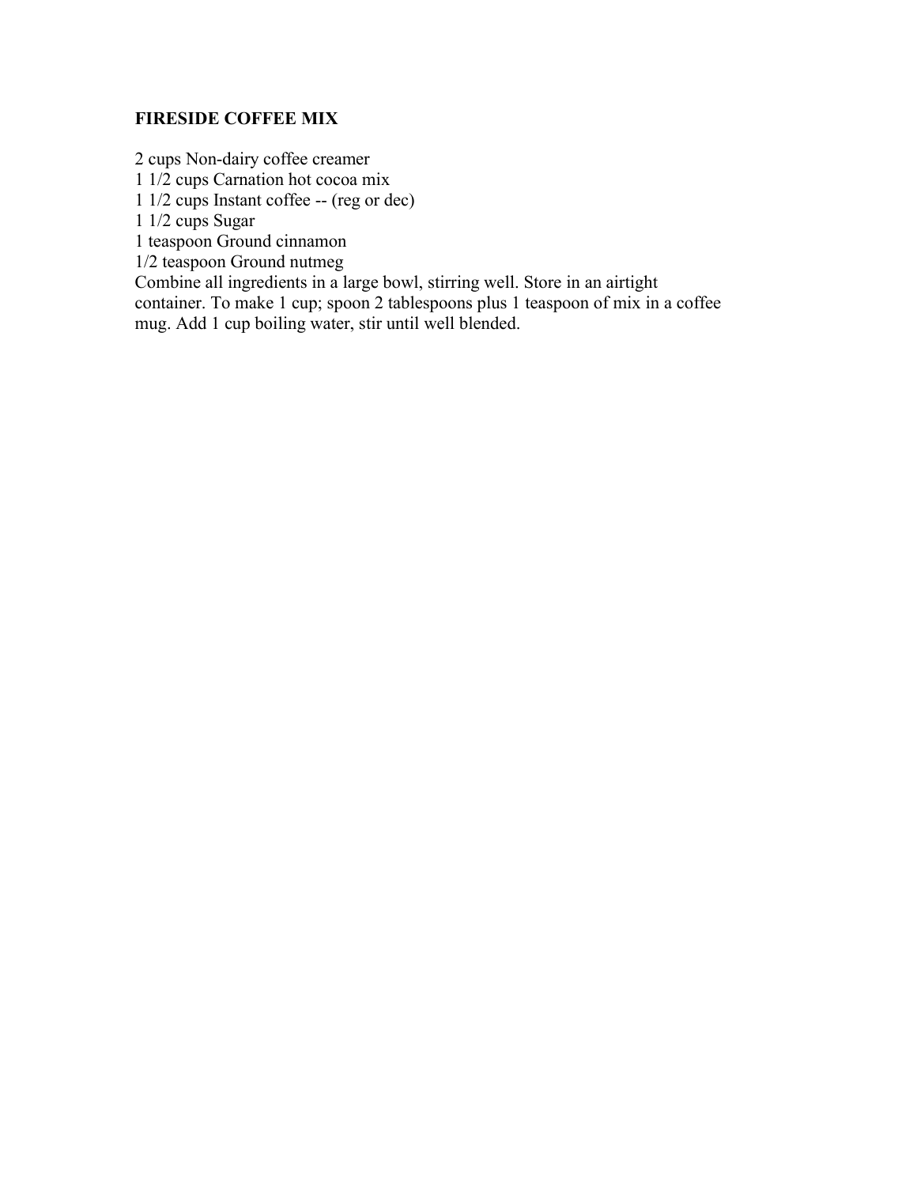**FIRESIDE COFFEE MIX**

2 cups Non-dairy coffee creamer
1 1/2 cups Carnation hot cocoa mix
1 1/2 cups Instant coffee -- (reg or dec)
1 1/2 cups Sugar
1 teaspoon Ground cinnamon
1/2 teaspoon Ground nutmeg
Combine all ingredients in a large bowl, stirring well. Store in an airtight container. To make 1 cup; spoon 2 tablespoons plus 1 teaspoon of mix in a coffee mug. Add 1 cup boiling water, stir until well blended.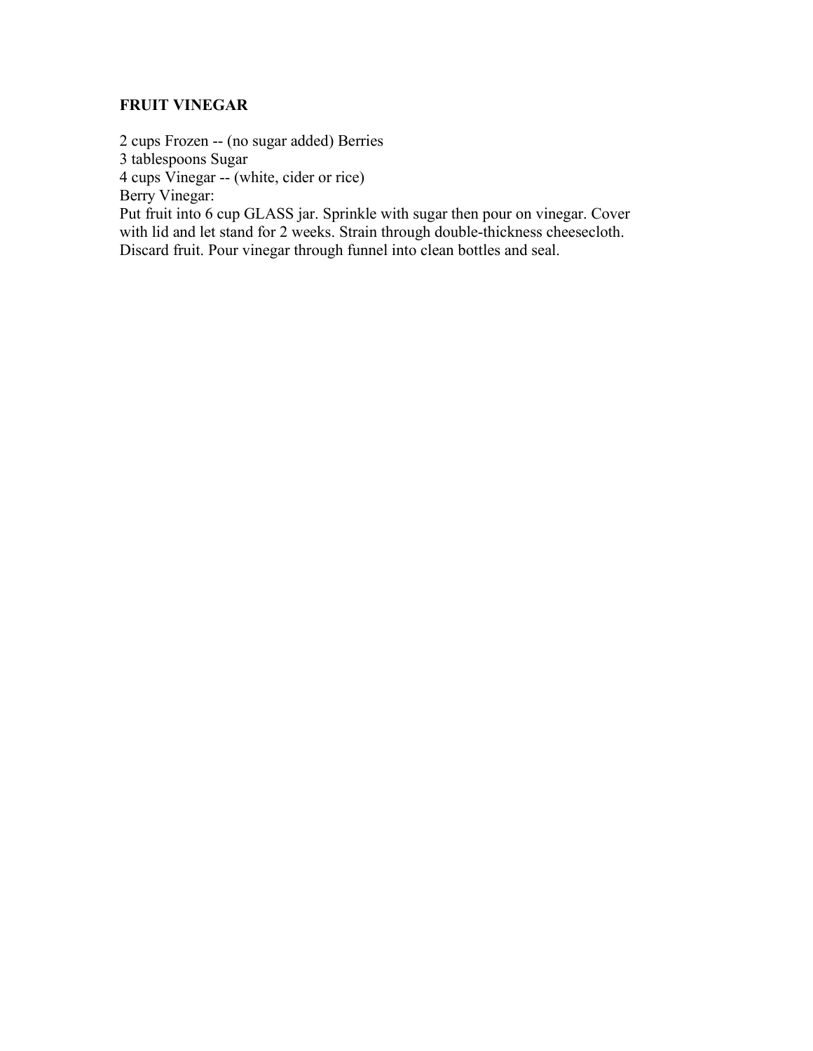**FRUIT VINEGAR**

2 cups Frozen -- (no sugar added) Berries
3 tablespoons Sugar
4 cups Vinegar -- (white, cider or rice)
Berry Vinegar:
Put fruit into 6 cup GLASS jar. Sprinkle with sugar then pour on vinegar. Cover with lid and let stand for 2 weeks. Strain through double-thickness cheesecloth. Discard fruit. Pour vinegar through funnel into clean bottles and seal.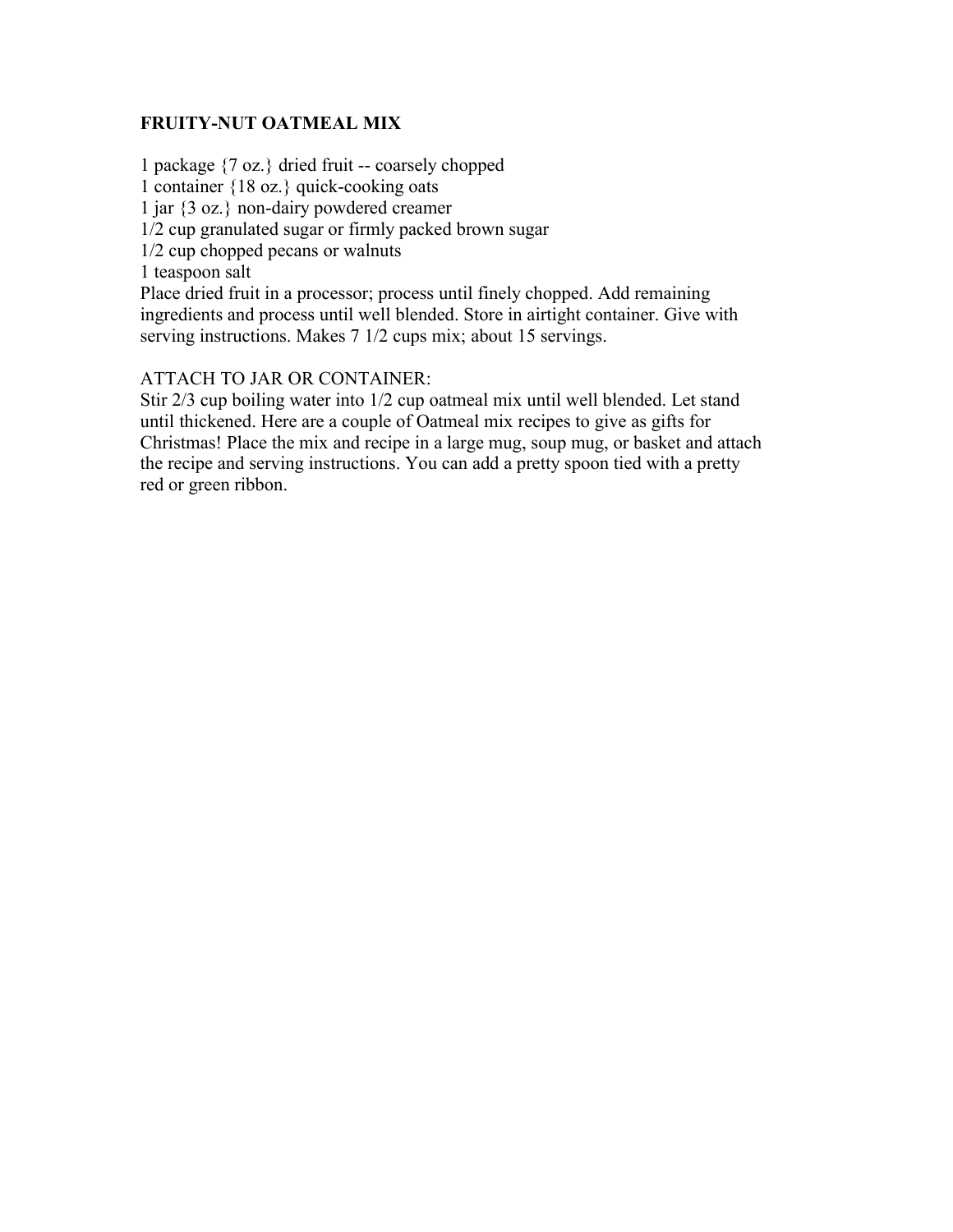**FRUITY-NUT OATMEAL MIX**

1 package {7 oz.} dried fruit -- coarsely chopped
1 container {18 oz.} quick-cooking oats
1 jar {3 oz.} non-dairy powdered creamer
1/2 cup granulated sugar or firmly packed brown sugar
1/2 cup chopped pecans or walnuts
1 teaspoon salt
Place dried fruit in a processor; process until finely chopped. Add remaining ingredients and process until well blended. Store in airtight container. Give with serving instructions. Makes 7 1/2 cups mix; about 15 servings.

ATTACH TO JAR OR CONTAINER:
Stir 2/3 cup boiling water into 1/2 cup oatmeal mix until well blended. Let stand until thickened. Here are a couple of Oatmeal mix recipes to give as gifts for Christmas! Place the mix and recipe in a large mug, soup mug, or basket and attach the recipe and serving instructions. You can add a pretty spoon tied with a pretty red or green ribbon.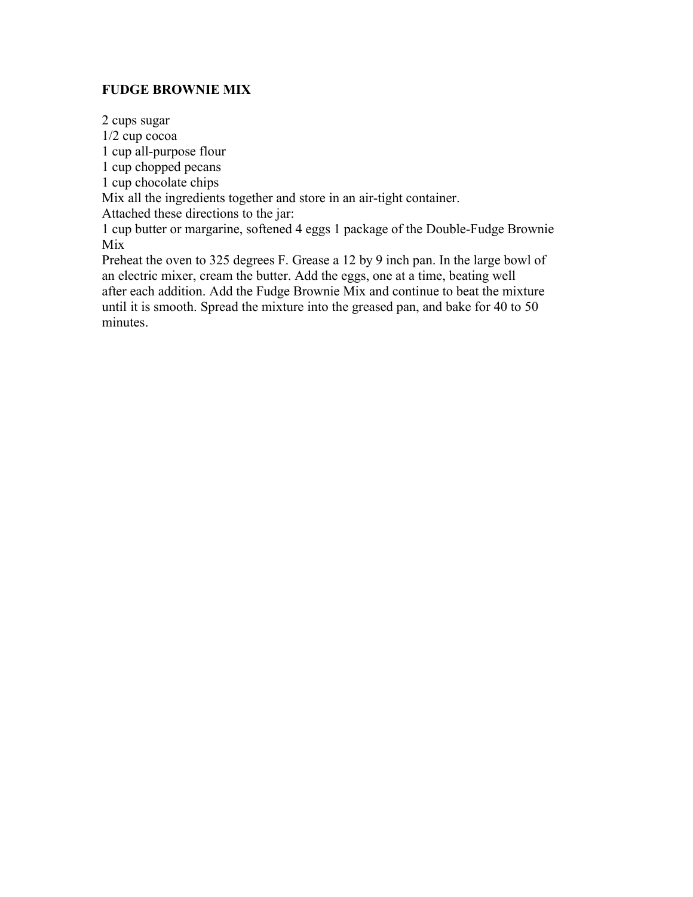**FUDGE BROWNIE MIX**

2 cups sugar
1/2 cup cocoa
1 cup all-purpose flour
1 cup chopped pecans
1 cup chocolate chips
Mix all the ingredients together and store in an air-tight container.
Attached these directions to the jar:
1 cup butter or margarine, softened 4 eggs 1 package of the Double-Fudge Brownie Mix
Preheat the oven to 325 degrees F. Grease a 12 by 9 inch pan. In the large bowl of an electric mixer, cream the butter. Add the eggs, one at a time, beating well after each addition. Add the Fudge Brownie Mix and continue to beat the mixture until it is smooth. Spread the mixture into the greased pan, and bake for 40 to 50 minutes.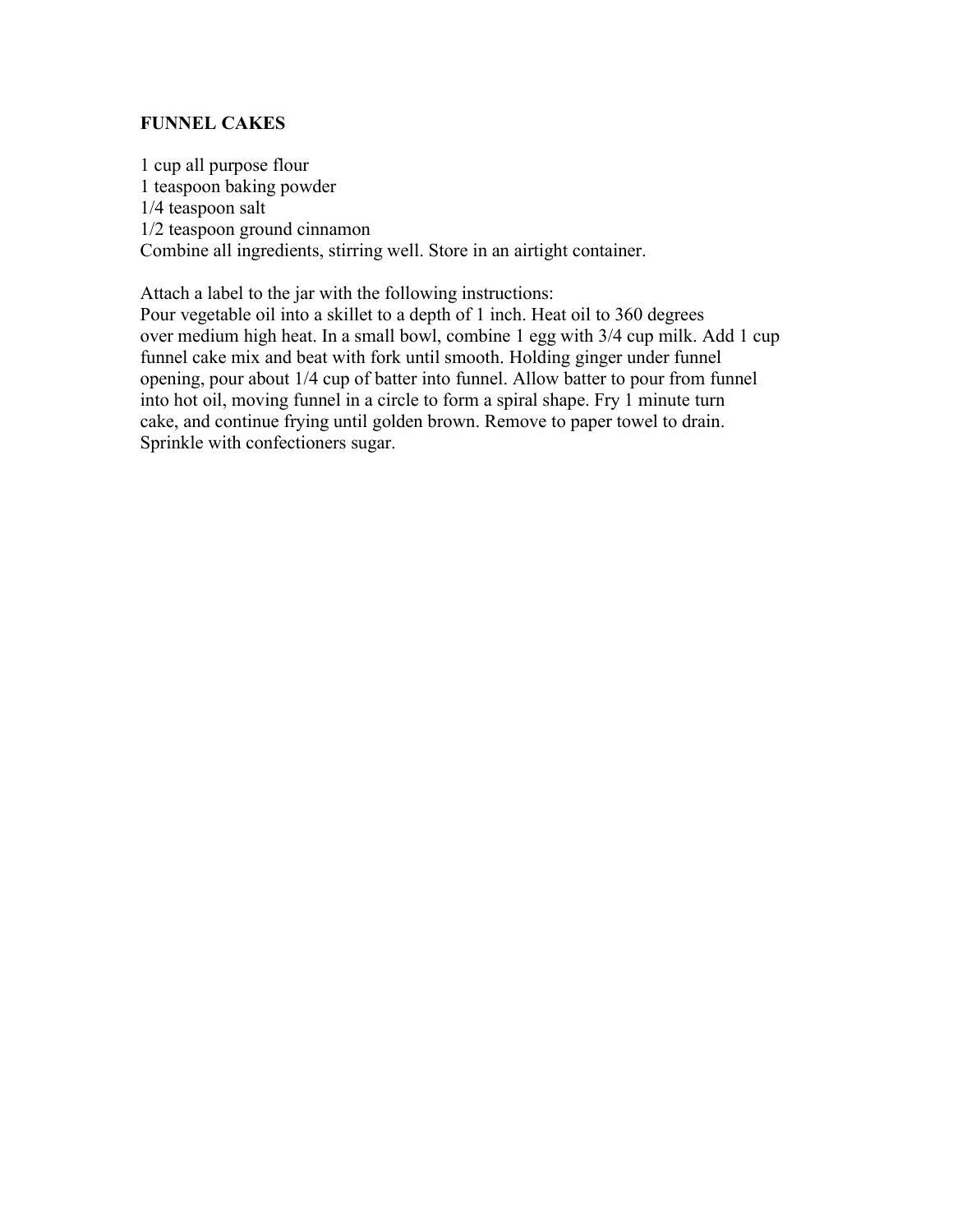**FUNNEL CAKES**

1 cup all purpose flour
1 teaspoon baking powder
1/4 teaspoon salt
1/2 teaspoon ground cinnamon
Combine all ingredients, stirring well. Store in an airtight container.

Attach a label to the jar with the following instructions:
Pour vegetable oil into a skillet to a depth of 1 inch. Heat oil to 360 degrees over medium high heat. In a small bowl, combine 1 egg with 3/4 cup milk. Add 1 cup funnel cake mix and beat with fork until smooth. Holding ginger under funnel opening, pour about 1/4 cup of batter into funnel. Allow batter to pour from funnel into hot oil, moving funnel in a circle to form a spiral shape. Fry 1 minute turn cake, and continue frying until golden brown. Remove to paper towel to drain. Sprinkle with confectioners sugar.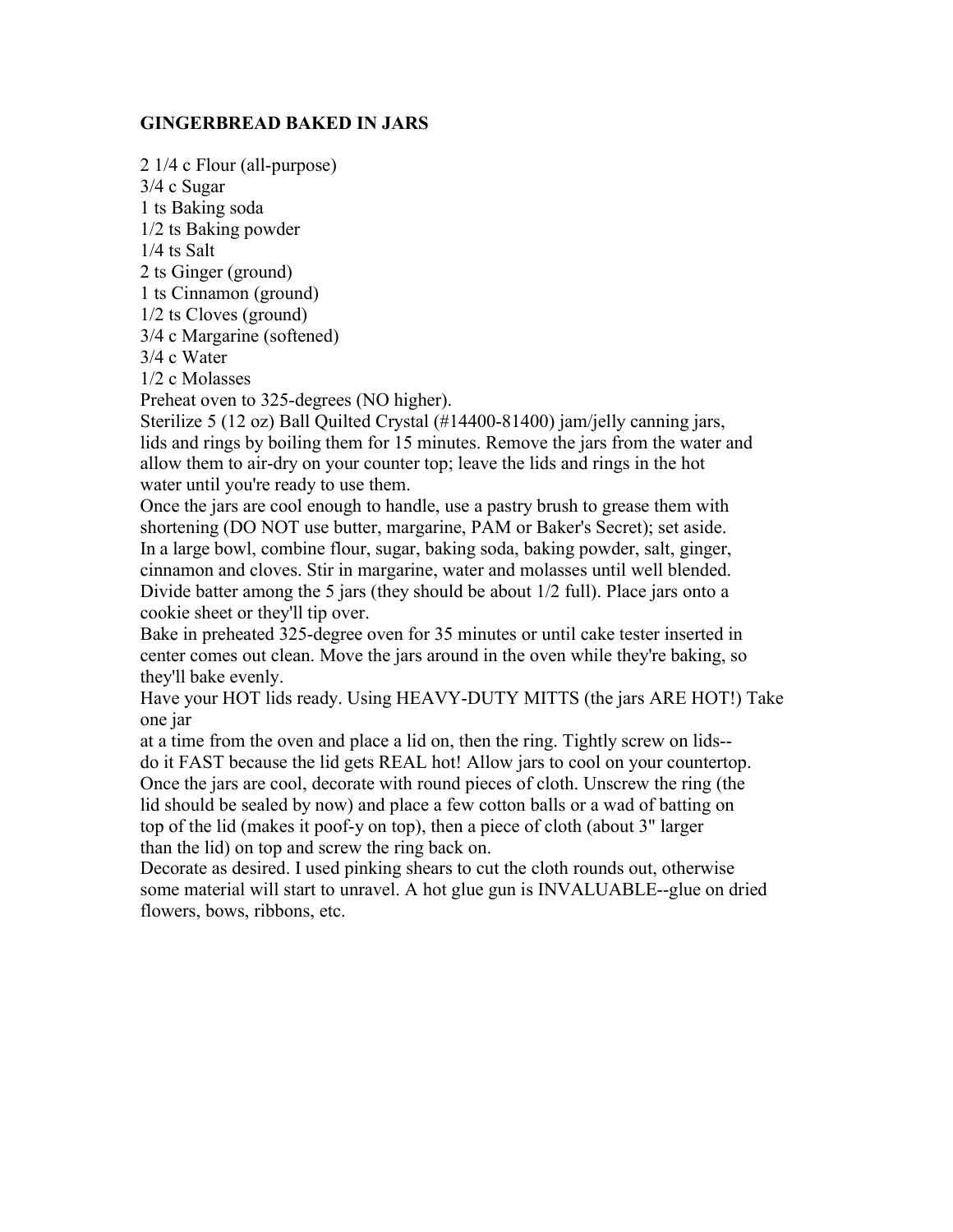## GINGERBREAD BAKED IN JARS

2 1/4 c Flour (all-purpose)
3/4 c Sugar
1 ts Baking soda
1/2 ts Baking powder
1/4 ts Salt
2 ts Ginger (ground)
1 ts Cinnamon (ground)
1/2 ts Cloves (ground)
3/4 c Margarine (softened)
3/4 c Water
1/2 c Molasses

Preheat oven to 325-degrees (NO higher).

Sterilize 5 (12 oz) Ball Quilted Crystal (#14400-81400) jam/jelly canning jars, lids and rings by boiling them for 15 minutes. Remove the jars from the water and allow them to air-dry on your counter top; leave the lids and rings in the hot water until you're ready to use them.

Once the jars are cool enough to handle, use a pastry brush to grease them with shortening (DO NOT use butter, margarine, PAM or Baker's Secret); set aside.

In a large bowl, combine flour, sugar, baking soda, baking powder, salt, ginger, cinnamon and cloves. Stir in margarine, water and molasses until well blended.

Divide batter among the 5 jars (they should be about 1/2 full). Place jars onto a cookie sheet or they'll tip over.

Bake in preheated 325-degree oven for 35 minutes or until cake tester inserted in center comes out clean. Move the jars around in the oven while they're baking, so they'll bake evenly.

Have your HOT lids ready. Using HEAVY-DUTY MITTS (the jars ARE HOT!) Take one jar at a time from the oven and place a lid on, then the ring. Tightly screw on lids--do it FAST because the lid gets REAL hot! Allow jars to cool on your countertop.

Once the jars are cool, decorate with round pieces of cloth. Unscrew the ring (the lid should be sealed by now) and place a few cotton balls or a wad of batting on top of the lid (makes it poof-y on top), then a piece of cloth (about 3" larger than the lid) on top and screw the ring back on.

Decorate as desired. I used pinking shears to cut the cloth rounds out, otherwise some material will start to unravel. A hot glue gun is INVALUABLE--glue on dried flowers, bows, ribbons, etc.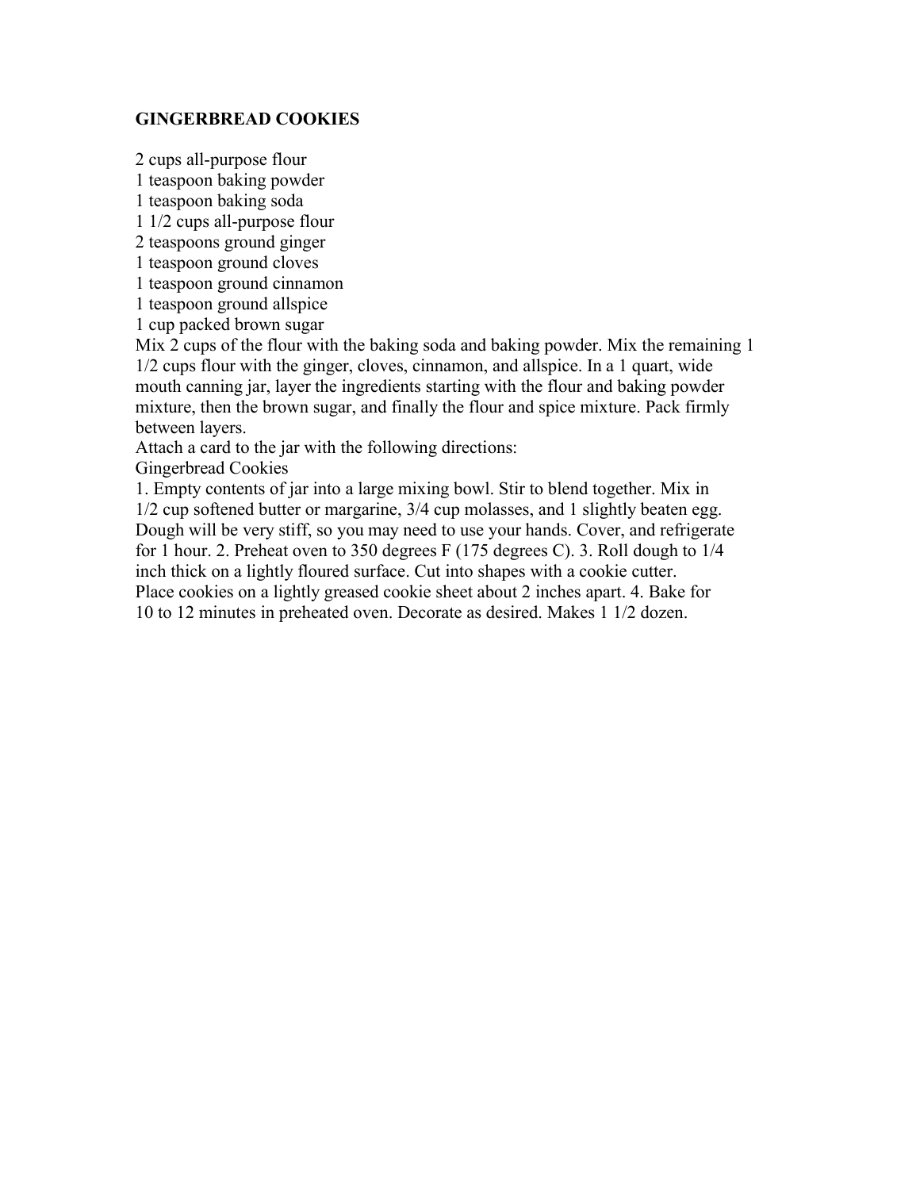**GINGERBREAD COOKIES**

2 cups all-purpose flour
1 teaspoon baking powder
1 teaspoon baking soda
1 1/2 cups all-purpose flour
2 teaspoons ground ginger
1 teaspoon ground cloves
1 teaspoon ground cinnamon
1 teaspoon ground allspice
1 cup packed brown sugar

Mix 2 cups of the flour with the baking soda and baking powder. Mix the remaining 1 1/2 cups flour with the ginger, cloves, cinnamon, and allspice. In a 1 quart, wide mouth canning jar, layer the ingredients starting with the flour and baking powder mixture, then the brown sugar, and finally the flour and spice mixture. Pack firmly between layers.

Attach a card to the jar with the following directions:

Gingerbread Cookies

1. Empty contents of jar into a large mixing bowl. Stir to blend together. Mix in 1/2 cup softened butter or margarine, 3/4 cup molasses, and 1 slightly beaten egg. Dough will be very stiff, so you may need to use your hands. Cover, and refrigerate for 1 hour. 2. Preheat oven to 350 degrees F (175 degrees C). 3. Roll dough to 1/4 inch thick on a lightly floured surface. Cut into shapes with a cookie cutter. Place cookies on a lightly greased cookie sheet about 2 inches apart. 4. Bake for 10 to 12 minutes in preheated oven. Decorate as desired. Makes 1 1/2 dozen.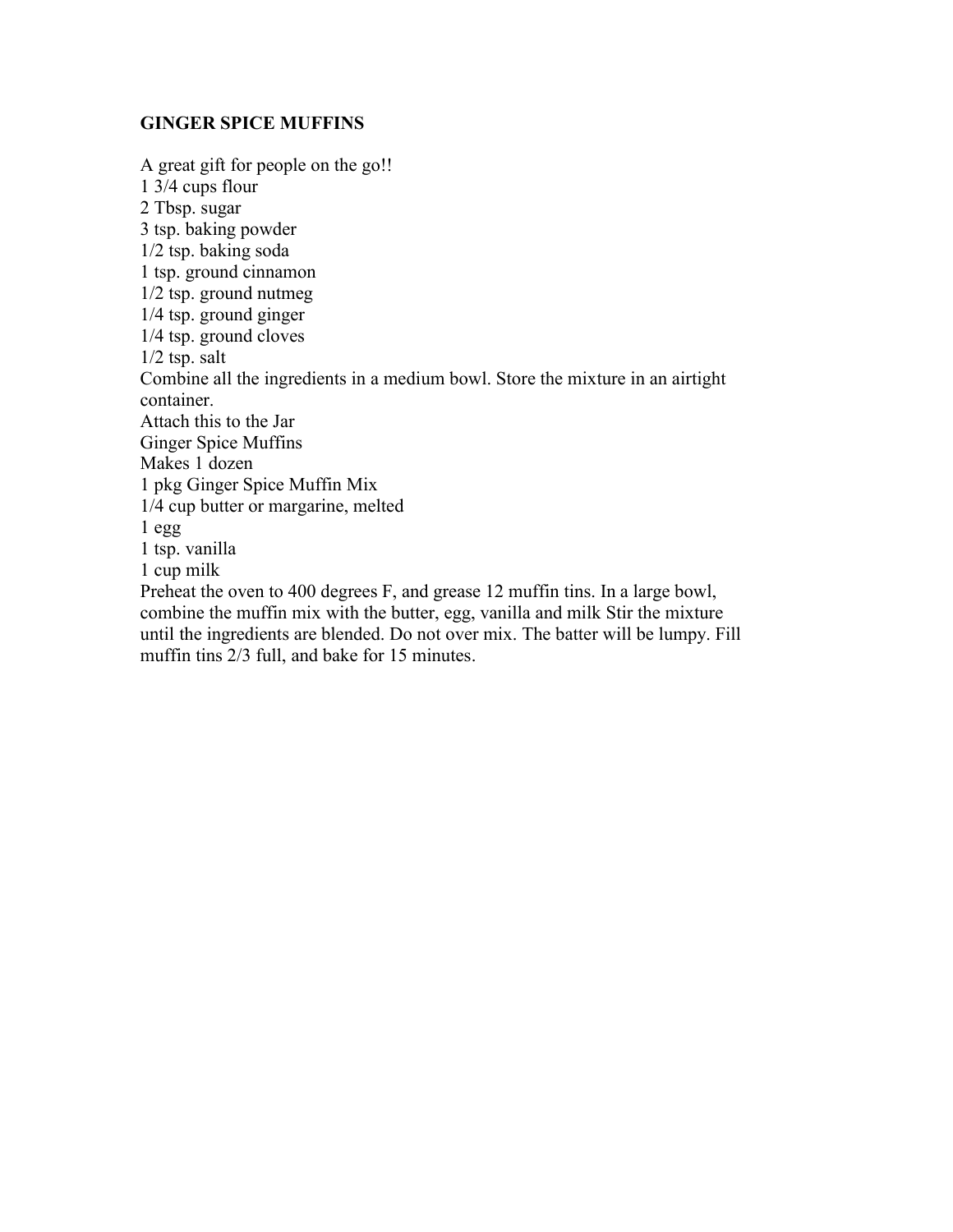## GINGER SPICE MUFFINS

A great gift for people on the go!!

1 3/4 cups flour
2 Tbsp. sugar
3 tsp. baking powder
1/2 tsp. baking soda
1 tsp. ground cinnamon
1/2 tsp. ground nutmeg
1/4 tsp. ground ginger
1/4 tsp. ground cloves
1/2 tsp. salt

Combine all the ingredients in a medium bowl. Store the mixture in an airtight container.

Attach this to the Jar

Ginger Spice Muffins

Makes 1 dozen

1 pkg Ginger Spice Muffin Mix
1/4 cup butter or margarine, melted
1 egg
1 tsp. vanilla
1 cup milk

Preheat the oven to 400 degrees F, and grease 12 muffin tins. In a large bowl, combine the muffin mix with the butter, egg, vanilla and milk Stir the mixture until the ingredients are blended. Do not over mix. The batter will be lumpy. Fill muffin tins 2/3 full, and bake for 15 minutes.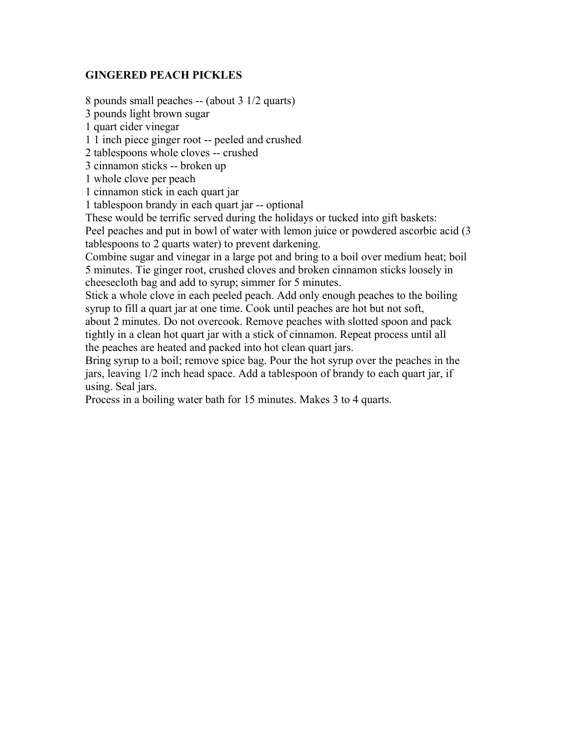## GINGERED PEACH PICKLES

8 pounds small peaches -- (about 3 1/2 quarts)
3 pounds light brown sugar
1 quart cider vinegar
1 1 inch piece ginger root -- peeled and crushed
2 tablespoons whole cloves -- crushed
3 cinnamon sticks -- broken up
1 whole clove per peach
1 cinnamon stick in each quart jar
1 tablespoon brandy in each quart jar -- optional

These would be terrific served during the holidays or tucked into gift baskets:

Peel peaches and put in bowl of water with lemon juice or powdered ascorbic acid (3 tablespoons to 2 quarts water) to prevent darkening.

Combine sugar and vinegar in a large pot and bring to a boil over medium heat; boil 5 minutes. Tie ginger root, crushed cloves and broken cinnamon sticks loosely in cheesecloth bag and add to syrup; simmer for 5 minutes.

Stick a whole clove in each peeled peach. Add only enough peaches to the boiling syrup to fill a quart jar at one time. Cook until peaches are hot but not soft, about 2 minutes. Do not overcook. Remove peaches with slotted spoon and pack tightly in a clean hot quart jar with a stick of cinnamon. Repeat process until all the peaches are heated and packed into hot clean quart jars.

Bring syrup to a boil; remove spice bag. Pour the hot syrup over the peaches in the jars, leaving 1/2 inch head space. Add a tablespoon of brandy to each quart jar, if using. Seal jars.

Process in a boiling water bath for 15 minutes. Makes 3 to 4 quarts.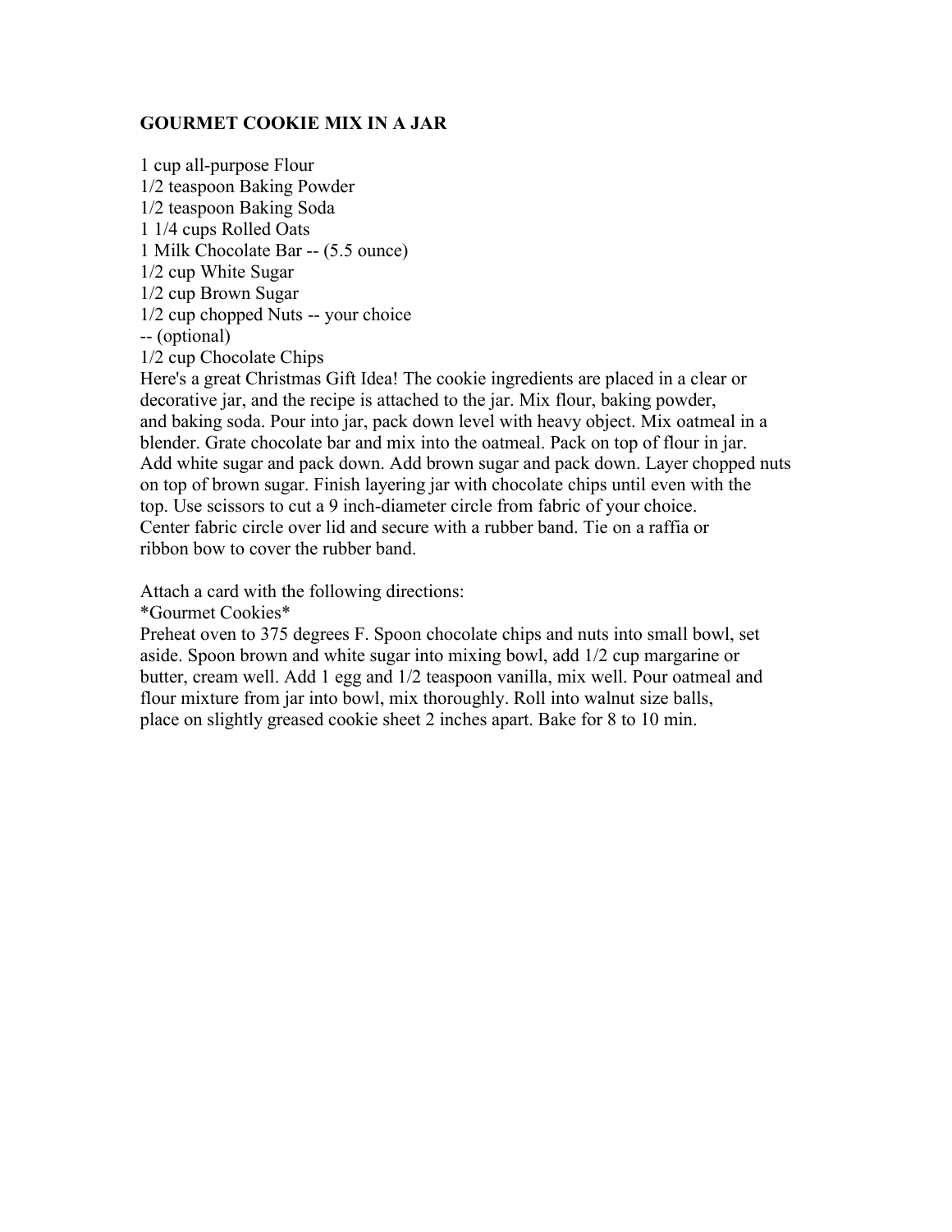## GOURMET COOKIE MIX IN A JAR

1 cup all-purpose Flour
1/2 teaspoon Baking Powder
1/2 teaspoon Baking Soda
1 1/4 cups Rolled Oats
1 Milk Chocolate Bar -- (5.5 ounce)
1/2 cup White Sugar
1/2 cup Brown Sugar
1/2 cup chopped Nuts -- your choice
-- (optional)
1/2 cup Chocolate Chips

Here's a great Christmas Gift Idea! The cookie ingredients are placed in a clear or decorative jar, and the recipe is attached to the jar. Mix flour, baking powder, and baking soda. Pour into jar, pack down level with heavy object. Mix oatmeal in a blender. Grate chocolate bar and mix into the oatmeal. Pack on top of flour in jar. Add white sugar and pack down. Add brown sugar and pack down. Layer chopped nuts on top of brown sugar. Finish layering jar with chocolate chips until even with the top. Use scissors to cut a 9 inch-diameter circle from fabric of your choice. Center fabric circle over lid and secure with a rubber band. Tie on a raffia or ribbon bow to cover the rubber band.

Attach a card with the following directions:

*Gourmet Cookies*

Preheat oven to 375 degrees F. Spoon chocolate chips and nuts into small bowl, set aside. Spoon brown and white sugar into mixing bowl, add 1/2 cup margarine or butter, cream well. Add 1 egg and 1/2 teaspoon vanilla, mix well. Pour oatmeal and flour mixture from jar into bowl, mix thoroughly. Roll into walnut size balls, place on slightly greased cookie sheet 2 inches apart. Bake for 8 to 10 min.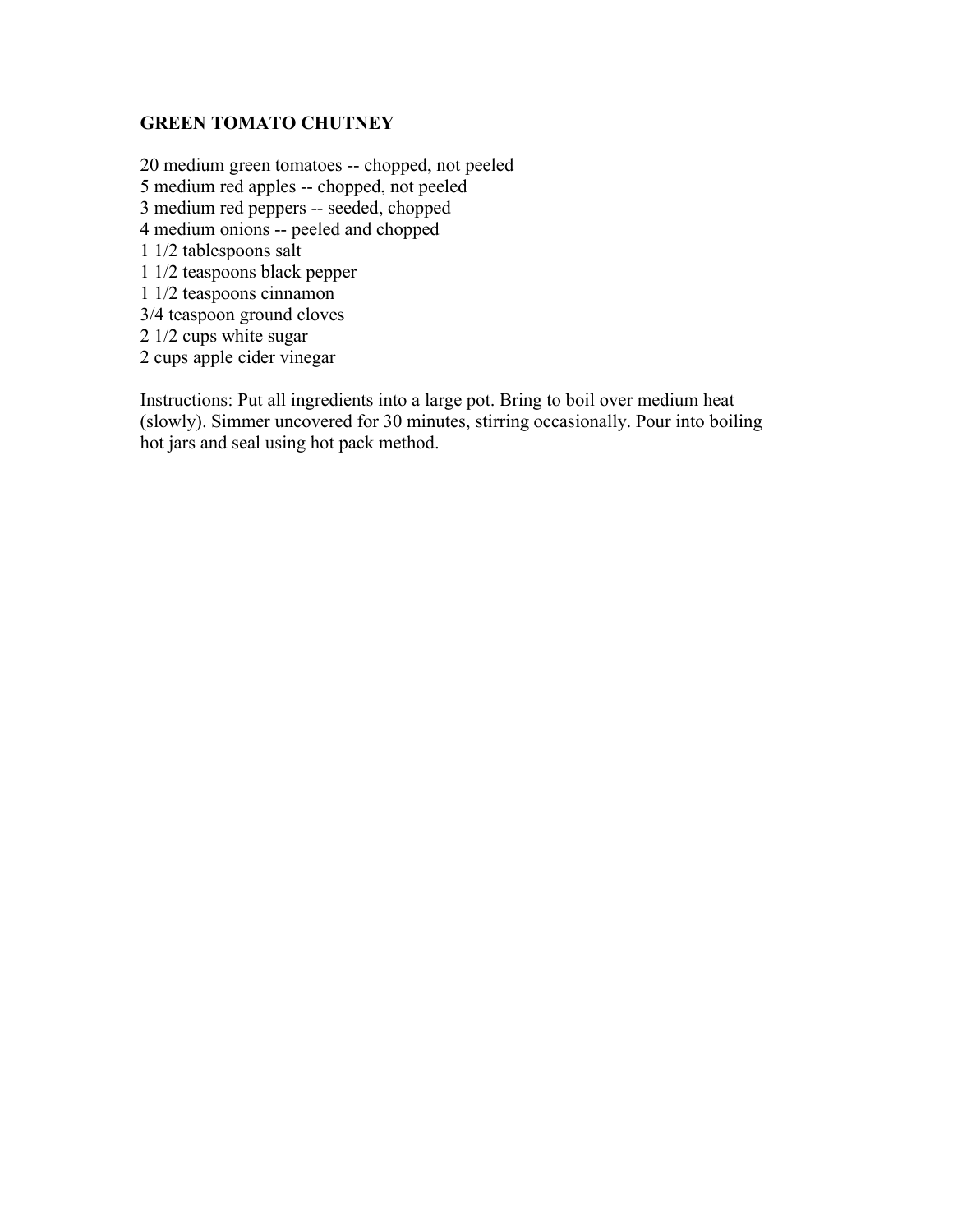## GREEN TOMATO CHUTNEY

20 medium green tomatoes -- chopped, not peeled
5 medium red apples -- chopped, not peeled
3 medium red peppers -- seeded, chopped
4 medium onions -- peeled and chopped
1 1/2 tablespoons salt
1 1/2 teaspoons black pepper
1 1/2 teaspoons cinnamon
3/4 teaspoon ground cloves
2 1/2 cups white sugar
2 cups apple cider vinegar

Instructions: Put all ingredients into a large pot. Bring to boil over medium heat (slowly). Simmer uncovered for 30 minutes, stirring occasionally. Pour into boiling hot jars and seal using hot pack method.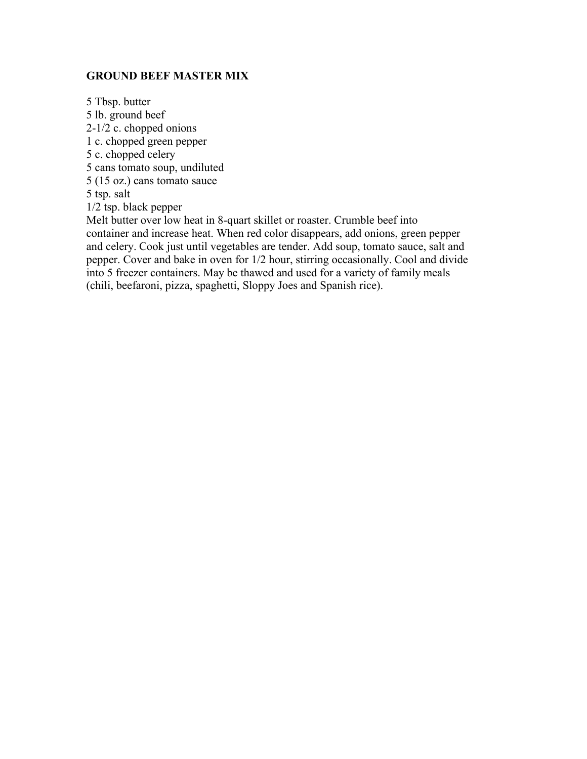## GROUND BEEF MASTER MIX

5 Tbsp. butter
5 lb. ground beef
2-1/2 c. chopped onions
1 c. chopped green pepper
5 c. chopped celery
5 cans tomato soup, undiluted
5 (15 oz.) cans tomato sauce
5 tsp. salt
1/2 tsp. black pepper

Melt butter over low heat in 8-quart skillet or roaster. Crumble beef into container and increase heat. When red color disappears, add onions, green pepper and celery. Cook just until vegetables are tender. Add soup, tomato sauce, salt and pepper. Cover and bake in oven for 1/2 hour, stirring occasionally. Cool and divide into 5 freezer containers. May be thawed and used for a variety of family meals (chili, beefaroni, pizza, spaghetti, Sloppy Joes and Spanish rice).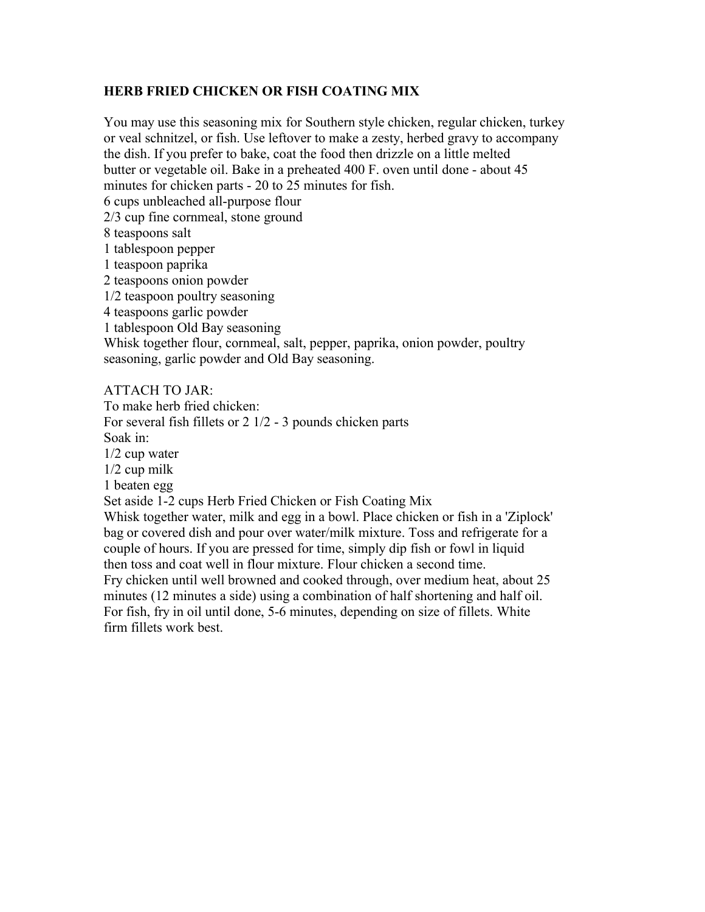**HERB FRIED CHICKEN OR FISH COATING MIX**

You may use this seasoning mix for Southern style chicken, regular chicken, turkey or veal schnitzel, or fish. Use leftover to make a zesty, herbed gravy to accompany the dish. If you prefer to bake, coat the food then drizzle on a little melted butter or vegetable oil. Bake in a preheated 400 F. oven until done - about 45 minutes for chicken parts - 20 to 25 minutes for fish.

6 cups unbleached all-purpose flour
2/3 cup fine cornmeal, stone ground
8 teaspoons salt
1 tablespoon pepper
1 teaspoon paprika
2 teaspoons onion powder
1/2 teaspoon poultry seasoning
4 teaspoons garlic powder
1 tablespoon Old Bay seasoning

Whisk together flour, cornmeal, salt, pepper, paprika, onion powder, poultry seasoning, garlic powder and Old Bay seasoning.

ATTACH TO JAR:

To make herb fried chicken:

For several fish fillets or 2 1/2 - 3 pounds chicken parts

Soak in:

1/2 cup water
1/2 cup milk
1 beaten egg

Set aside 1-2 cups Herb Fried Chicken or Fish Coating Mix

Whisk together water, milk and egg in a bowl. Place chicken or fish in a 'Ziplock' bag or covered dish and pour over water/milk mixture. Toss and refrigerate for a couple of hours. If you are pressed for time, simply dip fish or fowl in liquid then toss and coat well in flour mixture. Flour chicken a second time.

Fry chicken until well browned and cooked through, over medium heat, about 25 minutes (12 minutes a side) using a combination of half shortening and half oil. For fish, fry in oil until done, 5-6 minutes, depending on size of fillets. White firm fillets work best.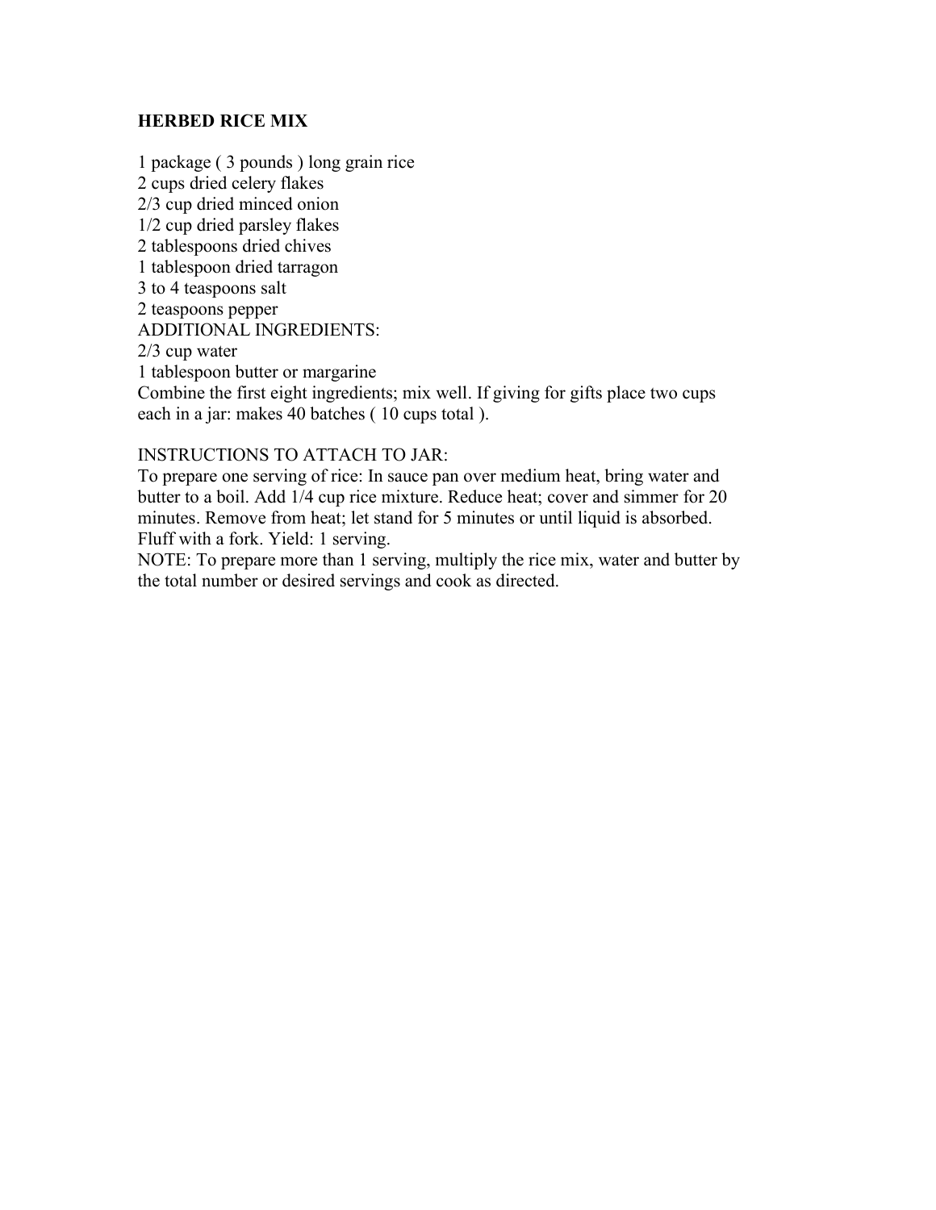## HERBED RICE MIX

1 package ( 3 pounds ) long grain rice
2 cups dried celery flakes
2/3 cup dried minced onion
1/2 cup dried parsley flakes
2 tablespoons dried chives
1 tablespoon dried tarragon
3 to 4 teaspoons salt
2 teaspoons pepper
ADDITIONAL INGREDIENTS:
2/3 cup water
1 tablespoon butter or margarine
Combine the first eight ingredients; mix well. If giving for gifts place two cups each in a jar: makes 40 batches ( 10 cups total ).

INSTRUCTIONS TO ATTACH TO JAR:
To prepare one serving of rice: In sauce pan over medium heat, bring water and butter to a boil. Add 1/4 cup rice mixture. Reduce heat; cover and simmer for 20 minutes. Remove from heat; let stand for 5 minutes or until liquid is absorbed. Fluff with a fork. Yield: 1 serving.
NOTE: To prepare more than 1 serving, multiply the rice mix, water and butter by the total number or desired servings and cook as directed.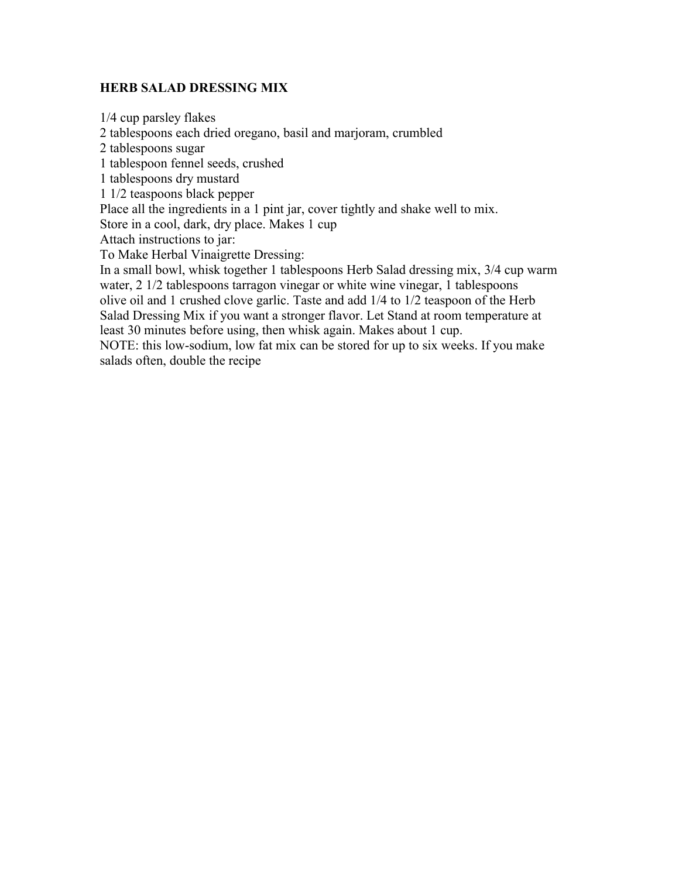# HERB SALAD DRESSING MIX

1/4 cup parsley flakes
2 tablespoons each dried oregano, basil and marjoram, crumbled
2 tablespoons sugar
1 tablespoon fennel seeds, crushed
1 tablespoons dry mustard
1 1/2 teaspoons black pepper
Place all the ingredients in a 1 pint jar, cover tightly and shake well to mix.
Store in a cool, dark, dry place. Makes 1 cup
Attach instructions to jar:
To Make Herbal Vinaigrette Dressing:
In a small bowl, whisk together 1 tablespoons Herb Salad dressing mix, 3/4 cup warm water, 2 1/2 tablespoons tarragon vinegar or white wine vinegar, 1 tablespoons olive oil and 1 crushed clove garlic. Taste and add 1/4 to 1/2 teaspoon of the Herb Salad Dressing Mix if you want a stronger flavor. Let Stand at room temperature at least 30 minutes before using, then whisk again. Makes about 1 cup.
NOTE: this low-sodium, low fat mix can be stored for up to six weeks. If you make salads often, double the recipe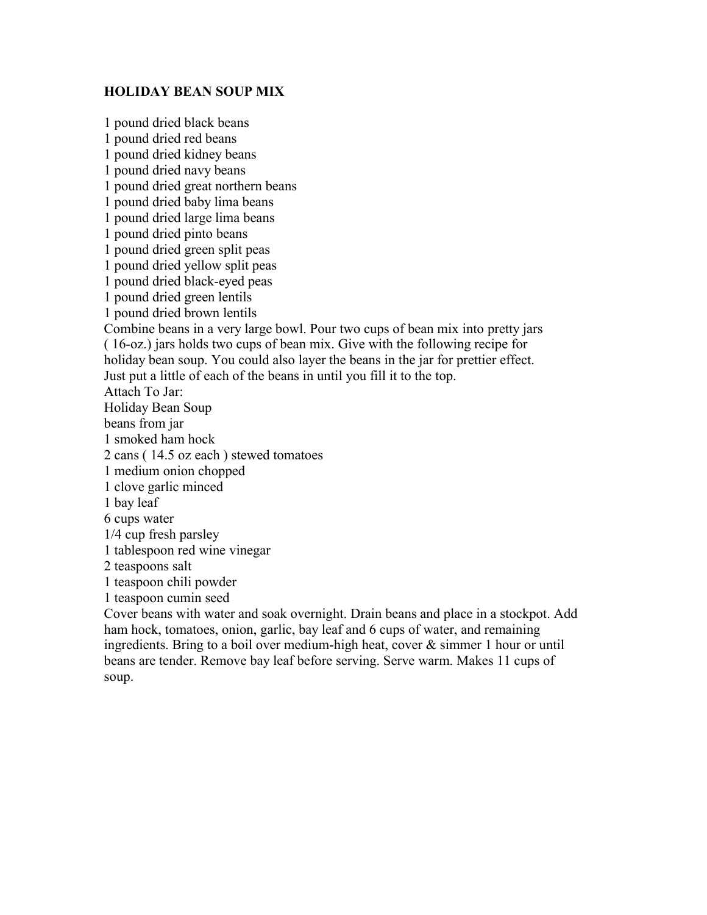## HOLIDAY BEAN SOUP MIX

1 pound dried black beans
1 pound dried red beans
1 pound dried kidney beans
1 pound dried navy beans
1 pound dried great northern beans
1 pound dried baby lima beans
1 pound dried large lima beans
1 pound dried pinto beans
1 pound dried green split peas
1 pound dried yellow split peas
1 pound dried black-eyed peas
1 pound dried green lentils
1 pound dried brown lentils

Combine beans in a very large bowl. Pour two cups of bean mix into pretty jars ( 16-oz.) jars holds two cups of bean mix. Give with the following recipe for holiday bean soup. You could also layer the beans in the jar for prettier effect. Just put a little of each of the beans in until you fill it to the top.

Attach To Jar:

Holiday Bean Soup

beans from jar
1 smoked ham hock
2 cans ( 14.5 oz each ) stewed tomatoes
1 medium onion chopped
1 clove garlic minced
1 bay leaf
6 cups water
1/4 cup fresh parsley
1 tablespoon red wine vinegar
2 teaspoons salt
1 teaspoon chili powder
1 teaspoon cumin seed

Cover beans with water and soak overnight. Drain beans and place in a stockpot. Add ham hock, tomatoes, onion, garlic, bay leaf and 6 cups of water, and remaining ingredients. Bring to a boil over medium-high heat, cover & simmer 1 hour or until beans are tender. Remove bay leaf before serving. Serve warm. Makes 11 cups of soup.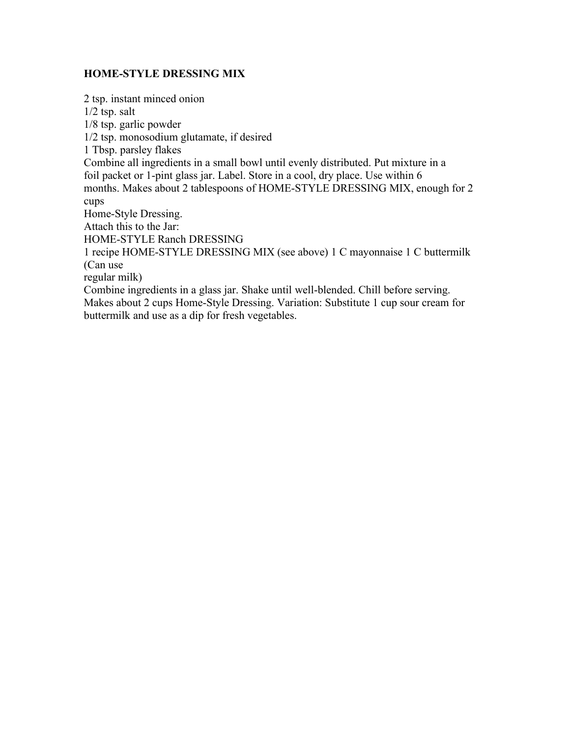**HOME-STYLE DRESSING MIX**

2 tsp. instant minced onion
1/2 tsp. salt
1/8 tsp. garlic powder
1/2 tsp. monosodium glutamate, if desired
1 Tbsp. parsley flakes
Combine all ingredients in a small bowl until evenly distributed. Put mixture in a foil packet or 1-pint glass jar. Label. Store in a cool, dry place. Use within 6 months. Makes about 2 tablespoons of HOME-STYLE DRESSING MIX, enough for 2 cups
Home-Style Dressing.
Attach this to the Jar:
HOME-STYLE Ranch DRESSING
1 recipe HOME-STYLE DRESSING MIX (see above) 1 C mayonnaise 1 C buttermilk (Can use
regular milk)
Combine ingredients in a glass jar. Shake until well-blended. Chill before serving. Makes about 2 cups Home-Style Dressing. Variation: Substitute 1 cup sour cream for buttermilk and use as a dip for fresh vegetables.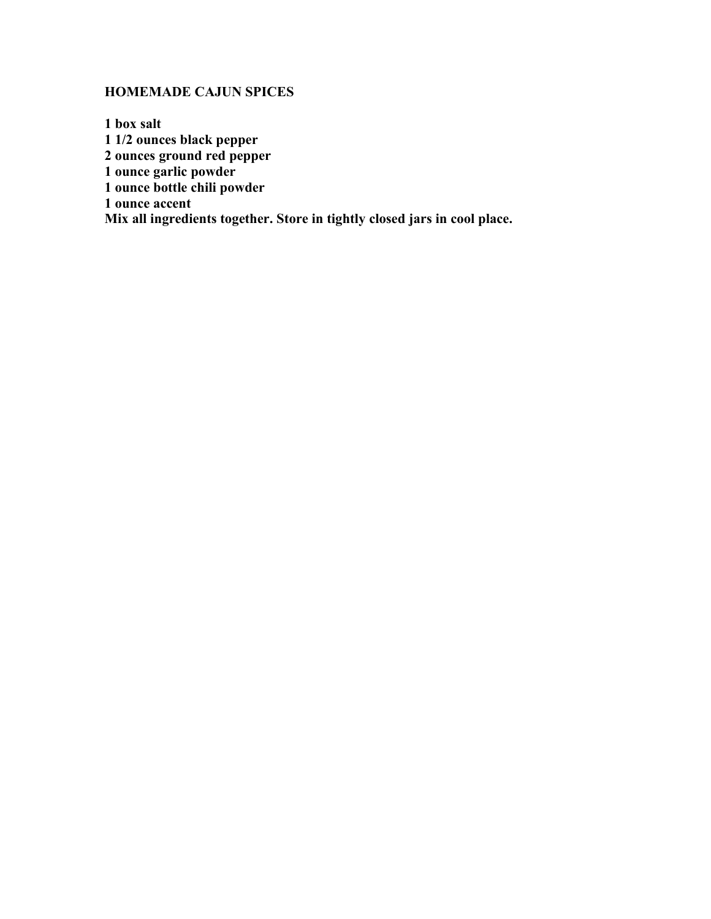# HOMEMADE CAJUN SPICES

**1 box salt**
**1 1/2 ounces black pepper**
**2 ounces ground red pepper**
**1 ounce garlic powder**
**1 ounce bottle chili powder**
**1 ounce accent**
**Mix all ingredients together. Store in tightly closed jars in cool place.**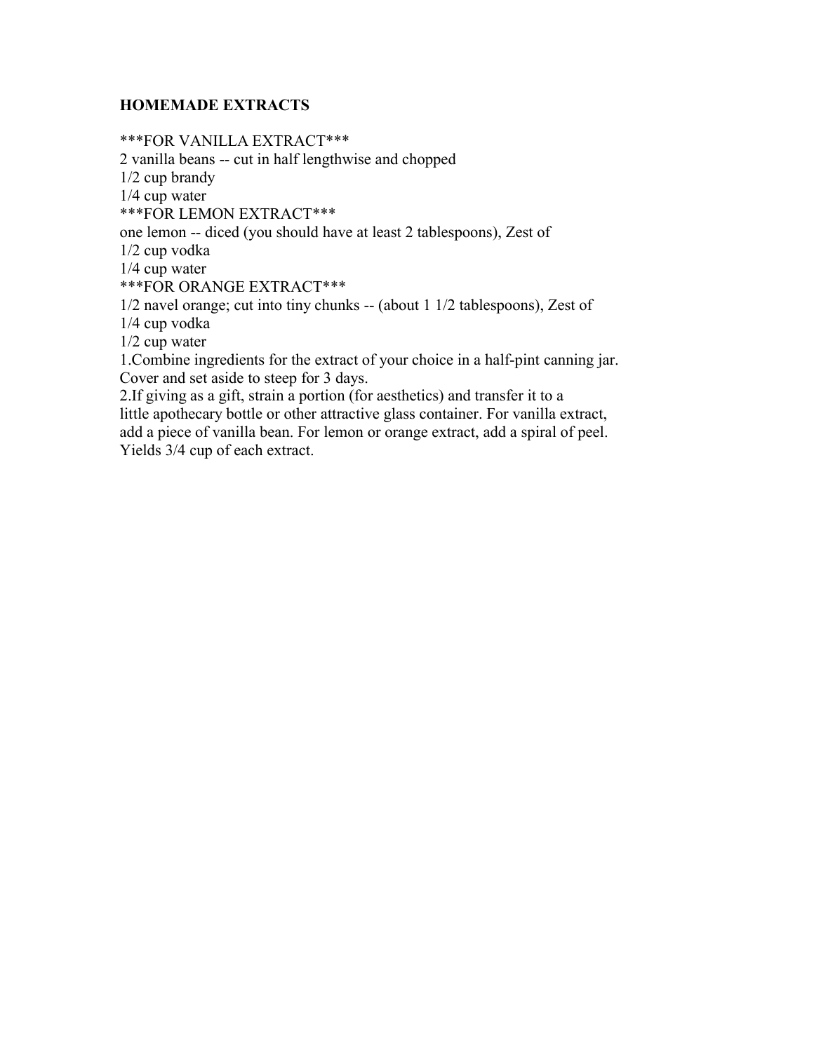**HOMEMADE EXTRACTS**

***FOR VANILLA EXTRACT***
2 vanilla beans -- cut in half lengthwise and chopped
1/2 cup brandy
1/4 cup water
***FOR LEMON EXTRACT***
one lemon -- diced (you should have at least 2 tablespoons), Zest of
1/2 cup vodka
1/4 cup water
***FOR ORANGE EXTRACT***
1/2 navel orange; cut into tiny chunks -- (about 1 1/2 tablespoons), Zest of
1/4 cup vodka
1/2 cup water

1.Combine ingredients for the extract of your choice in a half-pint canning jar. Cover and set aside to steep for 3 days.

2.If giving as a gift, strain a portion (for aesthetics) and transfer it to a little apothecary bottle or other attractive glass container. For vanilla extract, add a piece of vanilla bean. For lemon or orange extract, add a spiral of peel. Yields 3/4 cup of each extract.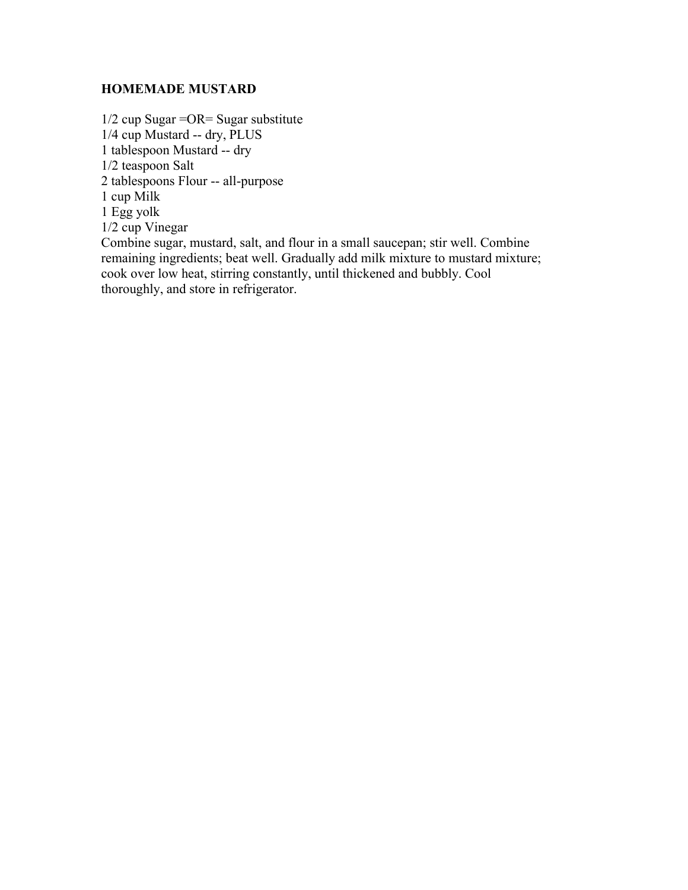**HOMEMADE MUSTARD**

1/2 cup Sugar =OR= Sugar substitute
1/4 cup Mustard -- dry, PLUS
1 tablespoon Mustard -- dry
1/2 teaspoon Salt
2 tablespoons Flour -- all-purpose
1 cup Milk
1 Egg yolk
1/2 cup Vinegar

Combine sugar, mustard, salt, and flour in a small saucepan; stir well. Combine remaining ingredients; beat well. Gradually add milk mixture to mustard mixture; cook over low heat, stirring constantly, until thickened and bubbly. Cool thoroughly, and store in refrigerator.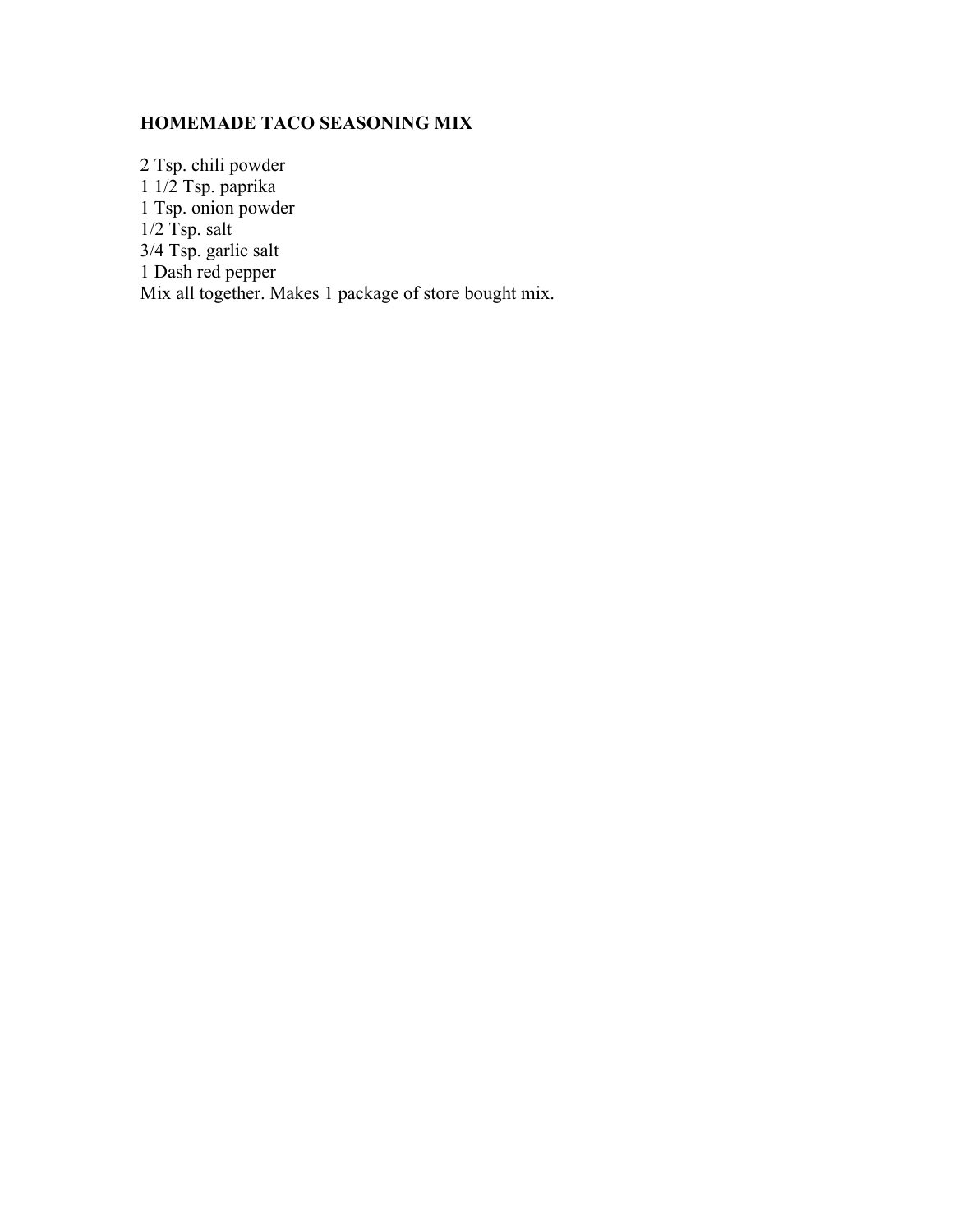## HOMEMADE TACO SEASONING MIX

2 Tsp. chili powder
1 1/2 Tsp. paprika
1 Tsp. onion powder
1/2 Tsp. salt
3/4 Tsp. garlic salt
1 Dash red pepper
Mix all together. Makes 1 package of store bought mix.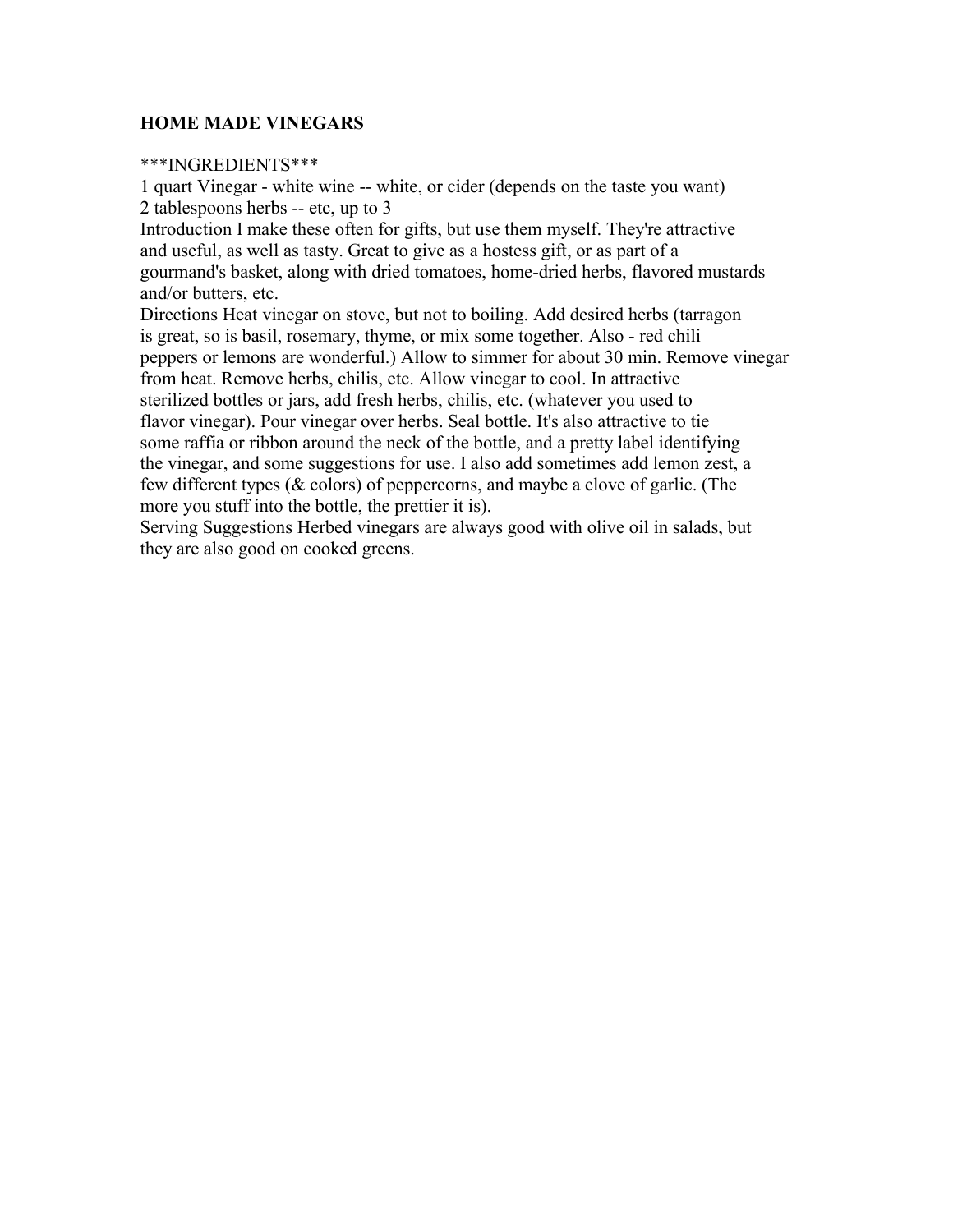**HOME MADE VINEGARS**

***INGREDIENTS***
1 quart Vinegar - white wine -- white, or cider (depends on the taste you want)
2 tablespoons herbs -- etc, up to 3

Introduction I make these often for gifts, but use them myself. They're attractive and useful, as well as tasty. Great to give as a hostess gift, or as part of a gourmand's basket, along with dried tomatoes, home-dried herbs, flavored mustards and/or butters, etc.

Directions Heat vinegar on stove, but not to boiling. Add desired herbs (tarragon is great, so is basil, rosemary, thyme, or mix some together. Also - red chili peppers or lemons are wonderful.) Allow to simmer for about 30 min. Remove vinegar from heat. Remove herbs, chilis, etc. Allow vinegar to cool. In attractive sterilized bottles or jars, add fresh herbs, chilis, etc. (whatever you used to flavor vinegar). Pour vinegar over herbs. Seal bottle. It's also attractive to tie some raffia or ribbon around the neck of the bottle, and a pretty label identifying the vinegar, and some suggestions for use. I also add sometimes add lemon zest, a few different types (& colors) of peppercorns, and maybe a clove of garlic. (The more you stuff into the bottle, the prettier it is).

Serving Suggestions Herbed vinegars are always good with olive oil in salads, but they are also good on cooked greens.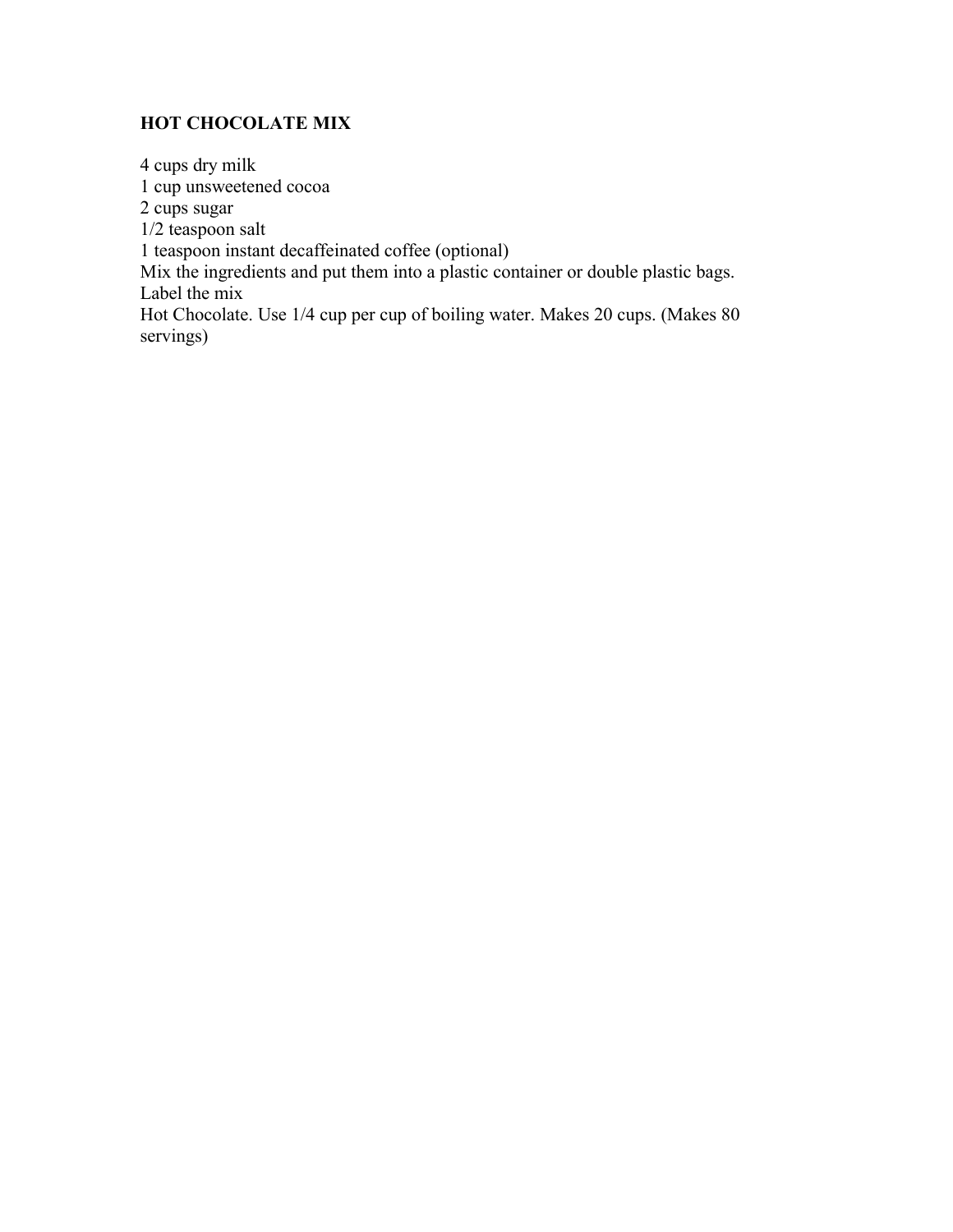## HOT CHOCOLATE MIX

4 cups dry milk
1 cup unsweetened cocoa
2 cups sugar
1/2 teaspoon salt
1 teaspoon instant decaffeinated coffee (optional)
Mix the ingredients and put them into a plastic container or double plastic bags.
Label the mix
Hot Chocolate. Use 1/4 cup per cup of boiling water. Makes 20 cups. (Makes 80 servings)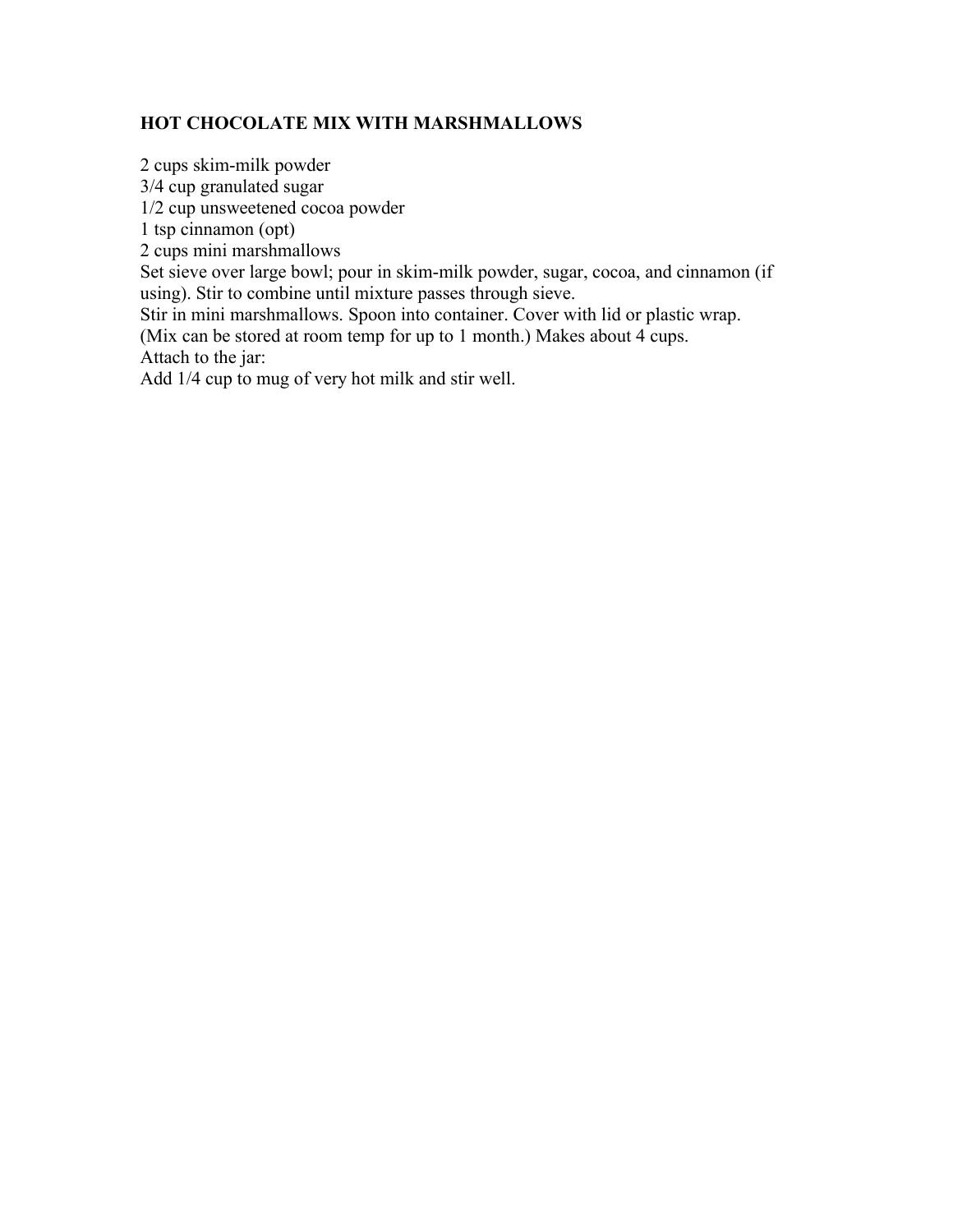## HOT CHOCOLATE MIX WITH MARSHMALLOWS

2 cups skim-milk powder
3/4 cup granulated sugar
1/2 cup unsweetened cocoa powder
1 tsp cinnamon (opt)
2 cups mini marshmallows
Set sieve over large bowl; pour in skim-milk powder, sugar, cocoa, and cinnamon (if using). Stir to combine until mixture passes through sieve.
Stir in mini marshmallows. Spoon into container. Cover with lid or plastic wrap.
(Mix can be stored at room temp for up to 1 month.) Makes about 4 cups.
Attach to the jar:
Add 1/4 cup to mug of very hot milk and stir well.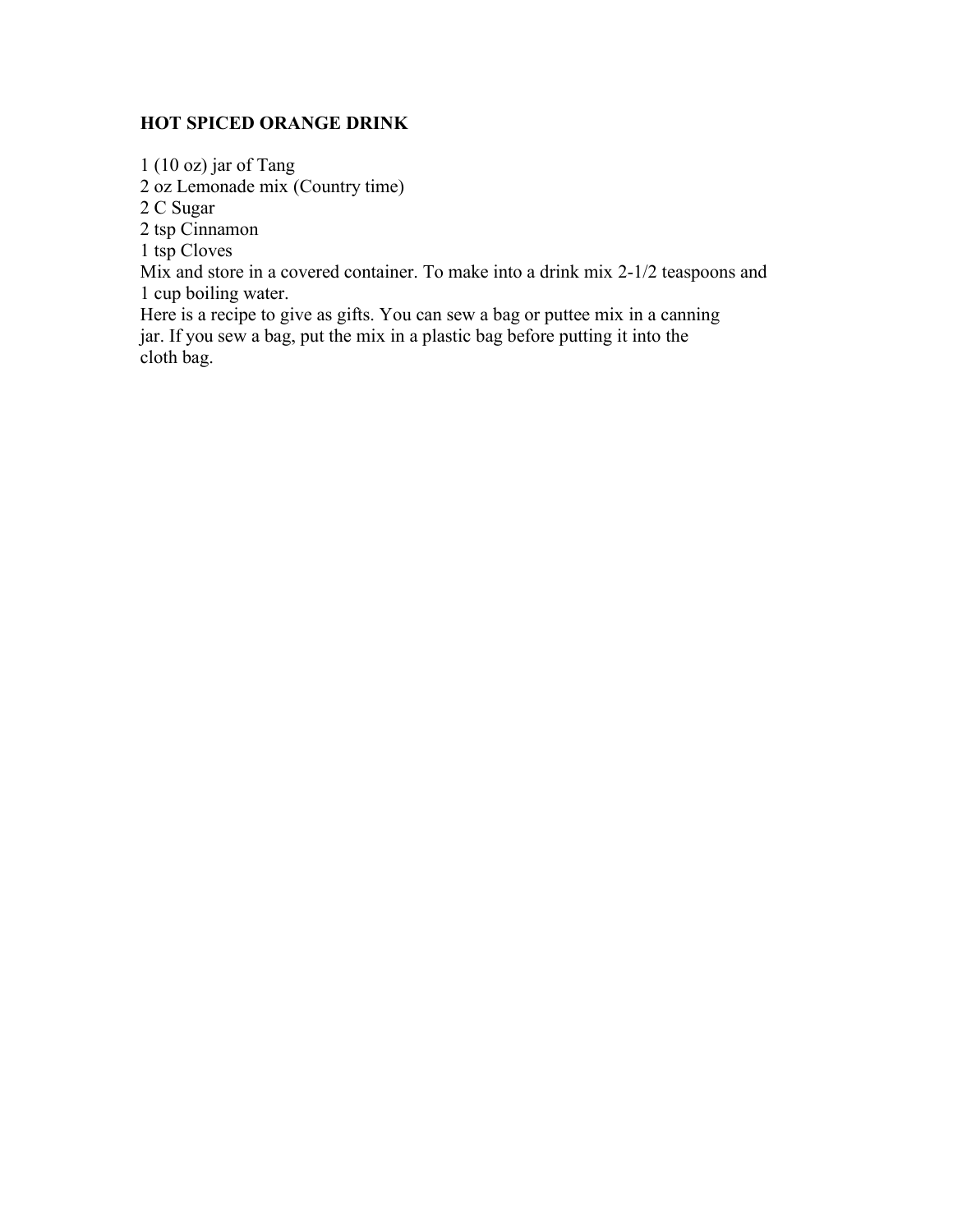**HOT SPICED ORANGE DRINK**

1 (10 oz) jar of Tang
2 oz Lemonade mix (Country time)
2 C Sugar
2 tsp Cinnamon
1 tsp Cloves
Mix and store in a covered container. To make into a drink mix 2-1/2 teaspoons and 1 cup boiling water.
Here is a recipe to give as gifts. You can sew a bag or puttee mix in a canning jar. If you sew a bag, put the mix in a plastic bag before putting it into the cloth bag.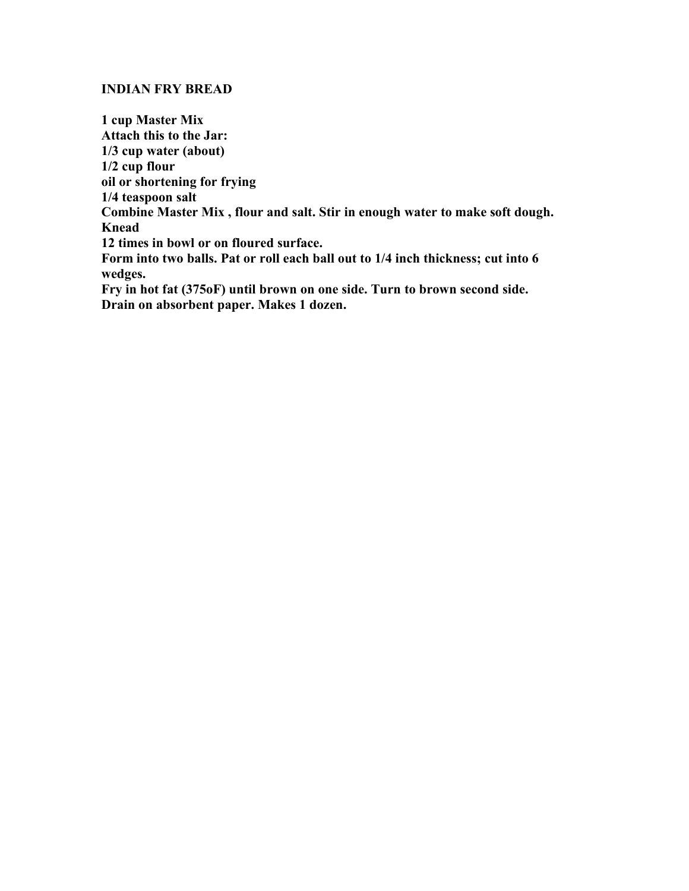# INDIAN FRY BREAD

**1 cup Master Mix**
**Attach this to the Jar:**
**1/3 cup water (about)**
**1/2 cup flour**
**oil or shortening for frying**
**1/4 teaspoon salt**
**Combine Master Mix , flour and salt. Stir in enough water to make soft dough.**
**Knead**
**12 times in bowl or on floured surface.**
**Form into two balls. Pat or roll each ball out to 1/4 inch thickness; cut into 6 wedges.**
**Fry in hot fat (375oF) until brown on one side. Turn to brown second side.**
**Drain on absorbent paper. Makes 1 dozen.**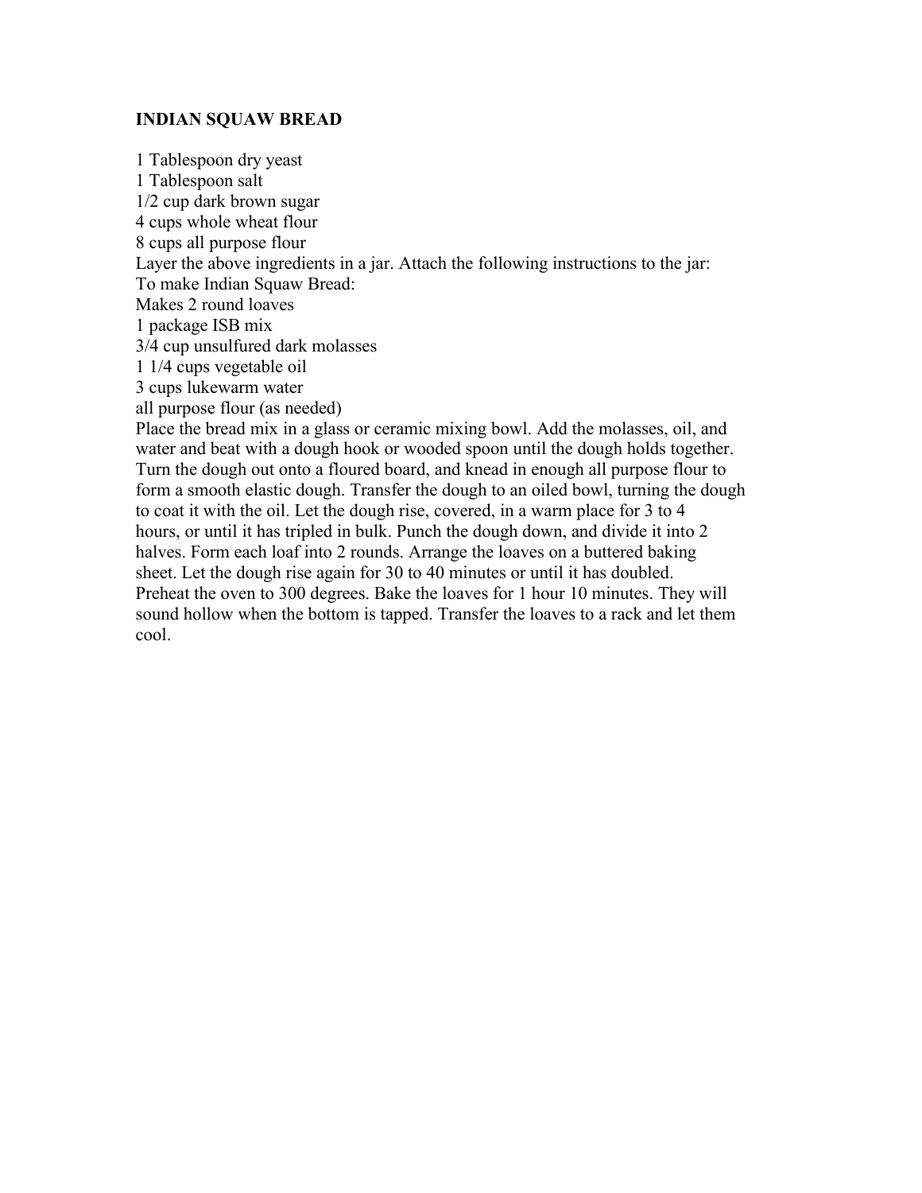**INDIAN SQUAW BREAD**

1 Tablespoon dry yeast
1 Tablespoon salt
1/2 cup dark brown sugar
4 cups whole wheat flour
8 cups all purpose flour
Layer the above ingredients in a jar. Attach the following instructions to the jar:
To make Indian Squaw Bread:
Makes 2 round loaves
1 package ISB mix
3/4 cup unsulfured dark molasses
1 1/4 cups vegetable oil
3 cups lukewarm water
all purpose flour (as needed)
Place the bread mix in a glass or ceramic mixing bowl. Add the molasses, oil, and water and beat with a dough hook or wooded spoon until the dough holds together. Turn the dough out onto a floured board, and knead in enough all purpose flour to form a smooth elastic dough. Transfer the dough to an oiled bowl, turning the dough to coat it with the oil. Let the dough rise, covered, in a warm place for 3 to 4 hours, or until it has tripled in bulk. Punch the dough down, and divide it into 2 halves. Form each loaf into 2 rounds. Arrange the loaves on a buttered baking sheet. Let the dough rise again for 30 to 40 minutes or until it has doubled. Preheat the oven to 300 degrees. Bake the loaves for 1 hour 10 minutes. They will sound hollow when the bottom is tapped. Transfer the loaves to a rack and let them cool.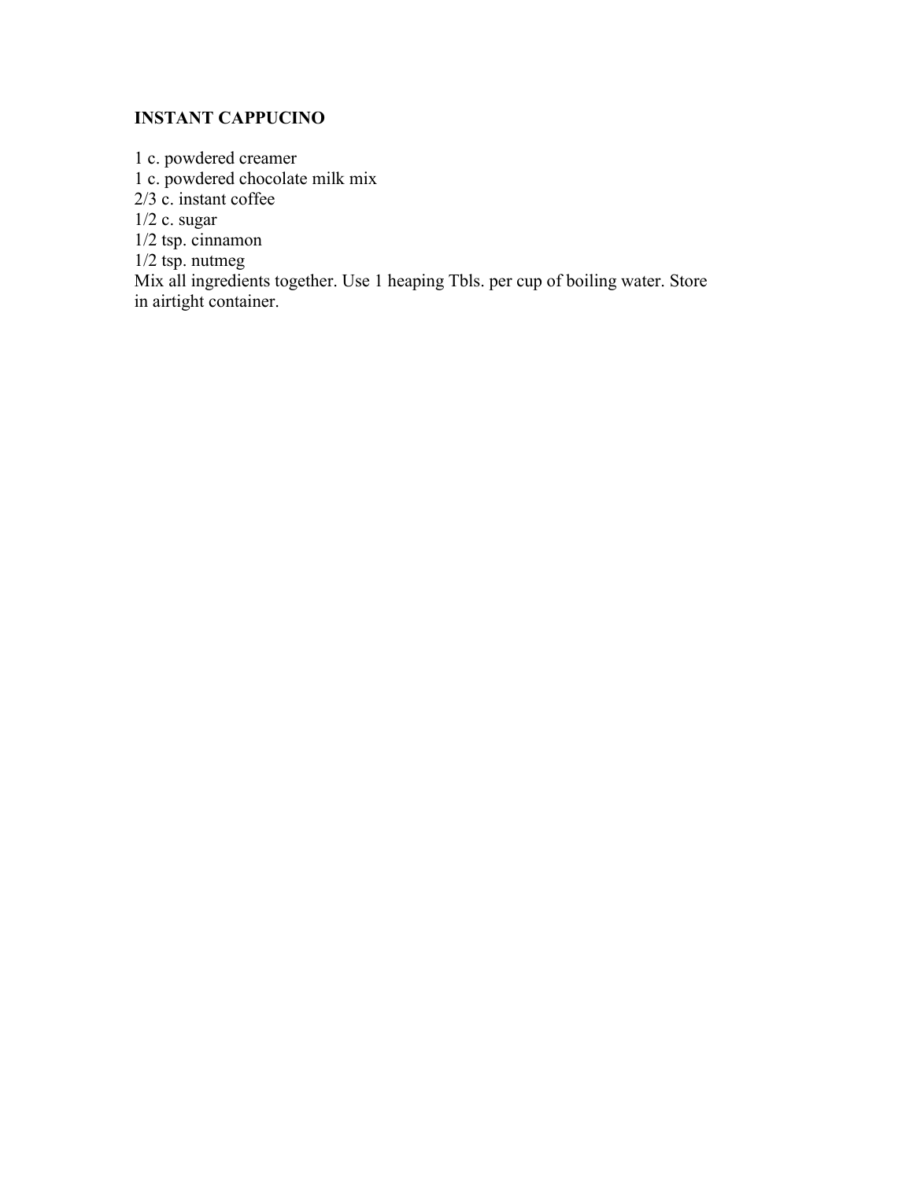**INSTANT CAPPUCINO**

1 c. powdered creamer
1 c. powdered chocolate milk mix
2/3 c. instant coffee
1/2 c. sugar
1/2 tsp. cinnamon
1/2 tsp. nutmeg
Mix all ingredients together. Use 1 heaping Tbls. per cup of boiling water. Store in airtight container.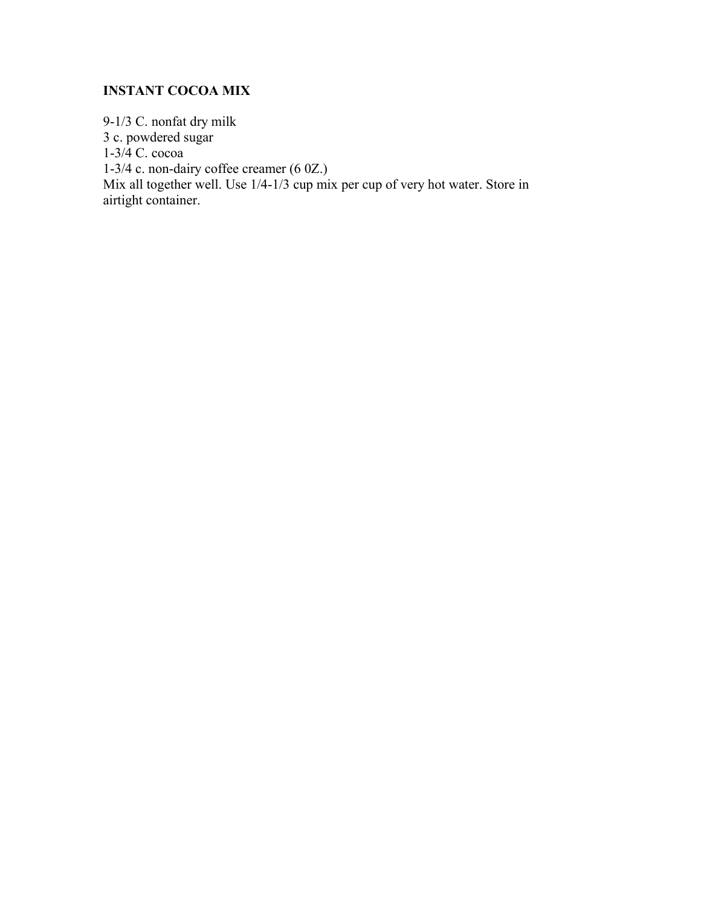**INSTANT COCOA MIX**

9-1/3 C. nonfat dry milk
3 c. powdered sugar
1-3/4 C. cocoa
1-3/4 c. non-dairy coffee creamer (6 0Z.)
Mix all together well. Use 1/4-1/3 cup mix per cup of very hot water. Store in airtight container.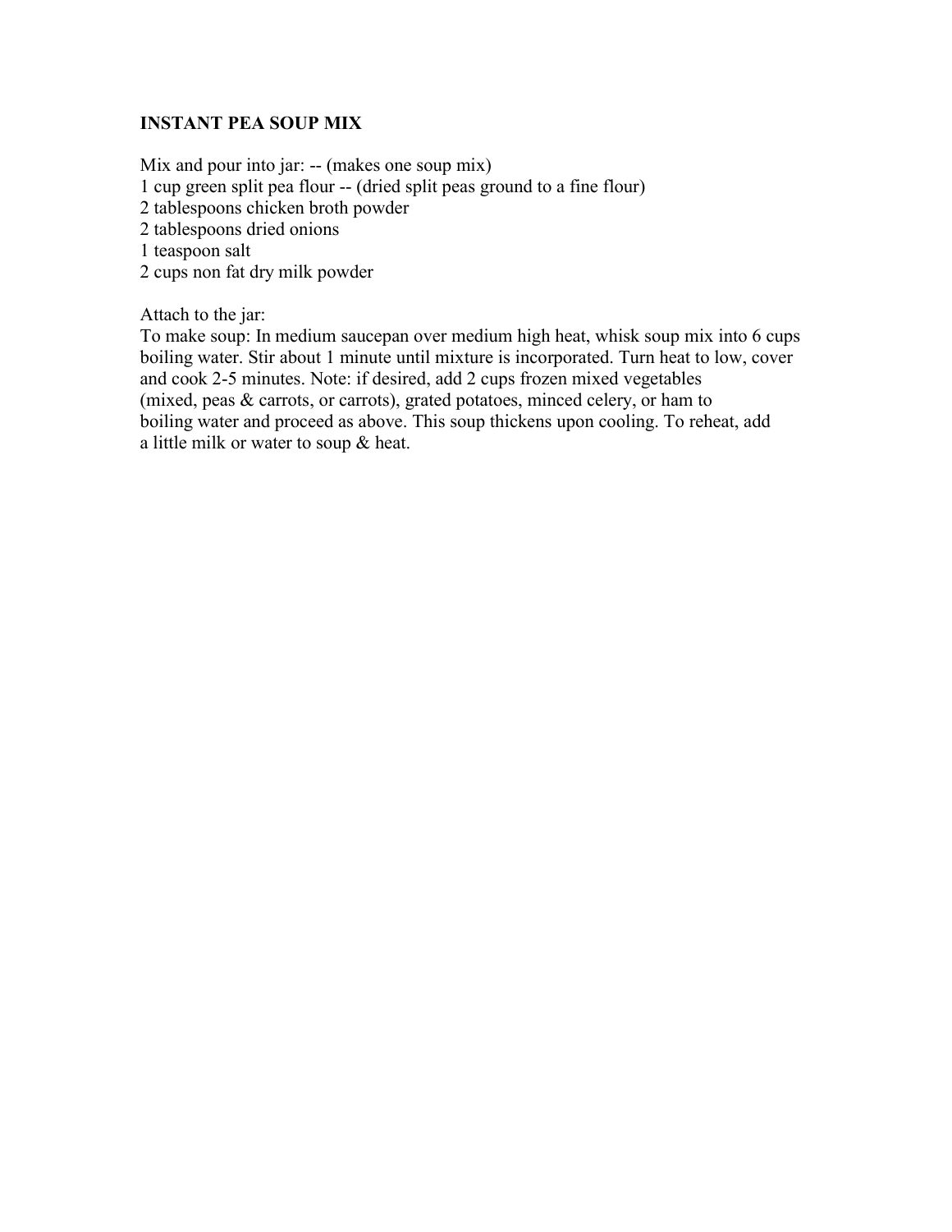**INSTANT PEA SOUP MIX**

Mix and pour into jar: -- (makes one soup mix)
1 cup green split pea flour -- (dried split peas ground to a fine flour)
2 tablespoons chicken broth powder
2 tablespoons dried onions
1 teaspoon salt
2 cups non fat dry milk powder

Attach to the jar:
To make soup: In medium saucepan over medium high heat, whisk soup mix into 6 cups boiling water. Stir about 1 minute until mixture is incorporated. Turn heat to low, cover and cook 2-5 minutes. Note: if desired, add 2 cups frozen mixed vegetables (mixed, peas & carrots, or carrots), grated potatoes, minced celery, or ham to boiling water and proceed as above. This soup thickens upon cooling. To reheat, add a little milk or water to soup & heat.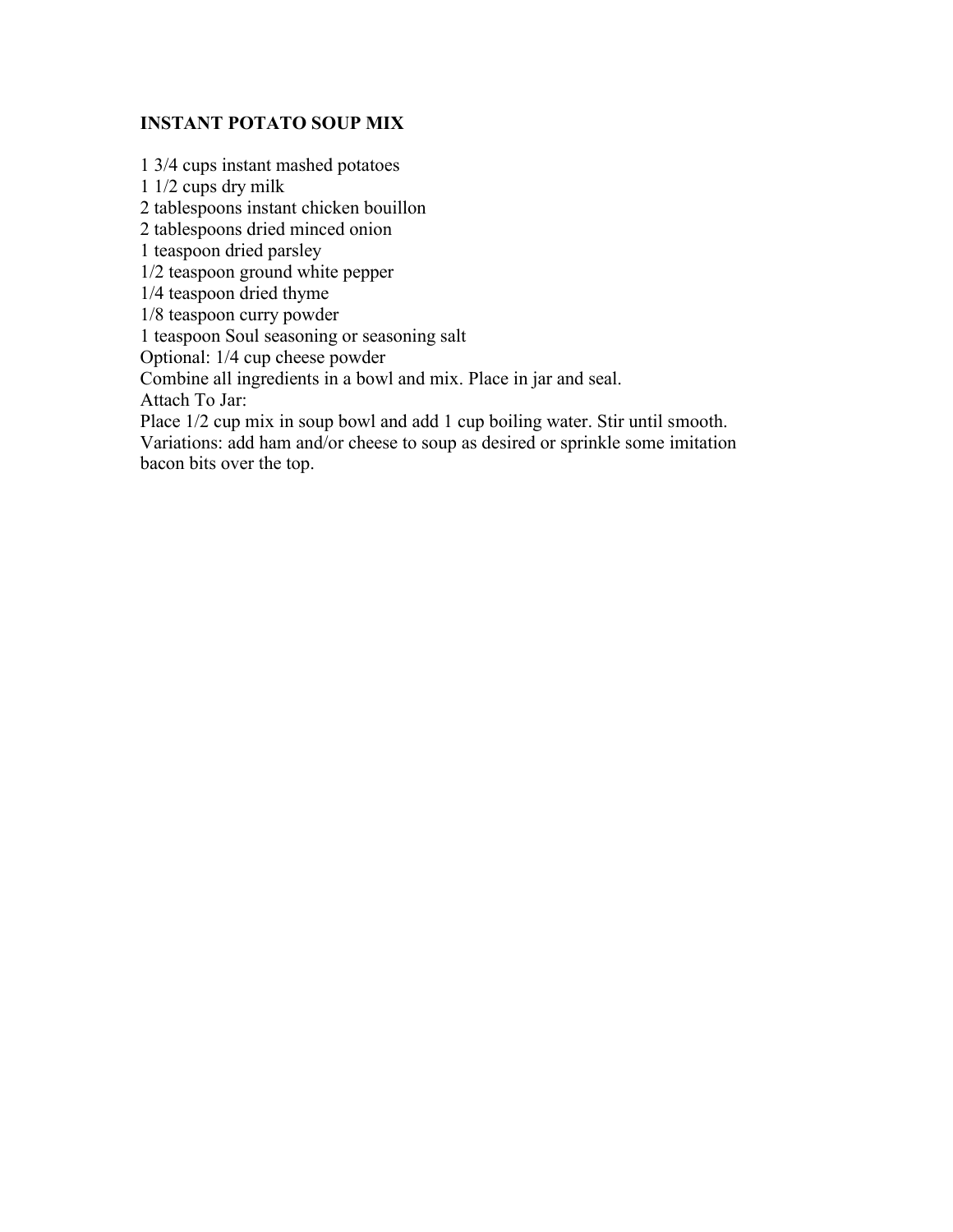## INSTANT POTATO SOUP MIX

1 3/4 cups instant mashed potatoes
1 1/2 cups dry milk
2 tablespoons instant chicken bouillon
2 tablespoons dried minced onion
1 teaspoon dried parsley
1/2 teaspoon ground white pepper
1/4 teaspoon dried thyme
1/8 teaspoon curry powder
1 teaspoon Soul seasoning or seasoning salt
Optional: 1/4 cup cheese powder
Combine all ingredients in a bowl and mix. Place in jar and seal.
Attach To Jar:
Place 1/2 cup mix in soup bowl and add 1 cup boiling water. Stir until smooth.
Variations: add ham and/or cheese to soup as desired or sprinkle some imitation bacon bits over the top.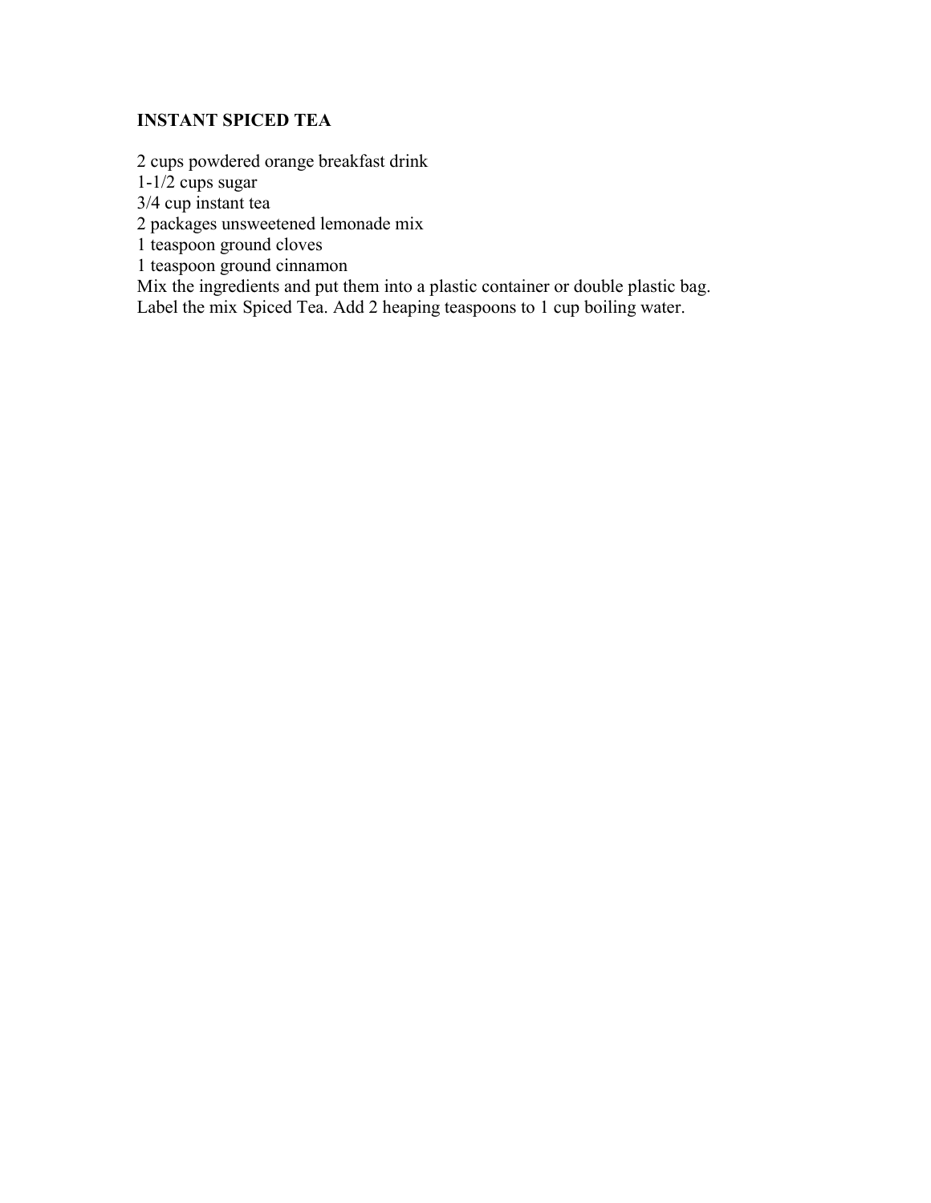**INSTANT SPICED TEA**

2 cups powdered orange breakfast drink
1-1/2 cups sugar
3/4 cup instant tea
2 packages unsweetened lemonade mix
1 teaspoon ground cloves
1 teaspoon ground cinnamon
Mix the ingredients and put them into a plastic container or double plastic bag.
Label the mix Spiced Tea. Add 2 heaping teaspoons to 1 cup boiling water.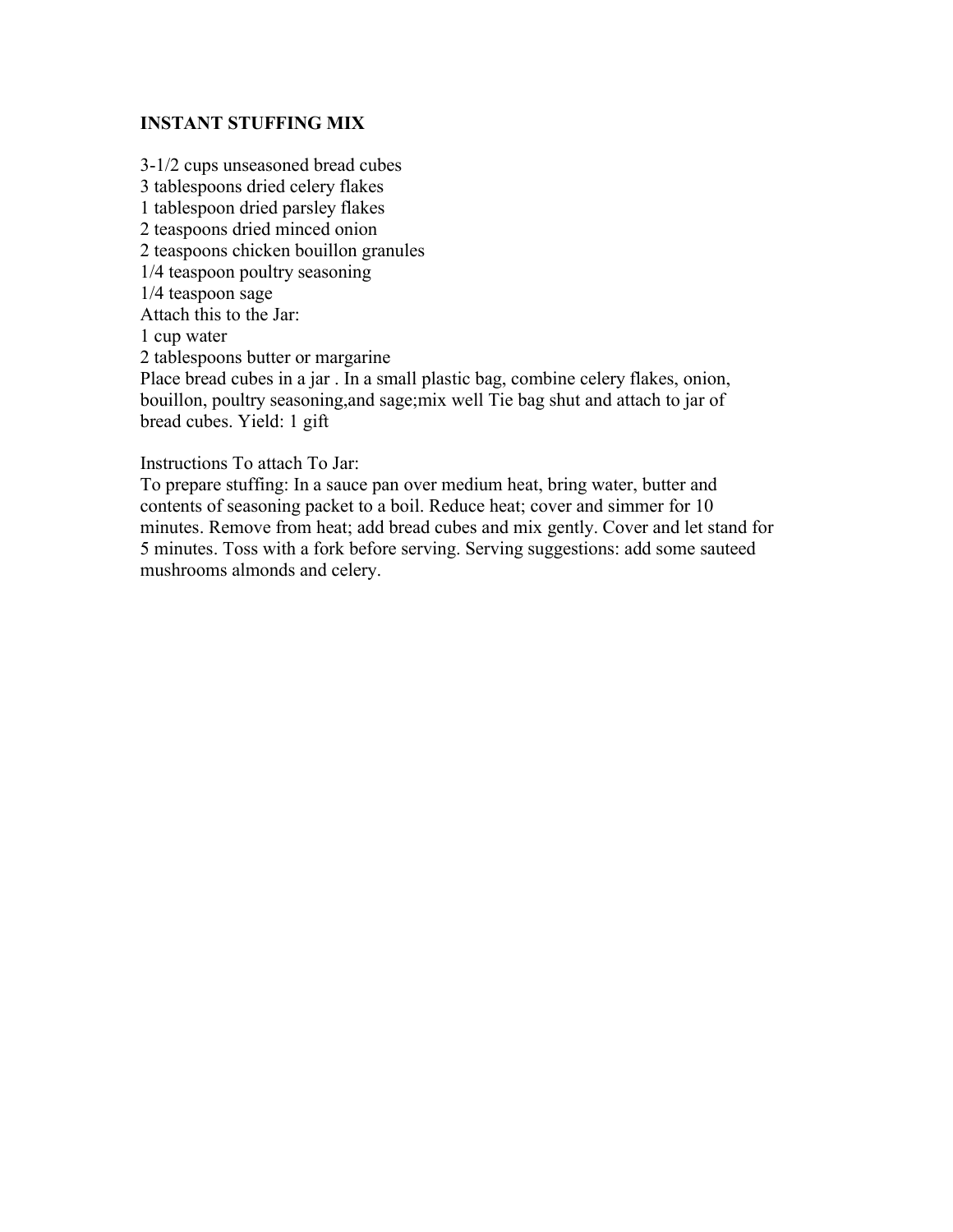**INSTANT STUFFING MIX**

3-1/2 cups unseasoned bread cubes
3 tablespoons dried celery flakes
1 tablespoon dried parsley flakes
2 teaspoons dried minced onion
2 teaspoons chicken bouillon granules
1/4 teaspoon poultry seasoning
1/4 teaspoon sage
Attach this to the Jar:
1 cup water
2 tablespoons butter or margarine
Place bread cubes in a jar . In a small plastic bag, combine celery flakes, onion, bouillon, poultry seasoning,and sage;mix well Tie bag shut and attach to jar of bread cubes. Yield: 1 gift

Instructions To attach To Jar:
To prepare stuffing: In a sauce pan over medium heat, bring water, butter and contents of seasoning packet to a boil. Reduce heat; cover and simmer for 10 minutes. Remove from heat; add bread cubes and mix gently. Cover and let stand for 5 minutes. Toss with a fork before serving. Serving suggestions: add some sauteed mushrooms almonds and celery.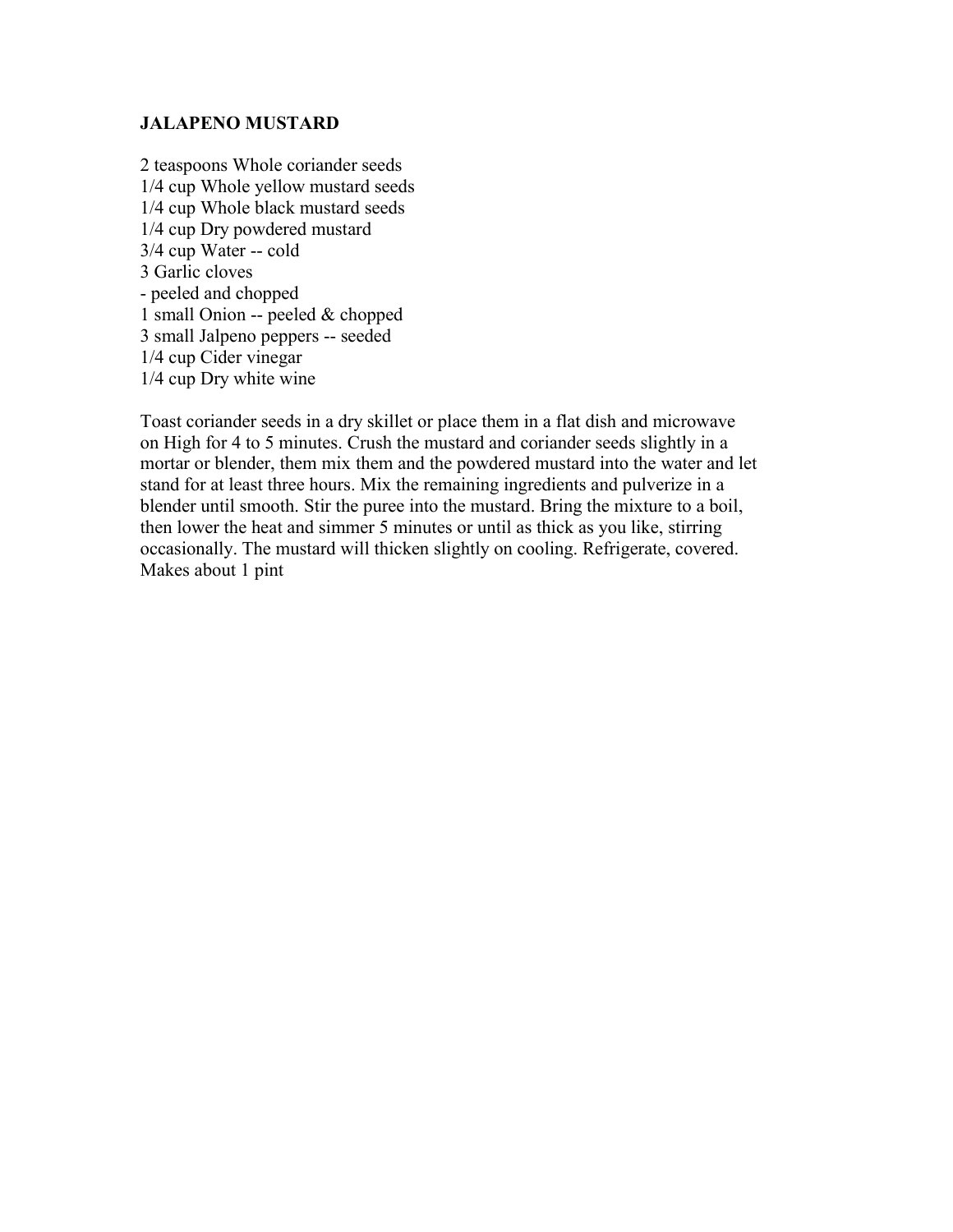**JALAPENO MUSTARD**

2 teaspoons Whole coriander seeds
1/4 cup Whole yellow mustard seeds
1/4 cup Whole black mustard seeds
1/4 cup Dry powdered mustard
3/4 cup Water -- cold
3 Garlic cloves
- peeled and chopped
1 small Onion -- peeled & chopped
3 small Jalpeno peppers -- seeded
1/4 cup Cider vinegar
1/4 cup Dry white wine

Toast coriander seeds in a dry skillet or place them in a flat dish and microwave on High for 4 to 5 minutes. Crush the mustard and coriander seeds slightly in a mortar or blender, them mix them and the powdered mustard into the water and let stand for at least three hours. Mix the remaining ingredients and pulverize in a blender until smooth. Stir the puree into the mustard. Bring the mixture to a boil, then lower the heat and simmer 5 minutes or until as thick as you like, stirring occasionally. The mustard will thicken slightly on cooling. Refrigerate, covered. Makes about 1 pint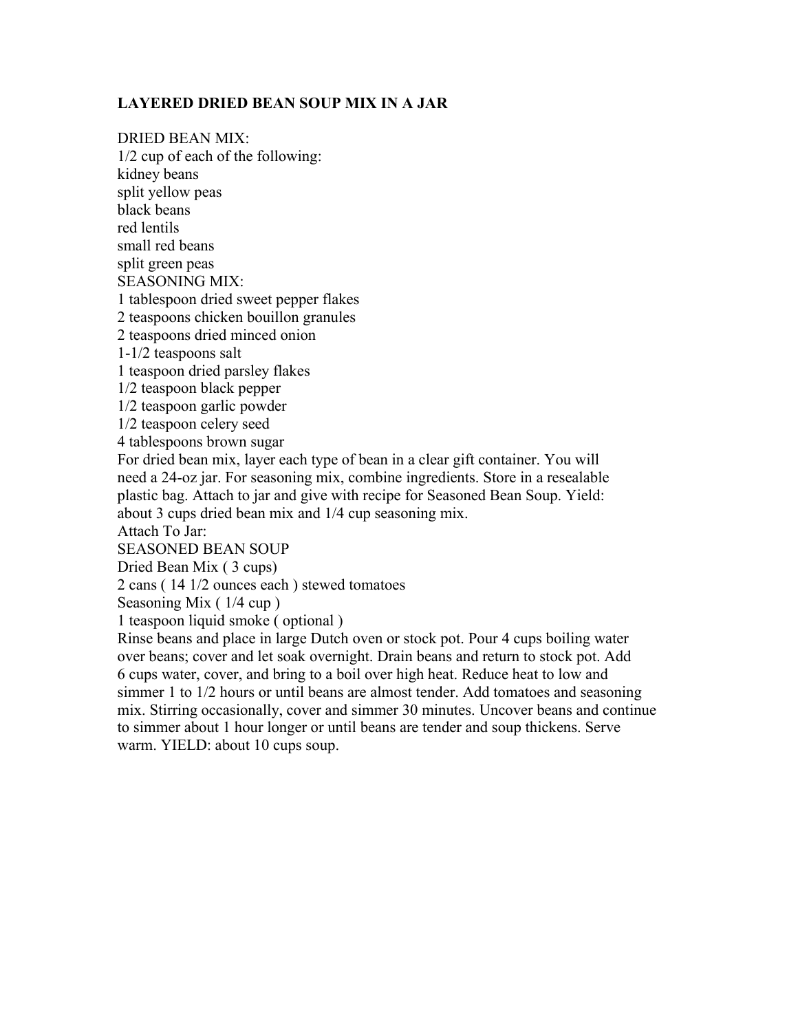## LAYERED DRIED BEAN SOUP MIX IN A JAR

DRIED BEAN MIX:
1/2 cup of each of the following:
kidney beans
split yellow peas
black beans
red lentils
small red beans
split green peas
SEASONING MIX:
1 tablespoon dried sweet pepper flakes
2 teaspoons chicken bouillon granules
2 teaspoons dried minced onion
1-1/2 teaspoons salt
1 teaspoon dried parsley flakes
1/2 teaspoon black pepper
1/2 teaspoon garlic powder
1/2 teaspoon celery seed
4 tablespoons brown sugar
For dried bean mix, layer each type of bean in a clear gift container. You will need a 24-oz jar. For seasoning mix, combine ingredients. Store in a resealable plastic bag. Attach to jar and give with recipe for Seasoned Bean Soup. Yield: about 3 cups dried bean mix and 1/4 cup seasoning mix.
Attach To Jar:
SEASONED BEAN SOUP
Dried Bean Mix ( 3 cups)
2 cans ( 14 1/2 ounces each ) stewed tomatoes
Seasoning Mix ( 1/4 cup )
1 teaspoon liquid smoke ( optional )
Rinse beans and place in large Dutch oven or stock pot. Pour 4 cups boiling water over beans; cover and let soak overnight. Drain beans and return to stock pot. Add 6 cups water, cover, and bring to a boil over high heat. Reduce heat to low and simmer 1 to 1/2 hours or until beans are almost tender. Add tomatoes and seasoning mix. Stirring occasionally, cover and simmer 30 minutes. Uncover beans and continue to simmer about 1 hour longer or until beans are tender and soup thickens. Serve warm. YIELD: about 10 cups soup.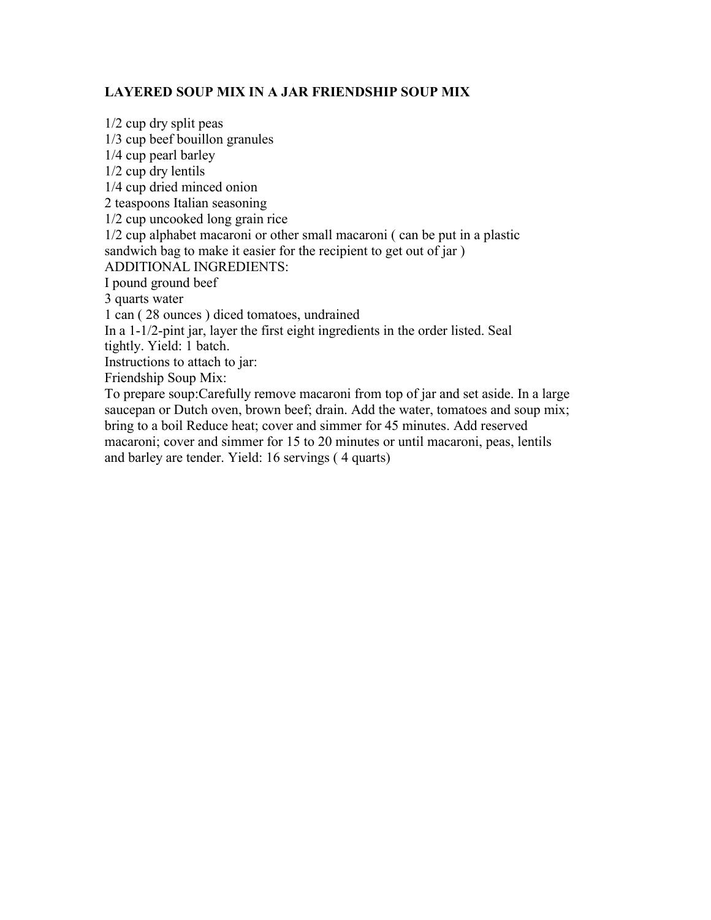**LAYERED SOUP MIX IN A JAR FRIENDSHIP SOUP MIX**

1/2 cup dry split peas
1/3 cup beef bouillon granules
1/4 cup pearl barley
1/2 cup dry lentils
1/4 cup dried minced onion
2 teaspoons Italian seasoning
1/2 cup uncooked long grain rice
1/2 cup alphabet macaroni or other small macaroni ( can be put in a plastic sandwich bag to make it easier for the recipient to get out of jar )
ADDITIONAL INGREDIENTS:
I pound ground beef
3 quarts water
1 can ( 28 ounces ) diced tomatoes, undrained
In a 1-1/2-pint jar, layer the first eight ingredients in the order listed. Seal tightly. Yield: 1 batch.
Instructions to attach to jar:
Friendship Soup Mix:
To prepare soup:Carefully remove macaroni from top of jar and set aside. In a large saucepan or Dutch oven, brown beef; drain. Add the water, tomatoes and soup mix; bring to a boil Reduce heat; cover and simmer for 45 minutes. Add reserved macaroni; cover and simmer for 15 to 20 minutes or until macaroni, peas, lentils and barley are tender. Yield: 16 servings ( 4 quarts)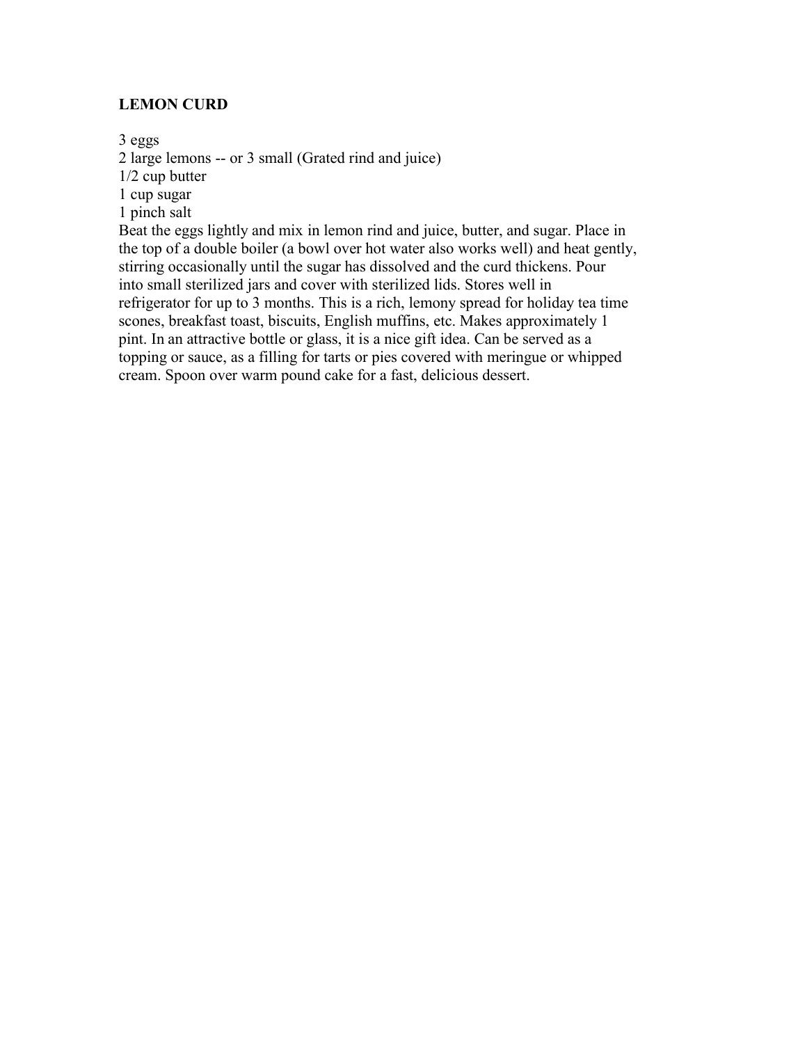## LEMON CURD

3 eggs
2 large lemons -- or 3 small (Grated rind and juice)
1/2 cup butter
1 cup sugar
1 pinch salt
Beat the eggs lightly and mix in lemon rind and juice, butter, and sugar. Place in the top of a double boiler (a bowl over hot water also works well) and heat gently, stirring occasionally until the sugar has dissolved and the curd thickens. Pour into small sterilized jars and cover with sterilized lids. Stores well in refrigerator for up to 3 months. This is a rich, lemony spread for holiday tea time scones, breakfast toast, biscuits, English muffins, etc. Makes approximately 1 pint. In an attractive bottle or glass, it is a nice gift idea. Can be served as a topping or sauce, as a filling for tarts or pies covered with meringue or whipped cream. Spoon over warm pound cake for a fast, delicious dessert.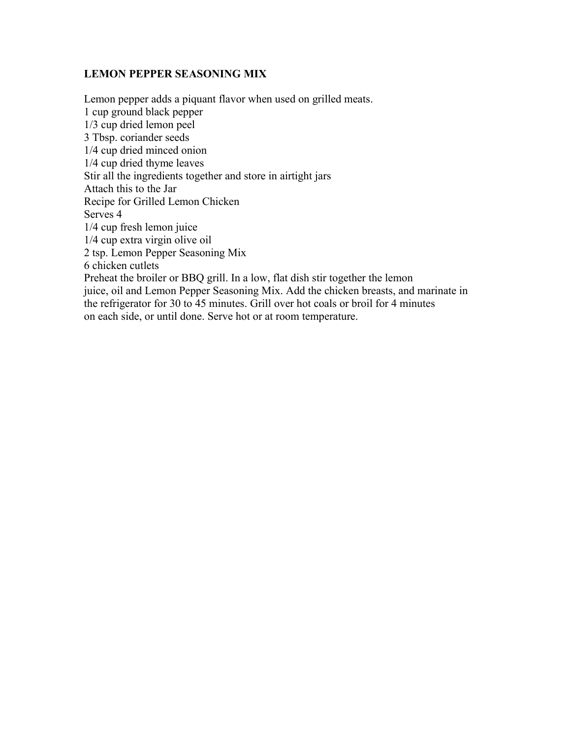## LEMON PEPPER SEASONING MIX

Lemon pepper adds a piquant flavor when used on grilled meats.
1 cup ground black pepper
1/3 cup dried lemon peel
3 Tbsp. coriander seeds
1/4 cup dried minced onion
1/4 cup dried thyme leaves
Stir all the ingredients together and store in airtight jars
Attach this to the Jar
Recipe for Grilled Lemon Chicken
Serves 4
1/4 cup fresh lemon juice
1/4 cup extra virgin olive oil
2 tsp. Lemon Pepper Seasoning Mix
6 chicken cutlets
Preheat the broiler or BBQ grill. In a low, flat dish stir together the lemon juice, oil and Lemon Pepper Seasoning Mix. Add the chicken breasts, and marinate in the refrigerator for 30 to 45 minutes. Grill over hot coals or broil for 4 minutes on each side, or until done. Serve hot or at room temperature.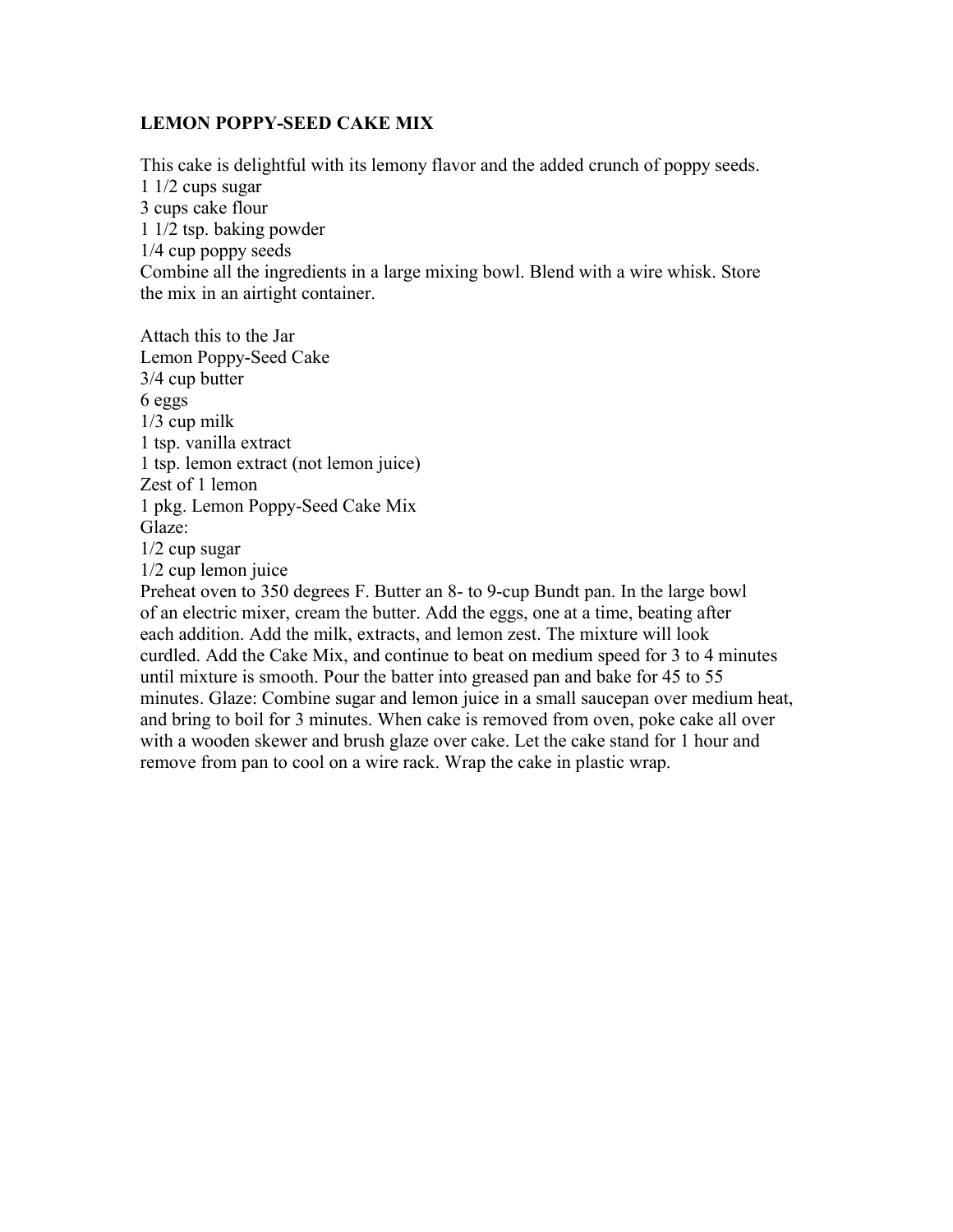**LEMON POPPY-SEED CAKE MIX**

This cake is delightful with its lemony flavor and the added crunch of poppy seeds.
1 1/2 cups sugar
3 cups cake flour
1 1/2 tsp. baking powder
1/4 cup poppy seeds
Combine all the ingredients in a large mixing bowl. Blend with a wire whisk. Store the mix in an airtight container.

Attach this to the Jar
Lemon Poppy-Seed Cake
3/4 cup butter
6 eggs
1/3 cup milk
1 tsp. vanilla extract
1 tsp. lemon extract (not lemon juice)
Zest of 1 lemon
1 pkg. Lemon Poppy-Seed Cake Mix
Glaze:
1/2 cup sugar
1/2 cup lemon juice
Preheat oven to 350 degrees F. Butter an 8- to 9-cup Bundt pan. In the large bowl of an electric mixer, cream the butter. Add the eggs, one at a time, beating after each addition. Add the milk, extracts, and lemon zest. The mixture will look curdled. Add the Cake Mix, and continue to beat on medium speed for 3 to 4 minutes until mixture is smooth. Pour the batter into greased pan and bake for 45 to 55 minutes. Glaze: Combine sugar and lemon juice in a small saucepan over medium heat, and bring to boil for 3 minutes. When cake is removed from oven, poke cake all over with a wooden skewer and brush glaze over cake. Let the cake stand for 1 hour and remove from pan to cool on a wire rack. Wrap the cake in plastic wrap.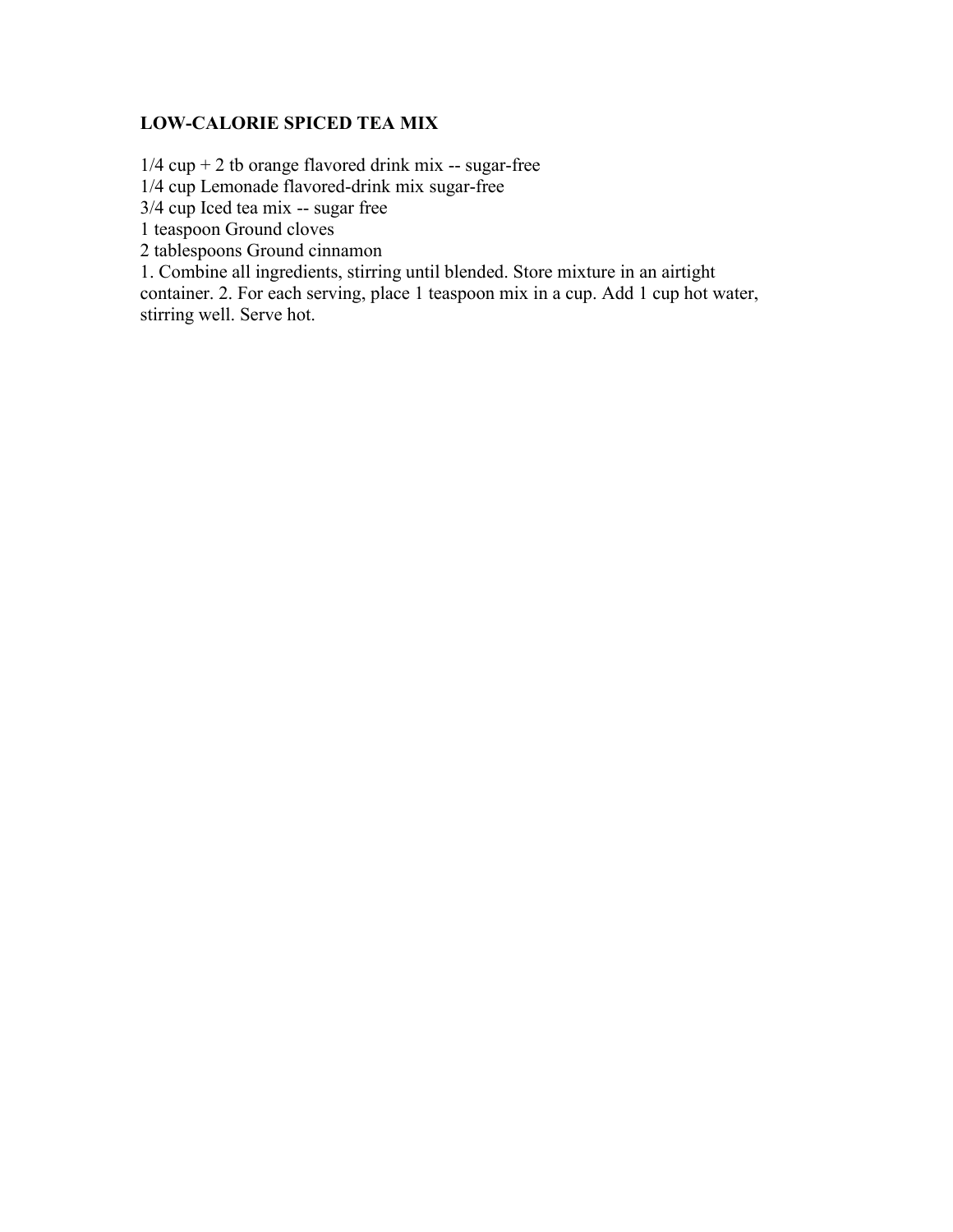**LOW-CALORIE SPICED TEA MIX**

1/4 cup + 2 tb orange flavored drink mix -- sugar-free
1/4 cup Lemonade flavored-drink mix sugar-free
3/4 cup Iced tea mix -- sugar free
1 teaspoon Ground cloves
2 tablespoons Ground cinnamon
1. Combine all ingredients, stirring until blended. Store mixture in an airtight container. 2. For each serving, place 1 teaspoon mix in a cup. Add 1 cup hot water, stirring well. Serve hot.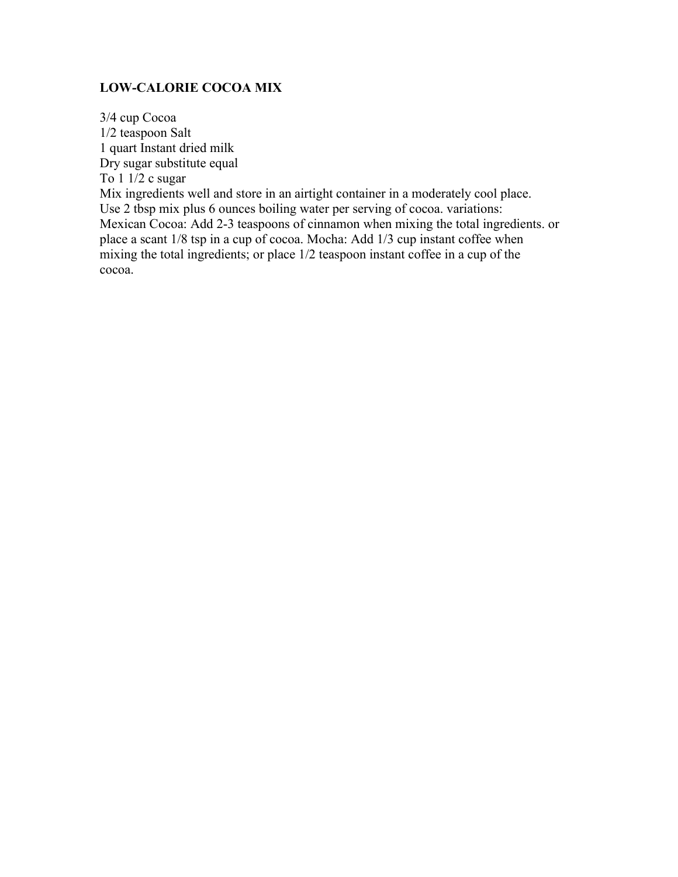## LOW-CALORIE COCOA MIX

3/4 cup Cocoa
1/2 teaspoon Salt
1 quart Instant dried milk
Dry sugar substitute equal
To 1 1/2 c sugar

Mix ingredients well and store in an airtight container in a moderately cool place. Use 2 tbsp mix plus 6 ounces boiling water per serving of cocoa. variations: Mexican Cocoa: Add 2-3 teaspoons of cinnamon when mixing the total ingredients. or place a scant 1/8 tsp in a cup of cocoa. Mocha: Add 1/3 cup instant coffee when mixing the total ingredients; or place 1/2 teaspoon instant coffee in a cup of the cocoa.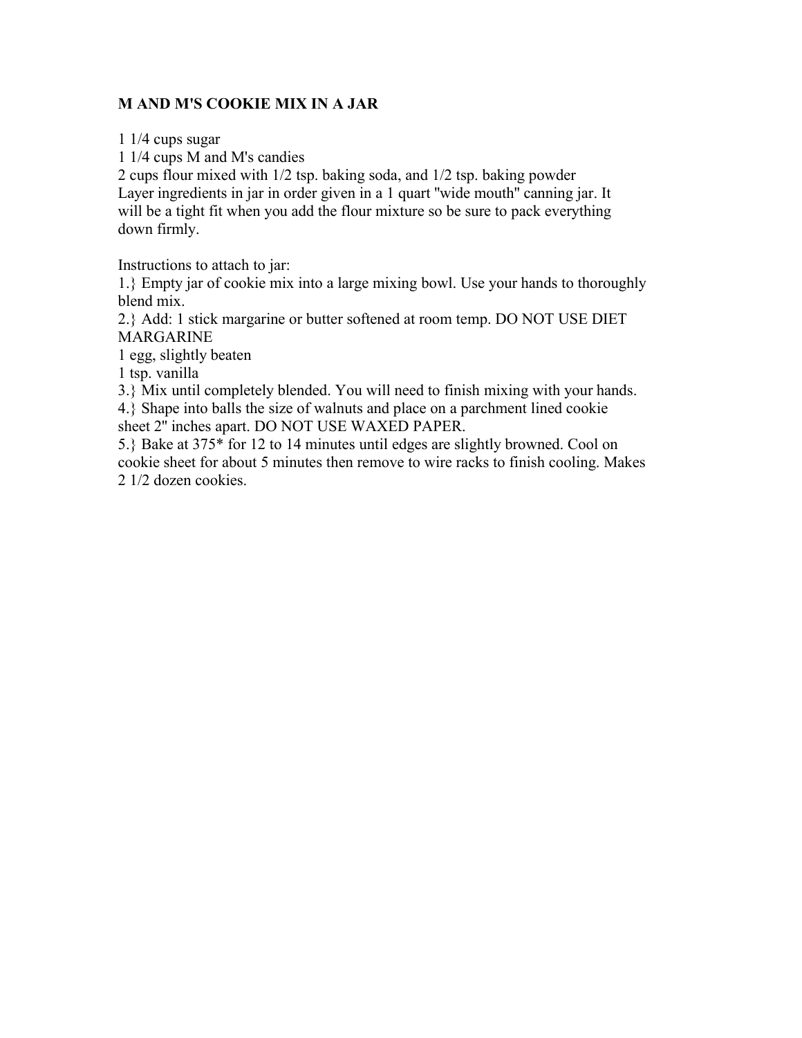**M AND M'S COOKIE MIX IN A JAR**

1 1/4 cups sugar
1 1/4 cups M and M's candies
2 cups flour mixed with 1/2 tsp. baking soda, and 1/2 tsp. baking powder
Layer ingredients in jar in order given in a 1 quart "wide mouth" canning jar. It will be a tight fit when you add the flour mixture so be sure to pack everything down firmly.

Instructions to attach to jar:
1.} Empty jar of cookie mix into a large mixing bowl. Use your hands to thoroughly blend mix.
2.} Add: 1 stick margarine or butter softened at room temp. DO NOT USE DIET MARGARINE
1 egg, slightly beaten
1 tsp. vanilla
3.} Mix until completely blended. You will need to finish mixing with your hands.
4.} Shape into balls the size of walnuts and place on a parchment lined cookie sheet 2" inches apart. DO NOT USE WAXED PAPER.
5.} Bake at 375* for 12 to 14 minutes until edges are slightly browned. Cool on cookie sheet for about 5 minutes then remove to wire racks to finish cooling. Makes 2 1/2 dozen cookies.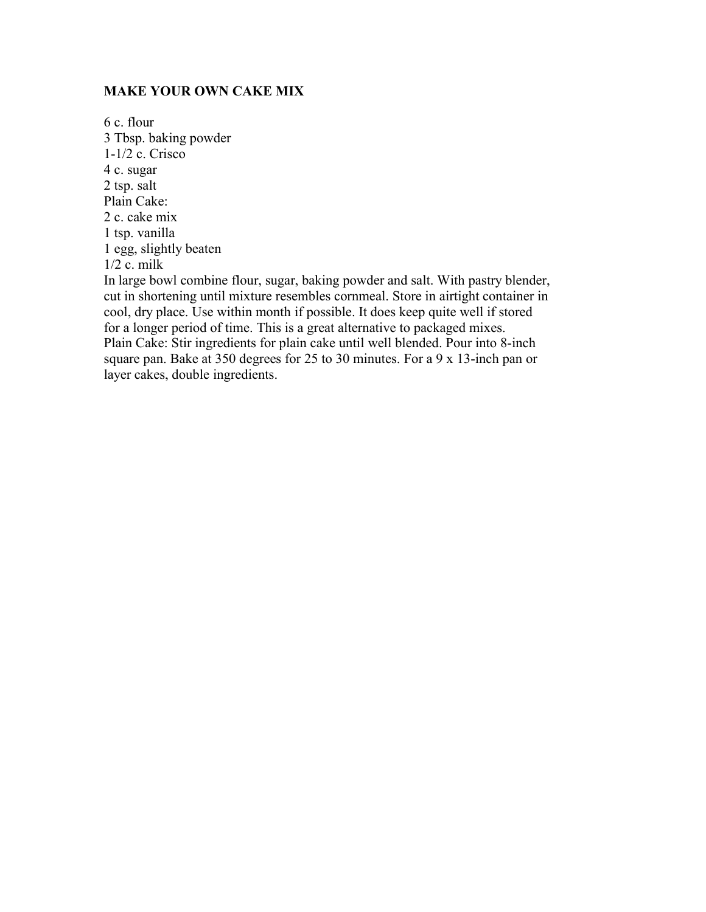**MAKE YOUR OWN CAKE MIX**

6 c. flour
3 Tbsp. baking powder
1-1/2 c. Crisco
4 c. sugar
2 tsp. salt
Plain Cake:
2 c. cake mix
1 tsp. vanilla
1 egg, slightly beaten
1/2 c. milk
In large bowl combine flour, sugar, baking powder and salt. With pastry blender, cut in shortening until mixture resembles cornmeal. Store in airtight container in cool, dry place. Use within month if possible. It does keep quite well if stored for a longer period of time. This is a great alternative to packaged mixes.
Plain Cake: Stir ingredients for plain cake until well blended. Pour into 8-inch square pan. Bake at 350 degrees for 25 to 30 minutes. For a 9 x 13-inch pan or layer cakes, double ingredients.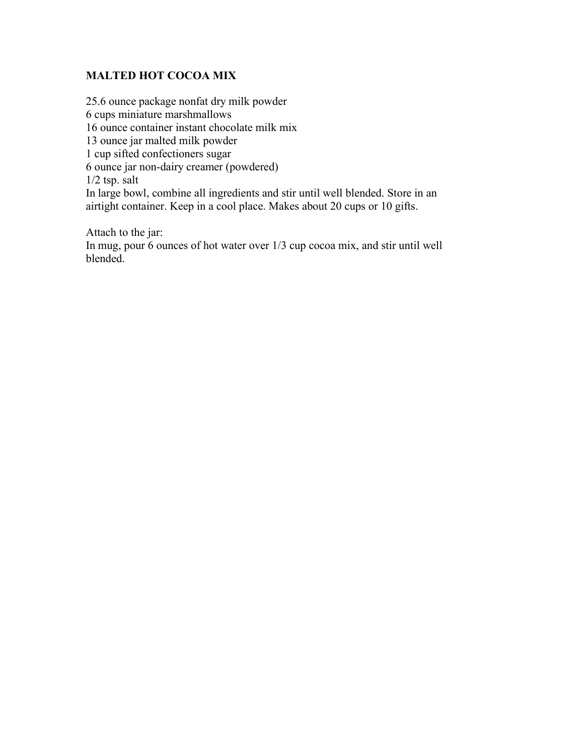## MALTED HOT COCOA MIX

25.6 ounce package nonfat dry milk powder
6 cups miniature marshmallows
16 ounce container instant chocolate milk mix
13 ounce jar malted milk powder
1 cup sifted confectioners sugar
6 ounce jar non-dairy creamer (powdered)
1/2 tsp. salt
In large bowl, combine all ingredients and stir until well blended. Store in an airtight container. Keep in a cool place. Makes about 20 cups or 10 gifts.

Attach to the jar:
In mug, pour 6 ounces of hot water over 1/3 cup cocoa mix, and stir until well blended.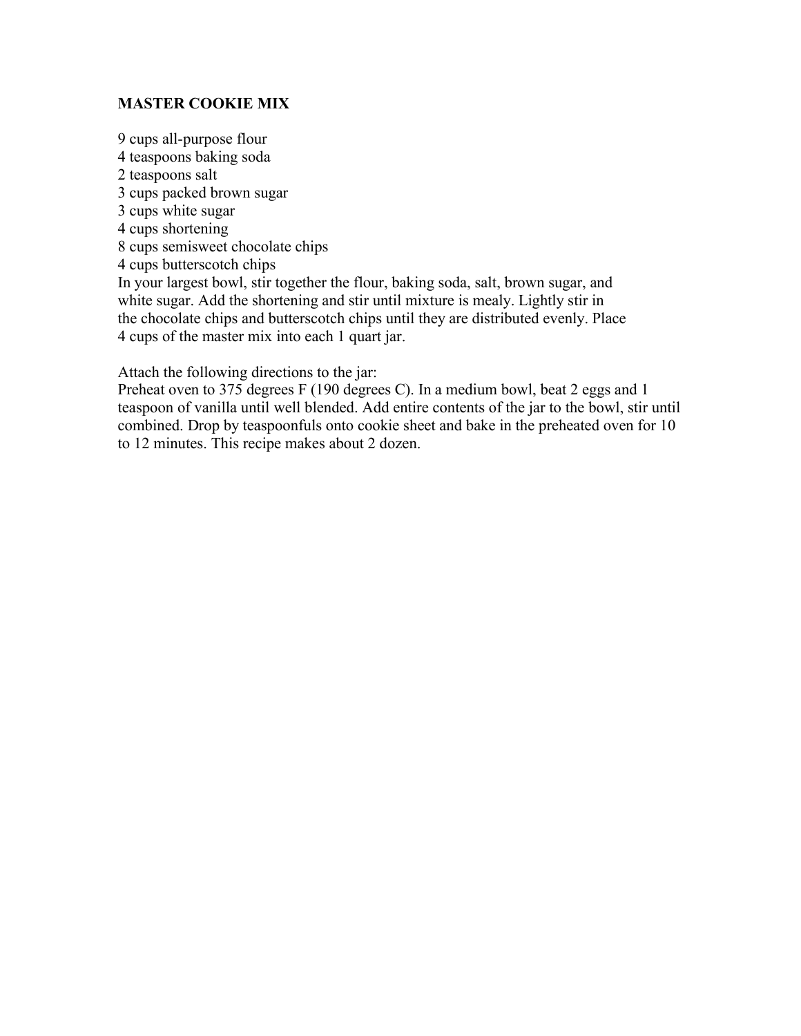**MASTER COOKIE MIX**

9 cups all-purpose flour
4 teaspoons baking soda
2 teaspoons salt
3 cups packed brown sugar
3 cups white sugar
4 cups shortening
8 cups semisweet chocolate chips
4 cups butterscotch chips

In your largest bowl, stir together the flour, baking soda, salt, brown sugar, and white sugar. Add the shortening and stir until mixture is mealy. Lightly stir in the chocolate chips and butterscotch chips until they are distributed evenly. Place 4 cups of the master mix into each 1 quart jar.

Attach the following directions to the jar:
Preheat oven to 375 degrees F (190 degrees C). In a medium bowl, beat 2 eggs and 1 teaspoon of vanilla until well blended. Add entire contents of the jar to the bowl, stir until combined. Drop by teaspoonfuls onto cookie sheet and bake in the preheated oven for 10 to 12 minutes. This recipe makes about 2 dozen.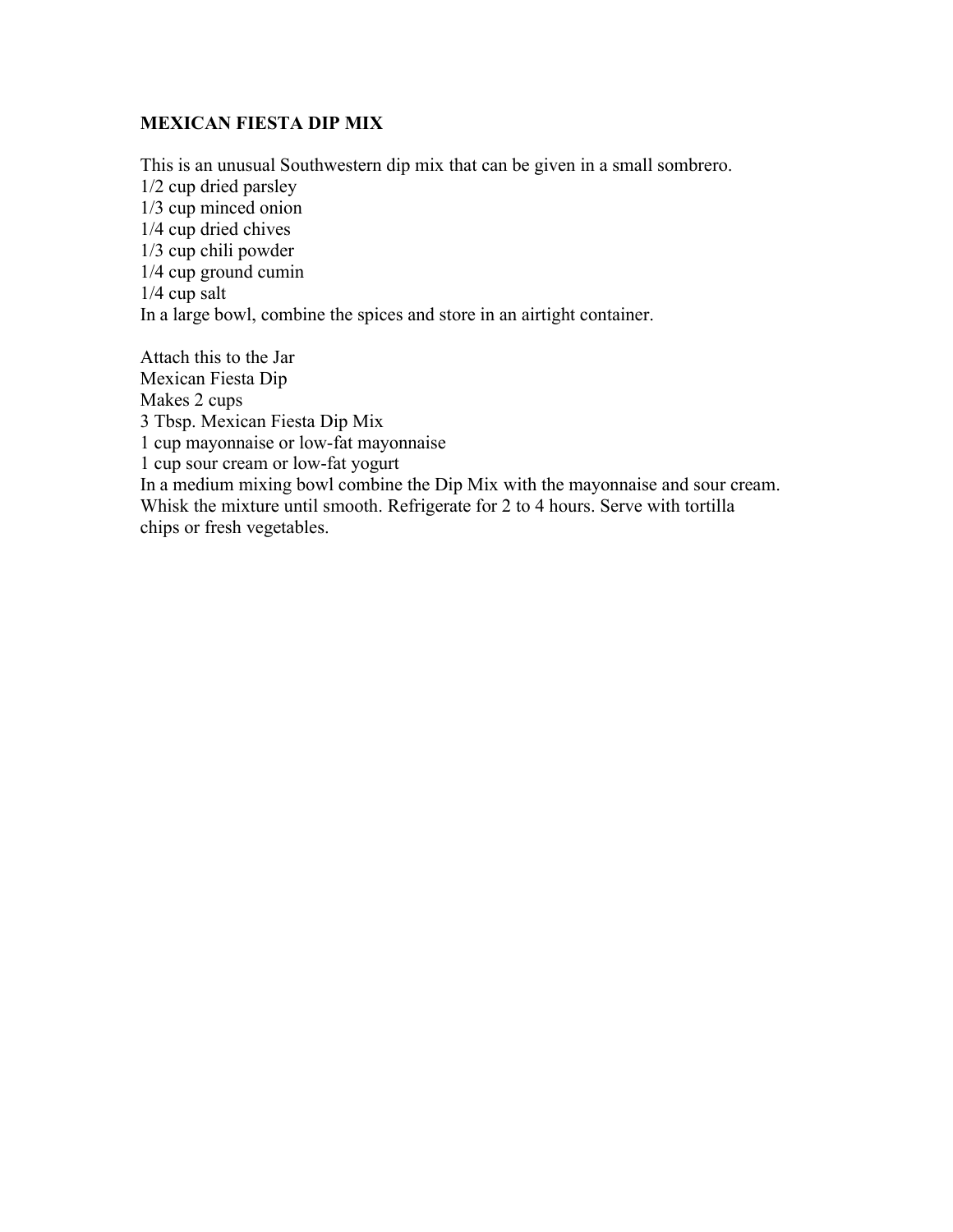**MEXICAN FIESTA DIP MIX**

This is an unusual Southwestern dip mix that can be given in a small sombrero.
1/2 cup dried parsley
1/3 cup minced onion
1/4 cup dried chives
1/3 cup chili powder
1/4 cup ground cumin
1/4 cup salt
In a large bowl, combine the spices and store in an airtight container.

Attach this to the Jar
Mexican Fiesta Dip
Makes 2 cups
3 Tbsp. Mexican Fiesta Dip Mix
1 cup mayonnaise or low-fat mayonnaise
1 cup sour cream or low-fat yogurt
In a medium mixing bowl combine the Dip Mix with the mayonnaise and sour cream. Whisk the mixture until smooth. Refrigerate for 2 to 4 hours. Serve with tortilla chips or fresh vegetables.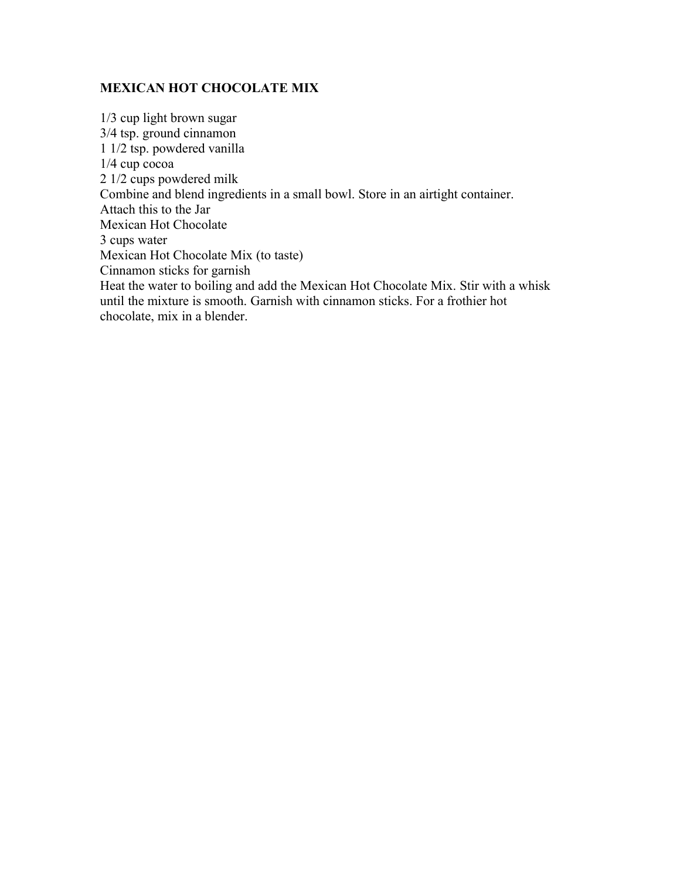# MEXICAN HOT CHOCOLATE MIX

1/3 cup light brown sugar
3/4 tsp. ground cinnamon
1 1/2 tsp. powdered vanilla
1/4 cup cocoa
2 1/2 cups powdered milk
Combine and blend ingredients in a small bowl. Store in an airtight container.
Attach this to the Jar
Mexican Hot Chocolate
3 cups water
Mexican Hot Chocolate Mix (to taste)
Cinnamon sticks for garnish
Heat the water to boiling and add the Mexican Hot Chocolate Mix. Stir with a whisk until the mixture is smooth. Garnish with cinnamon sticks. For a frothier hot chocolate, mix in a blender.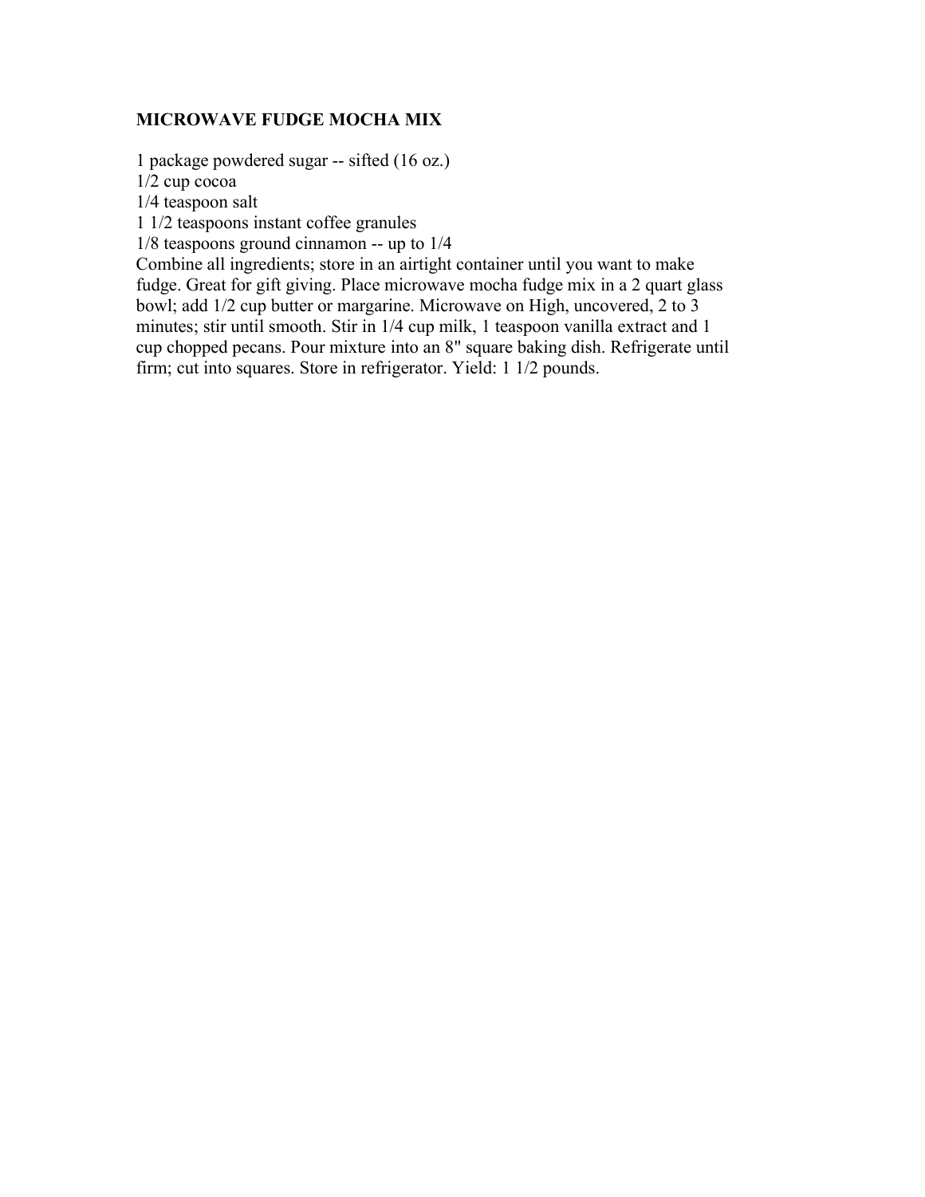### MICROWAVE FUDGE MOCHA MIX

1 package powdered sugar -- sifted (16 oz.)
1/2 cup cocoa
1/4 teaspoon salt
1 1/2 teaspoons instant coffee granules
1/8 teaspoons ground cinnamon -- up to 1/4
Combine all ingredients; store in an airtight container until you want to make fudge. Great for gift giving. Place microwave mocha fudge mix in a 2 quart glass bowl; add 1/2 cup butter or margarine. Microwave on High, uncovered, 2 to 3 minutes; stir until smooth. Stir in 1/4 cup milk, 1 teaspoon vanilla extract and 1 cup chopped pecans. Pour mixture into an 8" square baking dish. Refrigerate until firm; cut into squares. Store in refrigerator. Yield: 1 1/2 pounds.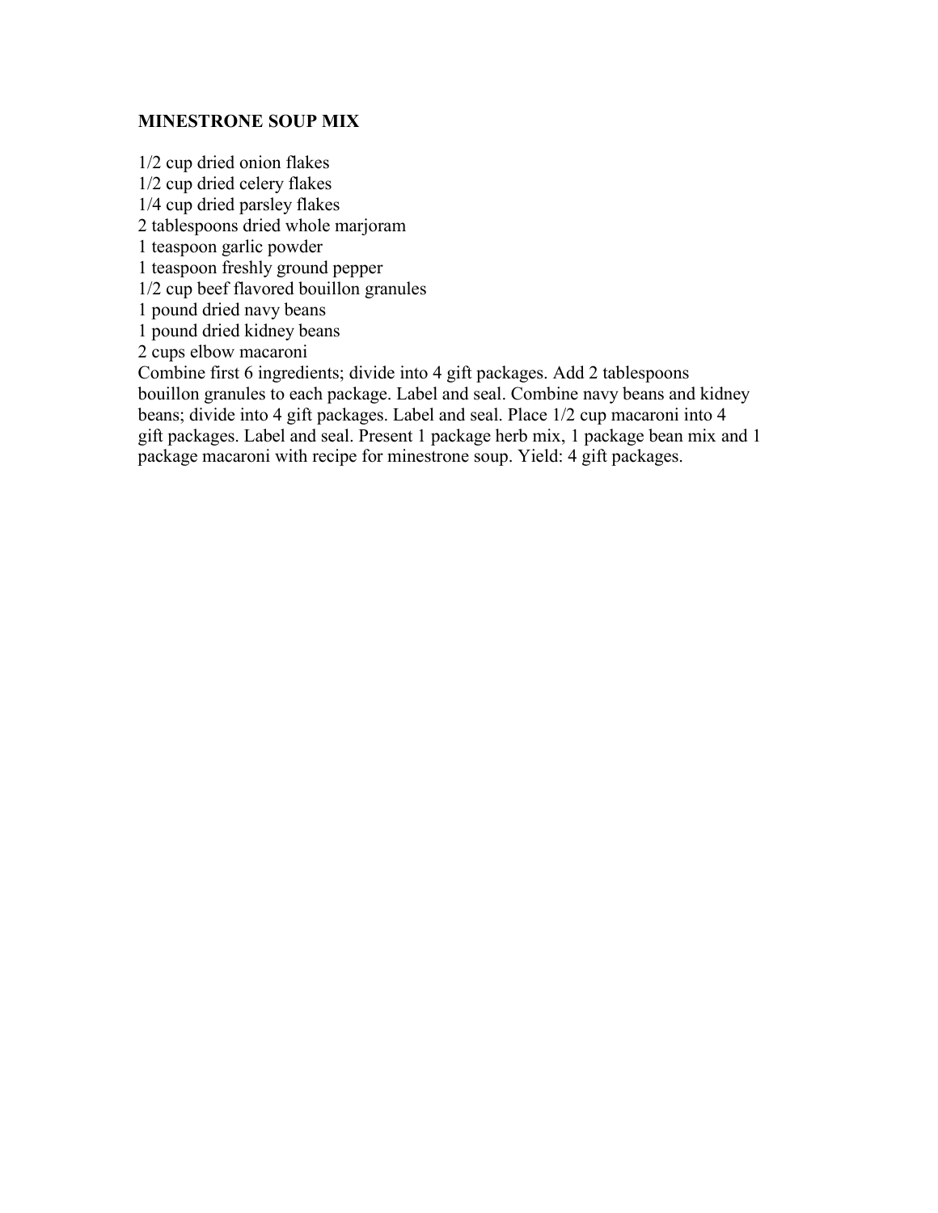**MINESTRONE SOUP MIX**

1/2 cup dried onion flakes
1/2 cup dried celery flakes
1/4 cup dried parsley flakes
2 tablespoons dried whole marjoram
1 teaspoon garlic powder
1 teaspoon freshly ground pepper
1/2 cup beef flavored bouillon granules
1 pound dried navy beans
1 pound dried kidney beans
2 cups elbow macaroni
Combine first 6 ingredients; divide into 4 gift packages. Add 2 tablespoons bouillon granules to each package. Label and seal. Combine navy beans and kidney beans; divide into 4 gift packages. Label and seal. Place 1/2 cup macaroni into 4 gift packages. Label and seal. Present 1 package herb mix, 1 package bean mix and 1 package macaroni with recipe for minestrone soup. Yield: 4 gift packages.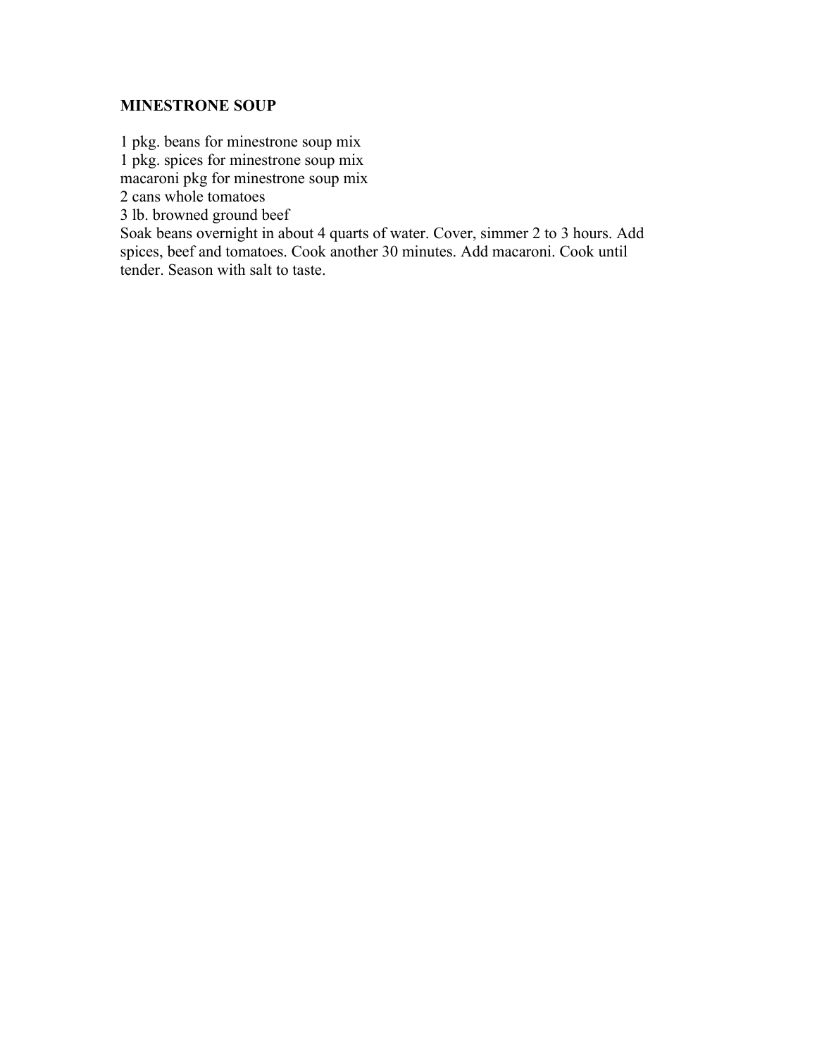**MINESTRONE SOUP**

1 pkg. beans for minestrone soup mix
1 pkg. spices for minestrone soup mix
macaroni pkg for minestrone soup mix
2 cans whole tomatoes
3 lb. browned ground beef
Soak beans overnight in about 4 quarts of water. Cover, simmer 2 to 3 hours. Add spices, beef and tomatoes. Cook another 30 minutes. Add macaroni. Cook until tender. Season with salt to taste.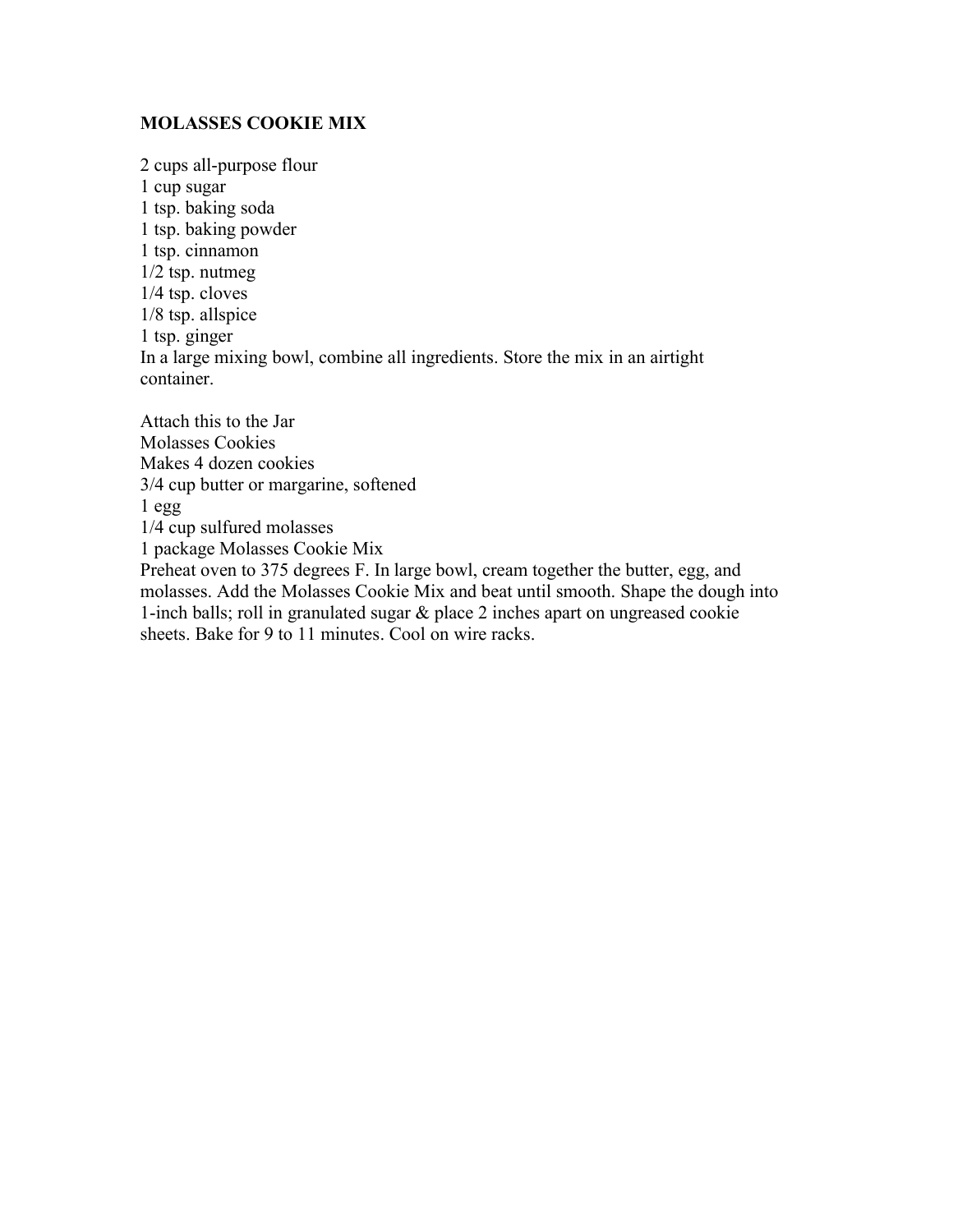**MOLASSES COOKIE MIX**

2 cups all-purpose flour
1 cup sugar
1 tsp. baking soda
1 tsp. baking powder
1 tsp. cinnamon
1/2 tsp. nutmeg
1/4 tsp. cloves
1/8 tsp. allspice
1 tsp. ginger
In a large mixing bowl, combine all ingredients. Store the mix in an airtight container.

Attach this to the Jar
Molasses Cookies
Makes 4 dozen cookies
3/4 cup butter or margarine, softened
1 egg
1/4 cup sulfured molasses
1 package Molasses Cookie Mix
Preheat oven to 375 degrees F. In large bowl, cream together the butter, egg, and molasses. Add the Molasses Cookie Mix and beat until smooth. Shape the dough into 1-inch balls; roll in granulated sugar & place 2 inches apart on ungreased cookie sheets. Bake for 9 to 11 minutes. Cool on wire racks.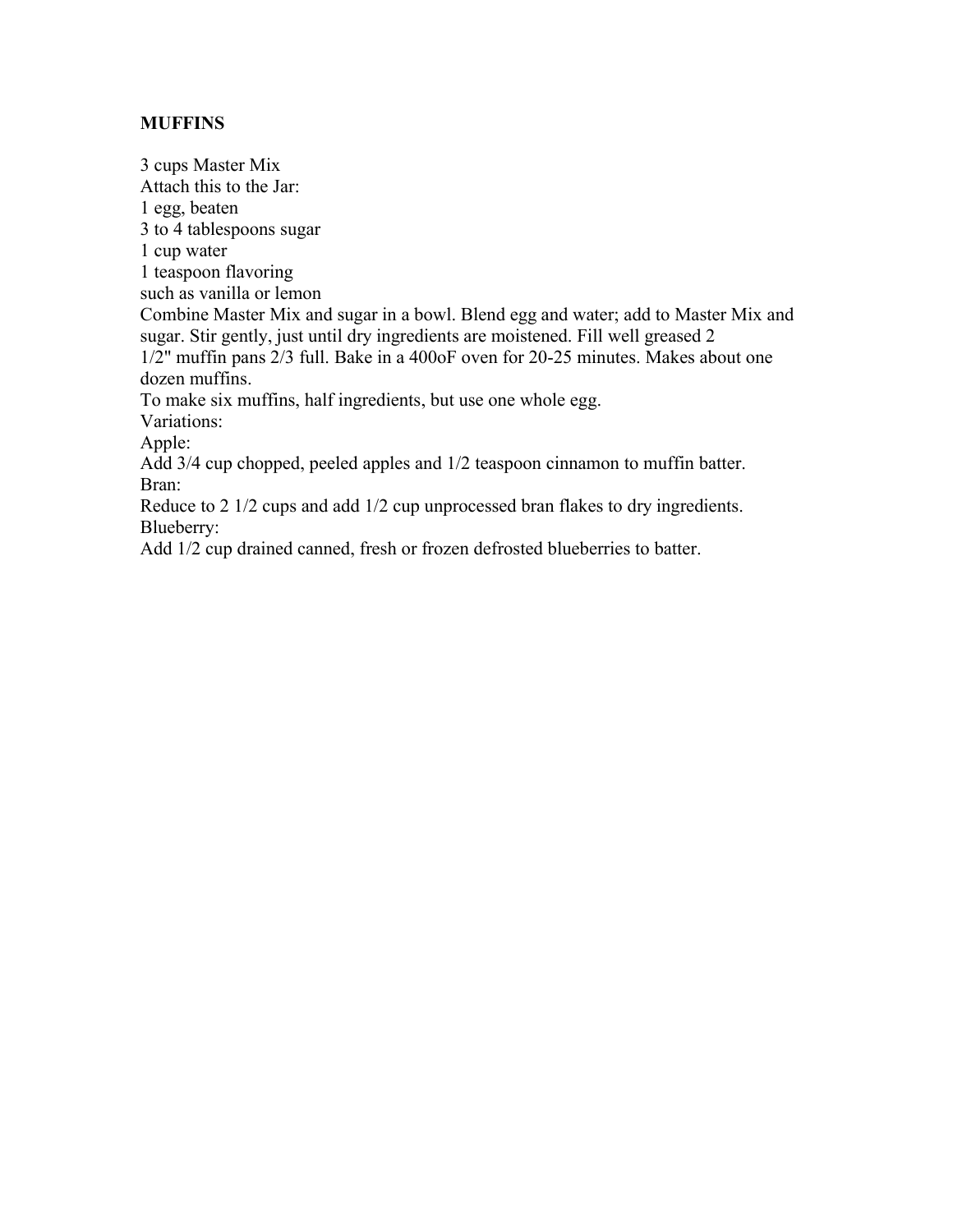**MUFFINS**

3 cups Master Mix
Attach this to the Jar:
1 egg, beaten
3 to 4 tablespoons sugar
1 cup water
1 teaspoon flavoring
such as vanilla or lemon
Combine Master Mix and sugar in a bowl. Blend egg and water; add to Master Mix and sugar. Stir gently, just until dry ingredients are moistened. Fill well greased 2 1/2" muffin pans 2/3 full. Bake in a 400oF oven for 20-25 minutes. Makes about one dozen muffins.
To make six muffins, half ingredients, but use one whole egg.
Variations:
Apple:
Add 3/4 cup chopped, peeled apples and 1/2 teaspoon cinnamon to muffin batter.
Bran:
Reduce to 2 1/2 cups and add 1/2 cup unprocessed bran flakes to dry ingredients.
Blueberry:
Add 1/2 cup drained canned, fresh or frozen defrosted blueberries to batter.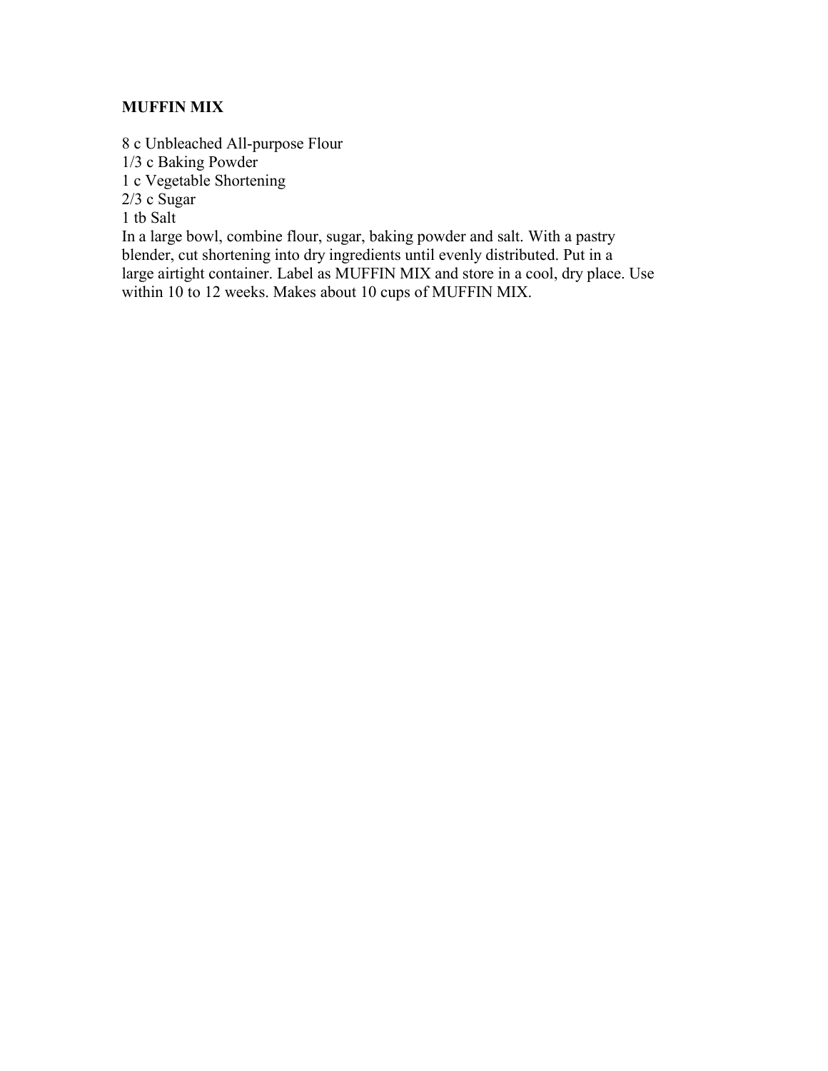**MUFFIN MIX**

8 c Unbleached All-purpose Flour
1/3 c Baking Powder
1 c Vegetable Shortening
2/3 c Sugar
1 tb Salt
In a large bowl, combine flour, sugar, baking powder and salt. With a pastry blender, cut shortening into dry ingredients until evenly distributed. Put in a large airtight container. Label as MUFFIN MIX and store in a cool, dry place. Use within 10 to 12 weeks. Makes about 10 cups of MUFFIN MIX.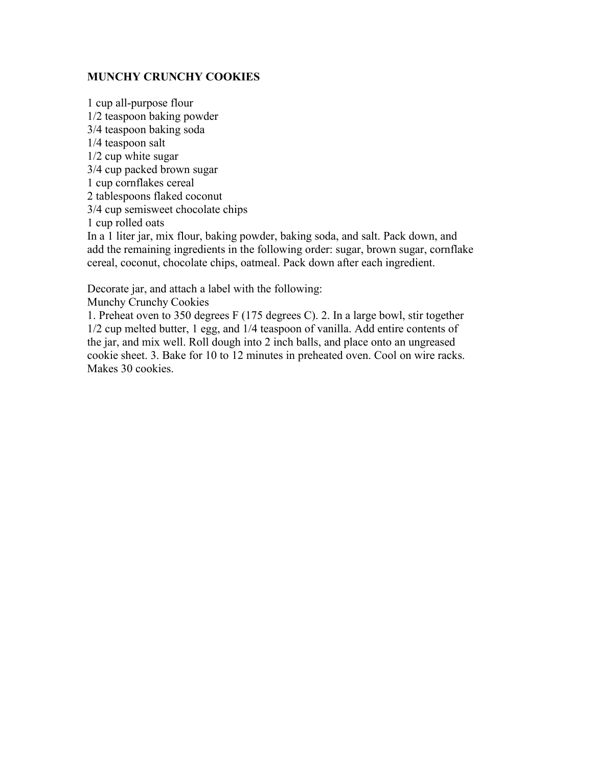## MUNCHY CRUNCHY COOKIES

1 cup all-purpose flour
1/2 teaspoon baking powder
3/4 teaspoon baking soda
1/4 teaspoon salt
1/2 cup white sugar
3/4 cup packed brown sugar
1 cup cornflakes cereal
2 tablespoons flaked coconut
3/4 cup semisweet chocolate chips
1 cup rolled oats

In a 1 liter jar, mix flour, baking powder, baking soda, and salt. Pack down, and add the remaining ingredients in the following order: sugar, brown sugar, cornflake cereal, coconut, chocolate chips, oatmeal. Pack down after each ingredient.

Decorate jar, and attach a label with the following:
Munchy Crunchy Cookies
1. Preheat oven to 350 degrees F (175 degrees C). 2. In a large bowl, stir together 1/2 cup melted butter, 1 egg, and 1/4 teaspoon of vanilla. Add entire contents of the jar, and mix well. Roll dough into 2 inch balls, and place onto an ungreased cookie sheet. 3. Bake for 10 to 12 minutes in preheated oven. Cool on wire racks. Makes 30 cookies.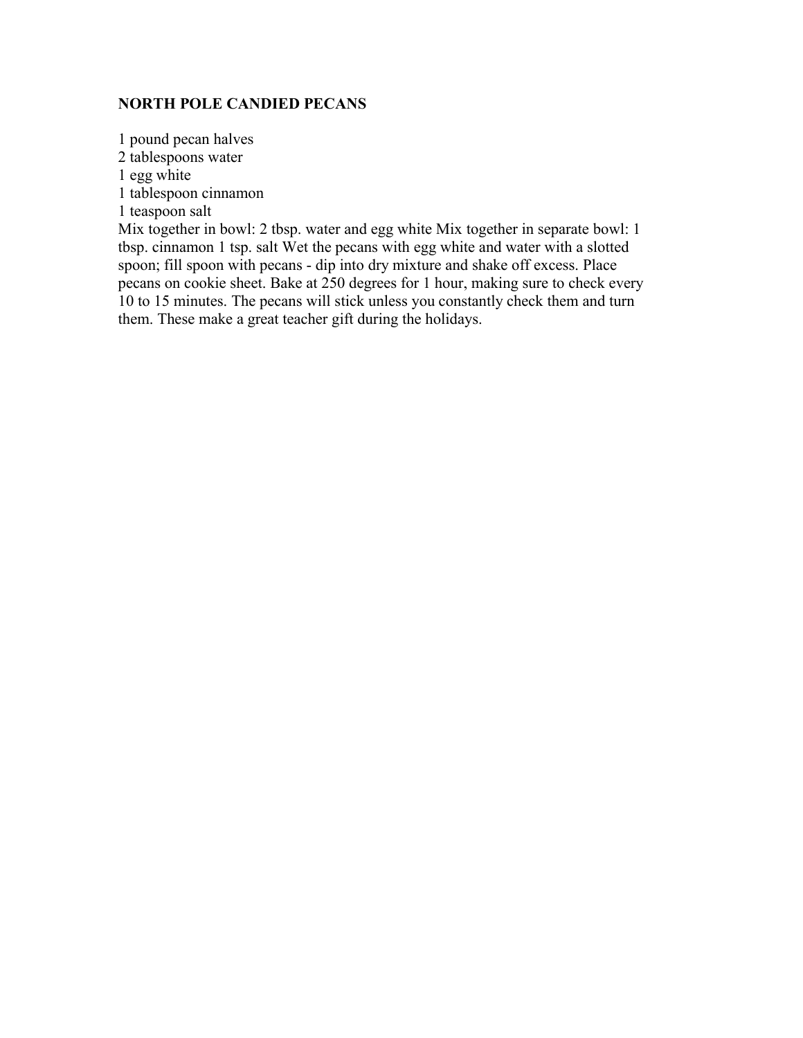**NORTH POLE CANDIED PECANS**

1 pound pecan halves
2 tablespoons water
1 egg white
1 tablespoon cinnamon
1 teaspoon salt
Mix together in bowl: 2 tbsp. water and egg white Mix together in separate bowl: 1 tbsp. cinnamon 1 tsp. salt Wet the pecans with egg white and water with a slotted spoon; fill spoon with pecans - dip into dry mixture and shake off excess. Place pecans on cookie sheet. Bake at 250 degrees for 1 hour, making sure to check every 10 to 15 minutes. The pecans will stick unless you constantly check them and turn them. These make a great teacher gift during the holidays.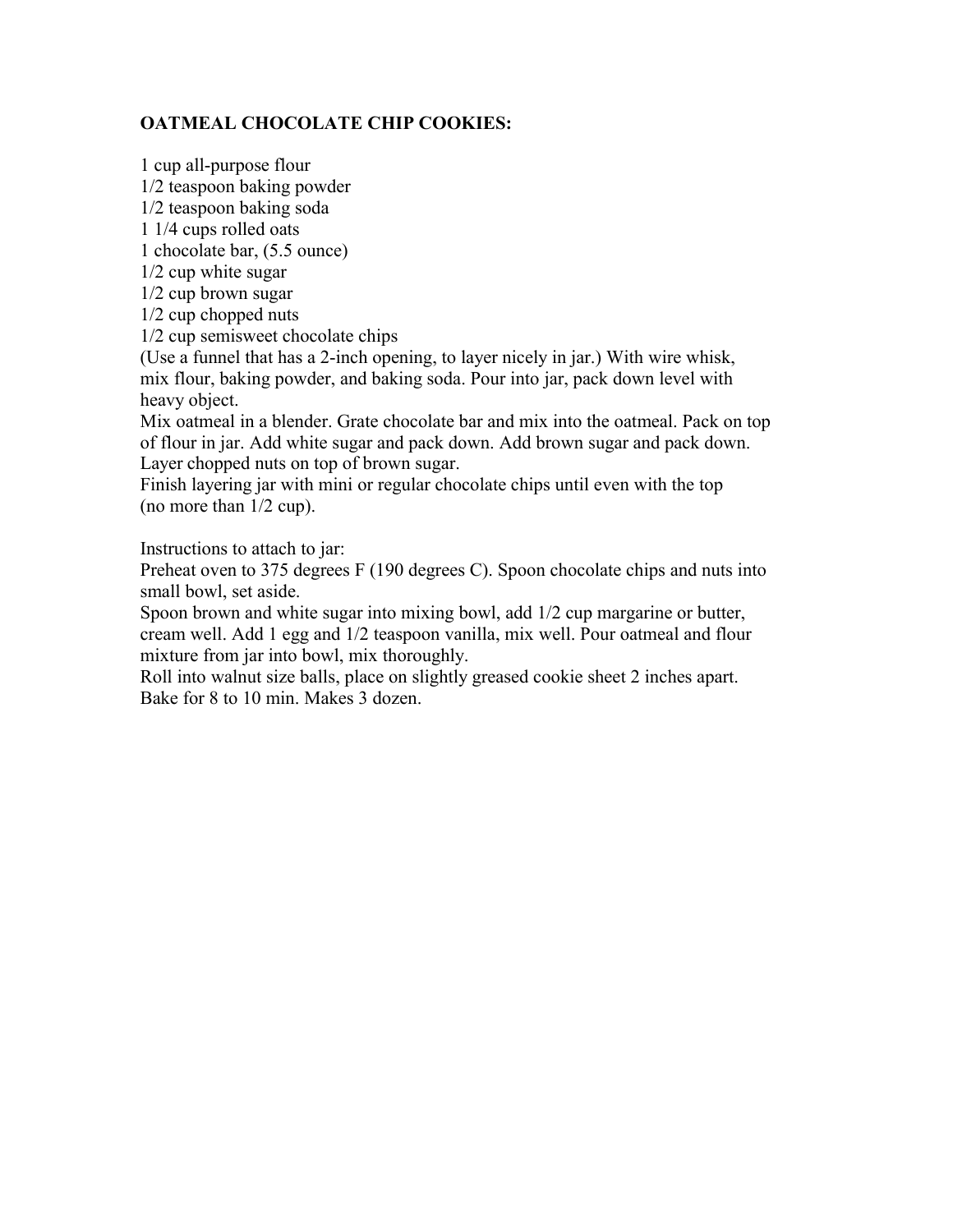**OATMEAL CHOCOLATE CHIP COOKIES:**

1 cup all-purpose flour
1/2 teaspoon baking powder
1/2 teaspoon baking soda
1 1/4 cups rolled oats
1 chocolate bar, (5.5 ounce)
1/2 cup white sugar
1/2 cup brown sugar
1/2 cup chopped nuts
1/2 cup semisweet chocolate chips

(Use a funnel that has a 2-inch opening, to layer nicely in jar.) With wire whisk, mix flour, baking powder, and baking soda. Pour into jar, pack down level with heavy object.

Mix oatmeal in a blender. Grate chocolate bar and mix into the oatmeal. Pack on top of flour in jar. Add white sugar and pack down. Add brown sugar and pack down. Layer chopped nuts on top of brown sugar.

Finish layering jar with mini or regular chocolate chips until even with the top (no more than 1/2 cup).

Instructions to attach to jar:

Preheat oven to 375 degrees F (190 degrees C). Spoon chocolate chips and nuts into small bowl, set aside.

Spoon brown and white sugar into mixing bowl, add 1/2 cup margarine or butter, cream well. Add 1 egg and 1/2 teaspoon vanilla, mix well. Pour oatmeal and flour mixture from jar into bowl, mix thoroughly.

Roll into walnut size balls, place on slightly greased cookie sheet 2 inches apart. Bake for 8 to 10 min. Makes 3 dozen.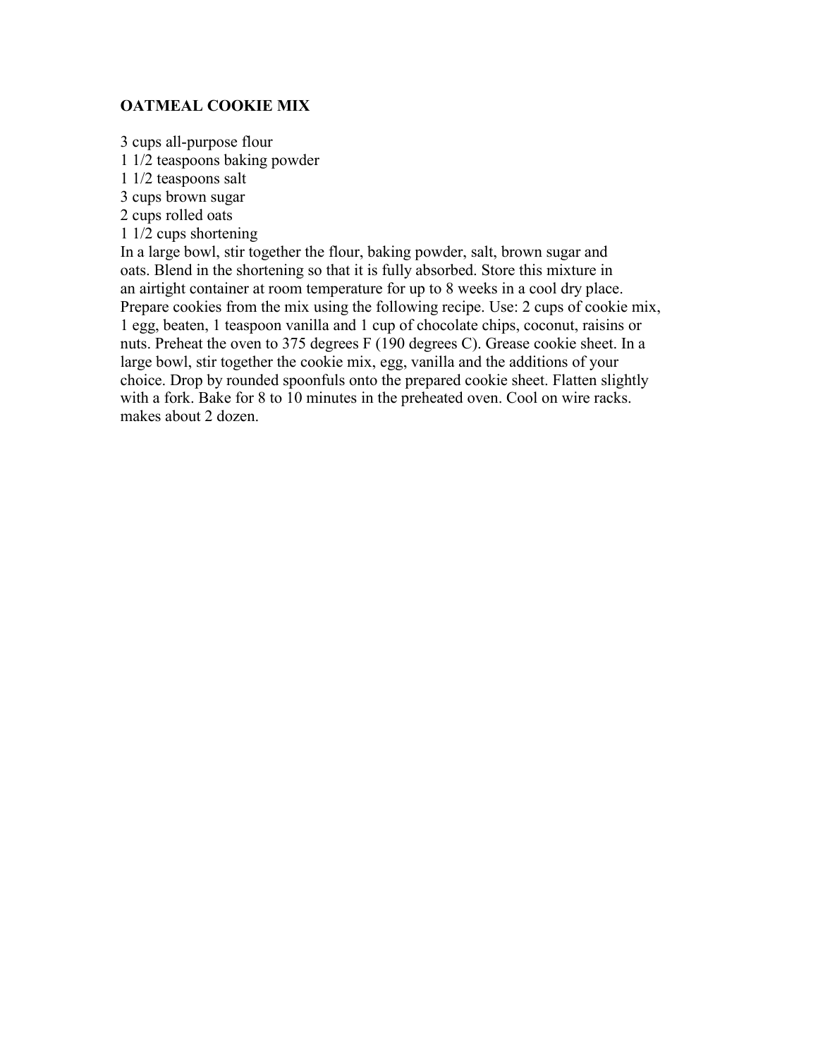## OATMEAL COOKIE MIX

3 cups all-purpose flour
1 1/2 teaspoons baking powder
1 1/2 teaspoons salt
3 cups brown sugar
2 cups rolled oats
1 1/2 cups shortening

In a large bowl, stir together the flour, baking powder, salt, brown sugar and oats. Blend in the shortening so that it is fully absorbed. Store this mixture in an airtight container at room temperature for up to 8 weeks in a cool dry place. Prepare cookies from the mix using the following recipe. Use: 2 cups of cookie mix, 1 egg, beaten, 1 teaspoon vanilla and 1 cup of chocolate chips, coconut, raisins or nuts. Preheat the oven to 375 degrees F (190 degrees C). Grease cookie sheet. In a large bowl, stir together the cookie mix, egg, vanilla and the additions of your choice. Drop by rounded spoonfuls onto the prepared cookie sheet. Flatten slightly with a fork. Bake for 8 to 10 minutes in the preheated oven. Cool on wire racks. makes about 2 dozen.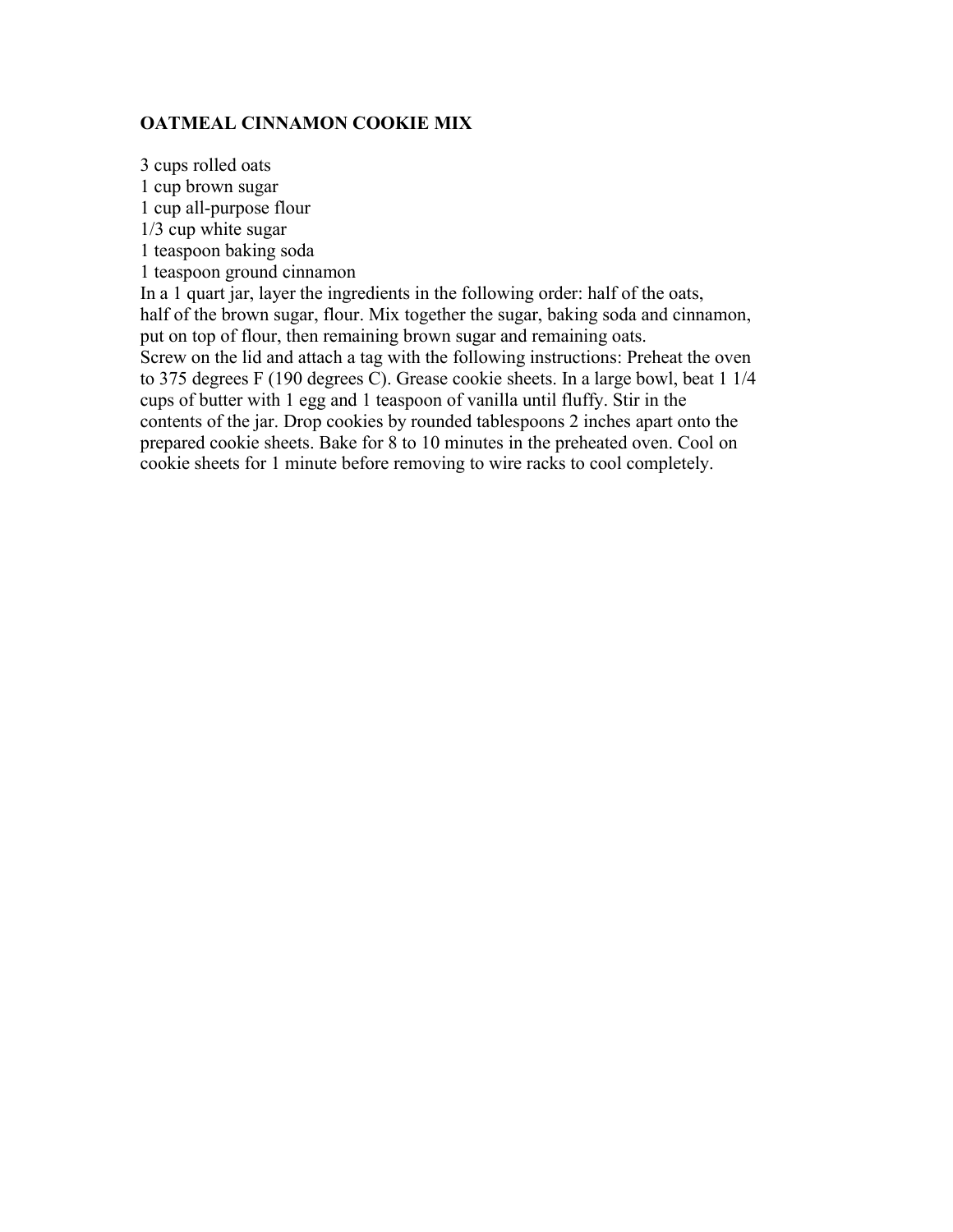**OATMEAL CINNAMON COOKIE MIX**

3 cups rolled oats
1 cup brown sugar
1 cup all-purpose flour
1/3 cup white sugar
1 teaspoon baking soda
1 teaspoon ground cinnamon

In a 1 quart jar, layer the ingredients in the following order: half of the oats, half of the brown sugar, flour. Mix together the sugar, baking soda and cinnamon, put on top of flour, then remaining brown sugar and remaining oats.

Screw on the lid and attach a tag with the following instructions: Preheat the oven to 375 degrees F (190 degrees C). Grease cookie sheets. In a large bowl, beat 1 1/4 cups of butter with 1 egg and 1 teaspoon of vanilla until fluffy. Stir in the contents of the jar. Drop cookies by rounded tablespoons 2 inches apart onto the prepared cookie sheets. Bake for 8 to 10 minutes in the preheated oven. Cool on cookie sheets for 1 minute before removing to wire racks to cool completely.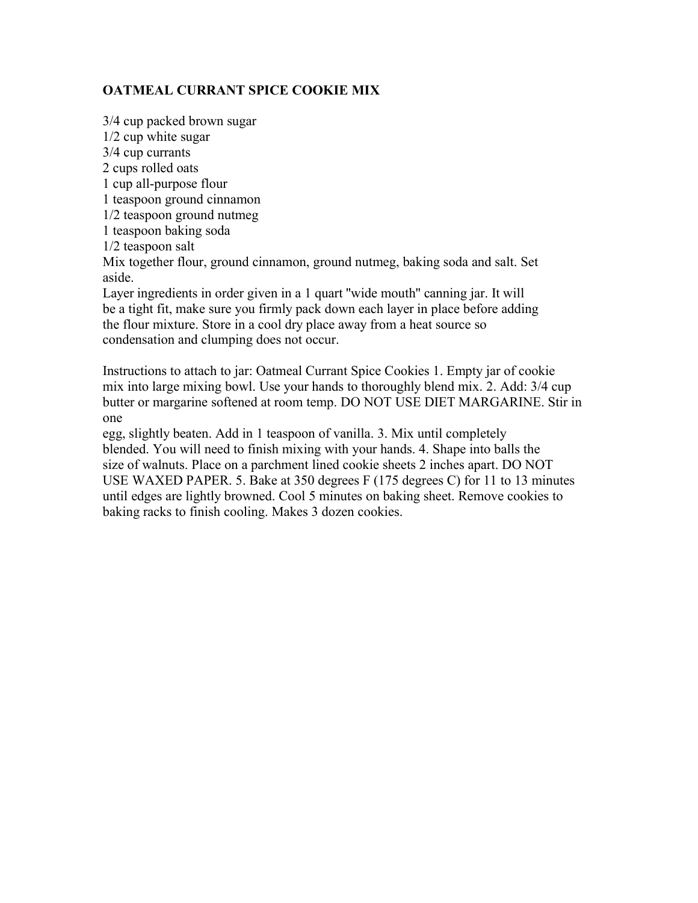## OATMEAL CURRANT SPICE COOKIE MIX

3/4 cup packed brown sugar
1/2 cup white sugar
3/4 cup currants
2 cups rolled oats
1 cup all-purpose flour
1 teaspoon ground cinnamon
1/2 teaspoon ground nutmeg
1 teaspoon baking soda
1/2 teaspoon salt
Mix together flour, ground cinnamon, ground nutmeg, baking soda and salt. Set aside.
Layer ingredients in order given in a 1 quart "wide mouth" canning jar. It will be a tight fit, make sure you firmly pack down each layer in place before adding the flour mixture. Store in a cool dry place away from a heat source so condensation and clumping does not occur.

Instructions to attach to jar: Oatmeal Currant Spice Cookies 1. Empty jar of cookie mix into large mixing bowl. Use your hands to thoroughly blend mix. 2. Add: 3/4 cup butter or margarine softened at room temp. DO NOT USE DIET MARGARINE. Stir in one egg, slightly beaten. Add in 1 teaspoon of vanilla. 3. Mix until completely blended. You will need to finish mixing with your hands. 4. Shape into balls the size of walnuts. Place on a parchment lined cookie sheets 2 inches apart. DO NOT USE WAXED PAPER. 5. Bake at 350 degrees F (175 degrees C) for 11 to 13 minutes until edges are lightly browned. Cool 5 minutes on baking sheet. Remove cookies to baking racks to finish cooling. Makes 3 dozen cookies.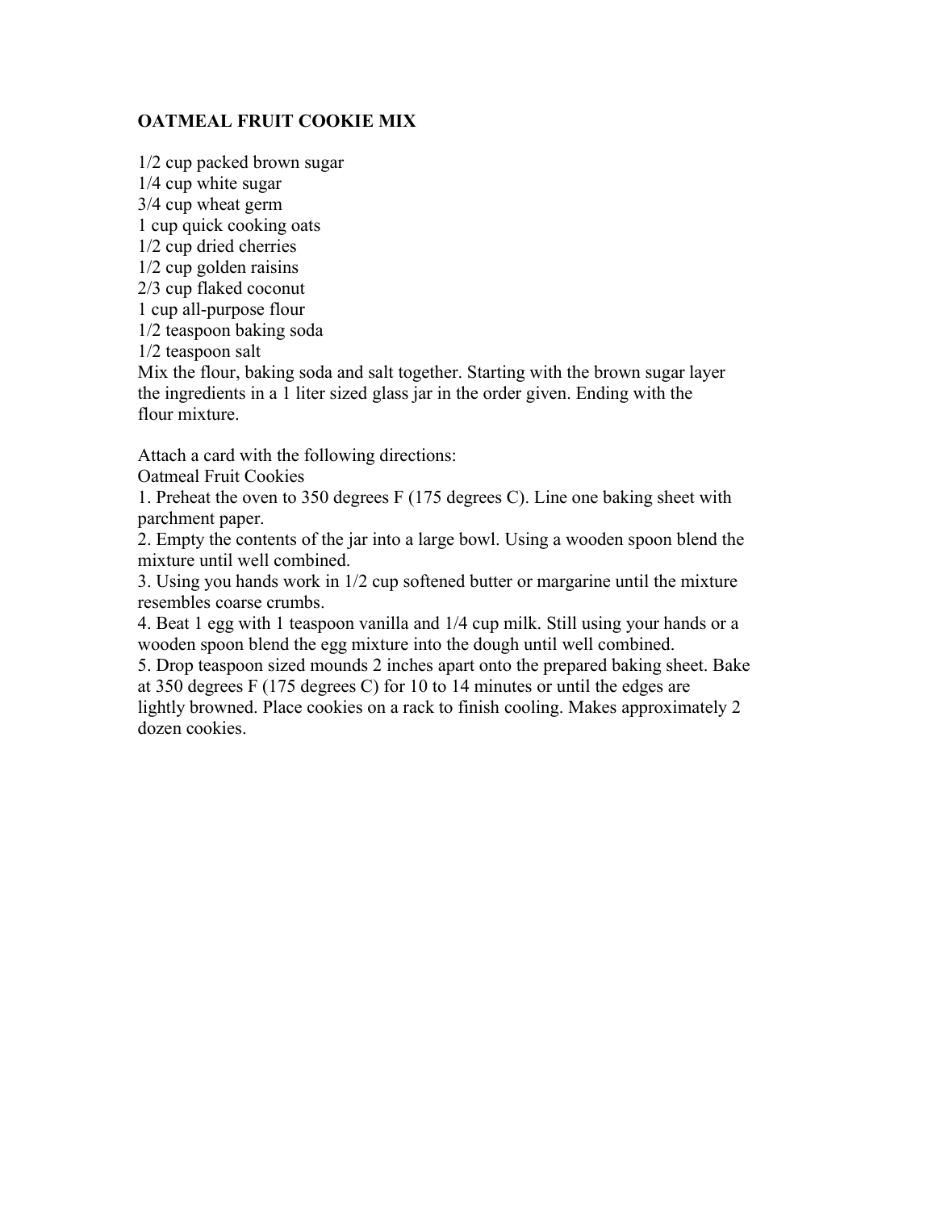## OATMEAL FRUIT COOKIE MIX

1/2 cup packed brown sugar
1/4 cup white sugar
3/4 cup wheat germ
1 cup quick cooking oats
1/2 cup dried cherries
1/2 cup golden raisins
2/3 cup flaked coconut
1 cup all-purpose flour
1/2 teaspoon baking soda
1/2 teaspoon salt
Mix the flour, baking soda and salt together. Starting with the brown sugar layer the ingredients in a 1 liter sized glass jar in the order given. Ending with the flour mixture.

Attach a card with the following directions:
Oatmeal Fruit Cookies
1. Preheat the oven to 350 degrees F (175 degrees C). Line one baking sheet with parchment paper.
2. Empty the contents of the jar into a large bowl. Using a wooden spoon blend the mixture until well combined.
3. Using you hands work in 1/2 cup softened butter or margarine until the mixture resembles coarse crumbs.
4. Beat 1 egg with 1 teaspoon vanilla and 1/4 cup milk. Still using your hands or a wooden spoon blend the egg mixture into the dough until well combined.
5. Drop teaspoon sized mounds 2 inches apart onto the prepared baking sheet. Bake at 350 degrees F (175 degrees C) for 10 to 14 minutes or until the edges are lightly browned. Place cookies on a rack to finish cooling. Makes approximately 2 dozen cookies.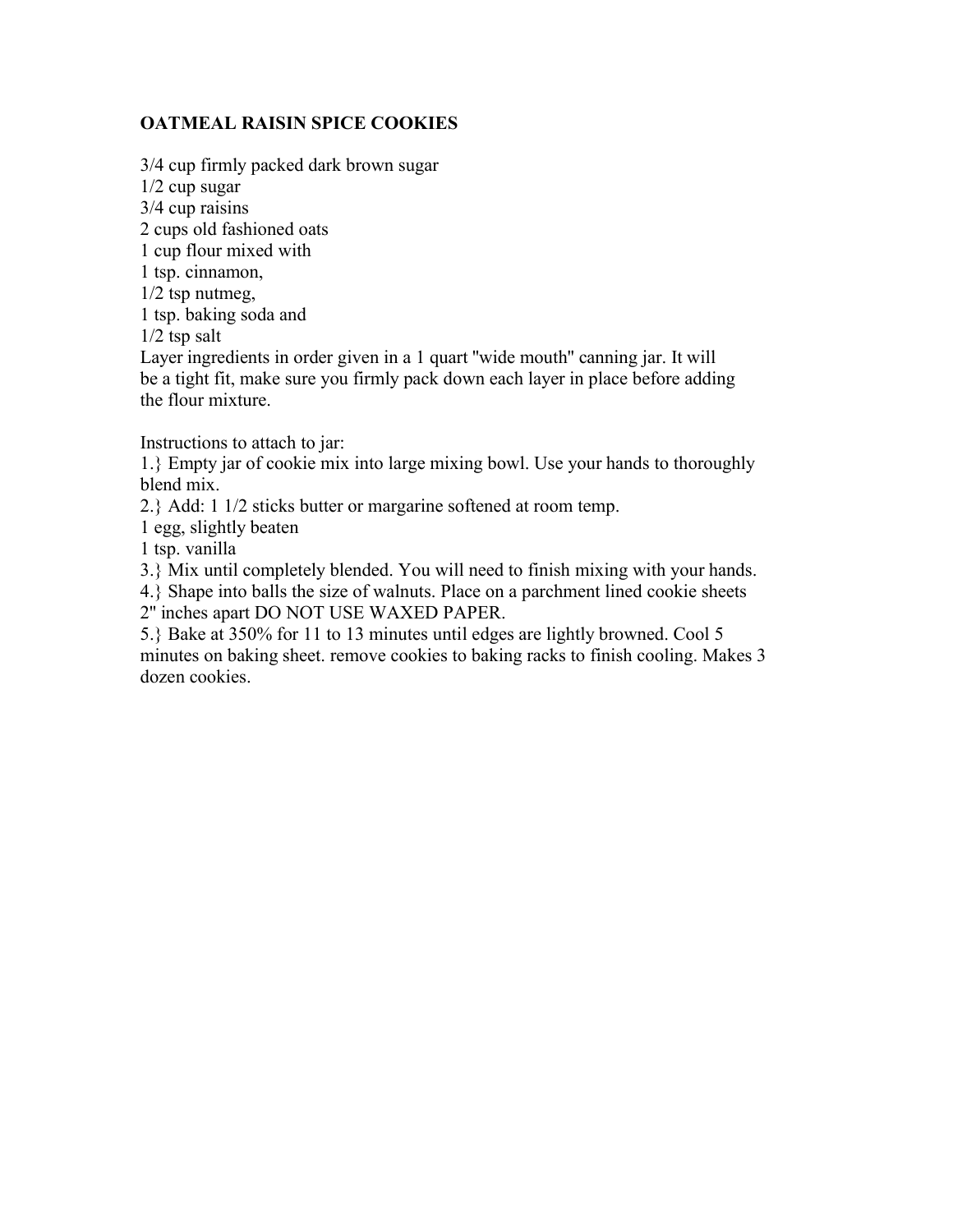## OATMEAL RAISIN SPICE COOKIES

3/4 cup firmly packed dark brown sugar
1/2 cup sugar
3/4 cup raisins
2 cups old fashioned oats
1 cup flour mixed with
1 tsp. cinnamon,
1/2 tsp nutmeg,
1 tsp. baking soda and
1/2 tsp salt
Layer ingredients in order given in a 1 quart "wide mouth" canning jar. It will be a tight fit, make sure you firmly pack down each layer in place before adding the flour mixture.

Instructions to attach to jar:
1.} Empty jar of cookie mix into large mixing bowl. Use your hands to thoroughly blend mix.
2.} Add: 1 1/2 sticks butter or margarine softened at room temp.
1 egg, slightly beaten
1 tsp. vanilla
3.} Mix until completely blended. You will need to finish mixing with your hands.
4.} Shape into balls the size of walnuts. Place on a parchment lined cookie sheets 2" inches apart DO NOT USE WAXED PAPER.
5.} Bake at 350% for 11 to 13 minutes until edges are lightly browned. Cool 5 minutes on baking sheet. remove cookies to baking racks to finish cooling. Makes 3 dozen cookies.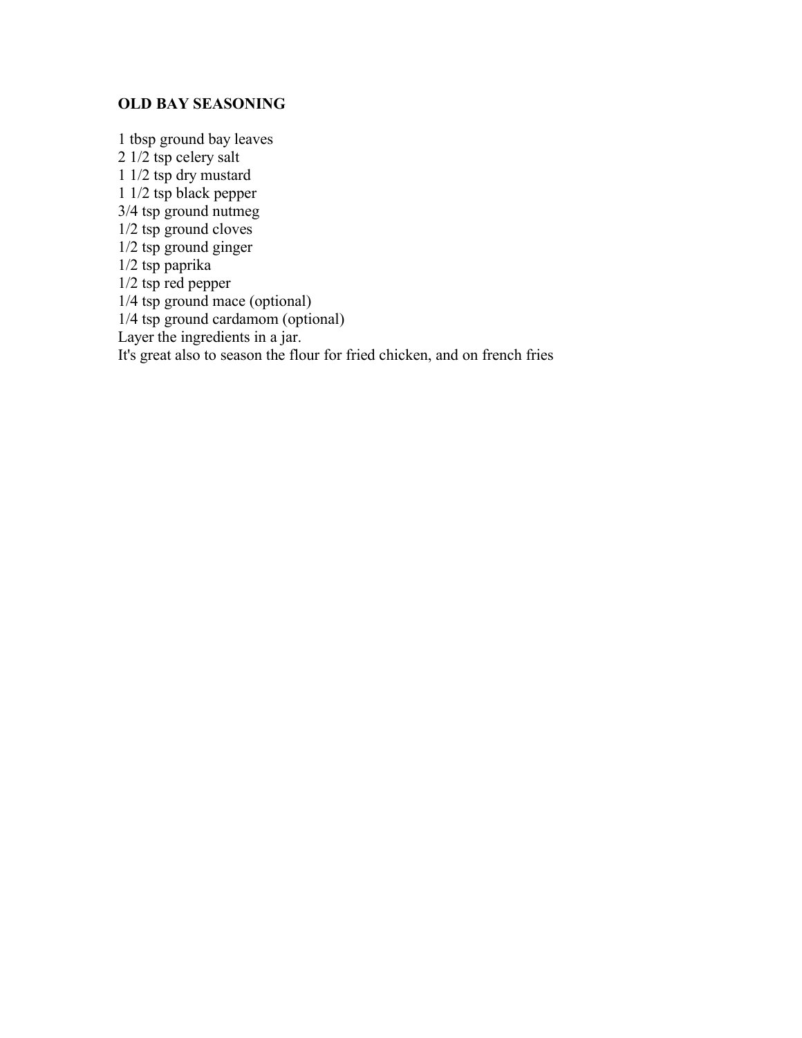## OLD BAY SEASONING

1 tbsp ground bay leaves
2 1/2 tsp celery salt
1 1/2 tsp dry mustard
1 1/2 tsp black pepper
3/4 tsp ground nutmeg
1/2 tsp ground cloves
1/2 tsp ground ginger
1/2 tsp paprika
1/2 tsp red pepper
1/4 tsp ground mace (optional)
1/4 tsp ground cardamom (optional)
Layer the ingredients in a jar.
It's great also to season the flour for fried chicken, and on french fries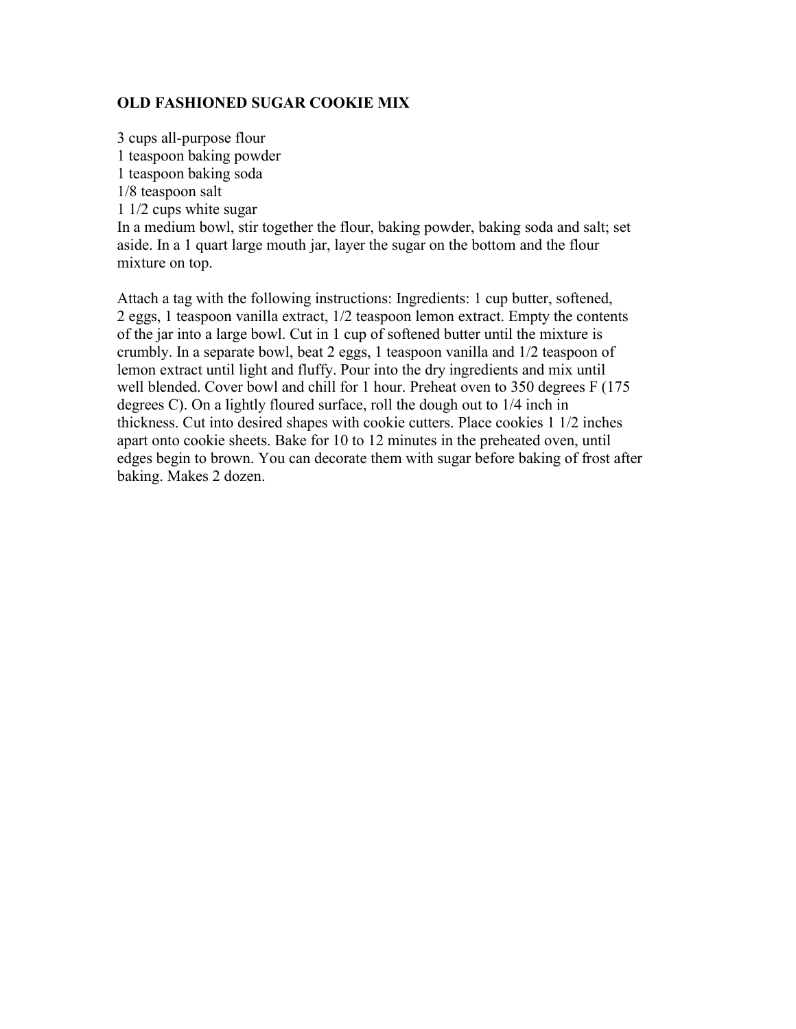**OLD FASHIONED SUGAR COOKIE MIX**

3 cups all-purpose flour
1 teaspoon baking powder
1 teaspoon baking soda
1/8 teaspoon salt
1 1/2 cups white sugar
In a medium bowl, stir together the flour, baking powder, baking soda and salt; set aside. In a 1 quart large mouth jar, layer the sugar on the bottom and the flour mixture on top.

Attach a tag with the following instructions: Ingredients: 1 cup butter, softened, 2 eggs, 1 teaspoon vanilla extract, 1/2 teaspoon lemon extract. Empty the contents of the jar into a large bowl. Cut in 1 cup of softened butter until the mixture is crumbly. In a separate bowl, beat 2 eggs, 1 teaspoon vanilla and 1/2 teaspoon of lemon extract until light and fluffy. Pour into the dry ingredients and mix until well blended. Cover bowl and chill for 1 hour. Preheat oven to 350 degrees F (175 degrees C). On a lightly floured surface, roll the dough out to 1/4 inch in thickness. Cut into desired shapes with cookie cutters. Place cookies 1 1/2 inches apart onto cookie sheets. Bake for 10 to 12 minutes in the preheated oven, until edges begin to brown. You can decorate them with sugar before baking of frost after baking. Makes 2 dozen.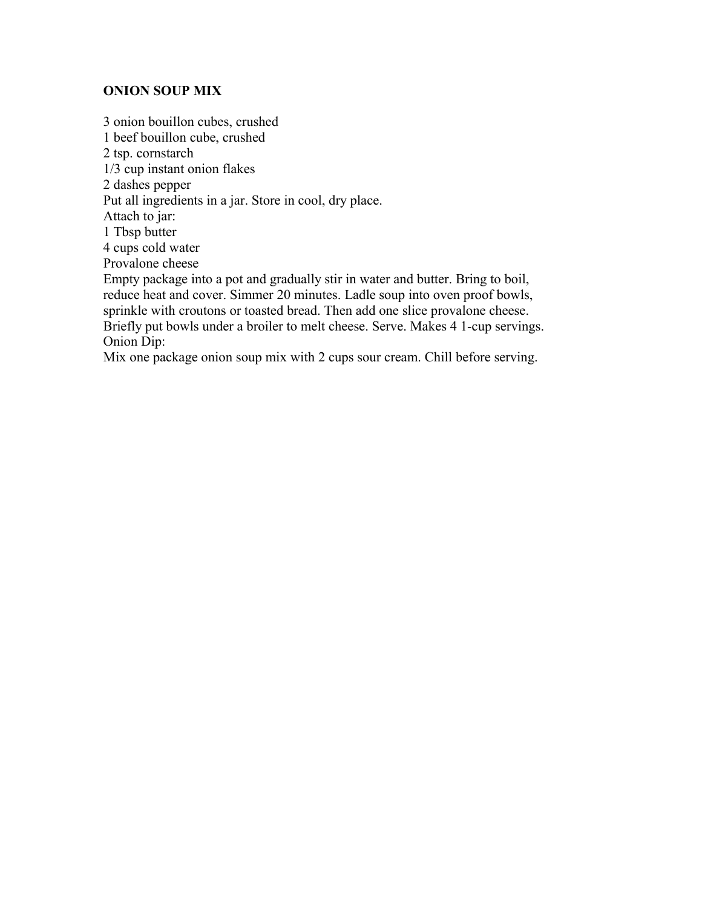**ONION SOUP MIX**

3 onion bouillon cubes, crushed
1 beef bouillon cube, crushed
2 tsp. cornstarch
1/3 cup instant onion flakes
2 dashes pepper
Put all ingredients in a jar. Store in cool, dry place.
Attach to jar:
1 Tbsp butter
4 cups cold water
Provalone cheese
Empty package into a pot and gradually stir in water and butter. Bring to boil, reduce heat and cover. Simmer 20 minutes. Ladle soup into oven proof bowls, sprinkle with croutons or toasted bread. Then add one slice provalone cheese. Briefly put bowls under a broiler to melt cheese. Serve. Makes 4 1-cup servings.
Onion Dip:
Mix one package onion soup mix with 2 cups sour cream. Chill before serving.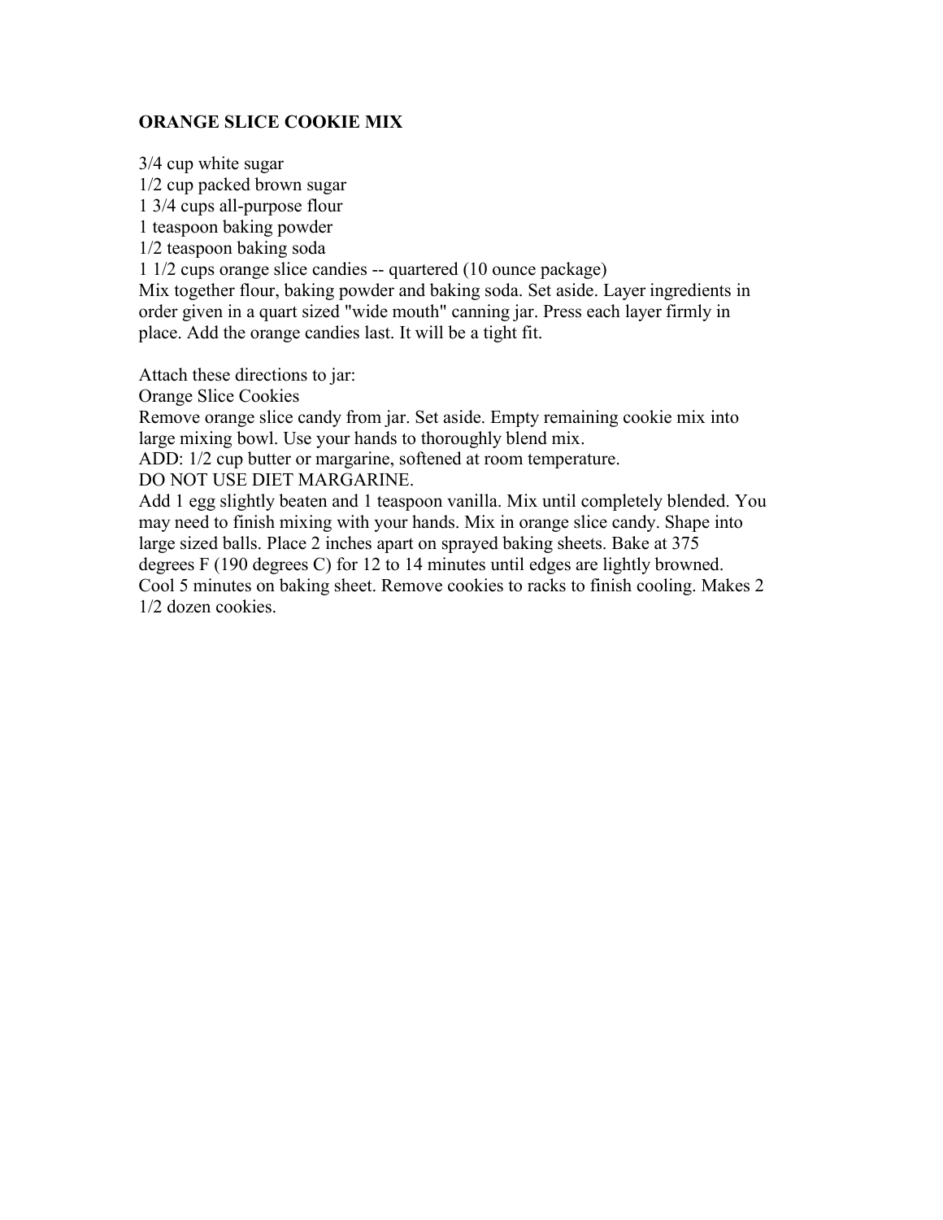## ORANGE SLICE COOKIE MIX

3/4 cup white sugar
1/2 cup packed brown sugar
1 3/4 cups all-purpose flour
1 teaspoon baking powder
1/2 teaspoon baking soda
1 1/2 cups orange slice candies -- quartered (10 ounce package)
Mix together flour, baking powder and baking soda. Set aside. Layer ingredients in order given in a quart sized "wide mouth" canning jar. Press each layer firmly in place. Add the orange candies last. It will be a tight fit.

Attach these directions to jar:
Orange Slice Cookies
Remove orange slice candy from jar. Set aside. Empty remaining cookie mix into large mixing bowl. Use your hands to thoroughly blend mix.
ADD: 1/2 cup butter or margarine, softened at room temperature.
DO NOT USE DIET MARGARINE.
Add 1 egg slightly beaten and 1 teaspoon vanilla. Mix until completely blended. You may need to finish mixing with your hands. Mix in orange slice candy. Shape into large sized balls. Place 2 inches apart on sprayed baking sheets. Bake at 375 degrees F (190 degrees C) for 12 to 14 minutes until edges are lightly browned. Cool 5 minutes on baking sheet. Remove cookies to racks to finish cooling. Makes 2 1/2 dozen cookies.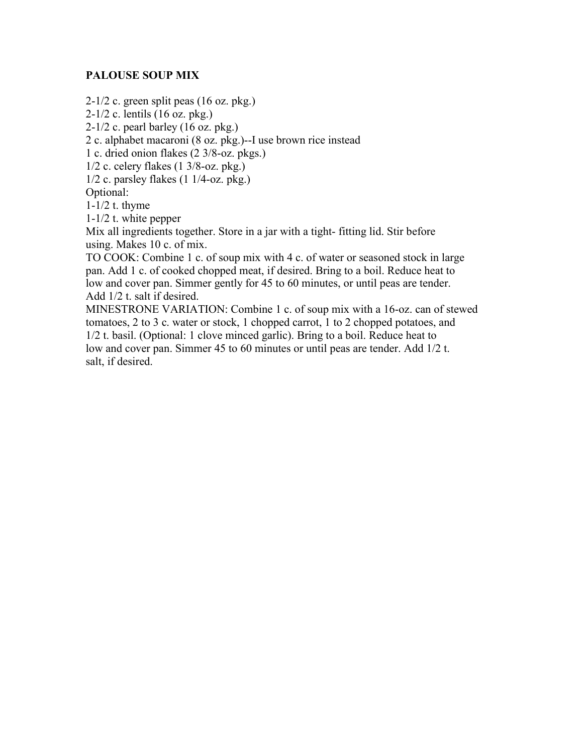## PALOUSE SOUP MIX

2-1/2 c. green split peas (16 oz. pkg.)
2-1/2 c. lentils (16 oz. pkg.)
2-1/2 c. pearl barley (16 oz. pkg.)
2 c. alphabet macaroni (8 oz. pkg.)--I use brown rice instead
1 c. dried onion flakes (2 3/8-oz. pkgs.)
1/2 c. celery flakes (1 3/8-oz. pkg.)
1/2 c. parsley flakes (1 1/4-oz. pkg.)
Optional:
1-1/2 t. thyme
1-1/2 t. white pepper

Mix all ingredients together. Store in a jar with a tight- fitting lid. Stir before using. Makes 10 c. of mix.

TO COOK: Combine 1 c. of soup mix with 4 c. of water or seasoned stock in large pan. Add 1 c. of cooked chopped meat, if desired. Bring to a boil. Reduce heat to low and cover pan. Simmer gently for 45 to 60 minutes, or until peas are tender. Add 1/2 t. salt if desired.

MINESTRONE VARIATION: Combine 1 c. of soup mix with a 16-oz. can of stewed tomatoes, 2 to 3 c. water or stock, 1 chopped carrot, 1 to 2 chopped potatoes, and 1/2 t. basil. (Optional: 1 clove minced garlic). Bring to a boil. Reduce heat to low and cover pan. Simmer 45 to 60 minutes or until peas are tender. Add 1/2 t. salt, if desired.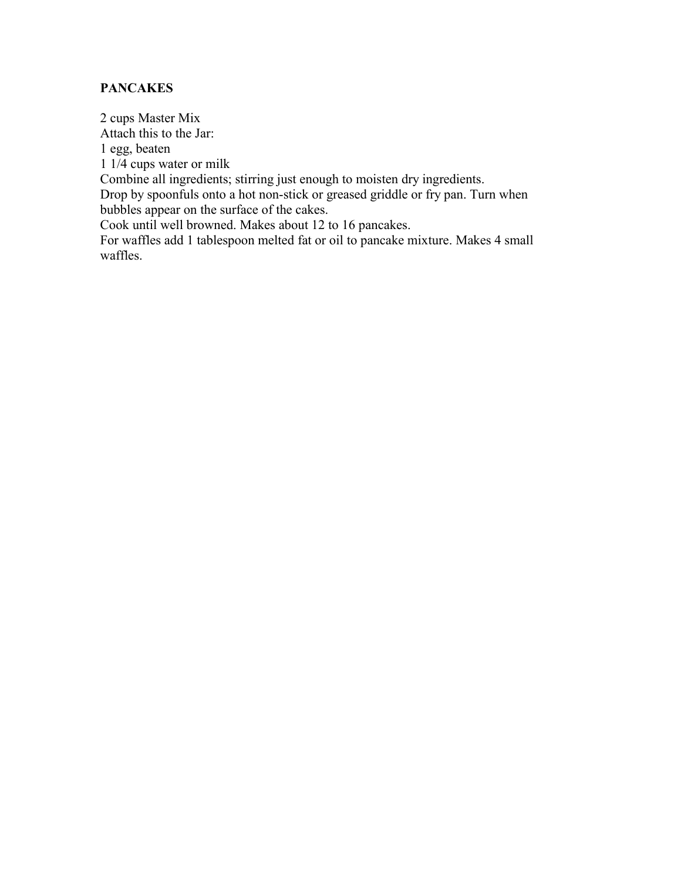**PANCAKES**

2 cups Master Mix
Attach this to the Jar:
1 egg, beaten
1 1/4 cups water or milk
Combine all ingredients; stirring just enough to moisten dry ingredients.
Drop by spoonfuls onto a hot non-stick or greased griddle or fry pan. Turn when bubbles appear on the surface of the cakes.
Cook until well browned. Makes about 12 to 16 pancakes.
For waffles add 1 tablespoon melted fat or oil to pancake mixture. Makes 4 small waffles.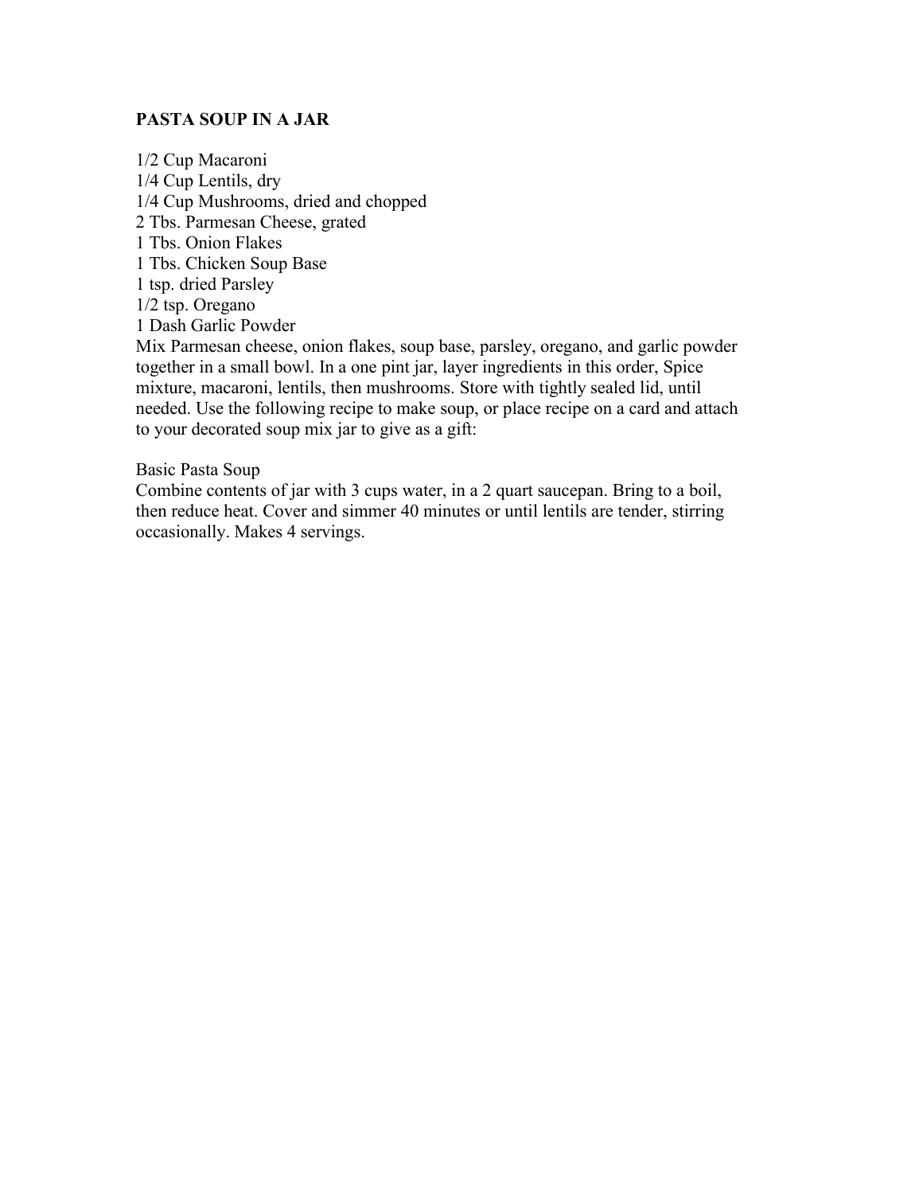**PASTA SOUP IN A JAR**

1/2 Cup Macaroni
1/4 Cup Lentils, dry
1/4 Cup Mushrooms, dried and chopped
2 Tbs. Parmesan Cheese, grated
1 Tbs. Onion Flakes
1 Tbs. Chicken Soup Base
1 tsp. dried Parsley
1/2 tsp. Oregano
1 Dash Garlic Powder

Mix Parmesan cheese, onion flakes, soup base, parsley, oregano, and garlic powder together in a small bowl. In a one pint jar, layer ingredients in this order, Spice mixture, macaroni, lentils, then mushrooms. Store with tightly sealed lid, until needed. Use the following recipe to make soup, or place recipe on a card and attach to your decorated soup mix jar to give as a gift:

Basic Pasta Soup

Combine contents of jar with 3 cups water, in a 2 quart saucepan. Bring to a boil, then reduce heat. Cover and simmer 40 minutes or until lentils are tender, stirring occasionally. Makes 4 servings.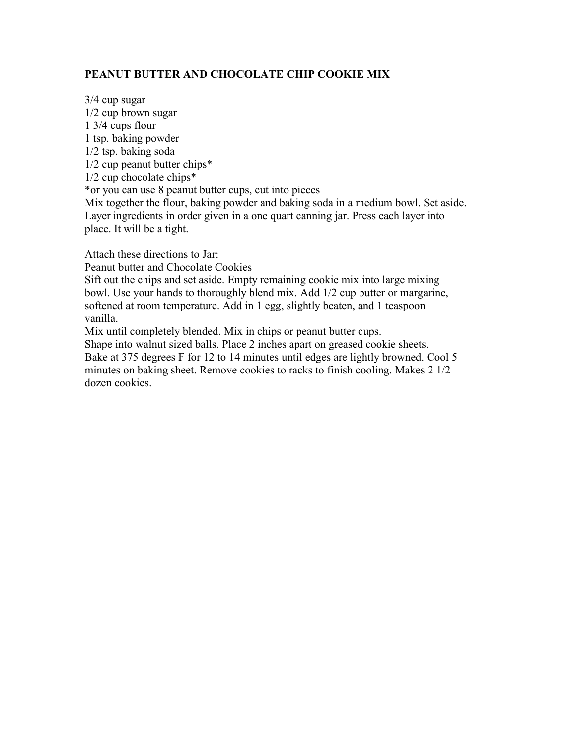## PEANUT BUTTER AND CHOCOLATE CHIP COOKIE MIX

3/4 cup sugar
1/2 cup brown sugar
1 3/4 cups flour
1 tsp. baking powder
1/2 tsp. baking soda
1/2 cup peanut butter chips*
1/2 cup chocolate chips*
*or you can use 8 peanut butter cups, cut into pieces
Mix together the flour, baking powder and baking soda in a medium bowl. Set aside. Layer ingredients in order given in a one quart canning jar. Press each layer into place. It will be a tight.

Attach these directions to Jar:
Peanut butter and Chocolate Cookies
Sift out the chips and set aside. Empty remaining cookie mix into large mixing bowl. Use your hands to thoroughly blend mix. Add 1/2 cup butter or margarine, softened at room temperature. Add in 1 egg, slightly beaten, and 1 teaspoon vanilla.
Mix until completely blended. Mix in chips or peanut butter cups.
Shape into walnut sized balls. Place 2 inches apart on greased cookie sheets.
Bake at 375 degrees F for 12 to 14 minutes until edges are lightly browned. Cool 5 minutes on baking sheet. Remove cookies to racks to finish cooling. Makes 2 1/2 dozen cookies.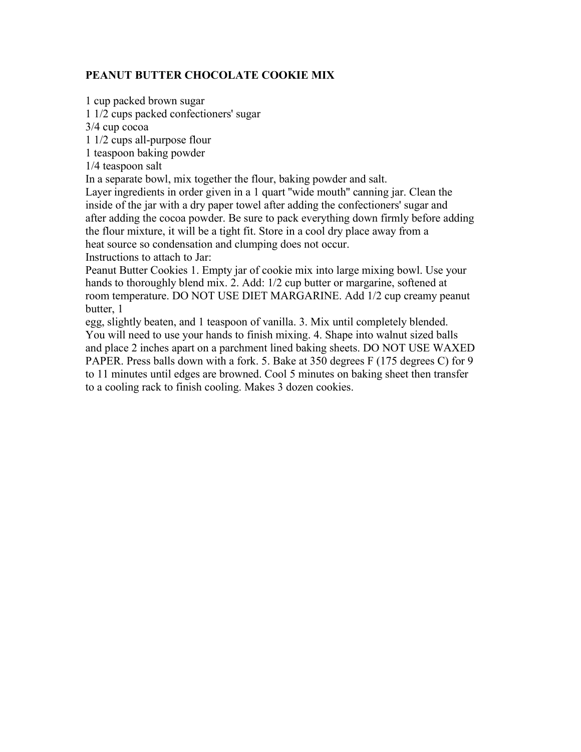**PEANUT BUTTER CHOCOLATE COOKIE MIX**

1 cup packed brown sugar
1 1/2 cups packed confectioners' sugar
3/4 cup cocoa
1 1/2 cups all-purpose flour
1 teaspoon baking powder
1/4 teaspoon salt
In a separate bowl, mix together the flour, baking powder and salt.
Layer ingredients in order given in a 1 quart "wide mouth" canning jar. Clean the inside of the jar with a dry paper towel after adding the confectioners' sugar and after adding the cocoa powder. Be sure to pack everything down firmly before adding the flour mixture, it will be a tight fit. Store in a cool dry place away from a heat source so condensation and clumping does not occur.
Instructions to attach to Jar:
Peanut Butter Cookies 1. Empty jar of cookie mix into large mixing bowl. Use your hands to thoroughly blend mix. 2. Add: 1/2 cup butter or margarine, softened at room temperature. DO NOT USE DIET MARGARINE. Add 1/2 cup creamy peanut butter, 1 egg, slightly beaten, and 1 teaspoon of vanilla. 3. Mix until completely blended. You will need to use your hands to finish mixing. 4. Shape into walnut sized balls and place 2 inches apart on a parchment lined baking sheets. DO NOT USE WAXED PAPER. Press balls down with a fork. 5. Bake at 350 degrees F (175 degrees C) for 9 to 11 minutes until edges are browned. Cool 5 minutes on baking sheet then transfer to a cooling rack to finish cooling. Makes 3 dozen cookies.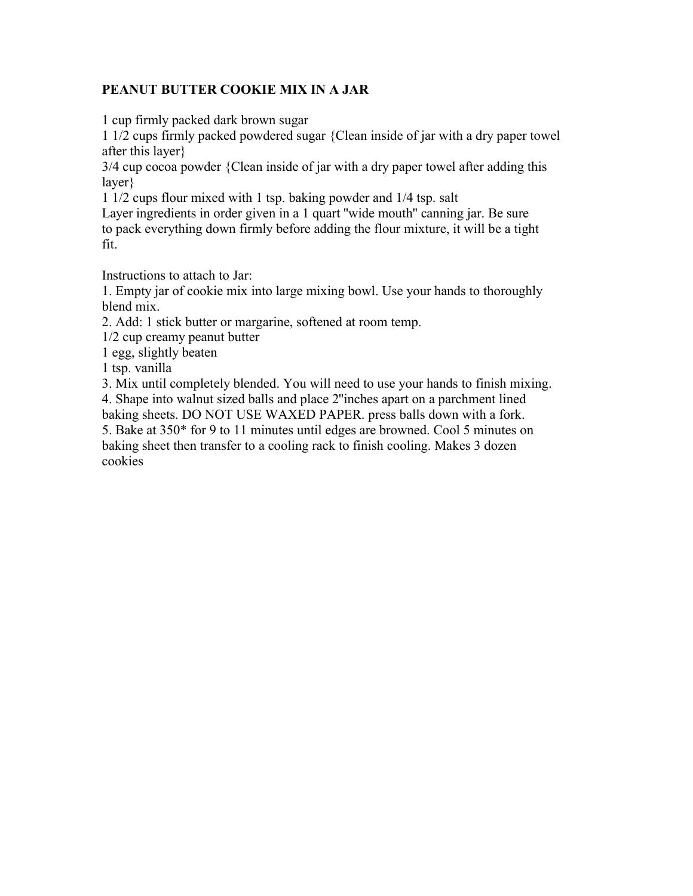**PEANUT BUTTER COOKIE MIX IN A JAR**

1 cup firmly packed dark brown sugar
1 1/2 cups firmly packed powdered sugar {Clean inside of jar with a dry paper towel after this layer}
3/4 cup cocoa powder {Clean inside of jar with a dry paper towel after adding this layer}
1 1/2 cups flour mixed with 1 tsp. baking powder and 1/4 tsp. salt
Layer ingredients in order given in a 1 quart "wide mouth" canning jar. Be sure to pack everything down firmly before adding the flour mixture, it will be a tight fit.

Instructions to attach to Jar:
1. Empty jar of cookie mix into large mixing bowl. Use your hands to thoroughly blend mix.
2. Add: 1 stick butter or margarine, softened at room temp.
1/2 cup creamy peanut butter
1 egg, slightly beaten
1 tsp. vanilla
3. Mix until completely blended. You will need to use your hands to finish mixing.
4. Shape into walnut sized balls and place 2"inches apart on a parchment lined baking sheets. DO NOT USE WAXED PAPER. press balls down with a fork.
5. Bake at 350* for 9 to 11 minutes until edges are browned. Cool 5 minutes on baking sheet then transfer to a cooling rack to finish cooling. Makes 3 dozen cookies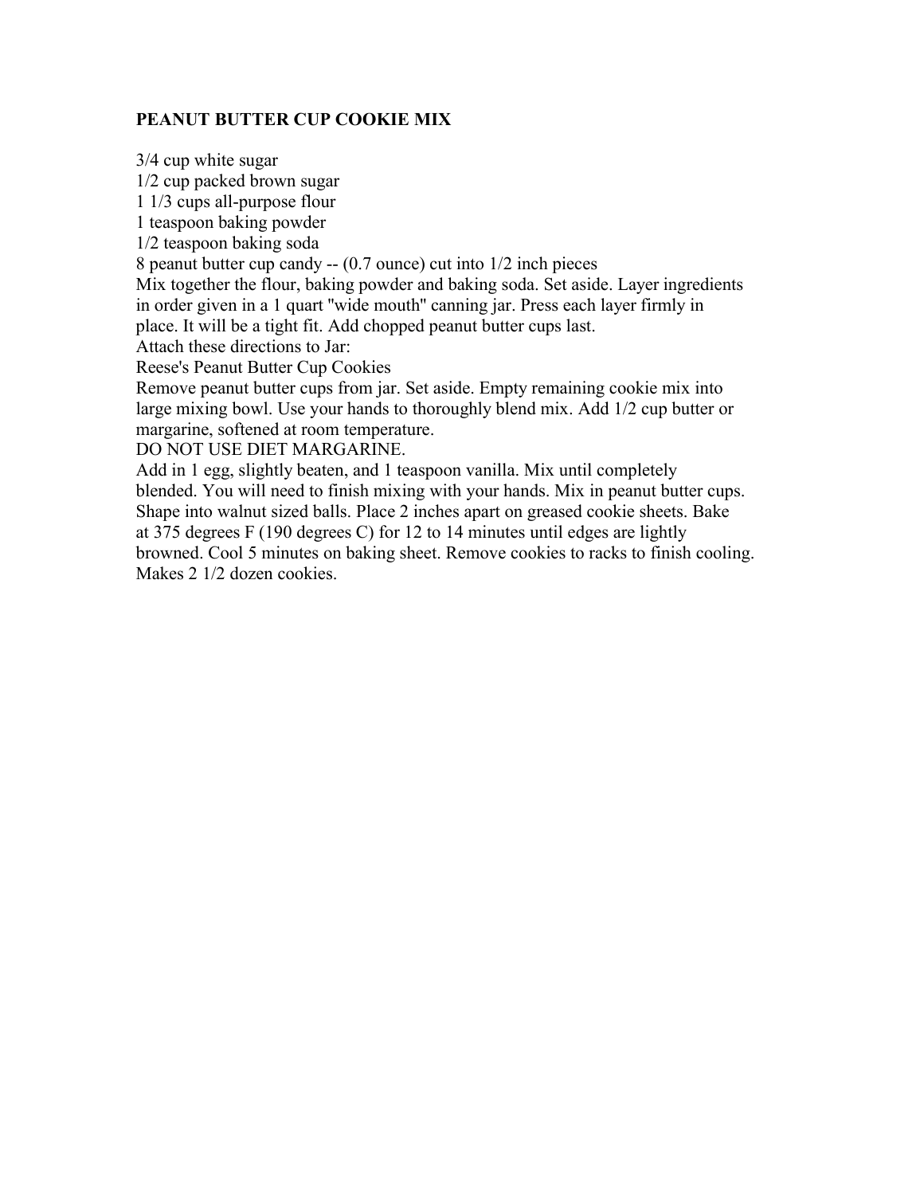**PEANUT BUTTER CUP COOKIE MIX**

3/4 cup white sugar
1/2 cup packed brown sugar
1 1/3 cups all-purpose flour
1 teaspoon baking powder
1/2 teaspoon baking soda
8 peanut butter cup candy -- (0.7 ounce) cut into 1/2 inch pieces
Mix together the flour, baking powder and baking soda. Set aside. Layer ingredients in order given in a 1 quart "wide mouth" canning jar. Press each layer firmly in place. It will be a tight fit. Add chopped peanut butter cups last.
Attach these directions to Jar:
Reese's Peanut Butter Cup Cookies
Remove peanut butter cups from jar. Set aside. Empty remaining cookie mix into large mixing bowl. Use your hands to thoroughly blend mix. Add 1/2 cup butter or margarine, softened at room temperature.
DO NOT USE DIET MARGARINE.
Add in 1 egg, slightly beaten, and 1 teaspoon vanilla. Mix until completely blended. You will need to finish mixing with your hands. Mix in peanut butter cups. Shape into walnut sized balls. Place 2 inches apart on greased cookie sheets. Bake at 375 degrees F (190 degrees C) for 12 to 14 minutes until edges are lightly browned. Cool 5 minutes on baking sheet. Remove cookies to racks to finish cooling. Makes 2 1/2 dozen cookies.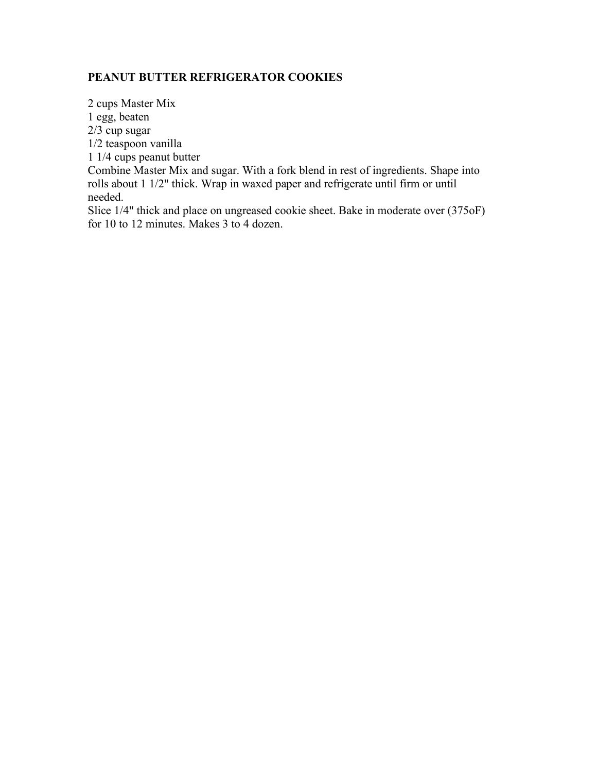**PEANUT BUTTER REFRIGERATOR COOKIES**

2 cups Master Mix
1 egg, beaten
2/3 cup sugar
1/2 teaspoon vanilla
1 1/4 cups peanut butter
Combine Master Mix and sugar. With a fork blend in rest of ingredients. Shape into rolls about 1 1/2" thick. Wrap in waxed paper and refrigerate until firm or until needed.
Slice 1/4" thick and place on ungreased cookie sheet. Bake in moderate over (375oF) for 10 to 12 minutes. Makes 3 to 4 dozen.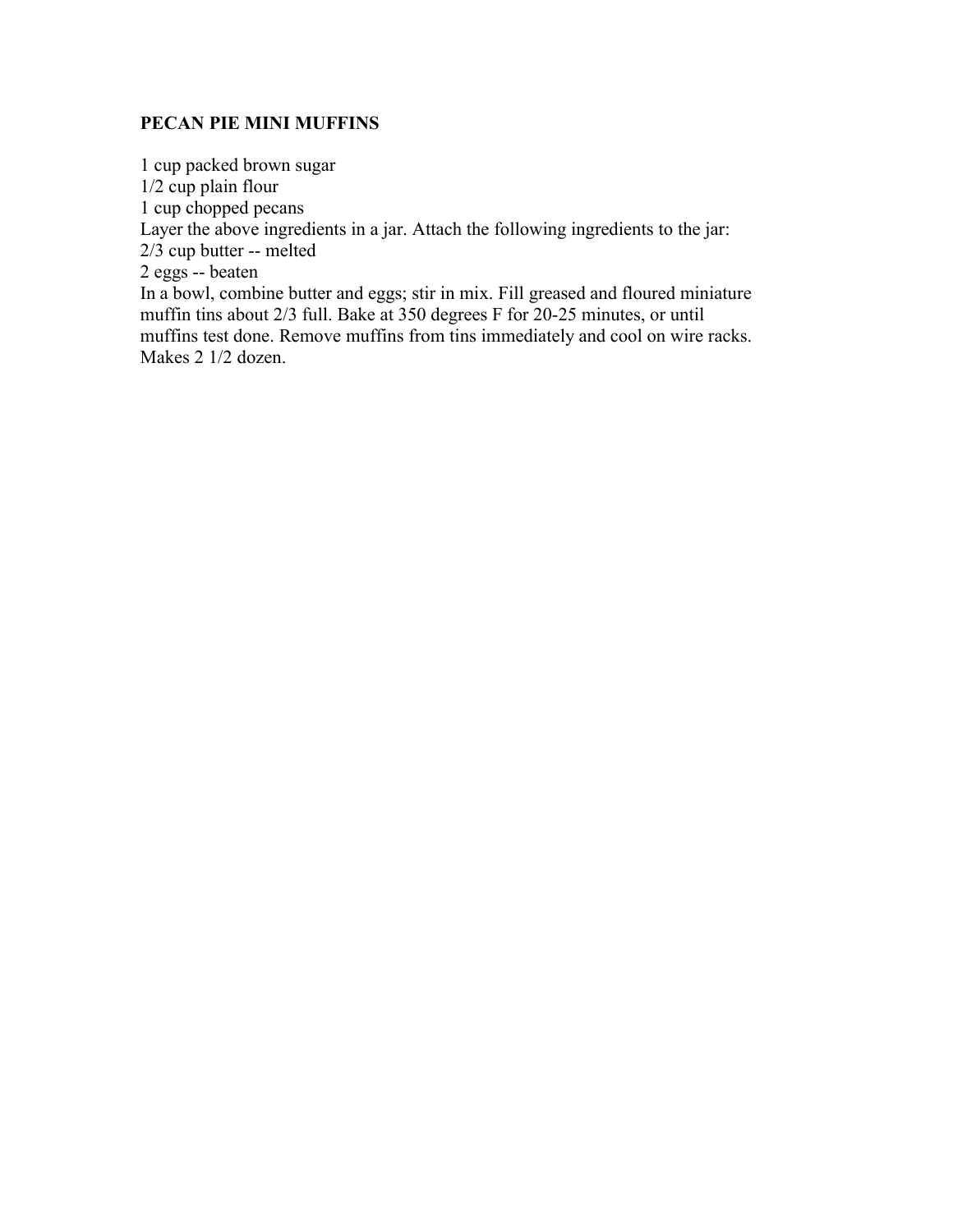**PECAN PIE MINI MUFFINS**

1 cup packed brown sugar
1/2 cup plain flour
1 cup chopped pecans
Layer the above ingredients in a jar. Attach the following ingredients to the jar:
2/3 cup butter -- melted
2 eggs -- beaten
In a bowl, combine butter and eggs; stir in mix. Fill greased and floured miniature muffin tins about 2/3 full. Bake at 350 degrees F for 20-25 minutes, or until muffins test done. Remove muffins from tins immediately and cool on wire racks. Makes 2 1/2 dozen.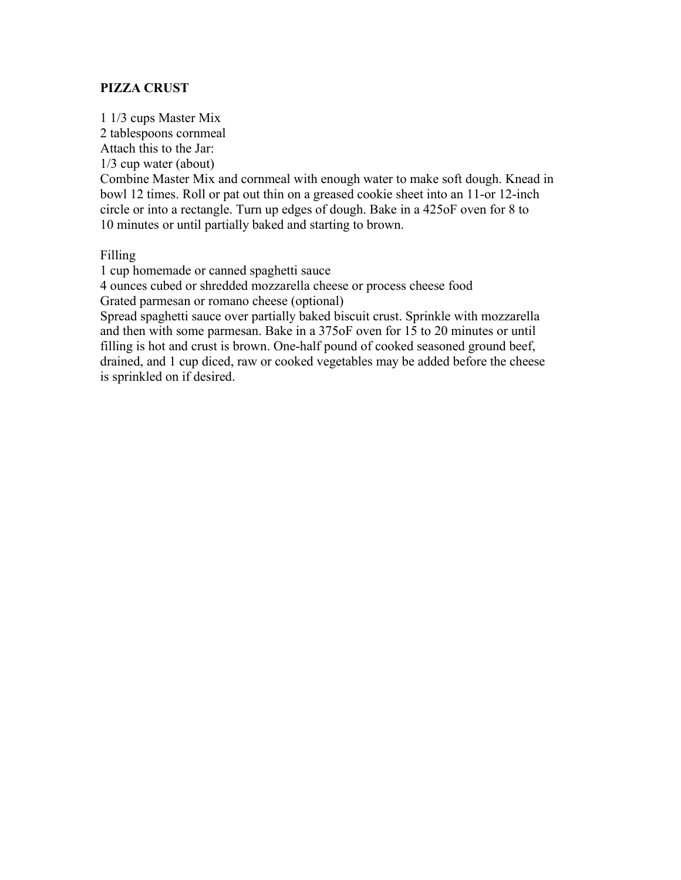**PIZZA CRUST**

1 1/3 cups Master Mix
2 tablespoons cornmeal
Attach this to the Jar:
1/3 cup water (about)
Combine Master Mix and cornmeal with enough water to make soft dough. Knead in bowl 12 times. Roll or pat out thin on a greased cookie sheet into an 11-or 12-inch circle or into a rectangle. Turn up edges of dough. Bake in a 425oF oven for 8 to 10 minutes or until partially baked and starting to brown.

Filling
1 cup homemade or canned spaghetti sauce
4 ounces cubed or shredded mozzarella cheese or process cheese food
Grated parmesan or romano cheese (optional)
Spread spaghetti sauce over partially baked biscuit crust. Sprinkle with mozzarella and then with some parmesan. Bake in a 375oF oven for 15 to 20 minutes or until filling is hot and crust is brown. One-half pound of cooked seasoned ground beef, drained, and 1 cup diced, raw or cooked vegetables may be added before the cheese is sprinkled on if desired.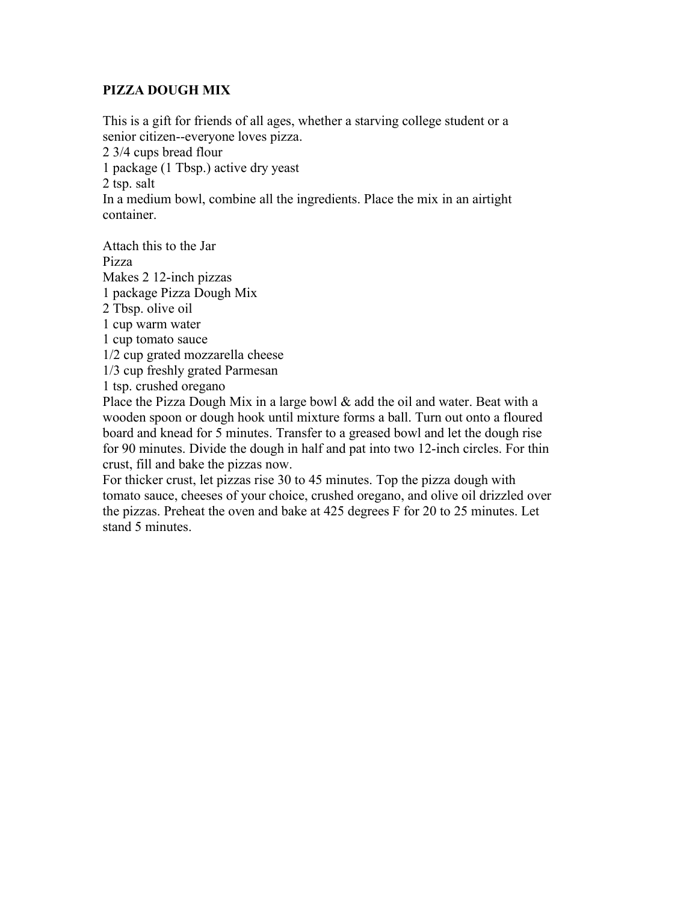## PIZZA DOUGH MIX

This is a gift for friends of all ages, whether a starving college student or a senior citizen--everyone loves pizza.

2 3/4 cups bread flour
1 package (1 Tbsp.) active dry yeast
2 tsp. salt

In a medium bowl, combine all the ingredients. Place the mix in an airtight container.

Attach this to the Jar

Pizza

Makes 2 12-inch pizzas

1 package Pizza Dough Mix
2 Tbsp. olive oil
1 cup warm water
1 cup tomato sauce
1/2 cup grated mozzarella cheese
1/3 cup freshly grated Parmesan
1 tsp. crushed oregano

Place the Pizza Dough Mix in a large bowl & add the oil and water. Beat with a wooden spoon or dough hook until mixture forms a ball. Turn out onto a floured board and knead for 5 minutes. Transfer to a greased bowl and let the dough rise for 90 minutes. Divide the dough in half and pat into two 12-inch circles. For thin crust, fill and bake the pizzas now.

For thicker crust, let pizzas rise 30 to 45 minutes. Top the pizza dough with tomato sauce, cheeses of your choice, crushed oregano, and olive oil drizzled over the pizzas. Preheat the oven and bake at 425 degrees F for 20 to 25 minutes. Let stand 5 minutes.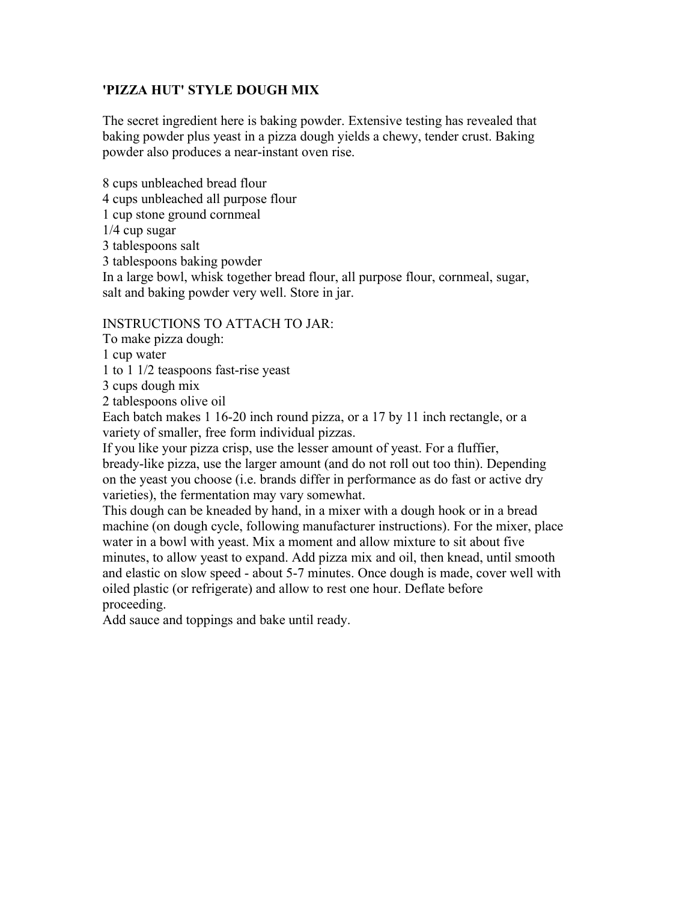## 'PIZZA HUT' STYLE DOUGH MIX

The secret ingredient here is baking powder. Extensive testing has revealed that baking powder plus yeast in a pizza dough yields a chewy, tender crust. Baking powder also produces a near-instant oven rise.

8 cups unbleached bread flour
4 cups unbleached all purpose flour
1 cup stone ground cornmeal
1/4 cup sugar
3 tablespoons salt
3 tablespoons baking powder
In a large bowl, whisk together bread flour, all purpose flour, cornmeal, sugar, salt and baking powder very well. Store in jar.

INSTRUCTIONS TO ATTACH TO JAR:
To make pizza dough:
1 cup water
1 to 1 1/2 teaspoons fast-rise yeast
3 cups dough mix
2 tablespoons olive oil
Each batch makes 1 16-20 inch round pizza, or a 17 by 11 inch rectangle, or a variety of smaller, free form individual pizzas.
If you like your pizza crisp, use the lesser amount of yeast. For a fluffier, bready-like pizza, use the larger amount (and do not roll out too thin). Depending on the yeast you choose (i.e. brands differ in performance as do fast or active dry varieties), the fermentation may vary somewhat.
This dough can be kneaded by hand, in a mixer with a dough hook or in a bread machine (on dough cycle, following manufacturer instructions). For the mixer, place water in a bowl with yeast. Mix a moment and allow mixture to sit about five minutes, to allow yeast to expand. Add pizza mix and oil, then knead, until smooth and elastic on slow speed - about 5-7 minutes. Once dough is made, cover well with oiled plastic (or refrigerate) and allow to rest one hour. Deflate before proceeding.
Add sauce and toppings and bake until ready.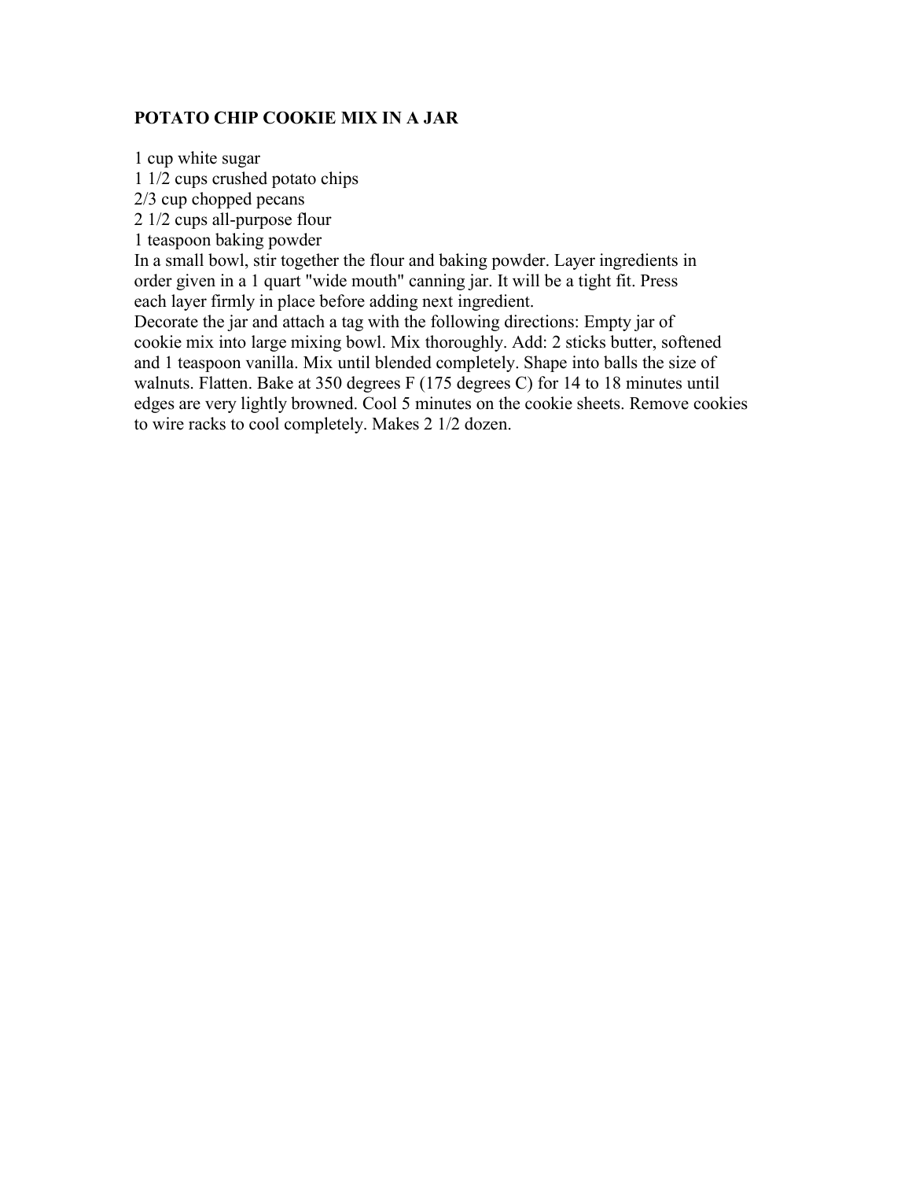# POTATO CHIP COOKIE MIX IN A JAR

1 cup white sugar
1 1/2 cups crushed potato chips
2/3 cup chopped pecans
2 1/2 cups all-purpose flour
1 teaspoon baking powder

In a small bowl, stir together the flour and baking powder. Layer ingredients in order given in a 1 quart "wide mouth" canning jar. It will be a tight fit. Press each layer firmly in place before adding next ingredient.

Decorate the jar and attach a tag with the following directions: Empty jar of cookie mix into large mixing bowl. Mix thoroughly. Add: 2 sticks butter, softened and 1 teaspoon vanilla. Mix until blended completely. Shape into balls the size of walnuts. Flatten. Bake at 350 degrees F (175 degrees C) for 14 to 18 minutes until edges are very lightly browned. Cool 5 minutes on the cookie sheets. Remove cookies to wire racks to cool completely. Makes 2 1/2 dozen.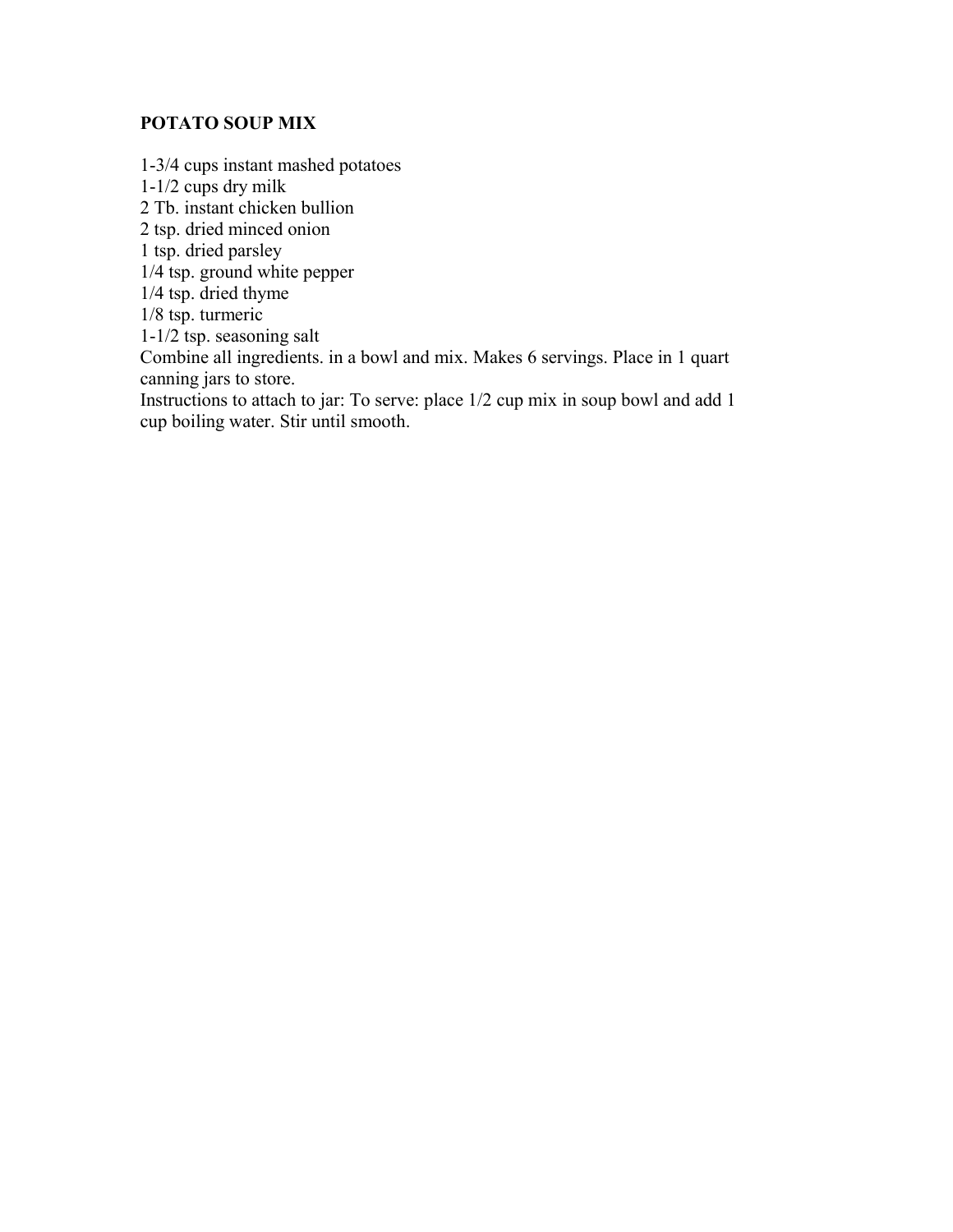**POTATO SOUP MIX**

1-3/4 cups instant mashed potatoes
1-1/2 cups dry milk
2 Tb. instant chicken bullion
2 tsp. dried minced onion
1 tsp. dried parsley
1/4 tsp. ground white pepper
1/4 tsp. dried thyme
1/8 tsp. turmeric
1-1/2 tsp. seasoning salt
Combine all ingredients. in a bowl and mix. Makes 6 servings. Place in 1 quart canning jars to store.
Instructions to attach to jar: To serve: place 1/2 cup mix in soup bowl and add 1 cup boiling water. Stir until smooth.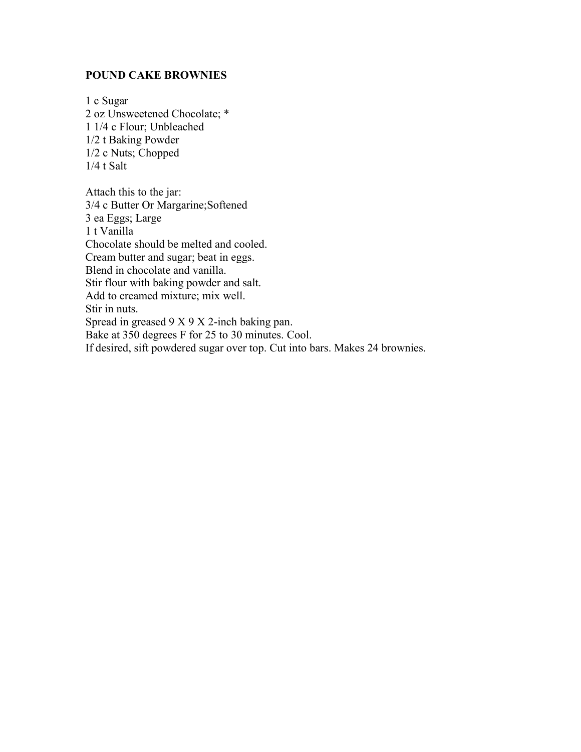**POUND CAKE BROWNIES**

1 c Sugar
2 oz Unsweetened Chocolate; *
1 1/4 c Flour; Unbleached
1/2 t Baking Powder
1/2 c Nuts; Chopped
1/4 t Salt

Attach this to the jar:
3/4 c Butter Or Margarine;Softened
3 ea Eggs; Large
1 t Vanilla
Chocolate should be melted and cooled.
Cream butter and sugar; beat in eggs.
Blend in chocolate and vanilla.
Stir flour with baking powder and salt.
Add to creamed mixture; mix well.
Stir in nuts.
Spread in greased 9 X 9 X 2-inch baking pan.
Bake at 350 degrees F for 25 to 30 minutes. Cool.
If desired, sift powdered sugar over top. Cut into bars. Makes 24 brownies.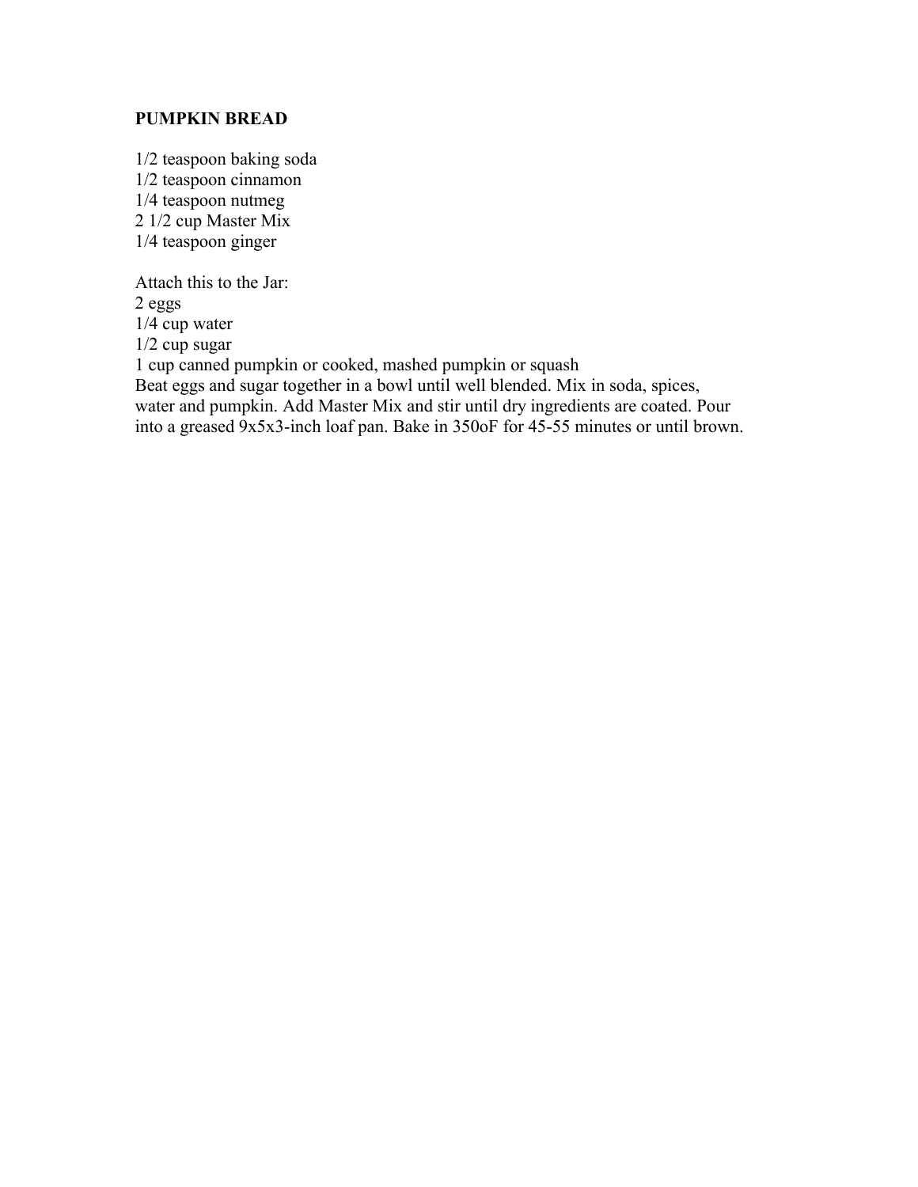**PUMPKIN BREAD**

1/2 teaspoon baking soda
1/2 teaspoon cinnamon
1/4 teaspoon nutmeg
2 1/2 cup Master Mix
1/4 teaspoon ginger

Attach this to the Jar:
2 eggs
1/4 cup water
1/2 cup sugar
1 cup canned pumpkin or cooked, mashed pumpkin or squash
Beat eggs and sugar together in a bowl until well blended. Mix in soda, spices, water and pumpkin. Add Master Mix and stir until dry ingredients are coated. Pour into a greased 9x5x3-inch loaf pan. Bake in 350oF for 45-55 minutes or until brown.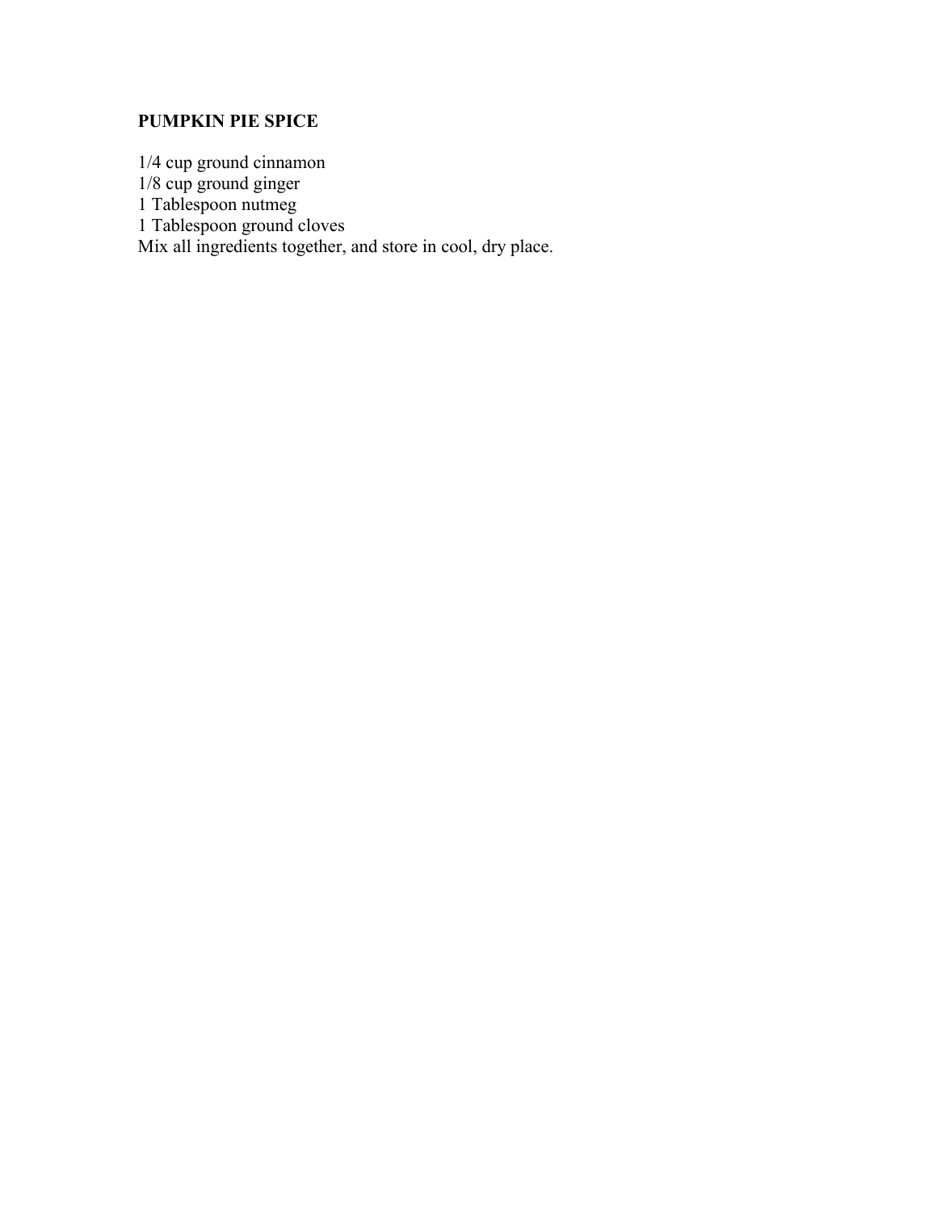**PUMPKIN PIE SPICE**

1/4 cup ground cinnamon
1/8 cup ground ginger
1 Tablespoon nutmeg
1 Tablespoon ground cloves
Mix all ingredients together, and store in cool, dry place.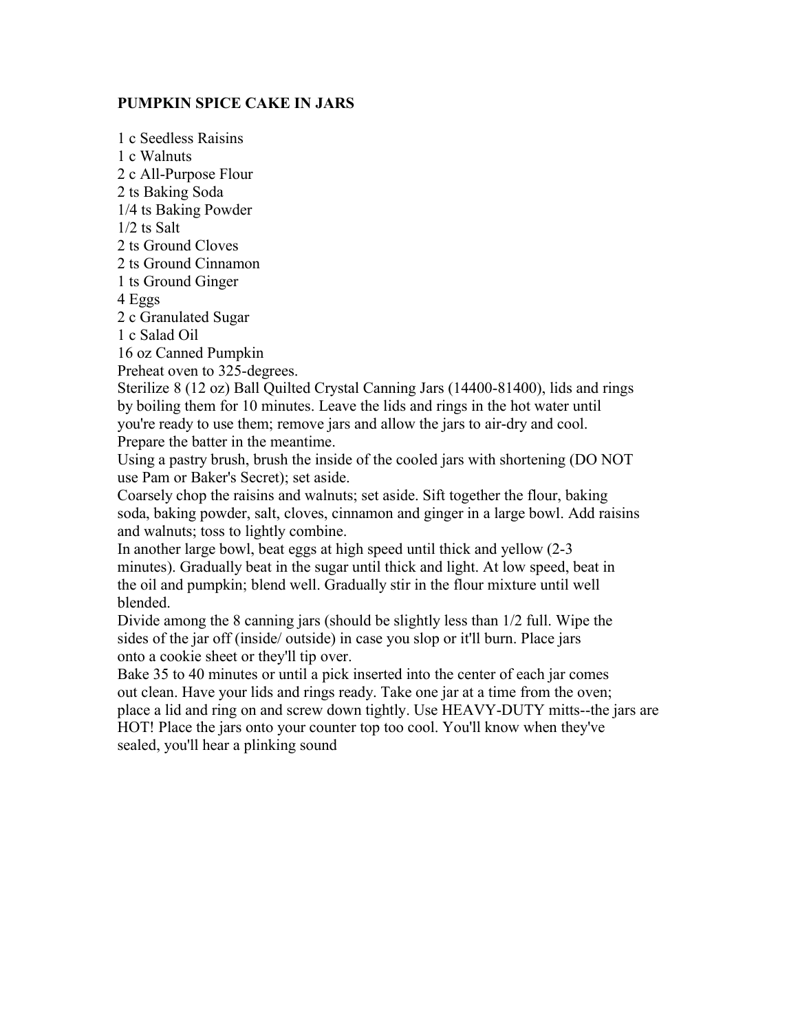**PUMPKIN SPICE CAKE IN JARS**

1 c Seedless Raisins
1 c Walnuts
2 c All-Purpose Flour
2 ts Baking Soda
1/4 ts Baking Powder
1/2 ts Salt
2 ts Ground Cloves
2 ts Ground Cinnamon
1 ts Ground Ginger
4 Eggs
2 c Granulated Sugar
1 c Salad Oil
16 oz Canned Pumpkin

Preheat oven to 325-degrees.

Sterilize 8 (12 oz) Ball Quilted Crystal Canning Jars (14400-81400), lids and rings by boiling them for 10 minutes. Leave the lids and rings in the hot water until you're ready to use them; remove jars and allow the jars to air-dry and cool. Prepare the batter in the meantime.

Using a pastry brush, brush the inside of the cooled jars with shortening (DO NOT use Pam or Baker's Secret); set aside.

Coarsely chop the raisins and walnuts; set aside. Sift together the flour, baking soda, baking powder, salt, cloves, cinnamon and ginger in a large bowl. Add raisins and walnuts; toss to lightly combine.

In another large bowl, beat eggs at high speed until thick and yellow (2-3 minutes). Gradually beat in the sugar until thick and light. At low speed, beat in the oil and pumpkin; blend well. Gradually stir in the flour mixture until well blended.

Divide among the 8 canning jars (should be slightly less than 1/2 full. Wipe the sides of the jar off (inside/ outside) in case you slop or it'll burn. Place jars onto a cookie sheet or they'll tip over.

Bake 35 to 40 minutes or until a pick inserted into the center of each jar comes out clean. Have your lids and rings ready. Take one jar at a time from the oven; place a lid and ring on and screw down tightly. Use HEAVY-DUTY mitts--the jars are HOT! Place the jars onto your counter top too cool. You'll know when they've sealed, you'll hear a plinking sound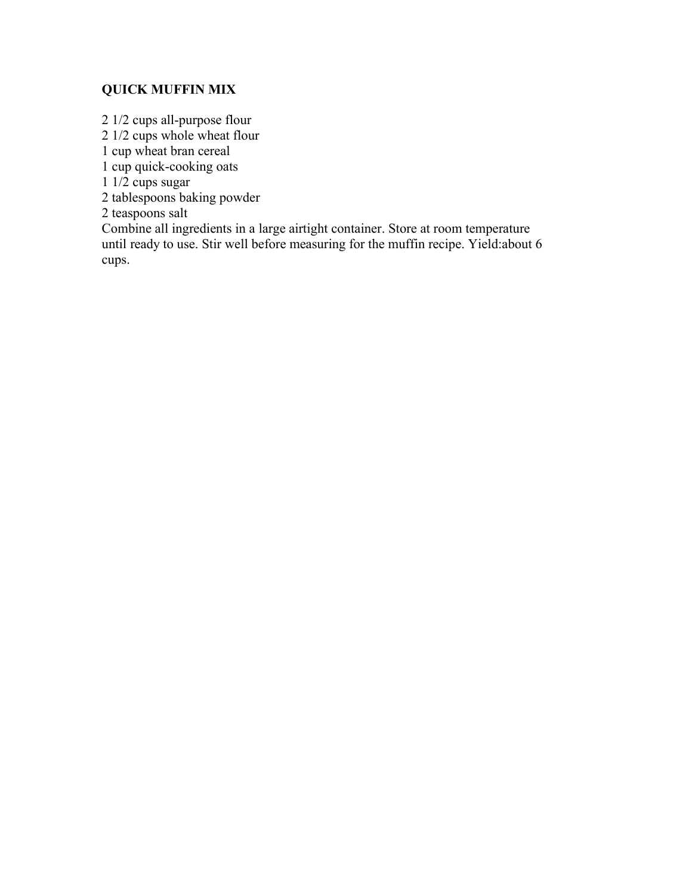**QUICK MUFFIN MIX**

2 1/2 cups all-purpose flour
2 1/2 cups whole wheat flour
1 cup wheat bran cereal
1 cup quick-cooking oats
1 1/2 cups sugar
2 tablespoons baking powder
2 teaspoons salt
Combine all ingredients in a large airtight container. Store at room temperature until ready to use. Stir well before measuring for the muffin recipe. Yield:about 6 cups.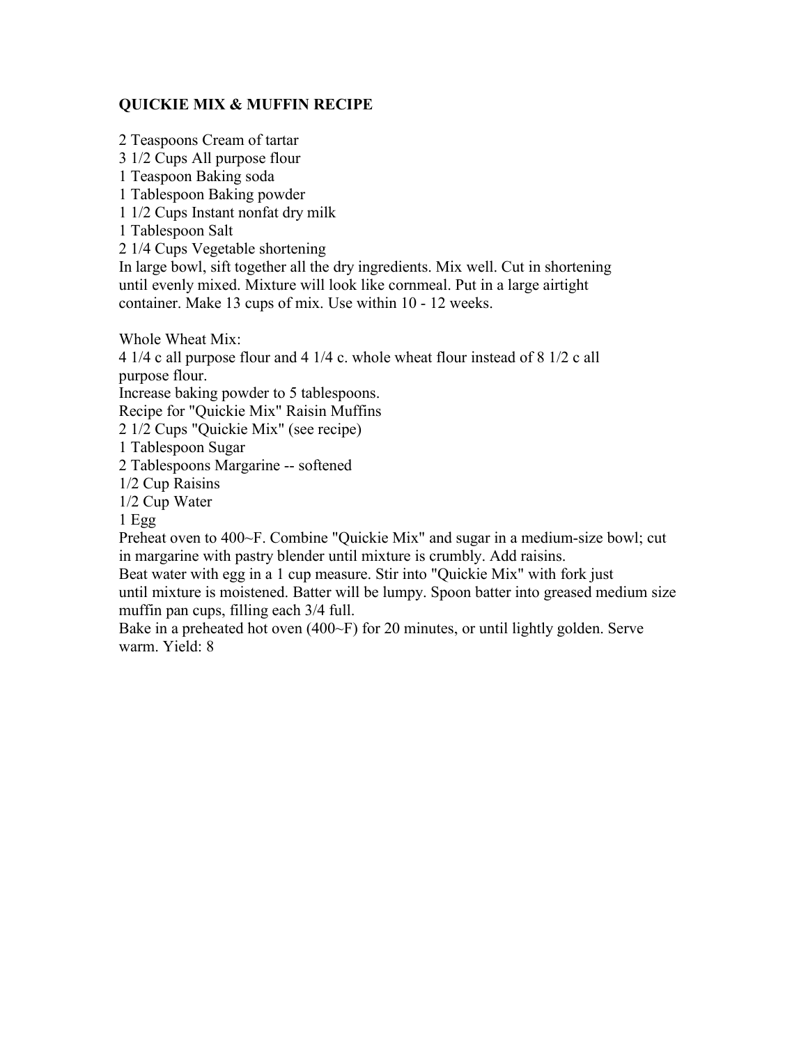**QUICKIE MIX & MUFFIN RECIPE**

2 Teaspoons Cream of tartar
3 1/2 Cups All purpose flour
1 Teaspoon Baking soda
1 Tablespoon Baking powder
1 1/2 Cups Instant nonfat dry milk
1 Tablespoon Salt
2 1/4 Cups Vegetable shortening
In large bowl, sift together all the dry ingredients. Mix well. Cut in shortening until evenly mixed. Mixture will look like cornmeal. Put in a large airtight container. Make 13 cups of mix. Use within 10 - 12 weeks.

Whole Wheat Mix:
4 1/4 c all purpose flour and 4 1/4 c. whole wheat flour instead of 8 1/2 c all purpose flour.
Increase baking powder to 5 tablespoons.
Recipe for "Quickie Mix" Raisin Muffins
2 1/2 Cups "Quickie Mix" (see recipe)
1 Tablespoon Sugar
2 Tablespoons Margarine -- softened
1/2 Cup Raisins
1/2 Cup Water
1 Egg
Preheat oven to 400~F. Combine "Quickie Mix" and sugar in a medium-size bowl; cut in margarine with pastry blender until mixture is crumbly. Add raisins.
Beat water with egg in a 1 cup measure. Stir into "Quickie Mix" with fork just until mixture is moistened. Batter will be lumpy. Spoon batter into greased medium size muffin pan cups, filling each 3/4 full.
Bake in a preheated hot oven (400~F) for 20 minutes, or until lightly golden. Serve warm. Yield: 8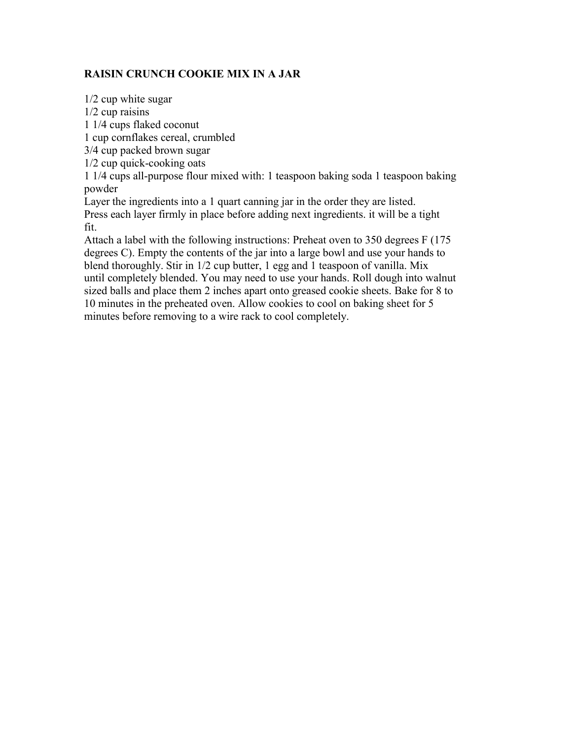## RAISIN CRUNCH COOKIE MIX IN A JAR

1/2 cup white sugar
1/2 cup raisins
1 1/4 cups flaked coconut
1 cup cornflakes cereal, crumbled
3/4 cup packed brown sugar
1/2 cup quick-cooking oats
1 1/4 cups all-purpose flour mixed with: 1 teaspoon baking soda 1 teaspoon baking powder

Layer the ingredients into a 1 quart canning jar in the order they are listed. Press each layer firmly in place before adding next ingredients. it will be a tight fit.

Attach a label with the following instructions: Preheat oven to 350 degrees F (175 degrees C). Empty the contents of the jar into a large bowl and use your hands to blend thoroughly. Stir in 1/2 cup butter, 1 egg and 1 teaspoon of vanilla. Mix until completely blended. You may need to use your hands. Roll dough into walnut sized balls and place them 2 inches apart onto greased cookie sheets. Bake for 8 to 10 minutes in the preheated oven. Allow cookies to cool on baking sheet for 5 minutes before removing to a wire rack to cool completely.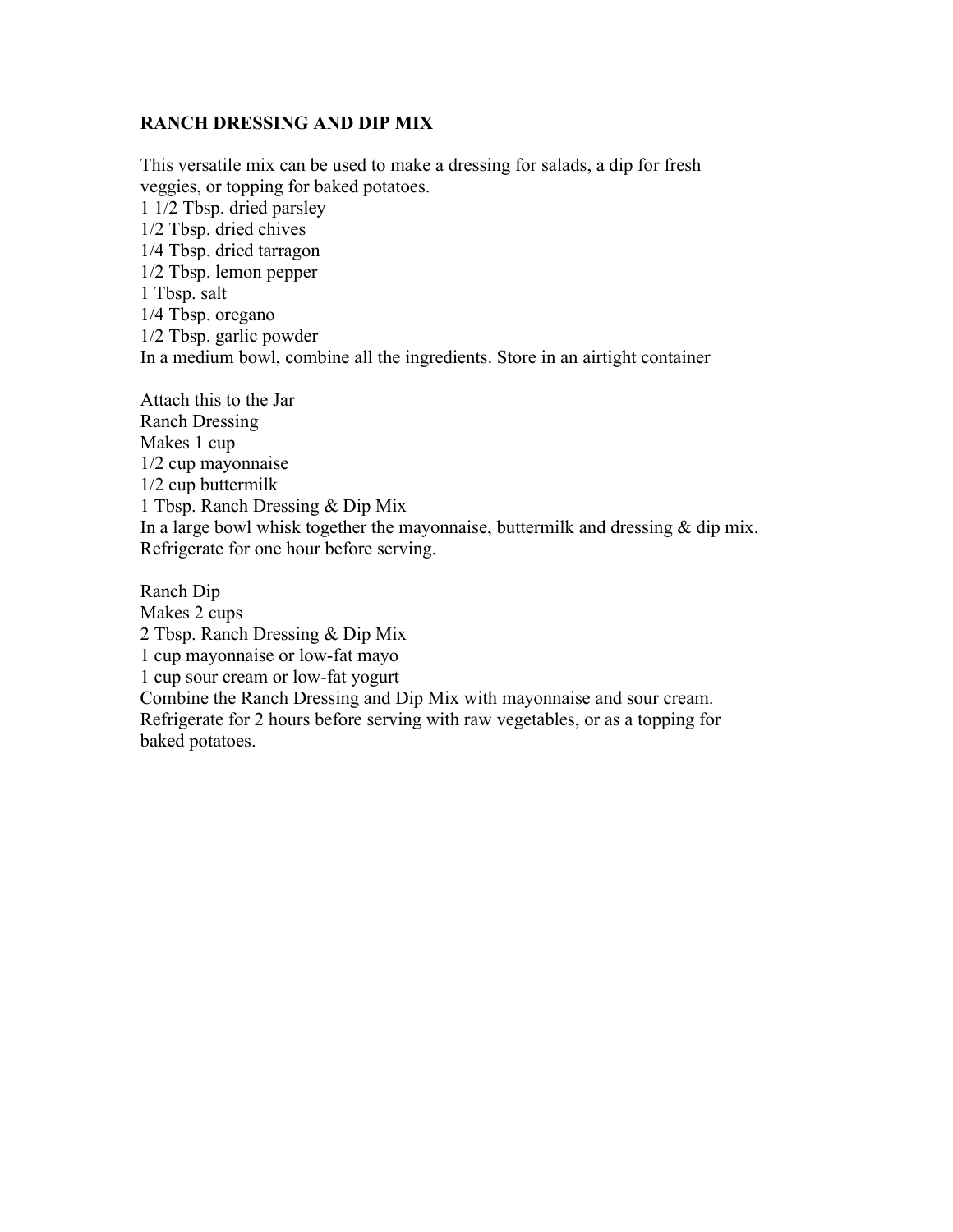## RANCH DRESSING AND DIP MIX

This versatile mix can be used to make a dressing for salads, a dip for fresh veggies, or topping for baked potatoes.

1 1/2 Tbsp. dried parsley
1/2 Tbsp. dried chives
1/4 Tbsp. dried tarragon
1/2 Tbsp. lemon pepper
1 Tbsp. salt
1/4 Tbsp. oregano
1/2 Tbsp. garlic powder

In a medium bowl, combine all the ingredients. Store in an airtight container

Attach this to the Jar

Ranch Dressing
Makes 1 cup

1/2 cup mayonnaise
1/2 cup buttermilk
1 Tbsp. Ranch Dressing & Dip Mix

In a large bowl whisk together the mayonnaise, buttermilk and dressing & dip mix. Refrigerate for one hour before serving.

Ranch Dip
Makes 2 cups

2 Tbsp. Ranch Dressing & Dip Mix
1 cup mayonnaise or low-fat mayo
1 cup sour cream or low-fat yogurt

Combine the Ranch Dressing and Dip Mix with mayonnaise and sour cream. Refrigerate for 2 hours before serving with raw vegetables, or as a topping for baked potatoes.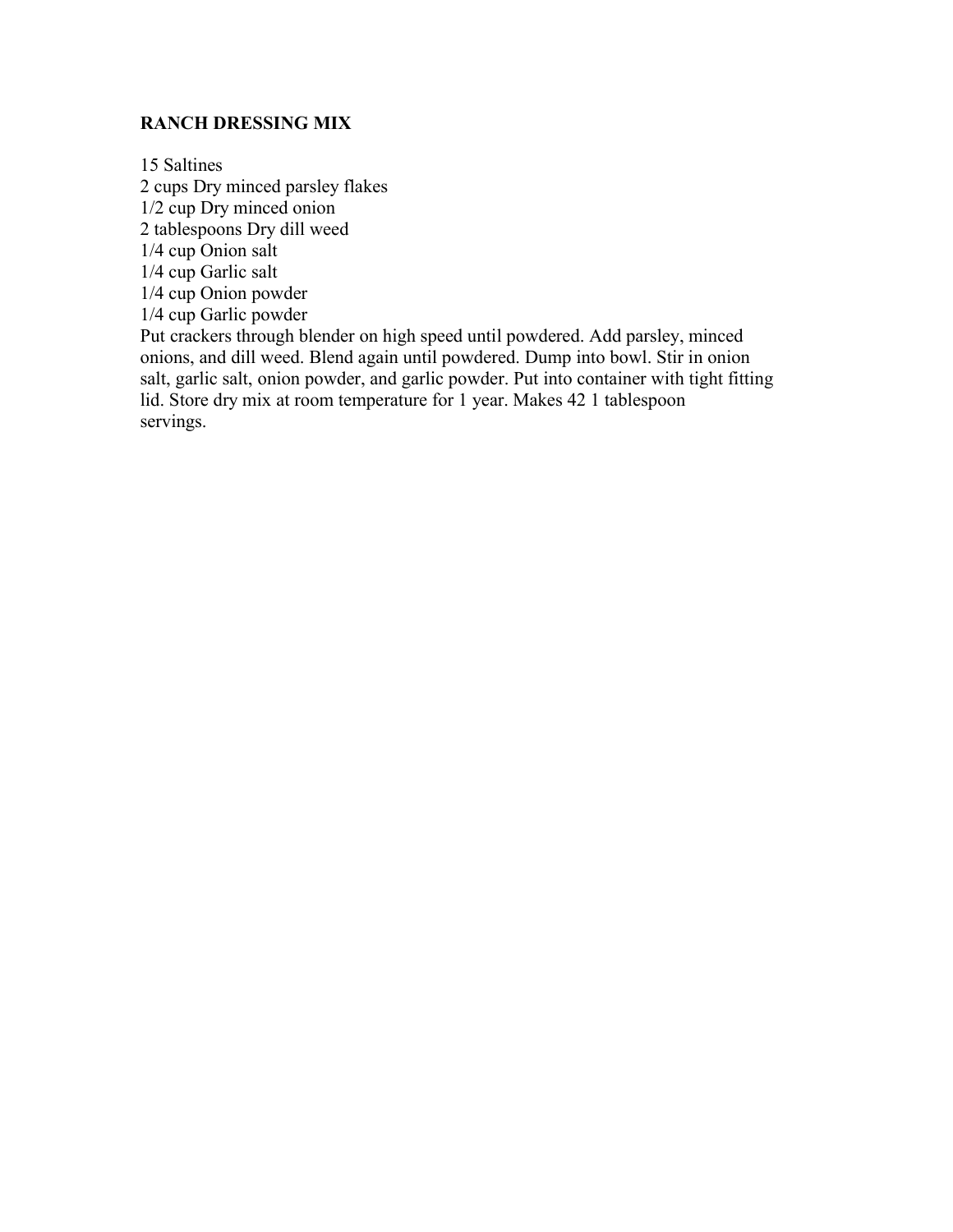**RANCH DRESSING MIX**

15 Saltines
2 cups Dry minced parsley flakes
1/2 cup Dry minced onion
2 tablespoons Dry dill weed
1/4 cup Onion salt
1/4 cup Garlic salt
1/4 cup Onion powder
1/4 cup Garlic powder

Put crackers through blender on high speed until powdered. Add parsley, minced onions, and dill weed. Blend again until powdered. Dump into bowl. Stir in onion salt, garlic salt, onion powder, and garlic powder. Put into container with tight fitting lid. Store dry mix at room temperature for 1 year. Makes 42 1 tablespoon servings.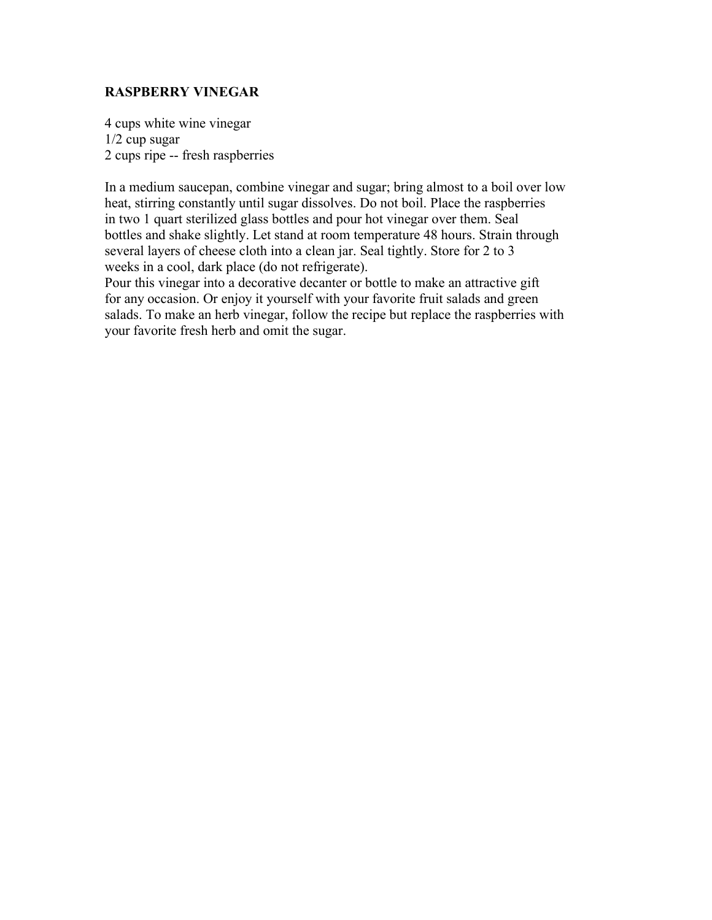## RASPBERRY VINEGAR

4 cups white wine vinegar
1/2 cup sugar
2 cups ripe -- fresh raspberries

In a medium saucepan, combine vinegar and sugar; bring almost to a boil over low heat, stirring constantly until sugar dissolves. Do not boil. Place the raspberries in two 1 quart sterilized glass bottles and pour hot vinegar over them. Seal bottles and shake slightly. Let stand at room temperature 48 hours. Strain through several layers of cheese cloth into a clean jar. Seal tightly. Store for 2 to 3 weeks in a cool, dark place (do not refrigerate).

Pour this vinegar into a decorative decanter or bottle to make an attractive gift for any occasion. Or enjoy it yourself with your favorite fruit salads and green salads. To make an herb vinegar, follow the recipe but replace the raspberries with your favorite fresh herb and omit the sugar.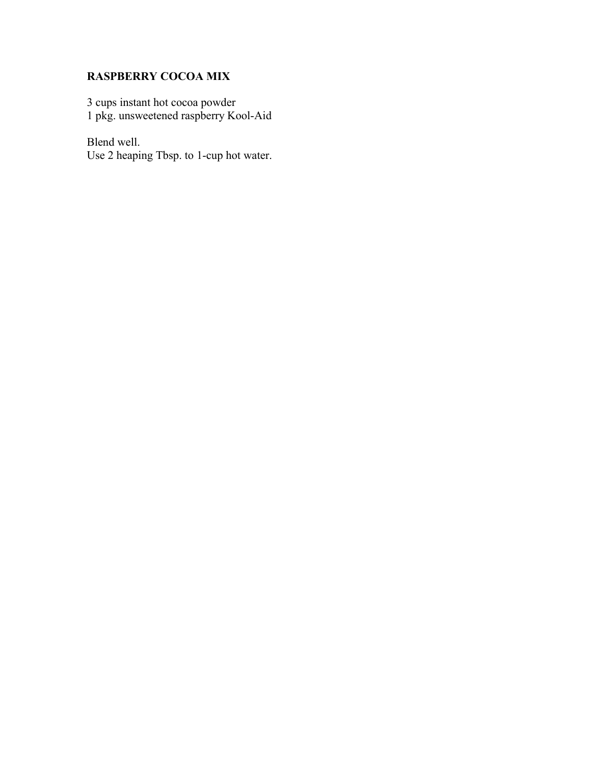**RASPBERRY COCOA MIX**

3 cups instant hot cocoa powder
1 pkg. unsweetened raspberry Kool-Aid

Blend well.
Use 2 heaping Tbsp. to 1-cup hot water.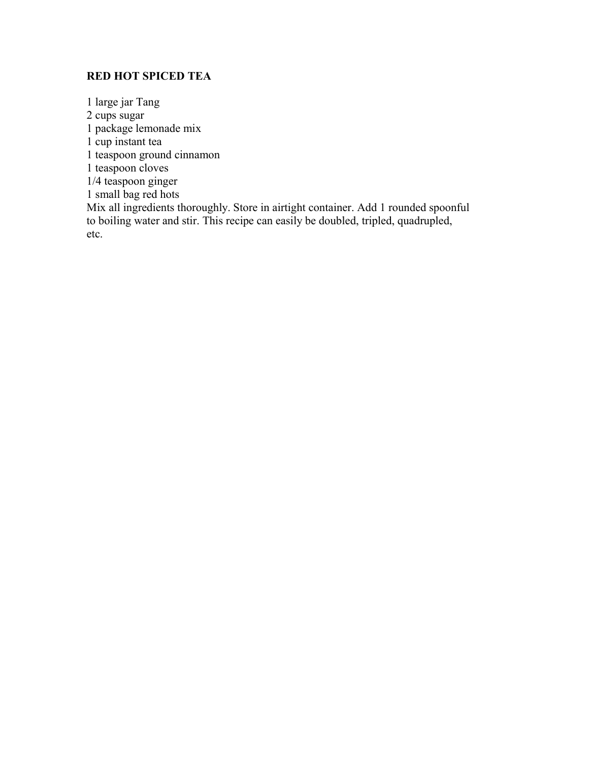## RED HOT SPICED TEA

1 large jar Tang
2 cups sugar
1 package lemonade mix
1 cup instant tea
1 teaspoon ground cinnamon
1 teaspoon cloves
1/4 teaspoon ginger
1 small bag red hots

Mix all ingredients thoroughly. Store in airtight container. Add 1 rounded spoonful to boiling water and stir. This recipe can easily be doubled, tripled, quadrupled, etc.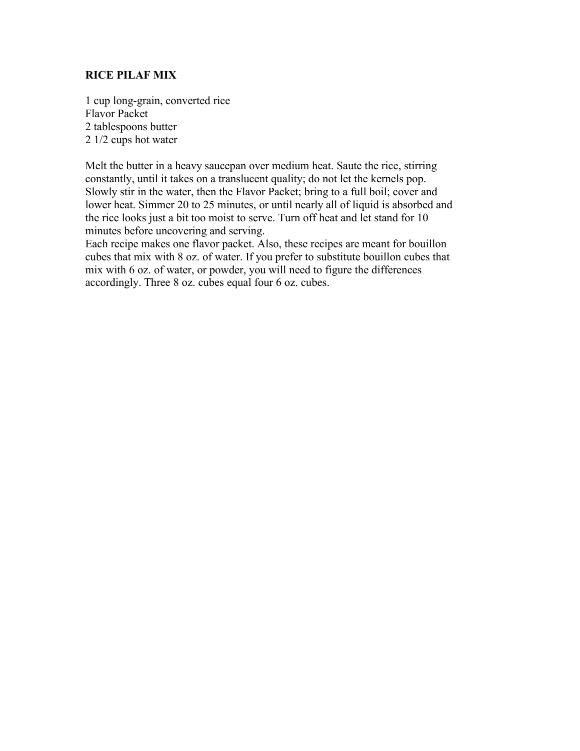## RICE PILAF MIX

1 cup long-grain, converted rice
Flavor Packet
2 tablespoons butter
2 1/2 cups hot water

Melt the butter in a heavy saucepan over medium heat. Saute the rice, stirring constantly, until it takes on a translucent quality; do not let the kernels pop. Slowly stir in the water, then the Flavor Packet; bring to a full boil; cover and lower heat. Simmer 20 to 25 minutes, or until nearly all of liquid is absorbed and the rice looks just a bit too moist to serve. Turn off heat and let stand for 10 minutes before uncovering and serving.
Each recipe makes one flavor packet. Also, these recipes are meant for bouillon cubes that mix with 8 oz. of water. If you prefer to substitute bouillon cubes that mix with 6 oz. of water, or powder, you will need to figure the differences accordingly. Three 8 oz. cubes equal four 6 oz. cubes.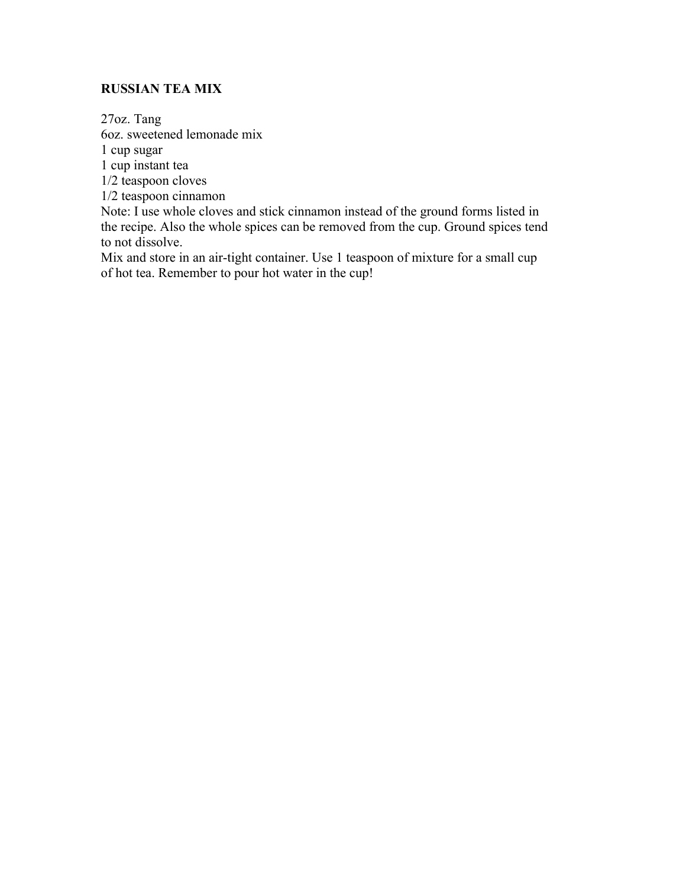**RUSSIAN TEA MIX**

27oz. Tang
6oz. sweetened lemonade mix
1 cup sugar
1 cup instant tea
1/2 teaspoon cloves
1/2 teaspoon cinnamon
Note: I use whole cloves and stick cinnamon instead of the ground forms listed in the recipe. Also the whole spices can be removed from the cup. Ground spices tend to not dissolve.
Mix and store in an air-tight container. Use 1 teaspoon of mixture for a small cup of hot tea. Remember to pour hot water in the cup!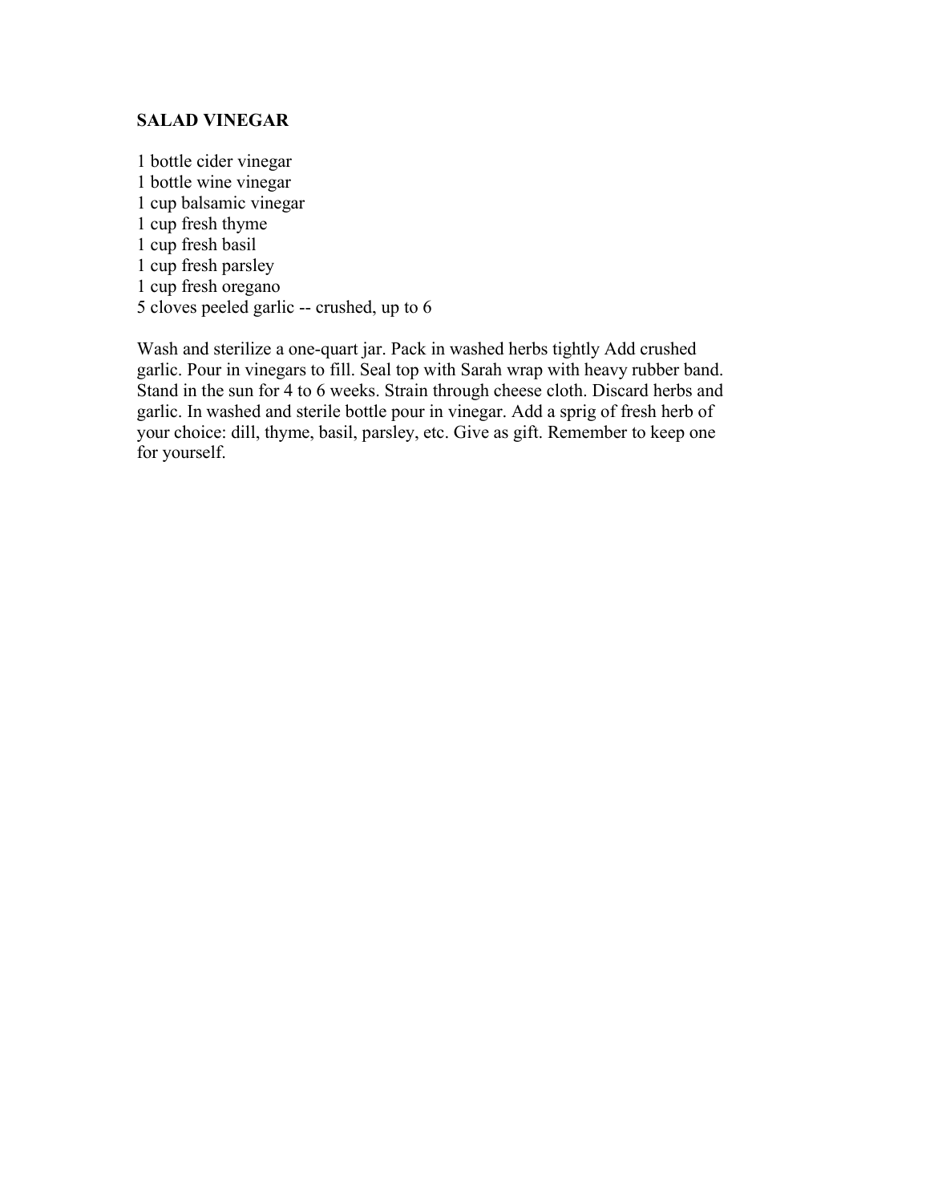**SALAD VINEGAR**

1 bottle cider vinegar
1 bottle wine vinegar
1 cup balsamic vinegar
1 cup fresh thyme
1 cup fresh basil
1 cup fresh parsley
1 cup fresh oregano
5 cloves peeled garlic -- crushed, up to 6

Wash and sterilize a one-quart jar. Pack in washed herbs tightly Add crushed garlic. Pour in vinegars to fill. Seal top with Sarah wrap with heavy rubber band. Stand in the sun for 4 to 6 weeks. Strain through cheese cloth. Discard herbs and garlic. In washed and sterile bottle pour in vinegar. Add a sprig of fresh herb of your choice: dill, thyme, basil, parsley, etc. Give as gift. Remember to keep one for yourself.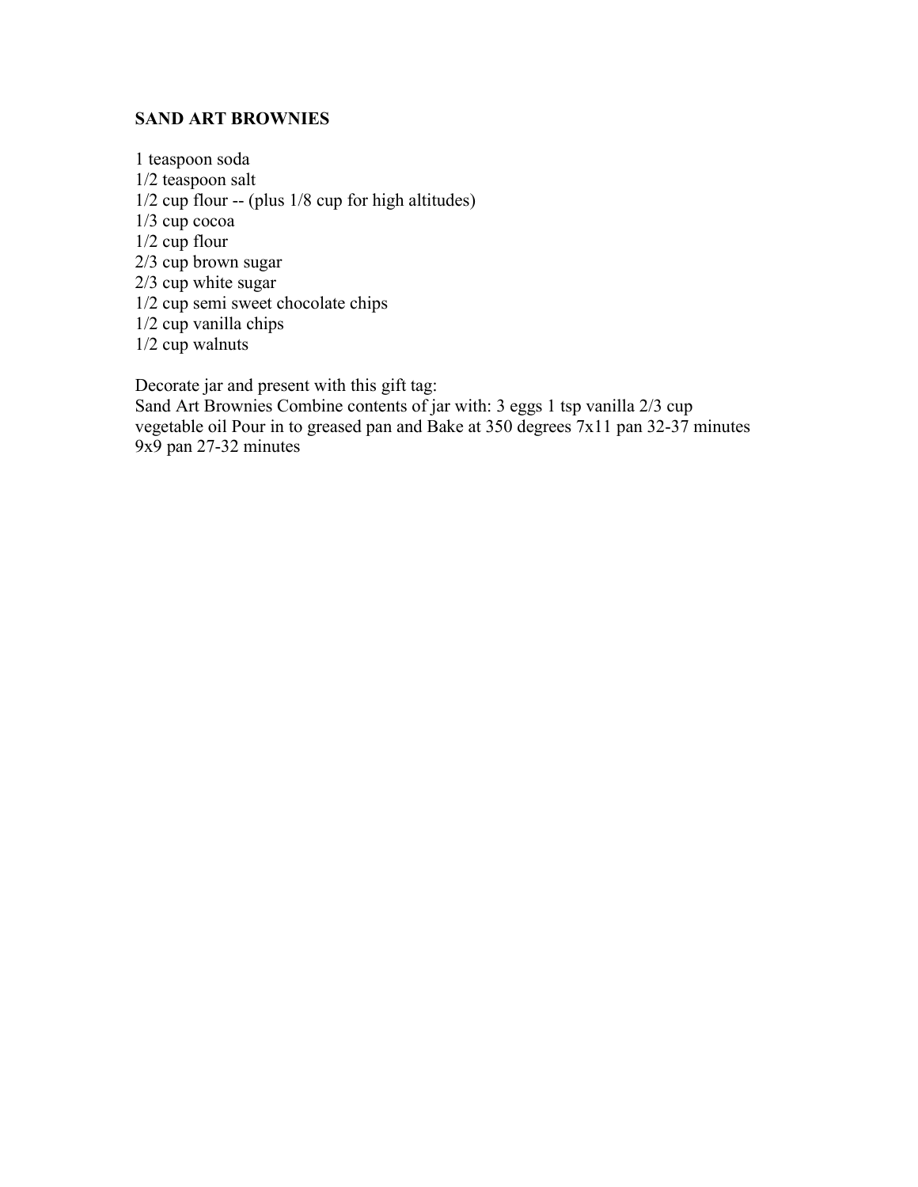**SAND ART BROWNIES**

1 teaspoon soda
1/2 teaspoon salt
1/2 cup flour -- (plus 1/8 cup for high altitudes)
1/3 cup cocoa
1/2 cup flour
2/3 cup brown sugar
2/3 cup white sugar
1/2 cup semi sweet chocolate chips
1/2 cup vanilla chips
1/2 cup walnuts

Decorate jar and present with this gift tag:
Sand Art Brownies Combine contents of jar with: 3 eggs 1 tsp vanilla 2/3 cup vegetable oil Pour in to greased pan and Bake at 350 degrees 7x11 pan 32-37 minutes 9x9 pan 27-32 minutes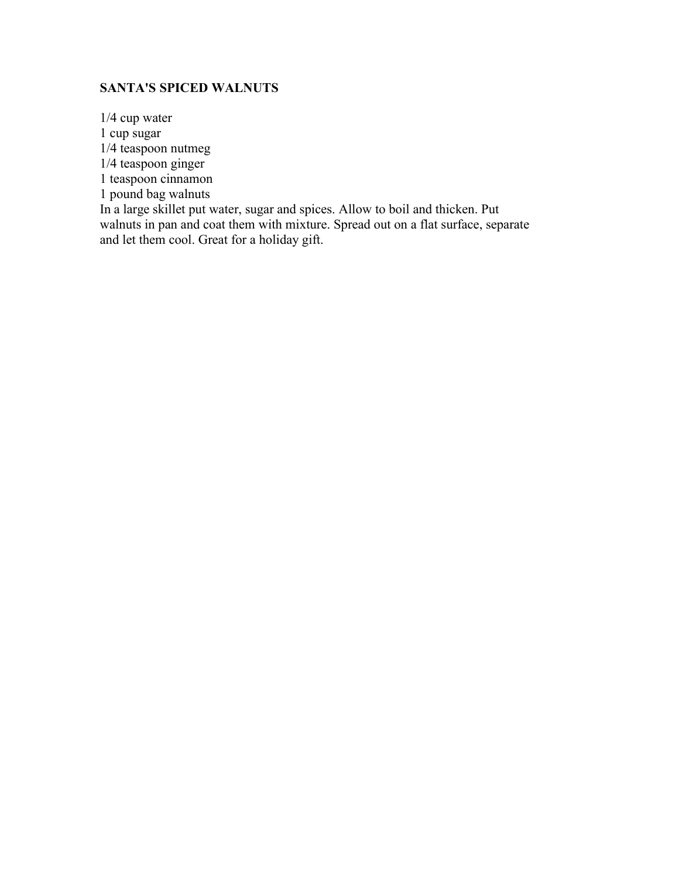**SANTA'S SPICED WALNUTS**

1/4 cup water
1 cup sugar
1/4 teaspoon nutmeg
1/4 teaspoon ginger
1 teaspoon cinnamon
1 pound bag walnuts
In a large skillet put water, sugar and spices. Allow to boil and thicken. Put walnuts in pan and coat them with mixture. Spread out on a flat surface, separate and let them cool. Great for a holiday gift.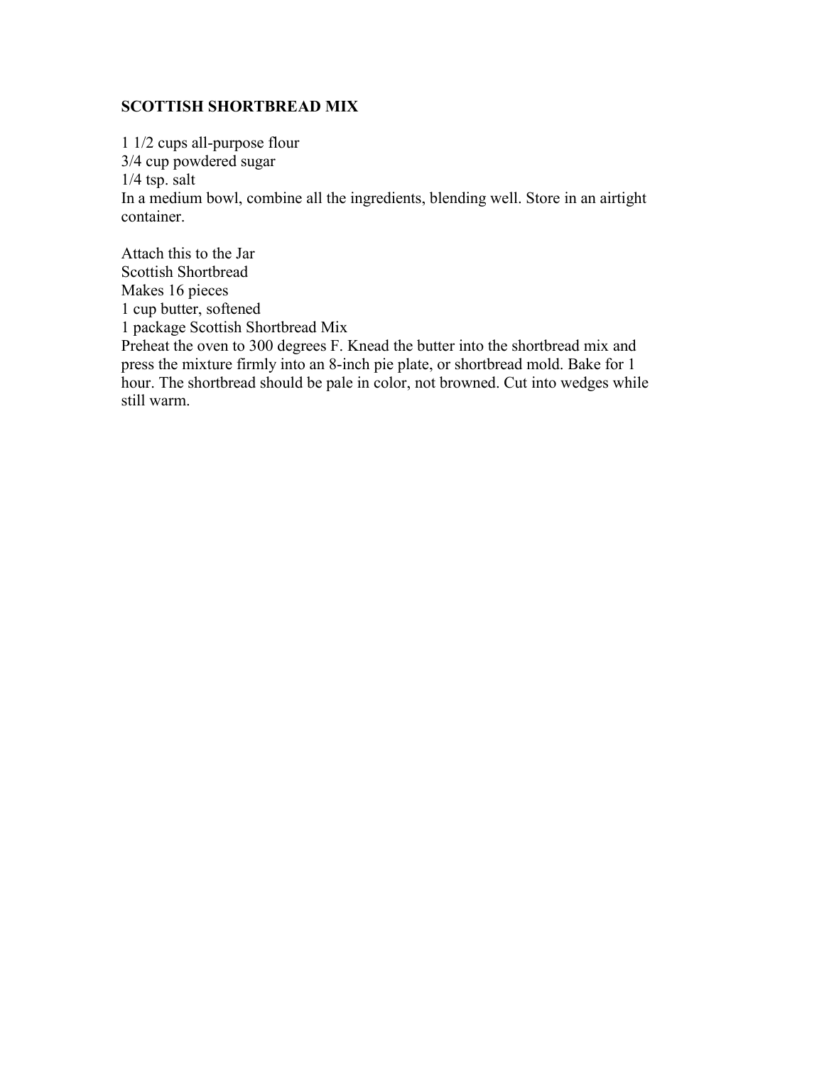**SCOTTISH SHORTBREAD MIX**

1 1/2 cups all-purpose flour
3/4 cup powdered sugar
1/4 tsp. salt
In a medium bowl, combine all the ingredients, blending well. Store in an airtight container.

Attach this to the Jar
Scottish Shortbread
Makes 16 pieces
1 cup butter, softened
1 package Scottish Shortbread Mix
Preheat the oven to 300 degrees F. Knead the butter into the shortbread mix and press the mixture firmly into an 8-inch pie plate, or shortbread mold. Bake for 1 hour. The shortbread should be pale in color, not browned. Cut into wedges while still warm.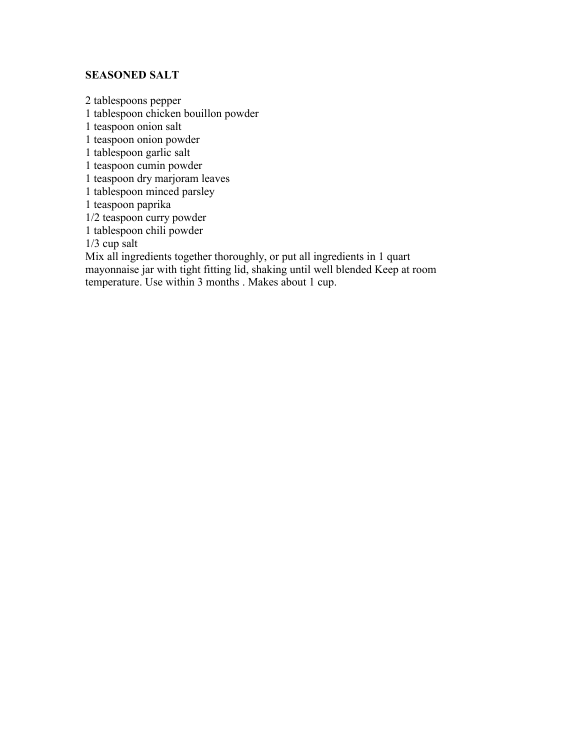**SEASONED SALT**

2 tablespoons pepper
1 tablespoon chicken bouillon powder
1 teaspoon onion salt
1 teaspoon onion powder
1 tablespoon garlic salt
1 teaspoon cumin powder
1 teaspoon dry marjoram leaves
1 tablespoon minced parsley
1 teaspoon paprika
1/2 teaspoon curry powder
1 tablespoon chili powder
1/3 cup salt
Mix all ingredients together thoroughly, or put all ingredients in 1 quart mayonnaise jar with tight fitting lid, shaking until well blended Keep at room temperature. Use within 3 months . Makes about 1 cup.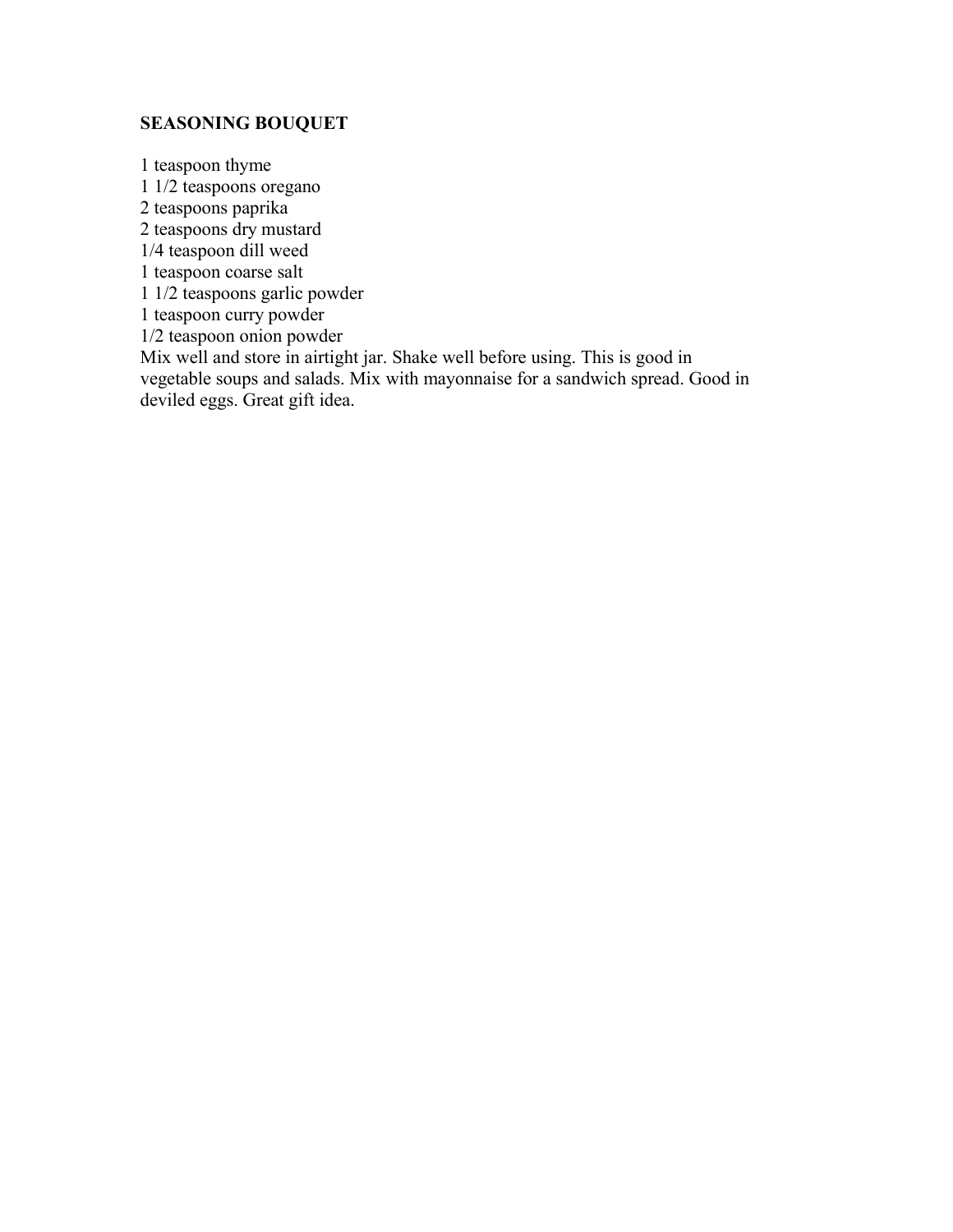## SEASONING BOUQUET

1 teaspoon thyme
1 1/2 teaspoons oregano
2 teaspoons paprika
2 teaspoons dry mustard
1/4 teaspoon dill weed
1 teaspoon coarse salt
1 1/2 teaspoons garlic powder
1 teaspoon curry powder
1/2 teaspoon onion powder
Mix well and store in airtight jar. Shake well before using. This is good in vegetable soups and salads. Mix with mayonnaise for a sandwich spread. Good in deviled eggs. Great gift idea.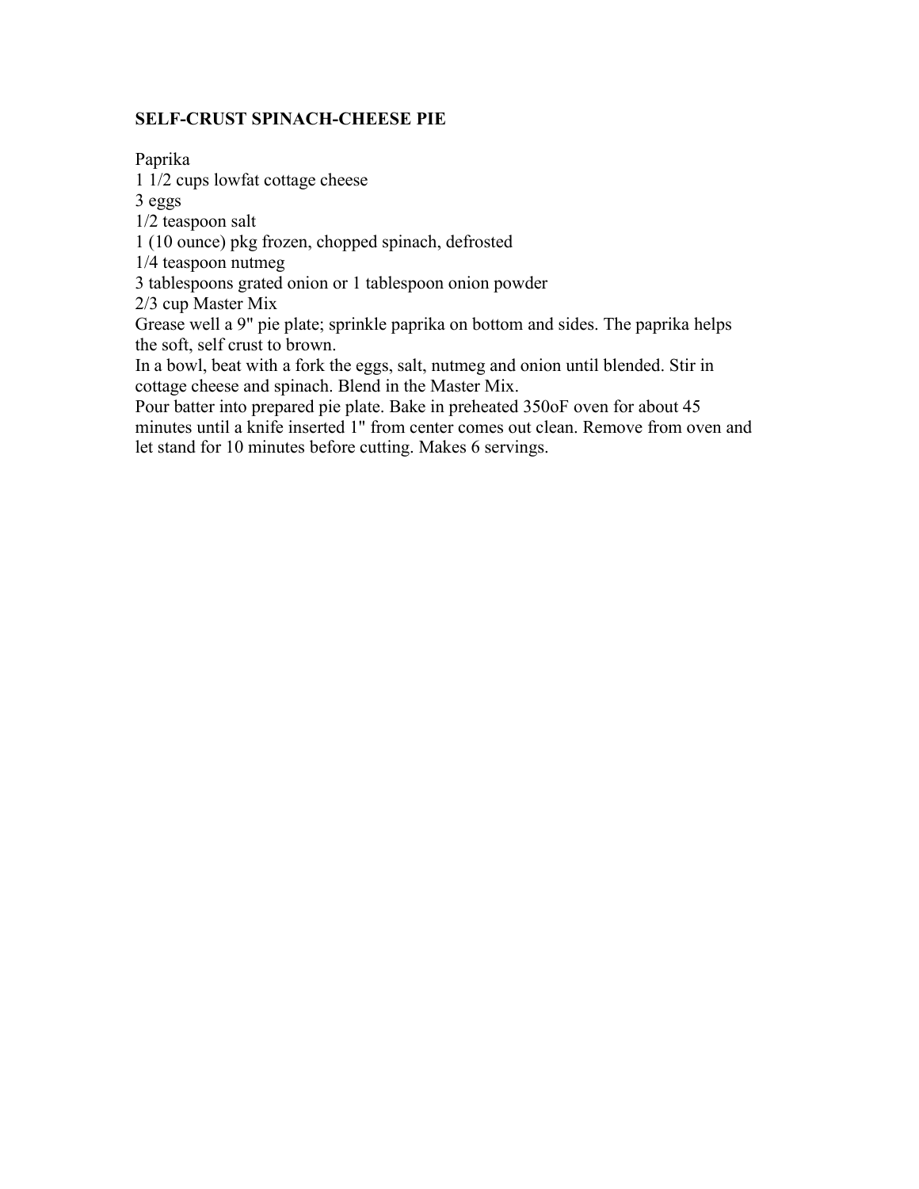**SELF-CRUST SPINACH-CHEESE PIE**

Paprika
1 1/2 cups lowfat cottage cheese
3 eggs
1/2 teaspoon salt
1 (10 ounce) pkg frozen, chopped spinach, defrosted
1/4 teaspoon nutmeg
3 tablespoons grated onion or 1 tablespoon onion powder
2/3 cup Master Mix

Grease well a 9" pie plate; sprinkle paprika on bottom and sides. The paprika helps the soft, self crust to brown.

In a bowl, beat with a fork the eggs, salt, nutmeg and onion until blended. Stir in cottage cheese and spinach. Blend in the Master Mix.

Pour batter into prepared pie plate. Bake in preheated 350oF oven for about 45 minutes until a knife inserted 1" from center comes out clean. Remove from oven and let stand for 10 minutes before cutting. Makes 6 servings.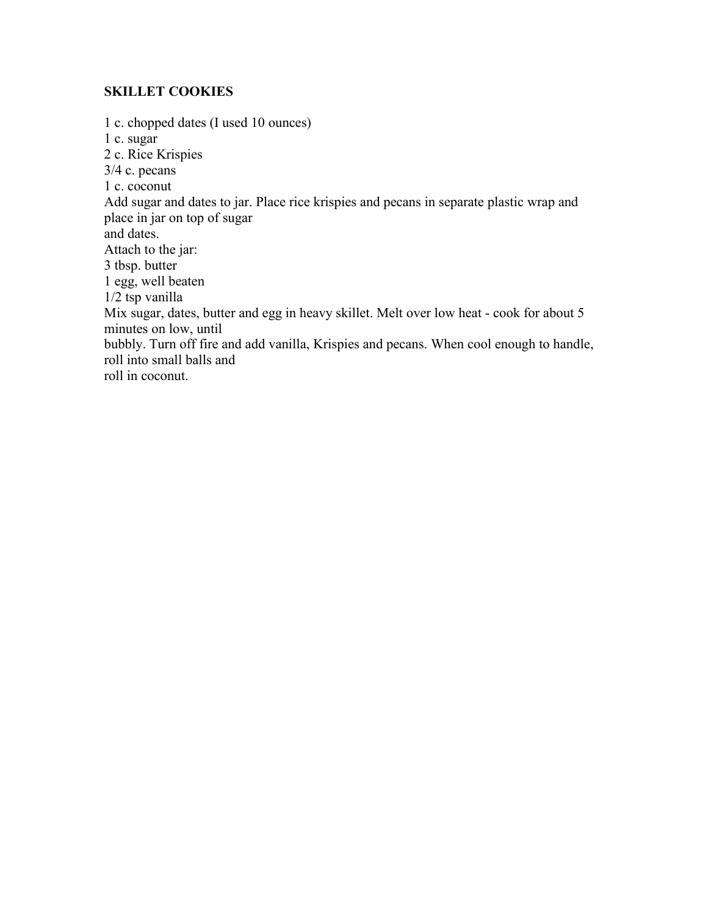**SKILLET COOKIES**

1 c. chopped dates (I used 10 ounces)
1 c. sugar
2 c. Rice Krispies
3/4 c. pecans
1 c. coconut
Add sugar and dates to jar. Place rice krispies and pecans in separate plastic wrap and place in jar on top of sugar and dates.
Attach to the jar:
3 tbsp. butter
1 egg, well beaten
1/2 tsp vanilla
Mix sugar, dates, butter and egg in heavy skillet. Melt over low heat - cook for about 5 minutes on low, until bubbly. Turn off fire and add vanilla, Krispies and pecans. When cool enough to handle, roll into small balls and roll in coconut.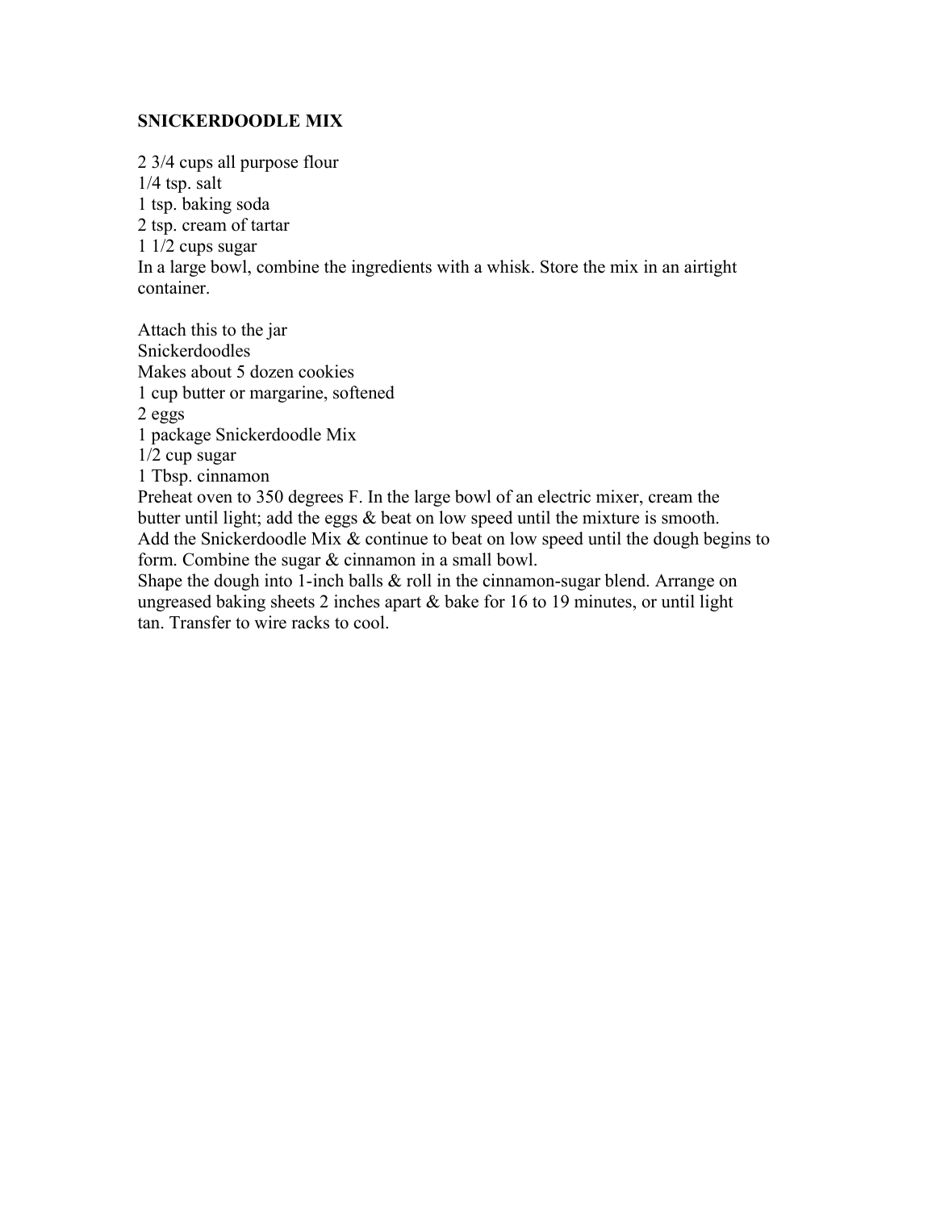# SNICKERDOODLE MIX

2 3/4 cups all purpose flour
1/4 tsp. salt
1 tsp. baking soda
2 tsp. cream of tartar
1 1/2 cups sugar
In a large bowl, combine the ingredients with a whisk. Store the mix in an airtight container.

Attach this to the jar
Snickerdoodles
Makes about 5 dozen cookies
1 cup butter or margarine, softened
2 eggs
1 package Snickerdoodle Mix
1/2 cup sugar
1 Tbsp. cinnamon
Preheat oven to 350 degrees F. In the large bowl of an electric mixer, cream the butter until light; add the eggs & beat on low speed until the mixture is smooth. Add the Snickerdoodle Mix & continue to beat on low speed until the dough begins to form. Combine the sugar & cinnamon in a small bowl.
Shape the dough into 1-inch balls & roll in the cinnamon-sugar blend. Arrange on ungreased baking sheets 2 inches apart & bake for 16 to 19 minutes, or until light tan. Transfer to wire racks to cool.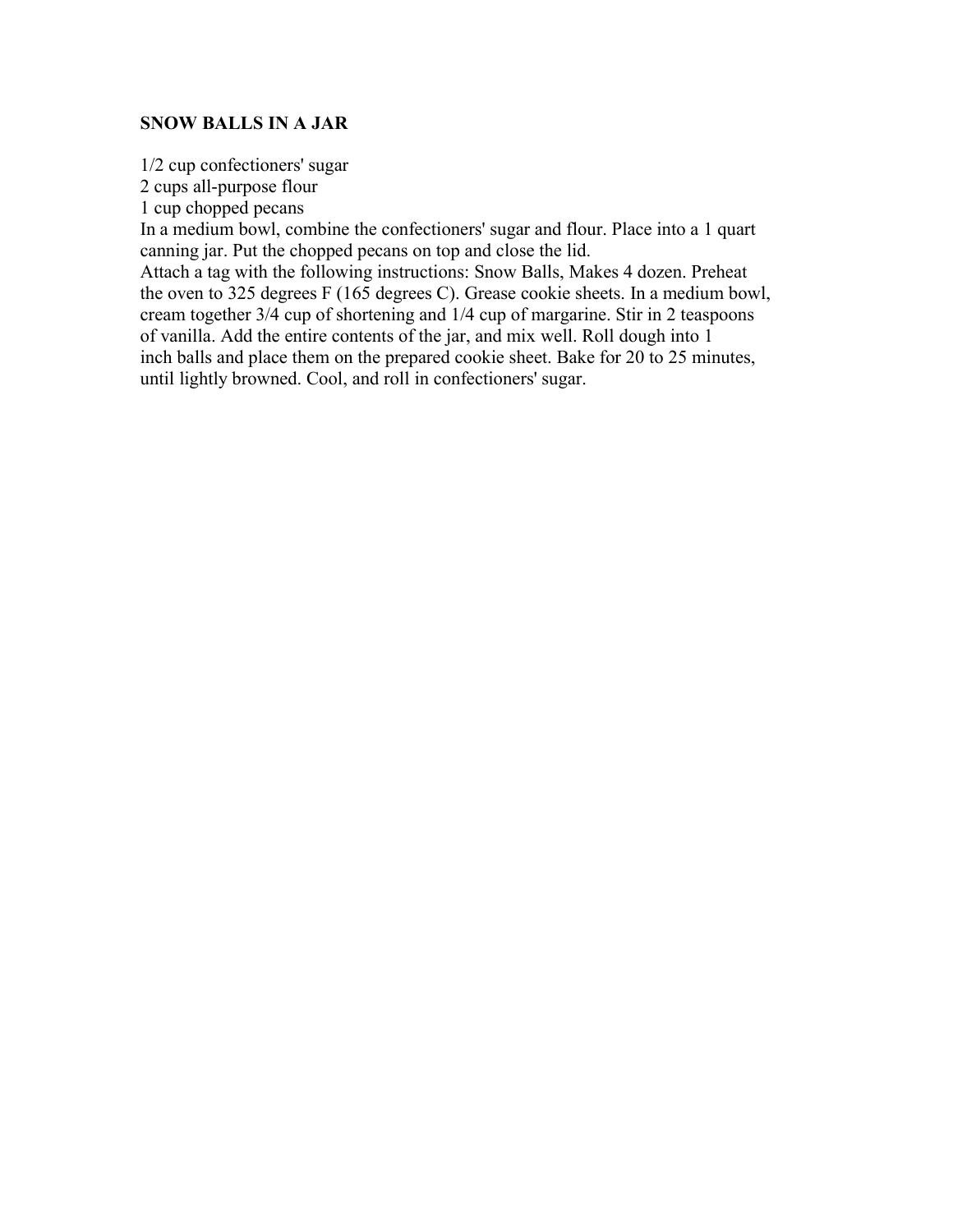## SNOW BALLS IN A JAR

1/2 cup confectioners' sugar
2 cups all-purpose flour
1 cup chopped pecans

In a medium bowl, combine the confectioners' sugar and flour. Place into a 1 quart canning jar. Put the chopped pecans on top and close the lid.

Attach a tag with the following instructions: Snow Balls, Makes 4 dozen. Preheat the oven to 325 degrees F (165 degrees C). Grease cookie sheets. In a medium bowl, cream together 3/4 cup of shortening and 1/4 cup of margarine. Stir in 2 teaspoons of vanilla. Add the entire contents of the jar, and mix well. Roll dough into 1 inch balls and place them on the prepared cookie sheet. Bake for 20 to 25 minutes, until lightly browned. Cool, and roll in confectioners' sugar.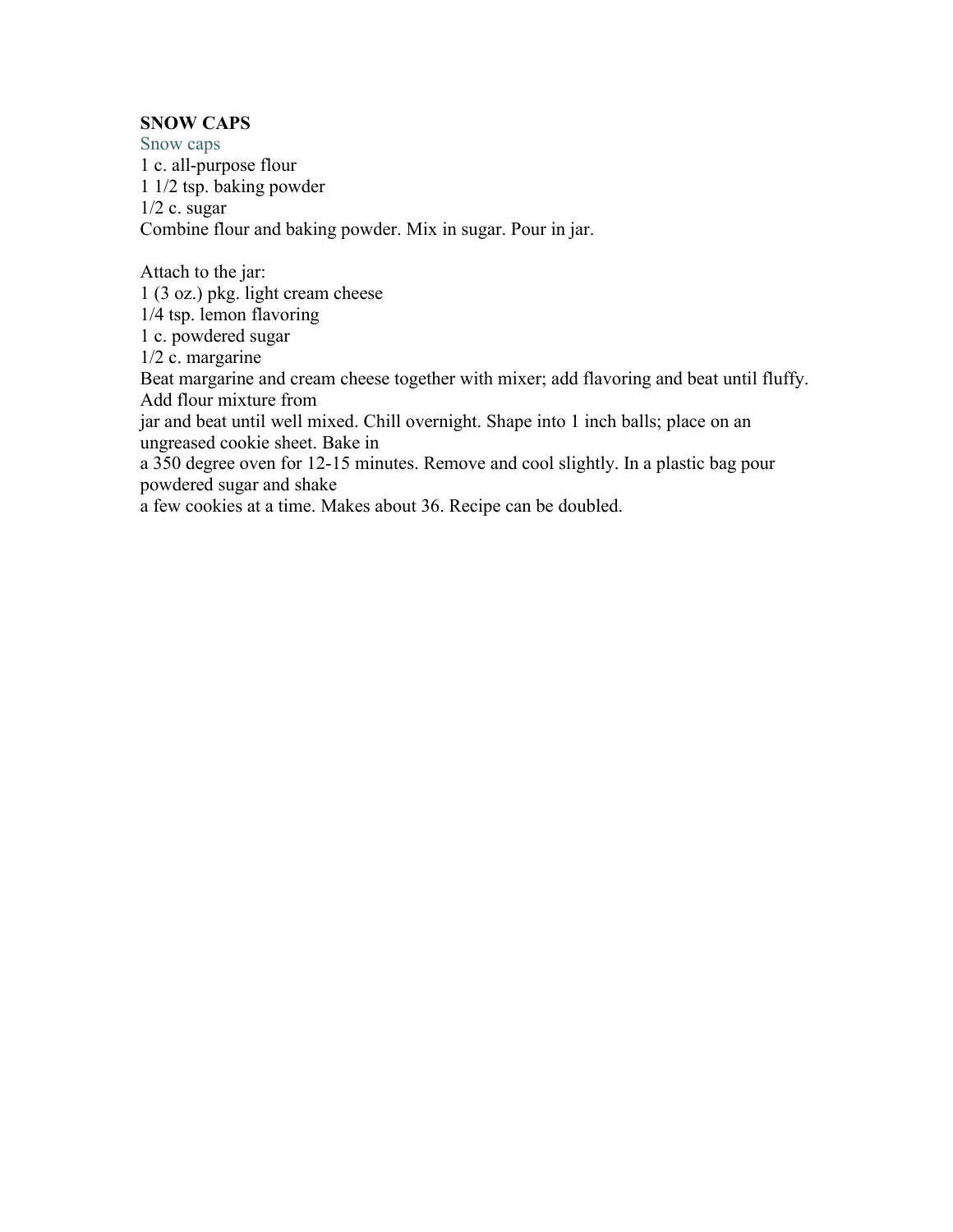**SNOW CAPS**

Snow caps

1 c. all-purpose flour
1 1/2 tsp. baking powder
1/2 c. sugar
Combine flour and baking powder. Mix in sugar. Pour in jar.

Attach to the jar:
1 (3 oz.) pkg. light cream cheese
1/4 tsp. lemon flavoring
1 c. powdered sugar
1/2 c. margarine
Beat margarine and cream cheese together with mixer; add flavoring and beat until fluffy. Add flour mixture from jar and beat until well mixed. Chill overnight. Shape into 1 inch balls; place on an ungreased cookie sheet. Bake in a 350 degree oven for 12-15 minutes. Remove and cool slightly. In a plastic bag pour powdered sugar and shake a few cookies at a time. Makes about 36. Recipe can be doubled.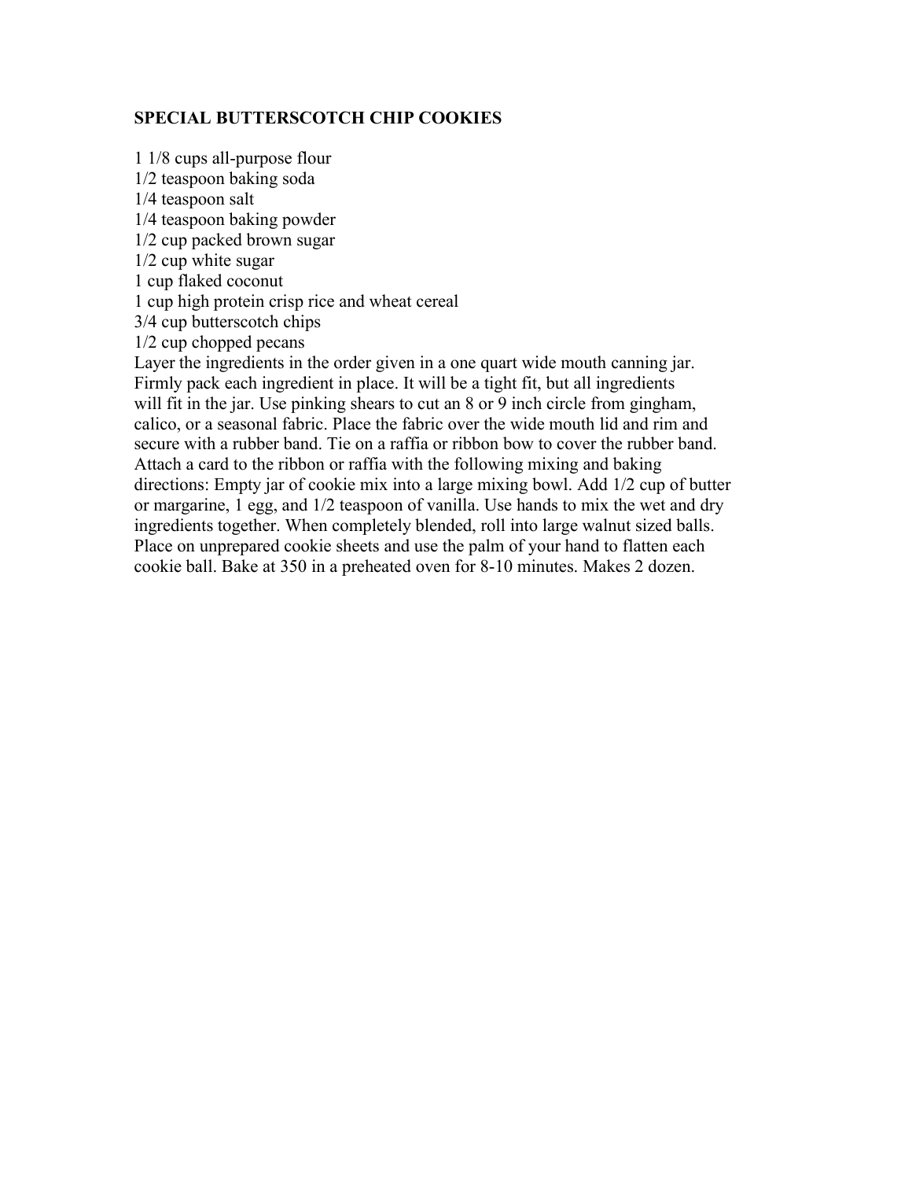## SPECIAL BUTTERSCOTCH CHIP COOKIES

1 1/8 cups all-purpose flour
1/2 teaspoon baking soda
1/4 teaspoon salt
1/4 teaspoon baking powder
1/2 cup packed brown sugar
1/2 cup white sugar
1 cup flaked coconut
1 cup high protein crisp rice and wheat cereal
3/4 cup butterscotch chips
1/2 cup chopped pecans

Layer the ingredients in the order given in a one quart wide mouth canning jar. Firmly pack each ingredient in place. It will be a tight fit, but all ingredients will fit in the jar. Use pinking shears to cut an 8 or 9 inch circle from gingham, calico, or a seasonal fabric. Place the fabric over the wide mouth lid and rim and secure with a rubber band. Tie on a raffia or ribbon bow to cover the rubber band. Attach a card to the ribbon or raffia with the following mixing and baking directions: Empty jar of cookie mix into a large mixing bowl. Add 1/2 cup of butter or margarine, 1 egg, and 1/2 teaspoon of vanilla. Use hands to mix the wet and dry ingredients together. When completely blended, roll into large walnut sized balls. Place on unprepared cookie sheets and use the palm of your hand to flatten each cookie ball. Bake at 350 in a preheated oven for 8-10 minutes. Makes 2 dozen.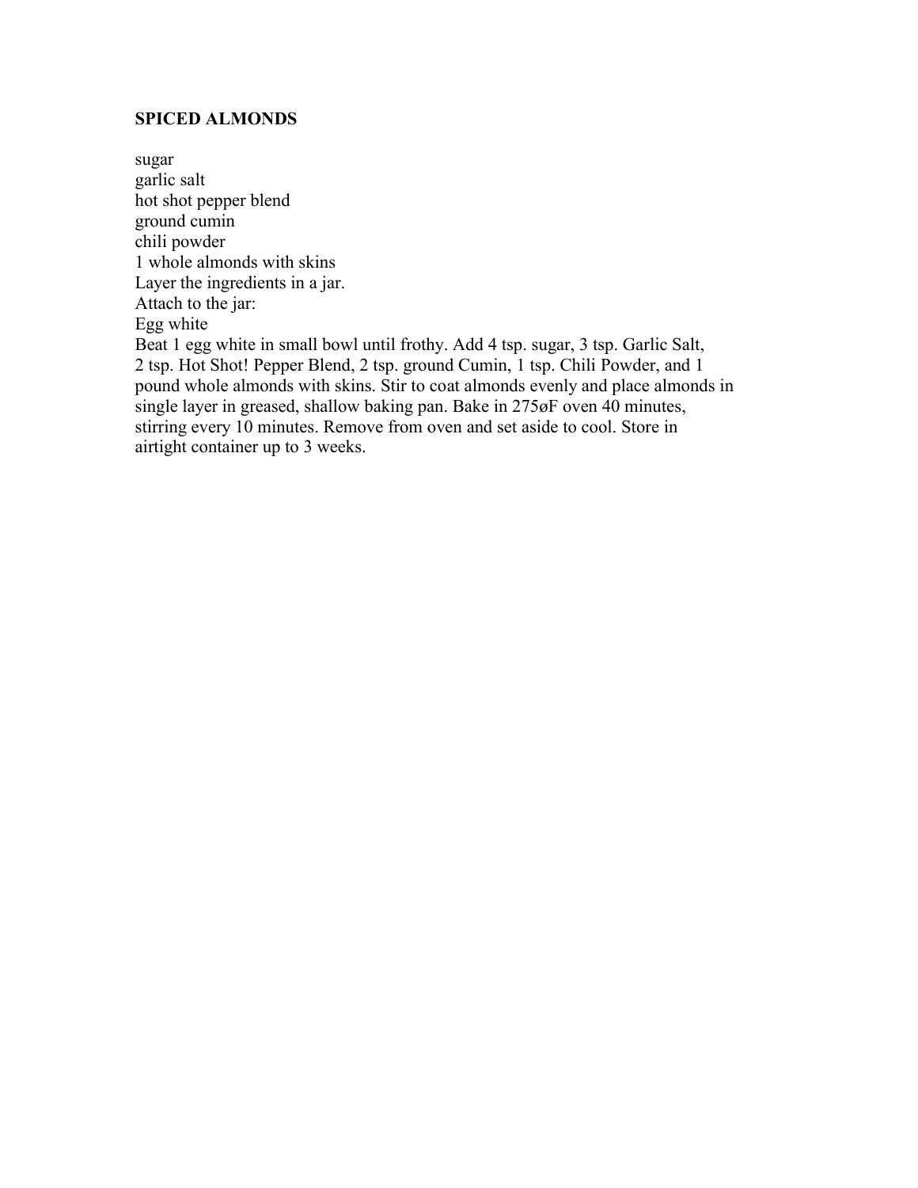**SPICED ALMONDS**

sugar
garlic salt
hot shot pepper blend
ground cumin
chili powder
1 whole almonds with skins
Layer the ingredients in a jar.
Attach to the jar:
Egg white
Beat 1 egg white in small bowl until frothy. Add 4 tsp. sugar, 3 tsp. Garlic Salt, 2 tsp. Hot Shot! Pepper Blend, 2 tsp. ground Cumin, 1 tsp. Chili Powder, and 1 pound whole almonds with skins. Stir to coat almonds evenly and place almonds in single layer in greased, shallow baking pan. Bake in 275øF oven 40 minutes, stirring every 10 minutes. Remove from oven and set aside to cool. Store in airtight container up to 3 weeks.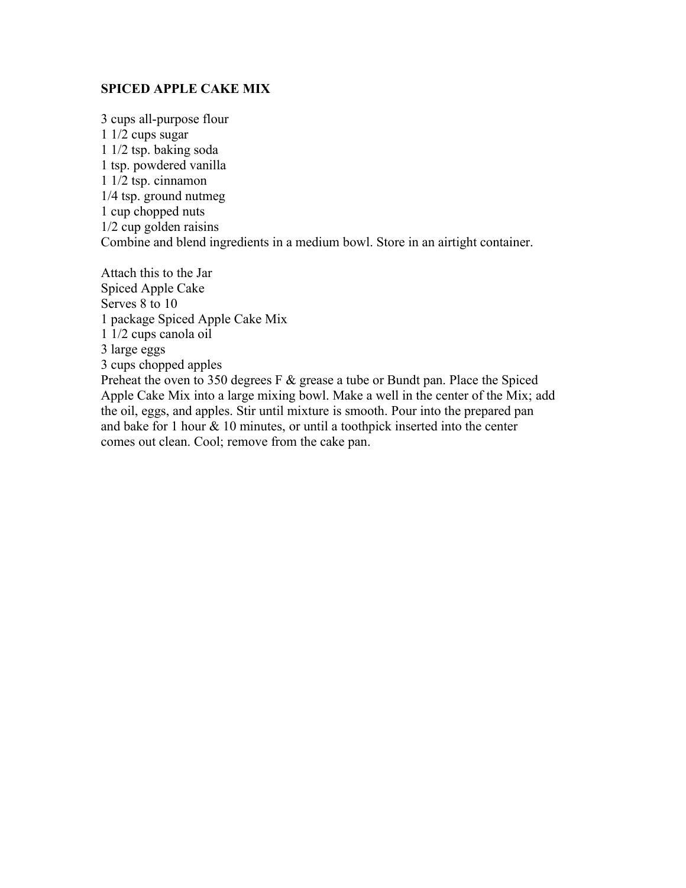## SPICED APPLE CAKE MIX

3 cups all-purpose flour
1 1/2 cups sugar
1 1/2 tsp. baking soda
1 tsp. powdered vanilla
1 1/2 tsp. cinnamon
1/4 tsp. ground nutmeg
1 cup chopped nuts
1/2 cup golden raisins
Combine and blend ingredients in a medium bowl. Store in an airtight container.

Attach this to the Jar
Spiced Apple Cake
Serves 8 to 10
1 package Spiced Apple Cake Mix
1 1/2 cups canola oil
3 large eggs
3 cups chopped apples
Preheat the oven to 350 degrees F & grease a tube or Bundt pan. Place the Spiced Apple Cake Mix into a large mixing bowl. Make a well in the center of the Mix; add the oil, eggs, and apples. Stir until mixture is smooth. Pour into the prepared pan and bake for 1 hour & 10 minutes, or until a toothpick inserted into the center comes out clean. Cool; remove from the cake pan.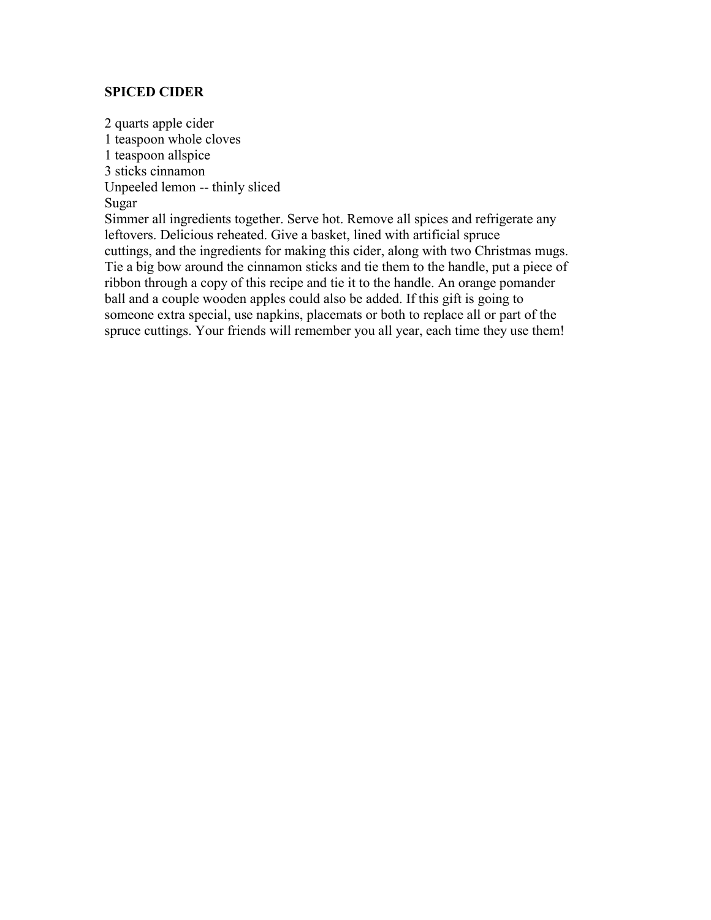## SPICED CIDER

2 quarts apple cider
1 teaspoon whole cloves
1 teaspoon allspice
3 sticks cinnamon
Unpeeled lemon -- thinly sliced
Sugar

Simmer all ingredients together. Serve hot. Remove all spices and refrigerate any leftovers. Delicious reheated. Give a basket, lined with artificial spruce cuttings, and the ingredients for making this cider, along with two Christmas mugs. Tie a big bow around the cinnamon sticks and tie them to the handle, put a piece of ribbon through a copy of this recipe and tie it to the handle. An orange pomander ball and a couple wooden apples could also be added. If this gift is going to someone extra special, use napkins, placemats or both to replace all or part of the spruce cuttings. Your friends will remember you all year, each time they use them!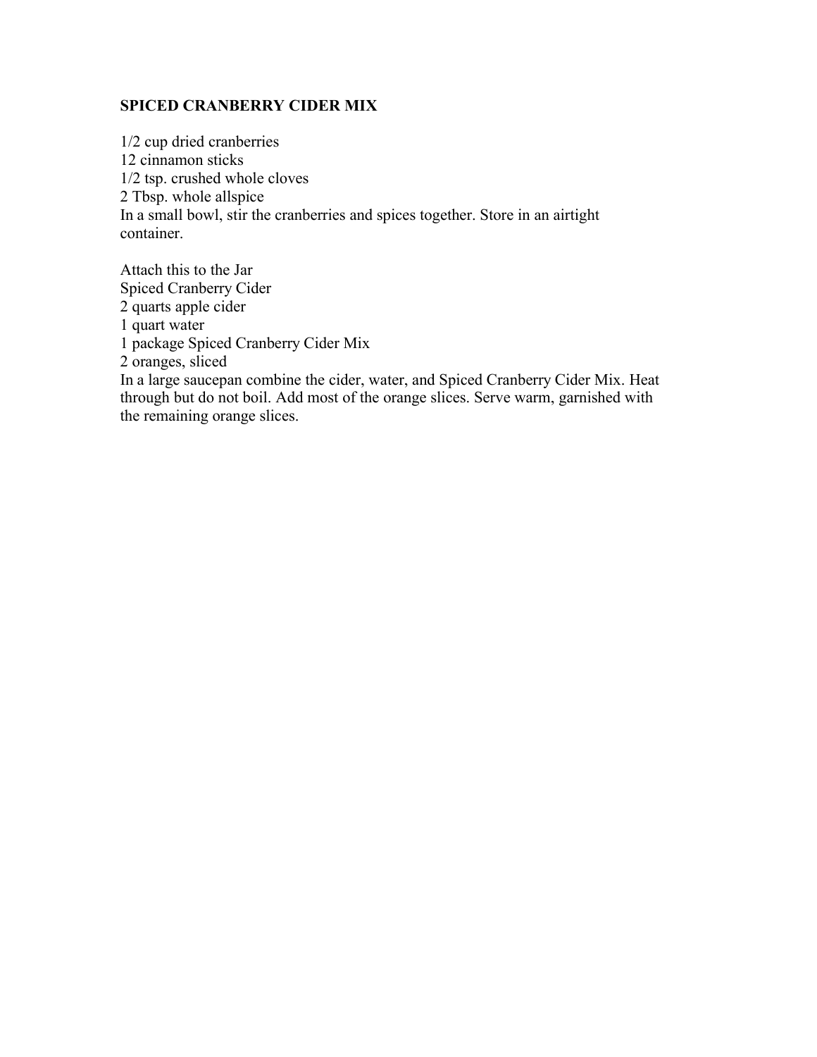**SPICED CRANBERRY CIDER MIX**

1/2 cup dried cranberries
12 cinnamon sticks
1/2 tsp. crushed whole cloves
2 Tbsp. whole allspice
In a small bowl, stir the cranberries and spices together. Store in an airtight container.

Attach this to the Jar
Spiced Cranberry Cider
2 quarts apple cider
1 quart water
1 package Spiced Cranberry Cider Mix
2 oranges, sliced
In a large saucepan combine the cider, water, and Spiced Cranberry Cider Mix. Heat through but do not boil. Add most of the orange slices. Serve warm, garnished with the remaining orange slices.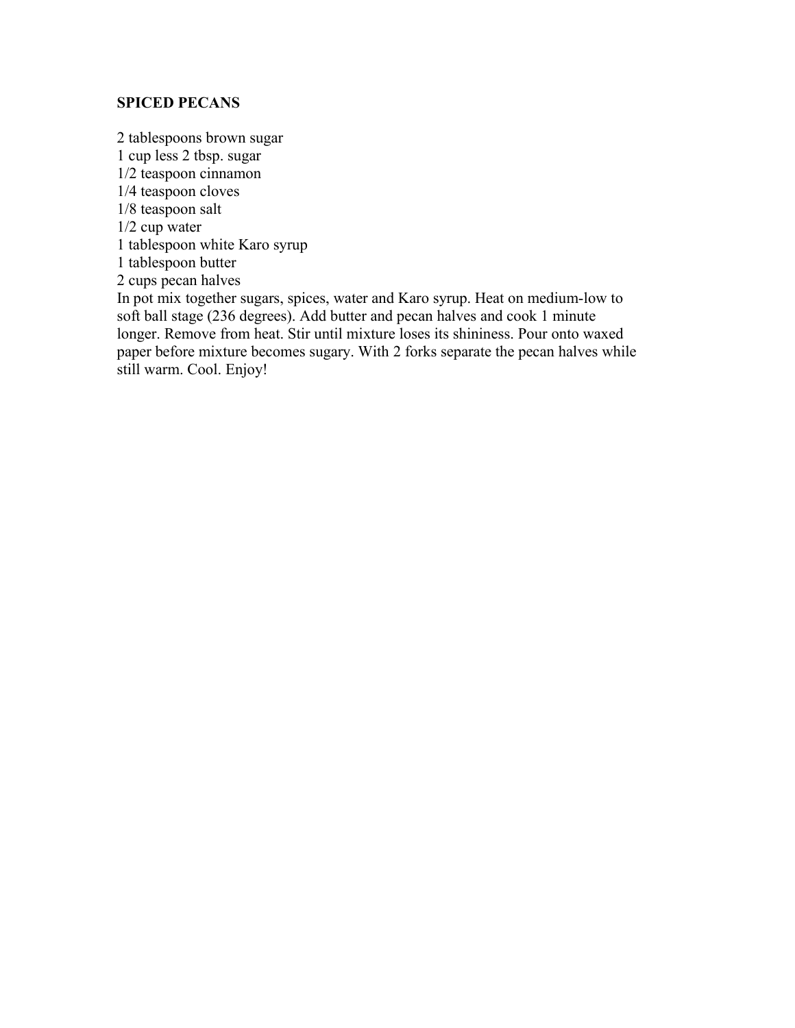**SPICED PECANS**

2 tablespoons brown sugar
1 cup less 2 tbsp. sugar
1/2 teaspoon cinnamon
1/4 teaspoon cloves
1/8 teaspoon salt
1/2 cup water
1 tablespoon white Karo syrup
1 tablespoon butter
2 cups pecan halves

In pot mix together sugars, spices, water and Karo syrup. Heat on medium-low to soft ball stage (236 degrees). Add butter and pecan halves and cook 1 minute longer. Remove from heat. Stir until mixture loses its shininess. Pour onto waxed paper before mixture becomes sugary. With 2 forks separate the pecan halves while still warm. Cool. Enjoy!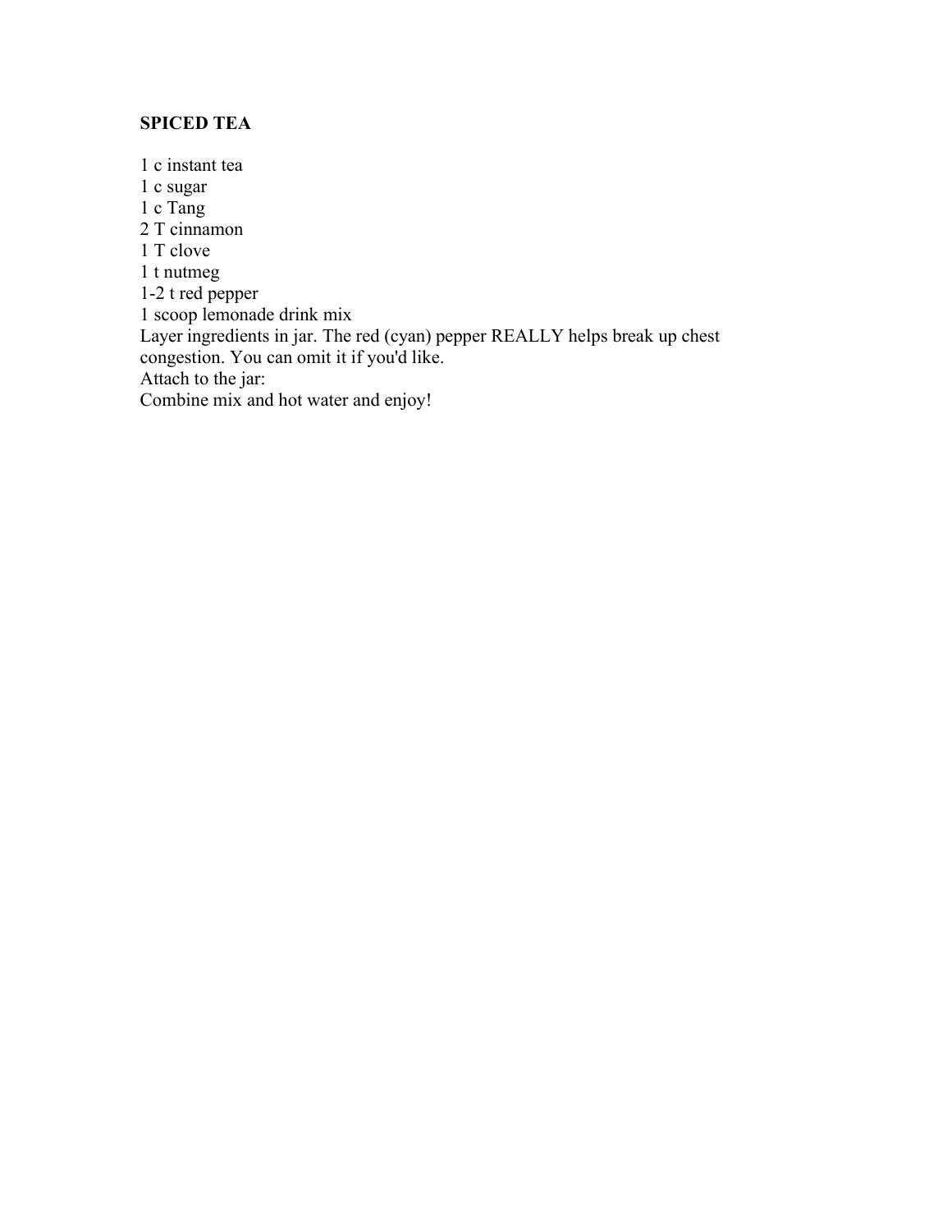**SPICED TEA**

1 c instant tea
1 c sugar
1 c Tang
2 T cinnamon
1 T clove
1 t nutmeg
1-2 t red pepper
1 scoop lemonade drink mix
Layer ingredients in jar. The red (cyan) pepper REALLY helps break up chest congestion. You can omit it if you'd like.
Attach to the jar:
Combine mix and hot water and enjoy!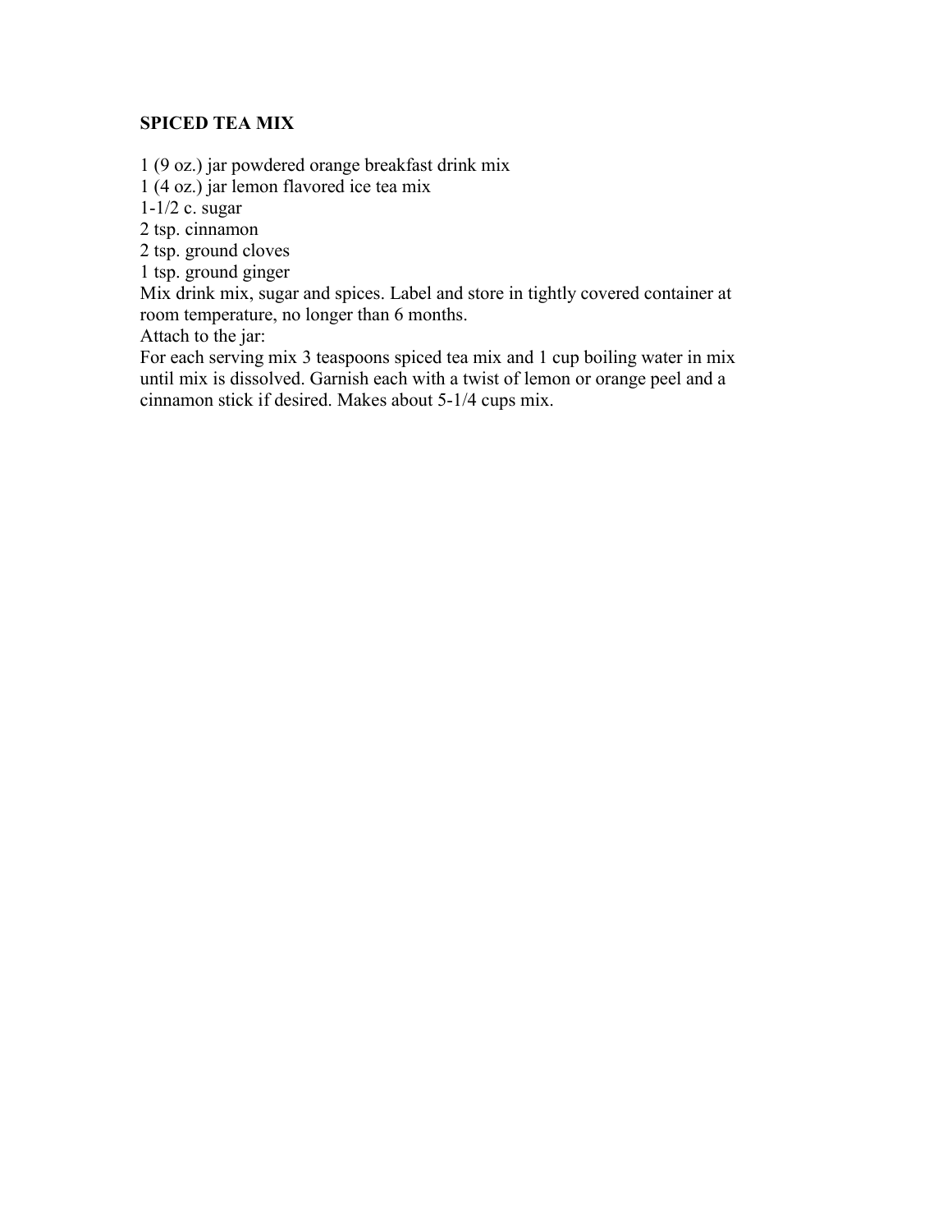**SPICED TEA MIX**

1 (9 oz.) jar powdered orange breakfast drink mix
1 (4 oz.) jar lemon flavored ice tea mix
1-1/2 c. sugar
2 tsp. cinnamon
2 tsp. ground cloves
1 tsp. ground ginger
Mix drink mix, sugar and spices. Label and store in tightly covered container at room temperature, no longer than 6 months.
Attach to the jar:
For each serving mix 3 teaspoons spiced tea mix and 1 cup boiling water in mix until mix is dissolved. Garnish each with a twist of lemon or orange peel and a cinnamon stick if desired. Makes about 5-1/4 cups mix.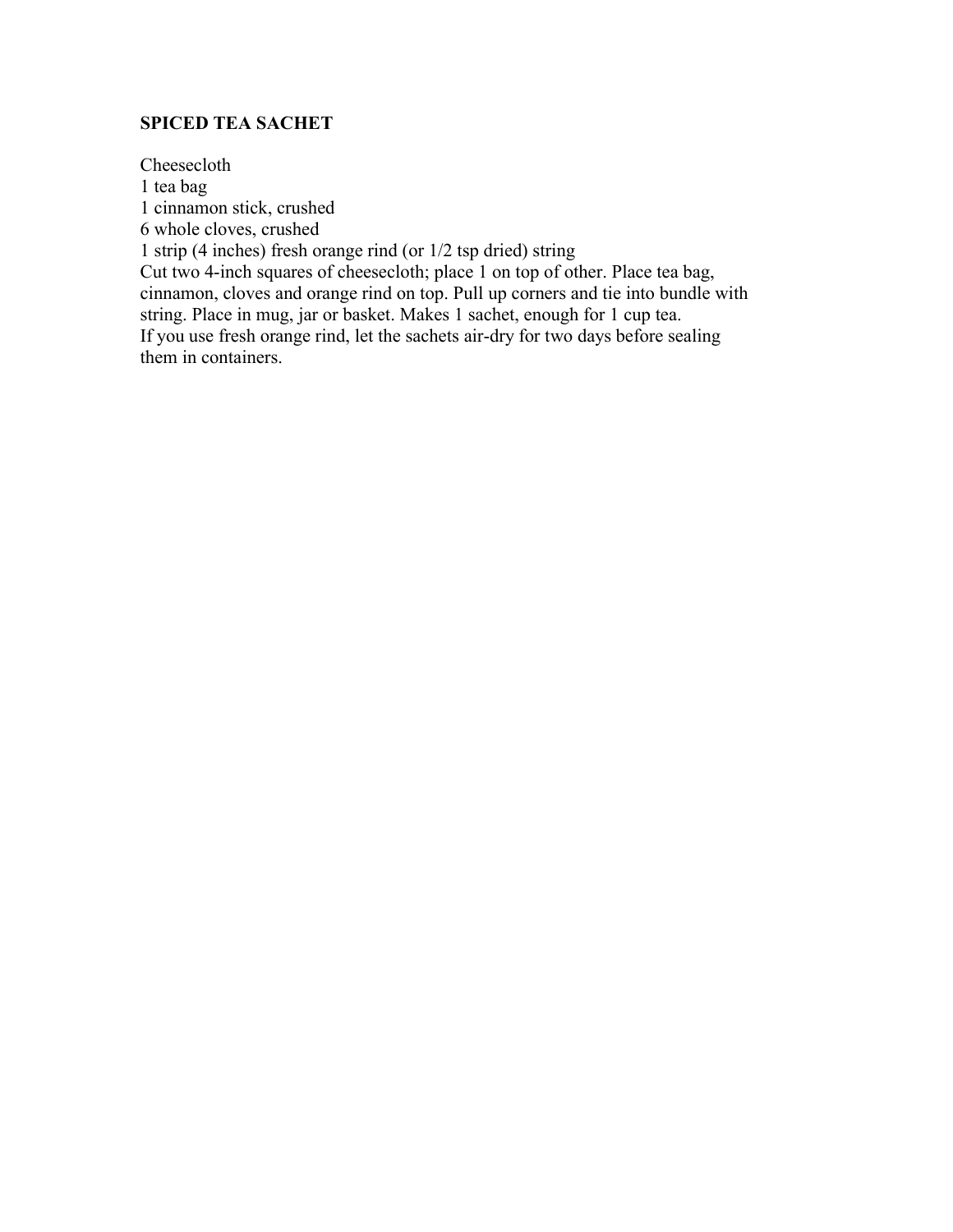**SPICED TEA SACHET**

Cheesecloth
1 tea bag
1 cinnamon stick, crushed
6 whole cloves, crushed
1 strip (4 inches) fresh orange rind (or 1/2 tsp dried) string
Cut two 4-inch squares of cheesecloth; place 1 on top of other. Place tea bag, cinnamon, cloves and orange rind on top. Pull up corners and tie into bundle with string. Place in mug, jar or basket. Makes 1 sachet, enough for 1 cup tea.
If you use fresh orange rind, let the sachets air-dry for two days before sealing them in containers.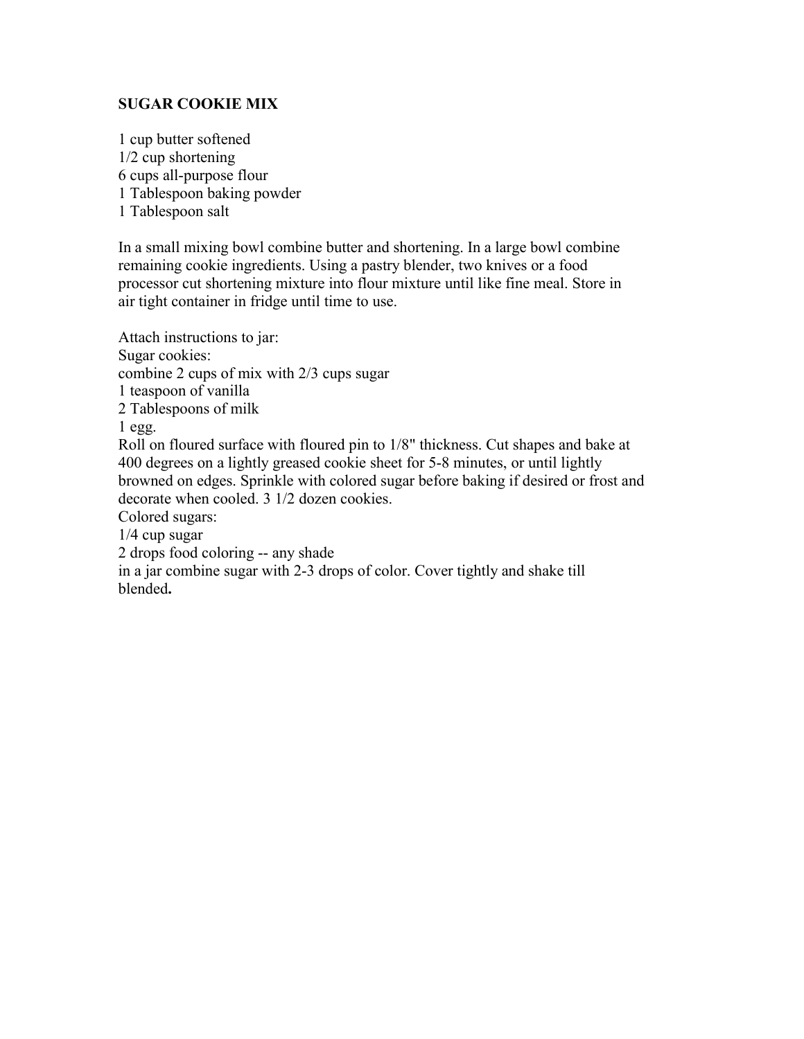**SUGAR COOKIE MIX**

1 cup butter softened
1/2 cup shortening
6 cups all-purpose flour
1 Tablespoon baking powder
1 Tablespoon salt

In a small mixing bowl combine butter and shortening. In a large bowl combine remaining cookie ingredients. Using a pastry blender, two knives or a food processor cut shortening mixture into flour mixture until like fine meal. Store in air tight container in fridge until time to use.

Attach instructions to jar:
Sugar cookies:
combine 2 cups of mix with 2/3 cups sugar
1 teaspoon of vanilla
2 Tablespoons of milk
1 egg.
Roll on floured surface with floured pin to 1/8" thickness. Cut shapes and bake at 400 degrees on a lightly greased cookie sheet for 5-8 minutes, or until lightly browned on edges. Sprinkle with colored sugar before baking if desired or frost and decorate when cooled. 3 1/2 dozen cookies.
Colored sugars:
1/4 cup sugar
2 drops food coloring -- any shade
in a jar combine sugar with 2-3 drops of color. Cover tightly and shake till blended.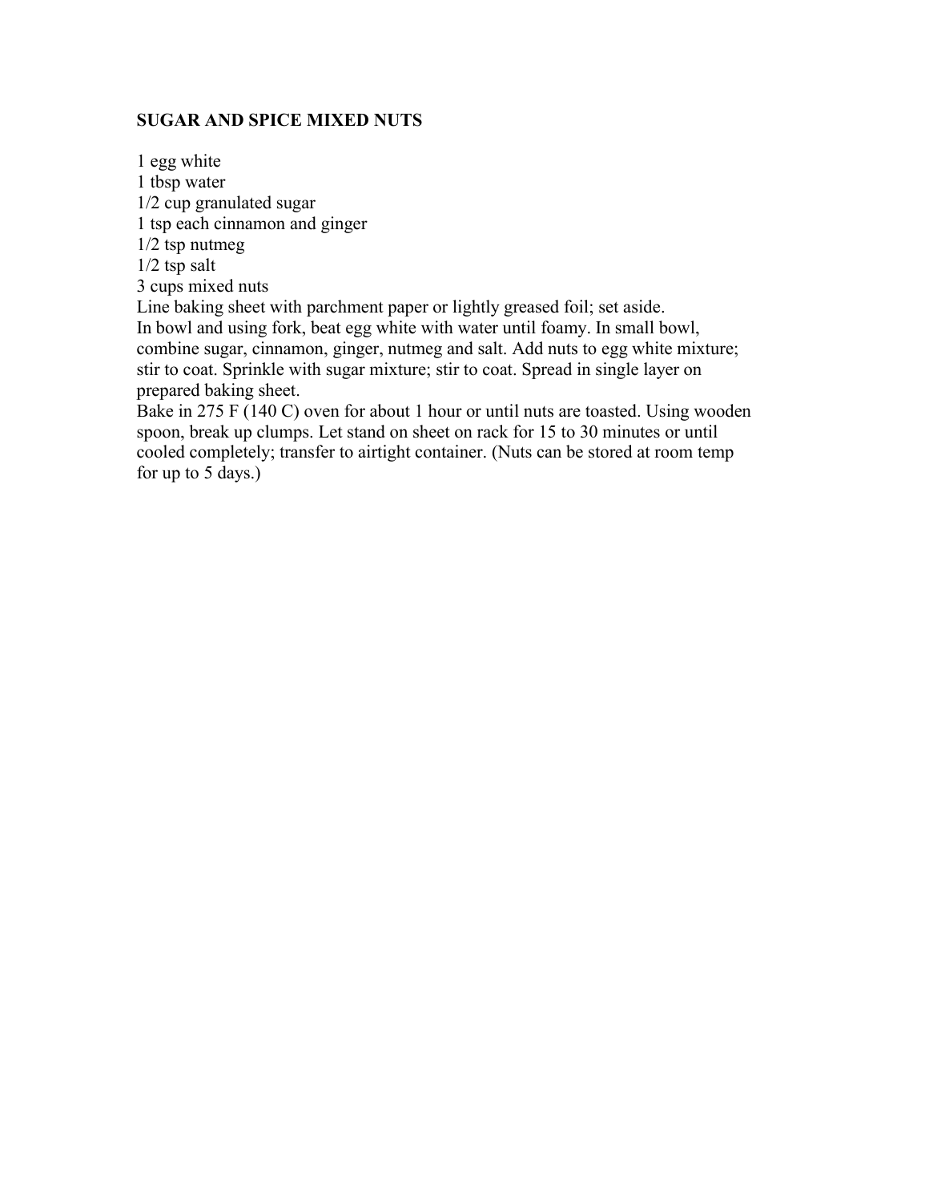## SUGAR AND SPICE MIXED NUTS

1 egg white  
1 tbsp water  
1/2 cup granulated sugar  
1 tsp each cinnamon and ginger  
1/2 tsp nutmeg  
1/2 tsp salt  
3 cups mixed nuts

Line baking sheet with parchment paper or lightly greased foil; set aside.

In bowl and using fork, beat egg white with water until foamy. In small bowl, combine sugar, cinnamon, ginger, nutmeg and salt. Add nuts to egg white mixture; stir to coat. Sprinkle with sugar mixture; stir to coat. Spread in single layer on prepared baking sheet.

Bake in 275 F (140 C) oven for about 1 hour or until nuts are toasted. Using wooden spoon, break up clumps. Let stand on sheet on rack for 15 to 30 minutes or until cooled completely; transfer to airtight container. (Nuts can be stored at room temp for up to 5 days.)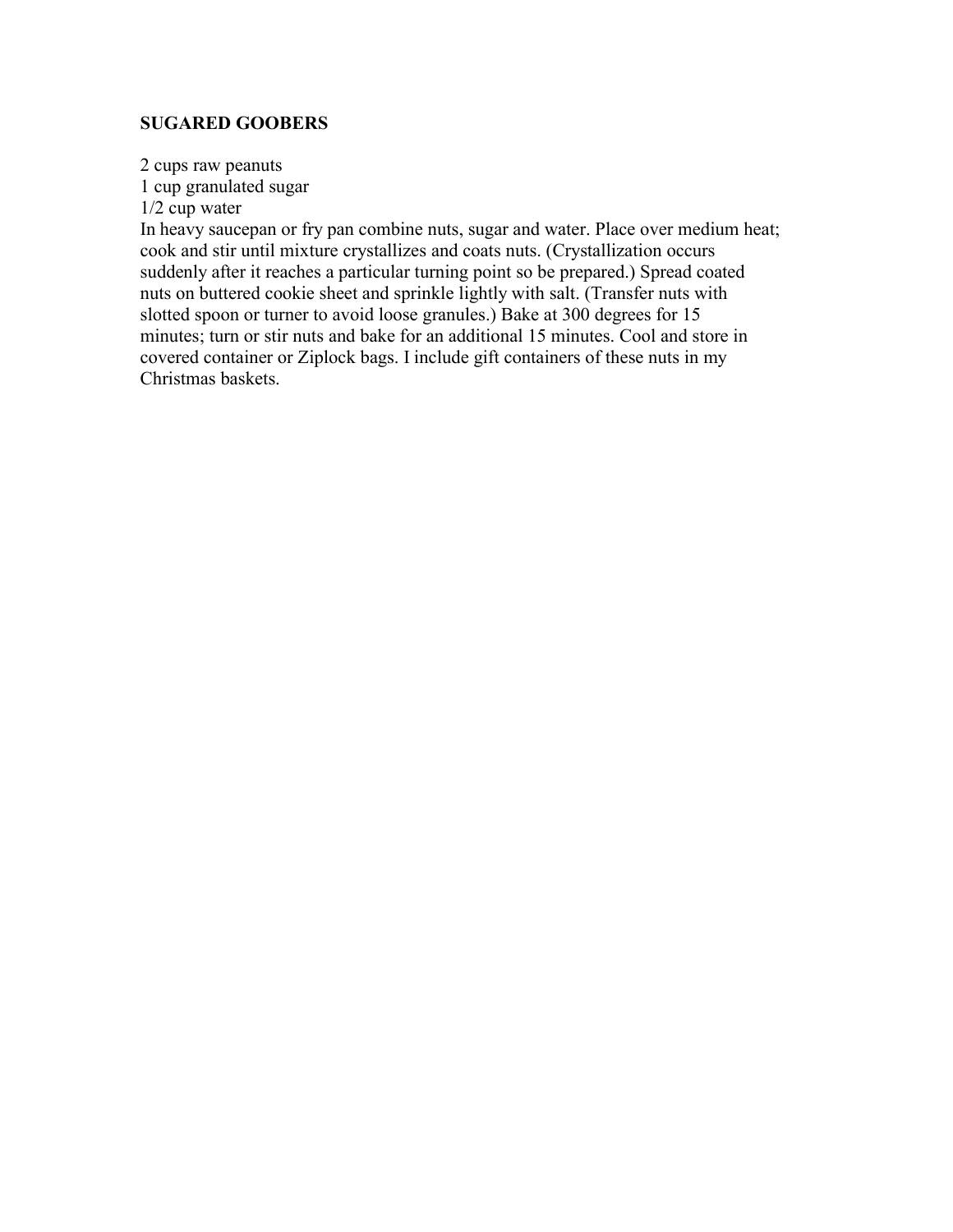**SUGARED GOOBERS**

2 cups raw peanuts
1 cup granulated sugar
1/2 cup water
In heavy saucepan or fry pan combine nuts, sugar and water. Place over medium heat; cook and stir until mixture crystallizes and coats nuts. (Crystallization occurs suddenly after it reaches a particular turning point so be prepared.) Spread coated nuts on buttered cookie sheet and sprinkle lightly with salt. (Transfer nuts with slotted spoon or turner to avoid loose granules.) Bake at 300 degrees for 15 minutes; turn or stir nuts and bake for an additional 15 minutes. Cool and store in covered container or Ziplock bags. I include gift containers of these nuts in my Christmas baskets.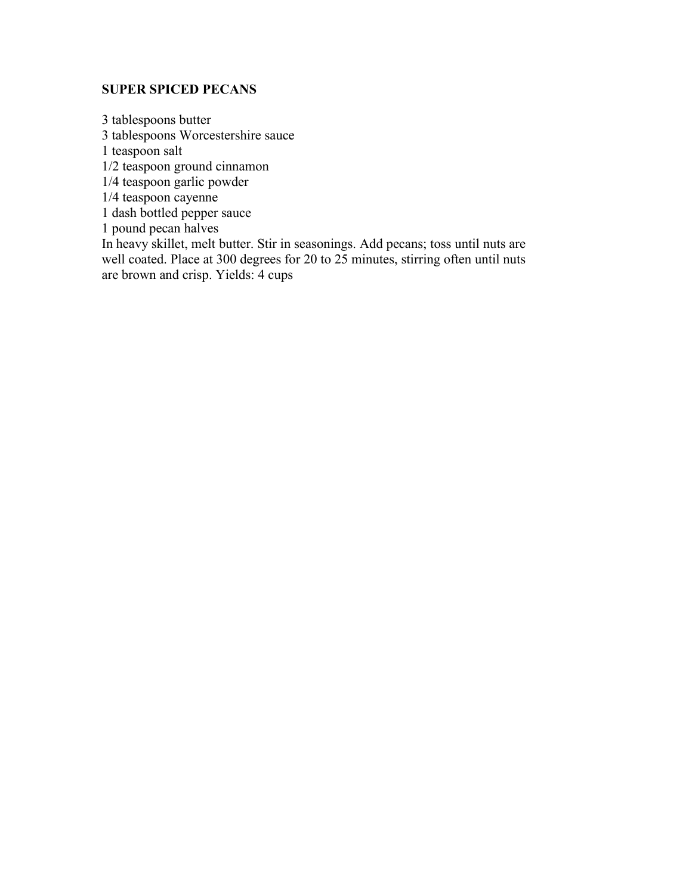**SUPER SPICED PECANS**

3 tablespoons butter
3 tablespoons Worcestershire sauce
1 teaspoon salt
1/2 teaspoon ground cinnamon
1/4 teaspoon garlic powder
1/4 teaspoon cayenne
1 dash bottled pepper sauce
1 pound pecan halves
In heavy skillet, melt butter. Stir in seasonings. Add pecans; toss until nuts are well coated. Place at 300 degrees for 20 to 25 minutes, stirring often until nuts are brown and crisp. Yields: 4 cups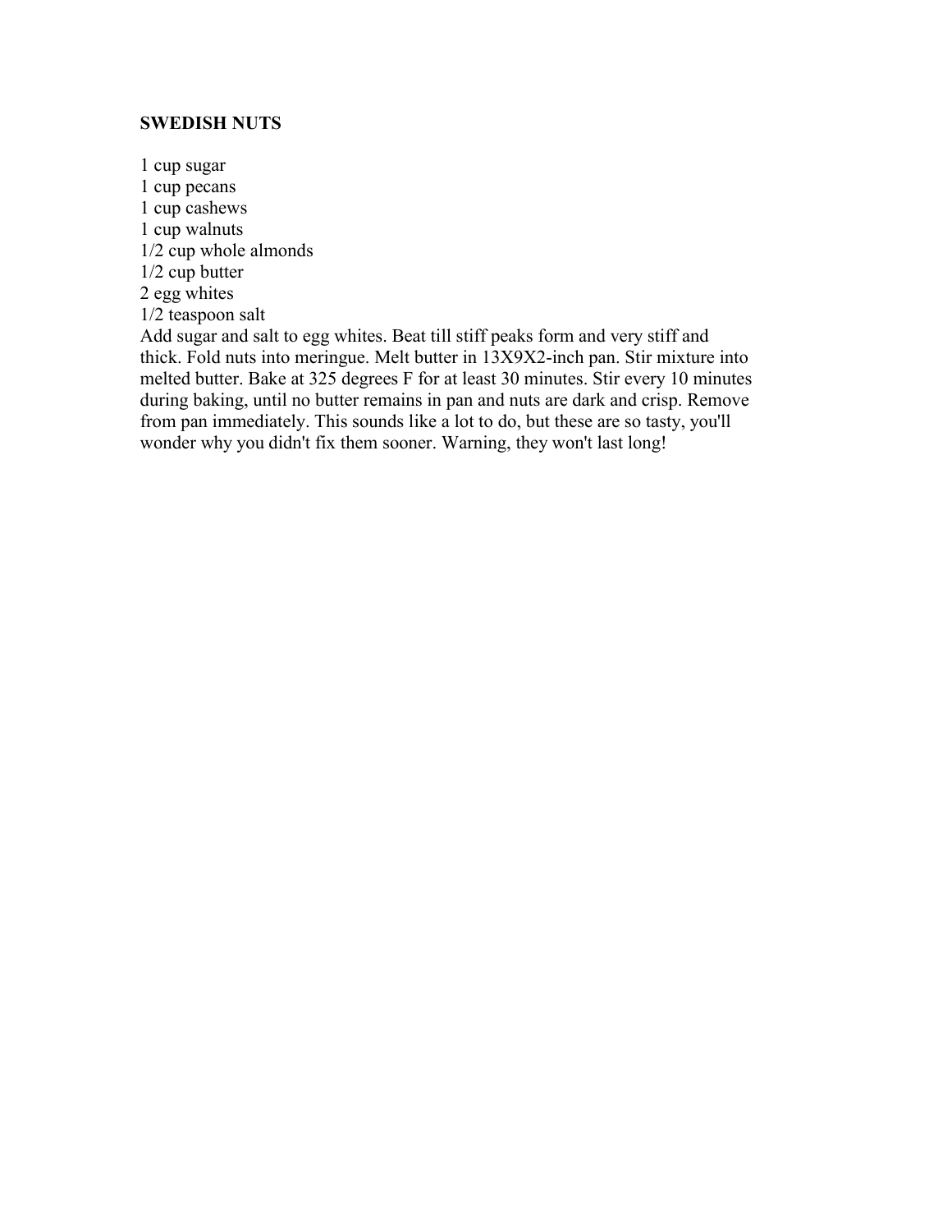## SWEDISH NUTS

1 cup sugar
1 cup pecans
1 cup cashews
1 cup walnuts
1/2 cup whole almonds
1/2 cup butter
2 egg whites
1/2 teaspoon salt

Add sugar and salt to egg whites. Beat till stiff peaks form and very stiff and thick. Fold nuts into meringue. Melt butter in 13X9X2-inch pan. Stir mixture into melted butter. Bake at 325 degrees F for at least 30 minutes. Stir every 10 minutes during baking, until no butter remains in pan and nuts are dark and crisp. Remove from pan immediately. This sounds like a lot to do, but these are so tasty, you'll wonder why you didn't fix them sooner. Warning, they won't last long!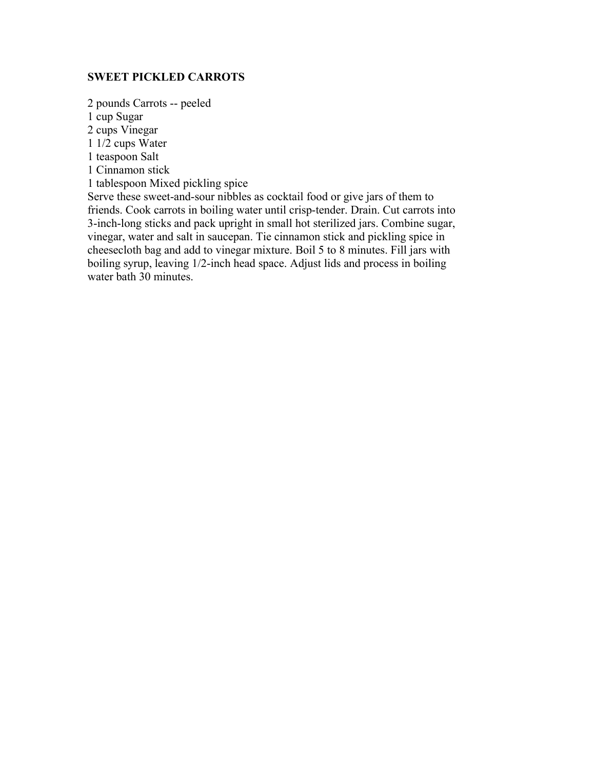**SWEET PICKLED CARROTS**

2 pounds Carrots -- peeled
1 cup Sugar
2 cups Vinegar
1 1/2 cups Water
1 teaspoon Salt
1 Cinnamon stick
1 tablespoon Mixed pickling spice
Serve these sweet-and-sour nibbles as cocktail food or give jars of them to friends. Cook carrots in boiling water until crisp-tender. Drain. Cut carrots into 3-inch-long sticks and pack upright in small hot sterilized jars. Combine sugar, vinegar, water and salt in saucepan. Tie cinnamon stick and pickling spice in cheesecloth bag and add to vinegar mixture. Boil 5 to 8 minutes. Fill jars with boiling syrup, leaving 1/2-inch head space. Adjust lids and process in boiling water bath 30 minutes.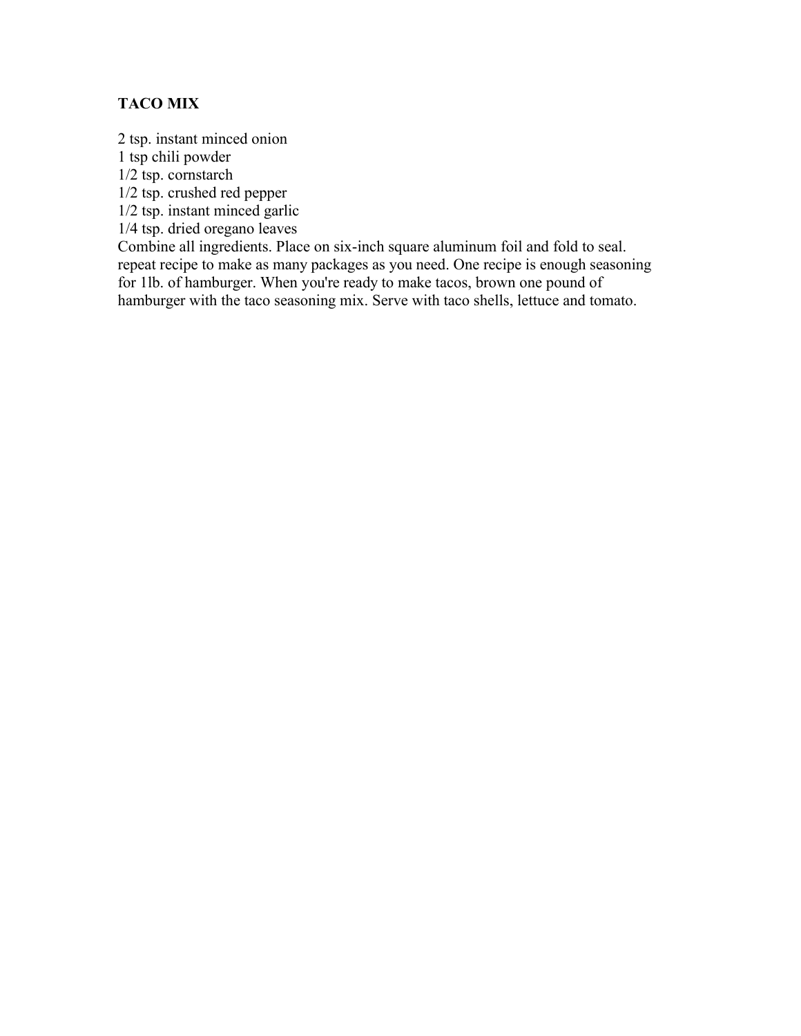**TACO MIX**

2 tsp. instant minced onion
1 tsp chili powder
1/2 tsp. cornstarch
1/2 tsp. crushed red pepper
1/2 tsp. instant minced garlic
1/4 tsp. dried oregano leaves
Combine all ingredients. Place on six-inch square aluminum foil and fold to seal. repeat recipe to make as many packages as you need. One recipe is enough seasoning for 1lb. of hamburger. When you're ready to make tacos, brown one pound of hamburger with the taco seasoning mix. Serve with taco shells, lettuce and tomato.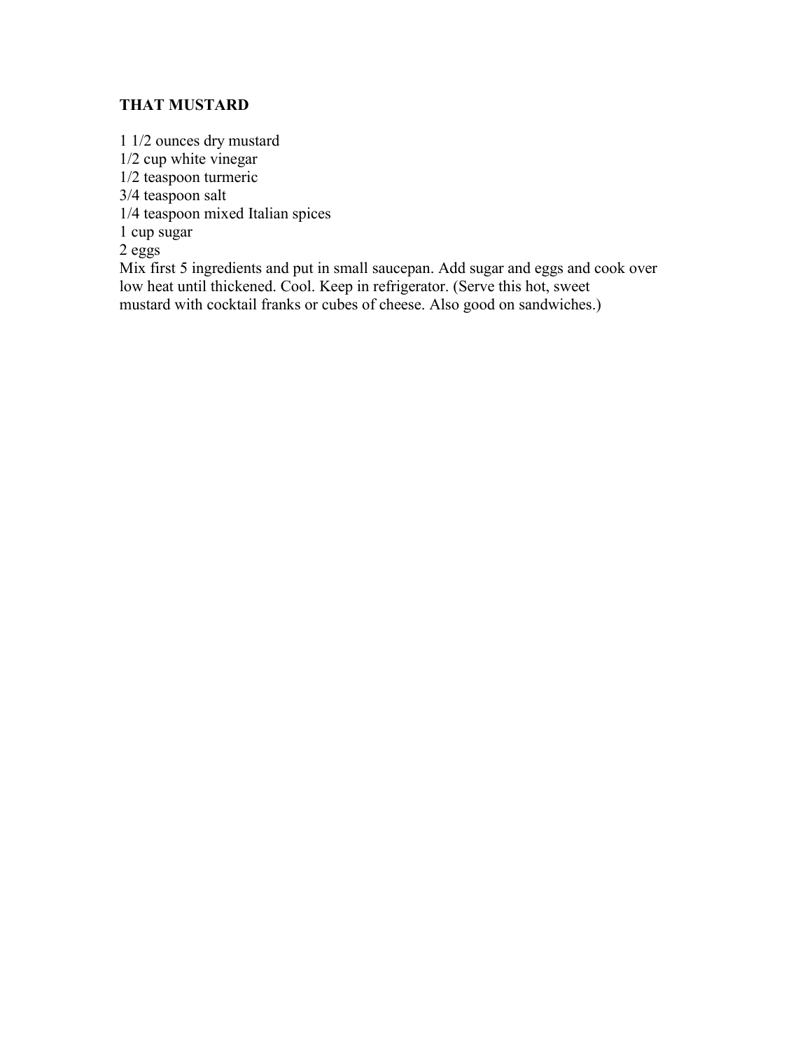## THAT MUSTARD

1 1/2 ounces dry mustard
1/2 cup white vinegar
1/2 teaspoon turmeric
3/4 teaspoon salt
1/4 teaspoon mixed Italian spices
1 cup sugar
2 eggs

Mix first 5 ingredients and put in small saucepan. Add sugar and eggs and cook over low heat until thickened. Cool. Keep in refrigerator. (Serve this hot, sweet mustard with cocktail franks or cubes of cheese. Also good on sandwiches.)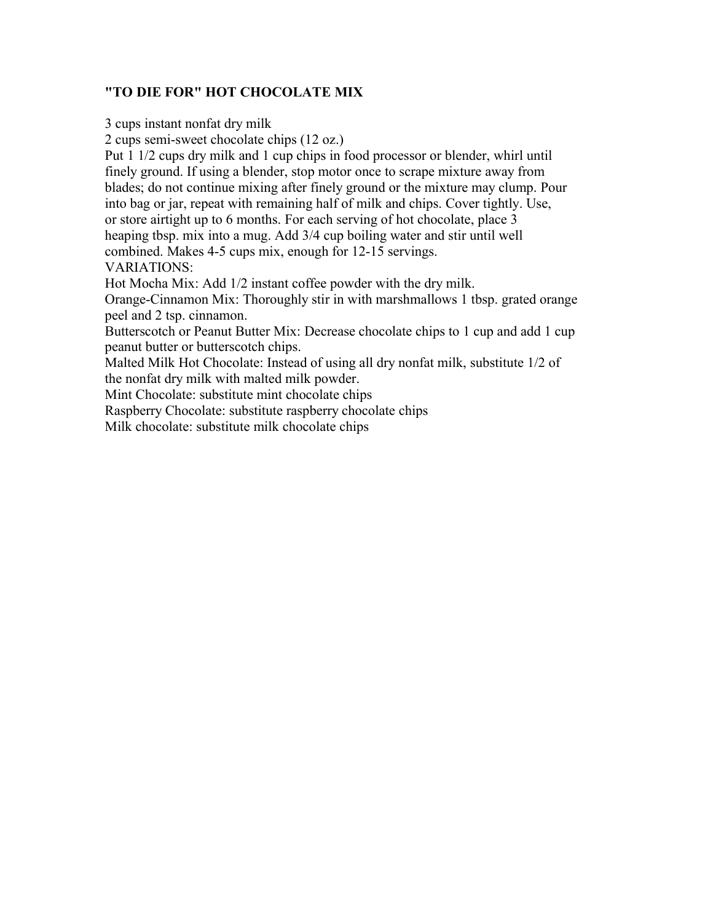**"TO DIE FOR" HOT CHOCOLATE MIX**

3 cups instant nonfat dry milk
2 cups semi-sweet chocolate chips (12 oz.)
Put 1 1/2 cups dry milk and 1 cup chips in food processor or blender, whirl until finely ground. If using a blender, stop motor once to scrape mixture away from blades; do not continue mixing after finely ground or the mixture may clump. Pour into bag or jar, repeat with remaining half of milk and chips. Cover tightly. Use, or store airtight up to 6 months. For each serving of hot chocolate, place 3 heaping tbsp. mix into a mug. Add 3/4 cup boiling water and stir until well combined. Makes 4-5 cups mix, enough for 12-15 servings.
VARIATIONS:
Hot Mocha Mix: Add 1/2 instant coffee powder with the dry milk.
Orange-Cinnamon Mix: Thoroughly stir in with marshmallows 1 tbsp. grated orange peel and 2 tsp. cinnamon.
Butterscotch or Peanut Butter Mix: Decrease chocolate chips to 1 cup and add 1 cup peanut butter or butterscotch chips.
Malted Milk Hot Chocolate: Instead of using all dry nonfat milk, substitute 1/2 of the nonfat dry milk with malted milk powder.
Mint Chocolate: substitute mint chocolate chips
Raspberry Chocolate: substitute raspberry chocolate chips
Milk chocolate: substitute milk chocolate chips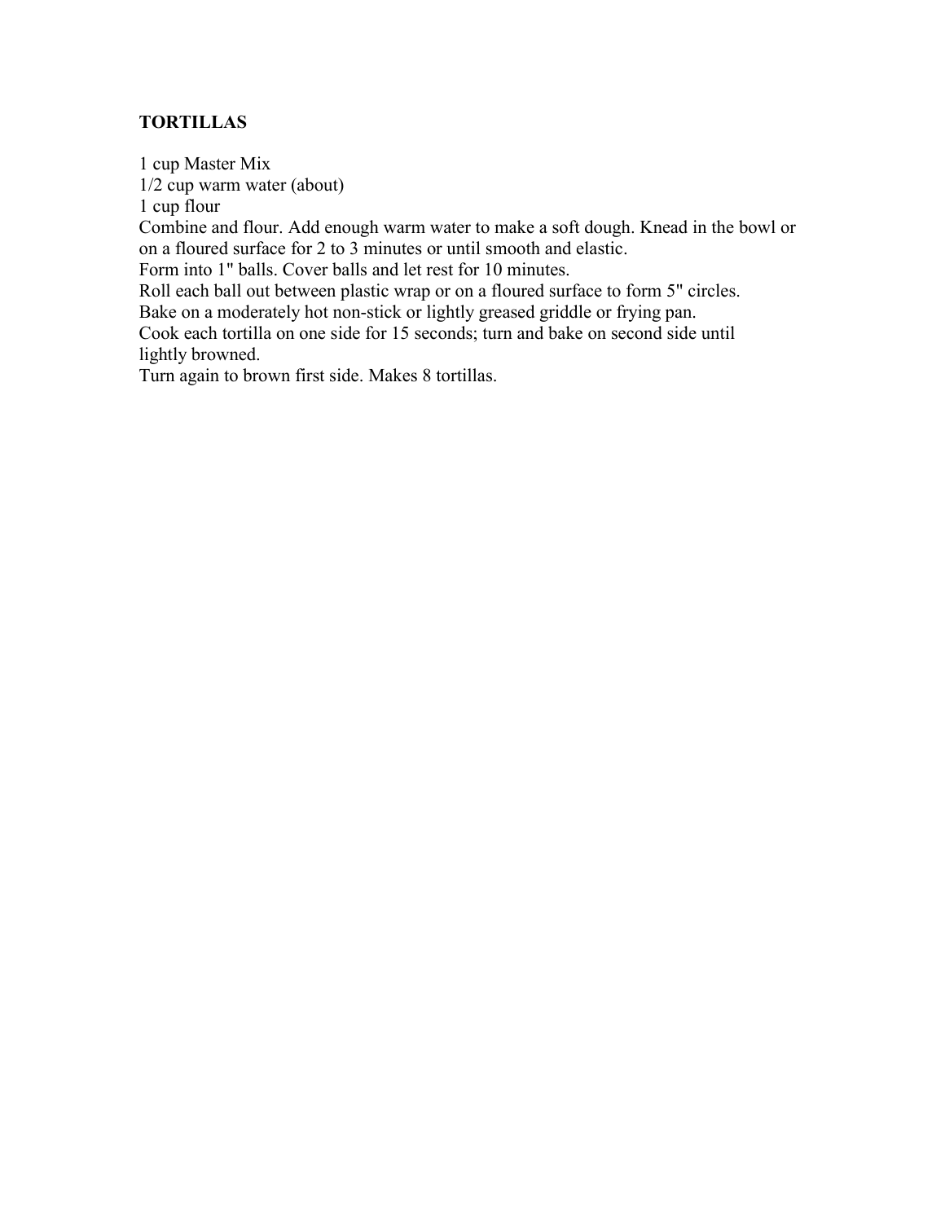**TORTILLAS**

1 cup Master Mix
1/2 cup warm water (about)
1 cup flour
Combine and flour. Add enough warm water to make a soft dough. Knead in the bowl or on a floured surface for 2 to 3 minutes or until smooth and elastic.
Form into 1" balls. Cover balls and let rest for 10 minutes.
Roll each ball out between plastic wrap or on a floured surface to form 5" circles.
Bake on a moderately hot non-stick or lightly greased griddle or frying pan.
Cook each tortilla on one side for 15 seconds; turn and bake on second side until lightly browned.
Turn again to brown first side. Makes 8 tortillas.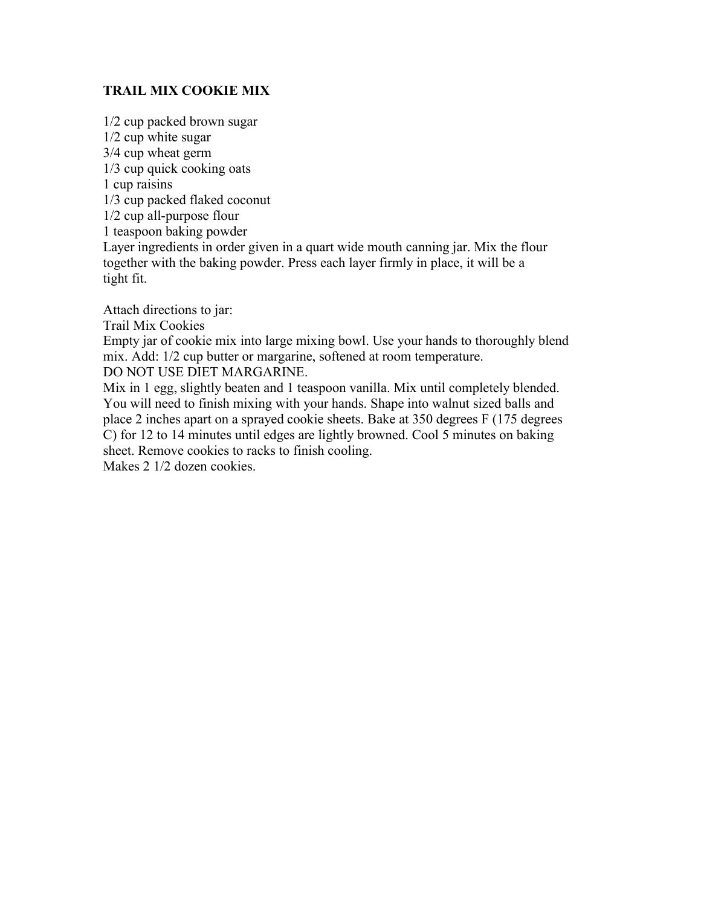**TRAIL MIX COOKIE MIX**

1/2 cup packed brown sugar
1/2 cup white sugar
3/4 cup wheat germ
1/3 cup quick cooking oats
1 cup raisins
1/3 cup packed flaked coconut
1/2 cup all-purpose flour
1 teaspoon baking powder
Layer ingredients in order given in a quart wide mouth canning jar. Mix the flour together with the baking powder. Press each layer firmly in place, it will be a tight fit.

Attach directions to jar:
Trail Mix Cookies
Empty jar of cookie mix into large mixing bowl. Use your hands to thoroughly blend mix. Add: 1/2 cup butter or margarine, softened at room temperature.
DO NOT USE DIET MARGARINE.
Mix in 1 egg, slightly beaten and 1 teaspoon vanilla. Mix until completely blended. You will need to finish mixing with your hands. Shape into walnut sized balls and place 2 inches apart on a sprayed cookie sheets. Bake at 350 degrees F (175 degrees C) for 12 to 14 minutes until edges are lightly browned. Cool 5 minutes on baking sheet. Remove cookies to racks to finish cooling.
Makes 2 1/2 dozen cookies.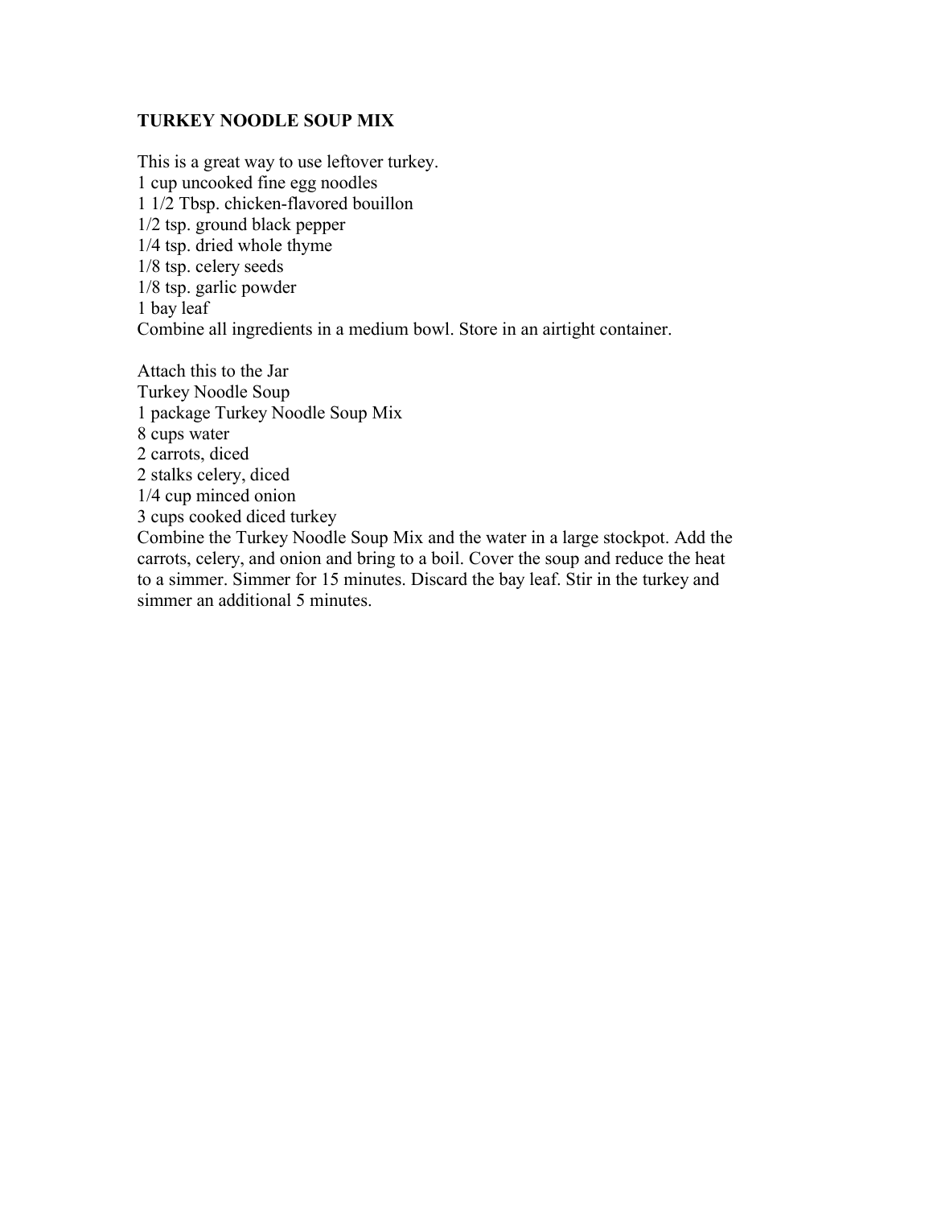# TURKEY NOODLE SOUP MIX

This is a great way to use leftover turkey.
1 cup uncooked fine egg noodles
1 1/2 Tbsp. chicken-flavored bouillon
1/2 tsp. ground black pepper
1/4 tsp. dried whole thyme
1/8 tsp. celery seeds
1/8 tsp. garlic powder
1 bay leaf
Combine all ingredients in a medium bowl. Store in an airtight container.

Attach this to the Jar
Turkey Noodle Soup
1 package Turkey Noodle Soup Mix
8 cups water
2 carrots, diced
2 stalks celery, diced
1/4 cup minced onion
3 cups cooked diced turkey
Combine the Turkey Noodle Soup Mix and the water in a large stockpot. Add the carrots, celery, and onion and bring to a boil. Cover the soup and reduce the heat to a simmer. Simmer for 15 minutes. Discard the bay leaf. Stir in the turkey and simmer an additional 5 minutes.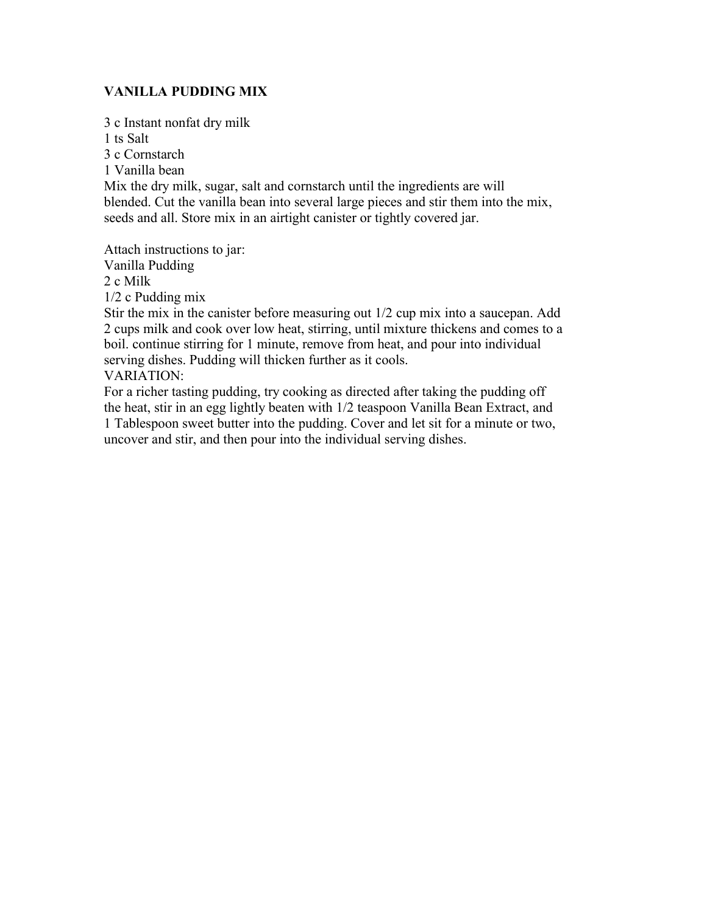**VANILLA PUDDING MIX**

3 c Instant nonfat dry milk
1 ts Salt
3 c Cornstarch
1 Vanilla bean
Mix the dry milk, sugar, salt and cornstarch until the ingredients are will blended. Cut the vanilla bean into several large pieces and stir them into the mix, seeds and all. Store mix in an airtight canister or tightly covered jar.

Attach instructions to jar:
Vanilla Pudding
2 c Milk
1/2 c Pudding mix
Stir the mix in the canister before measuring out 1/2 cup mix into a saucepan. Add 2 cups milk and cook over low heat, stirring, until mixture thickens and comes to a boil. continue stirring for 1 minute, remove from heat, and pour into individual serving dishes. Pudding will thicken further as it cools.
VARIATION:
For a richer tasting pudding, try cooking as directed after taking the pudding off the heat, stir in an egg lightly beaten with 1/2 teaspoon Vanilla Bean Extract, and 1 Tablespoon sweet butter into the pudding. Cover and let sit for a minute or two, uncover and stir, and then pour into the individual serving dishes.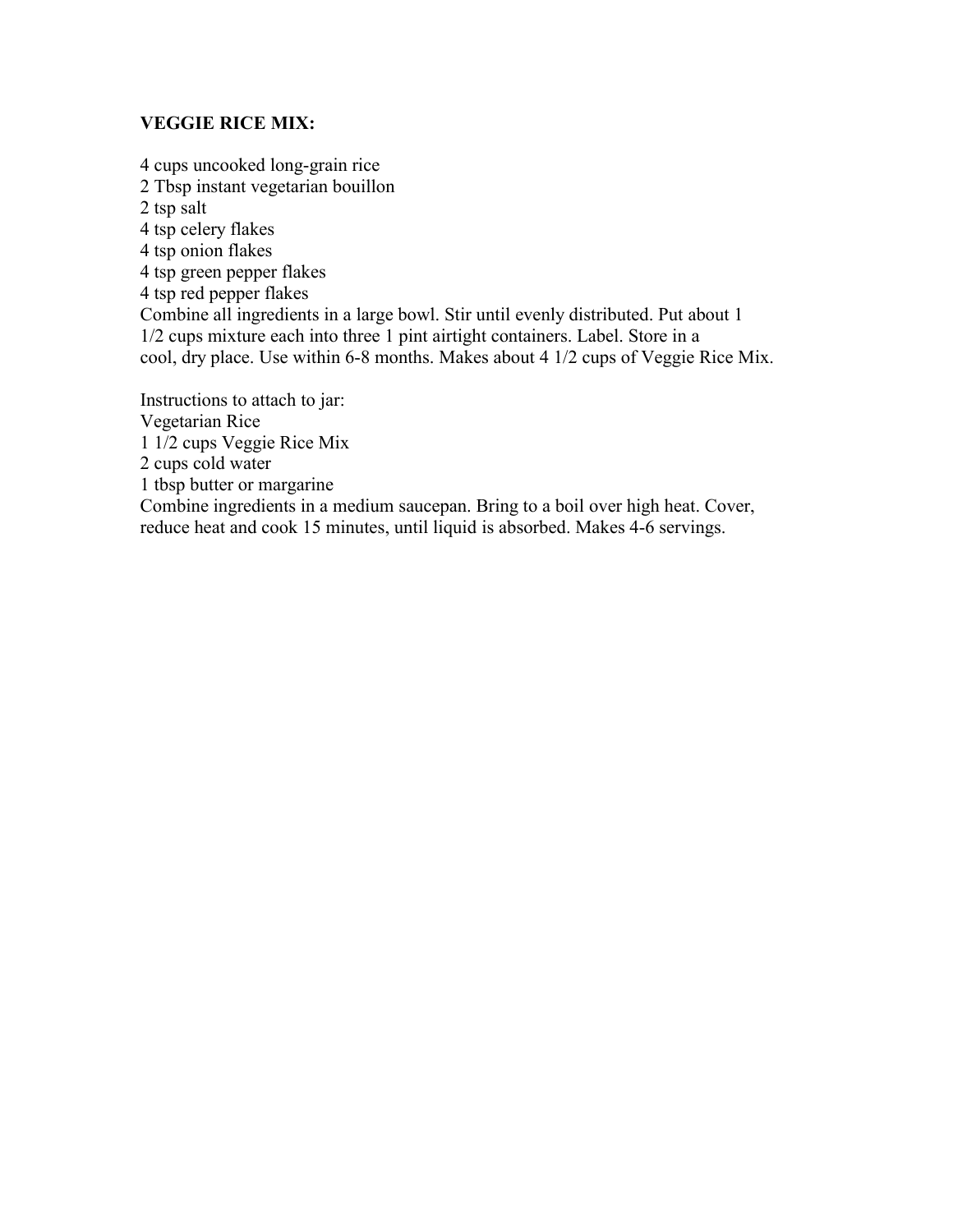**VEGGIE RICE MIX:**

4 cups uncooked long-grain rice
2 Tbsp instant vegetarian bouillon
2 tsp salt
4 tsp celery flakes
4 tsp onion flakes
4 tsp green pepper flakes
4 tsp red pepper flakes
Combine all ingredients in a large bowl. Stir until evenly distributed. Put about 1 1/2 cups mixture each into three 1 pint airtight containers. Label. Store in a cool, dry place. Use within 6-8 months. Makes about 4 1/2 cups of Veggie Rice Mix.

Instructions to attach to jar:
Vegetarian Rice
1 1/2 cups Veggie Rice Mix
2 cups cold water
1 tbsp butter or margarine
Combine ingredients in a medium saucepan. Bring to a boil over high heat. Cover, reduce heat and cook 15 minutes, until liquid is absorbed. Makes 4-6 servings.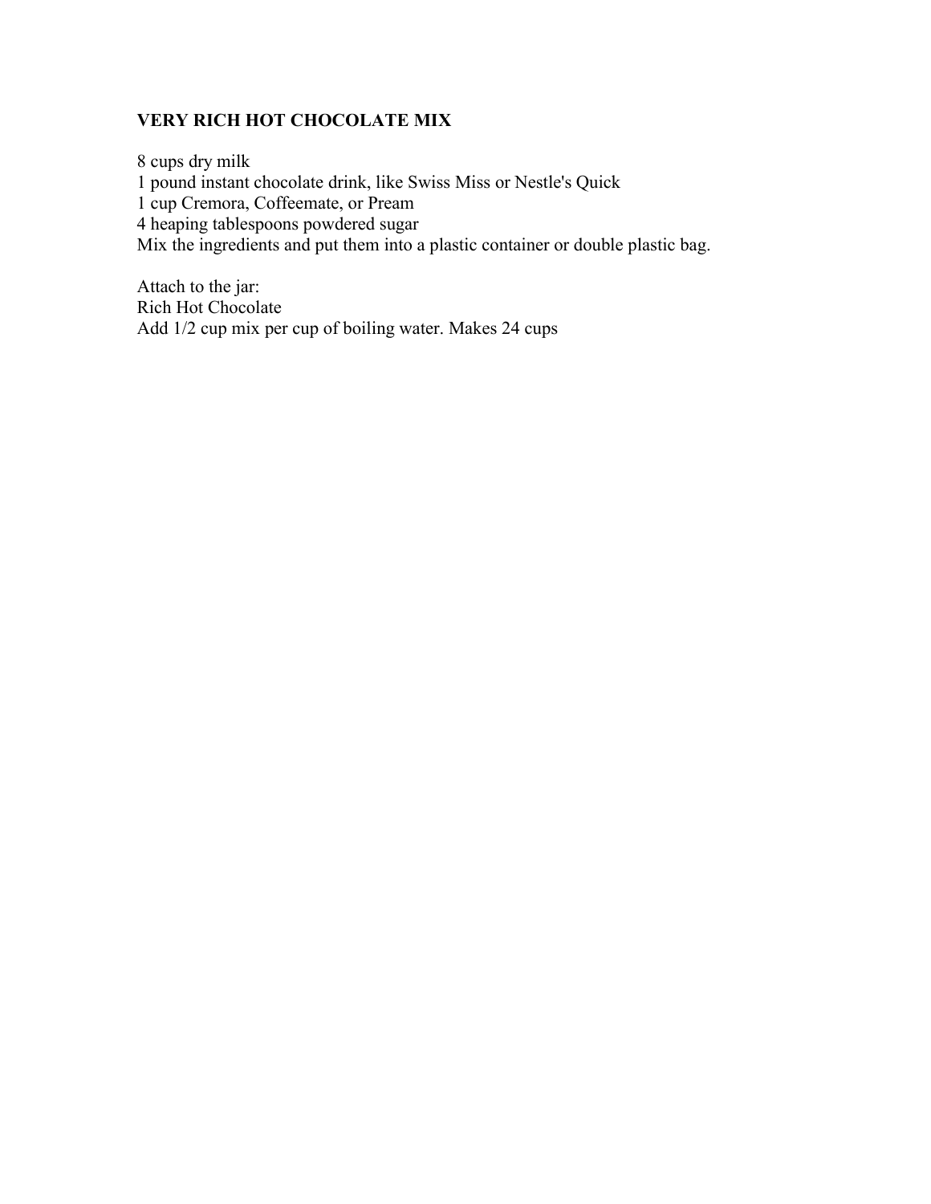**VERY RICH HOT CHOCOLATE MIX**

8 cups dry milk
1 pound instant chocolate drink, like Swiss Miss or Nestle's Quick
1 cup Cremora, Coffeemate, or Pream
4 heaping tablespoons powdered sugar
Mix the ingredients and put them into a plastic container or double plastic bag.

Attach to the jar:
Rich Hot Chocolate
Add 1/2 cup mix per cup of boiling water. Makes 24 cups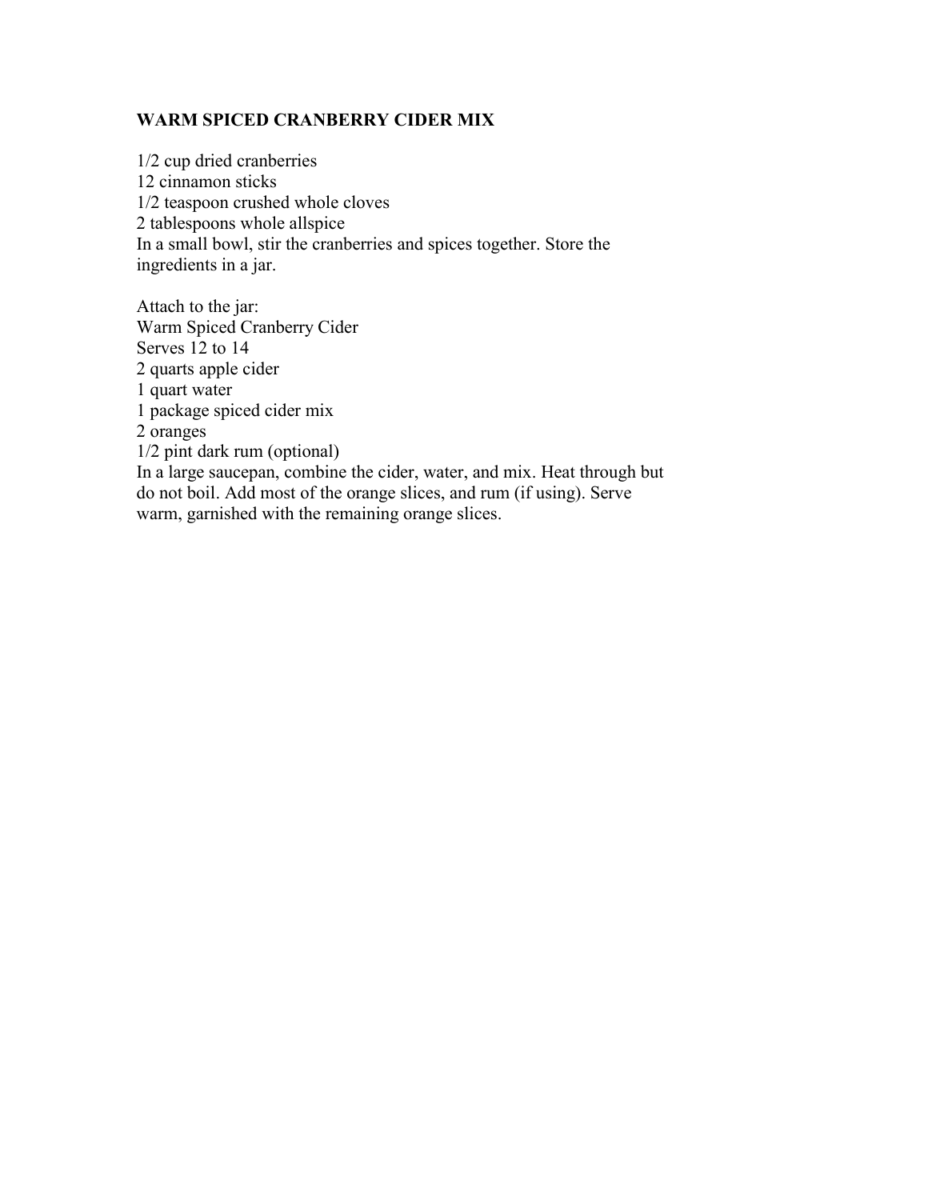## WARM SPICED CRANBERRY CIDER MIX

1/2 cup dried cranberries
12 cinnamon sticks
1/2 teaspoon crushed whole cloves
2 tablespoons whole allspice
In a small bowl, stir the cranberries and spices together. Store the ingredients in a jar.

Attach to the jar:
Warm Spiced Cranberry Cider
Serves 12 to 14
2 quarts apple cider
1 quart water
1 package spiced cider mix
2 oranges
1/2 pint dark rum (optional)
In a large saucepan, combine the cider, water, and mix. Heat through but do not boil. Add most of the orange slices, and rum (if using). Serve warm, garnished with the remaining orange slices.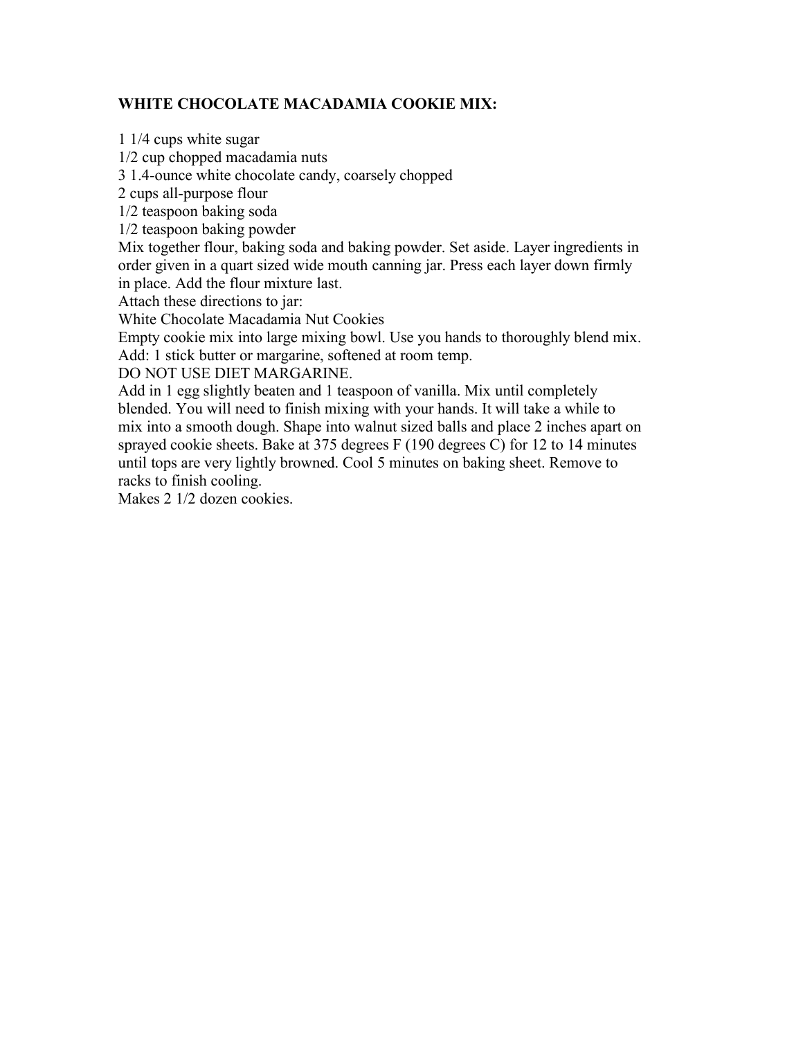**WHITE CHOCOLATE MACADAMIA COOKIE MIX:**

1 1/4 cups white sugar
1/2 cup chopped macadamia nuts
3 1.4-ounce white chocolate candy, coarsely chopped
2 cups all-purpose flour
1/2 teaspoon baking soda
1/2 teaspoon baking powder
Mix together flour, baking soda and baking powder. Set aside. Layer ingredients in order given in a quart sized wide mouth canning jar. Press each layer down firmly in place. Add the flour mixture last.
Attach these directions to jar:
White Chocolate Macadamia Nut Cookies
Empty cookie mix into large mixing bowl. Use you hands to thoroughly blend mix.
Add: 1 stick butter or margarine, softened at room temp.
DO NOT USE DIET MARGARINE.
Add in 1 egg slightly beaten and 1 teaspoon of vanilla. Mix until completely blended. You will need to finish mixing with your hands. It will take a while to mix into a smooth dough. Shape into walnut sized balls and place 2 inches apart on sprayed cookie sheets. Bake at 375 degrees F (190 degrees C) for 12 to 14 minutes until tops are very lightly browned. Cool 5 minutes on baking sheet. Remove to racks to finish cooling.
Makes 2 1/2 dozen cookies.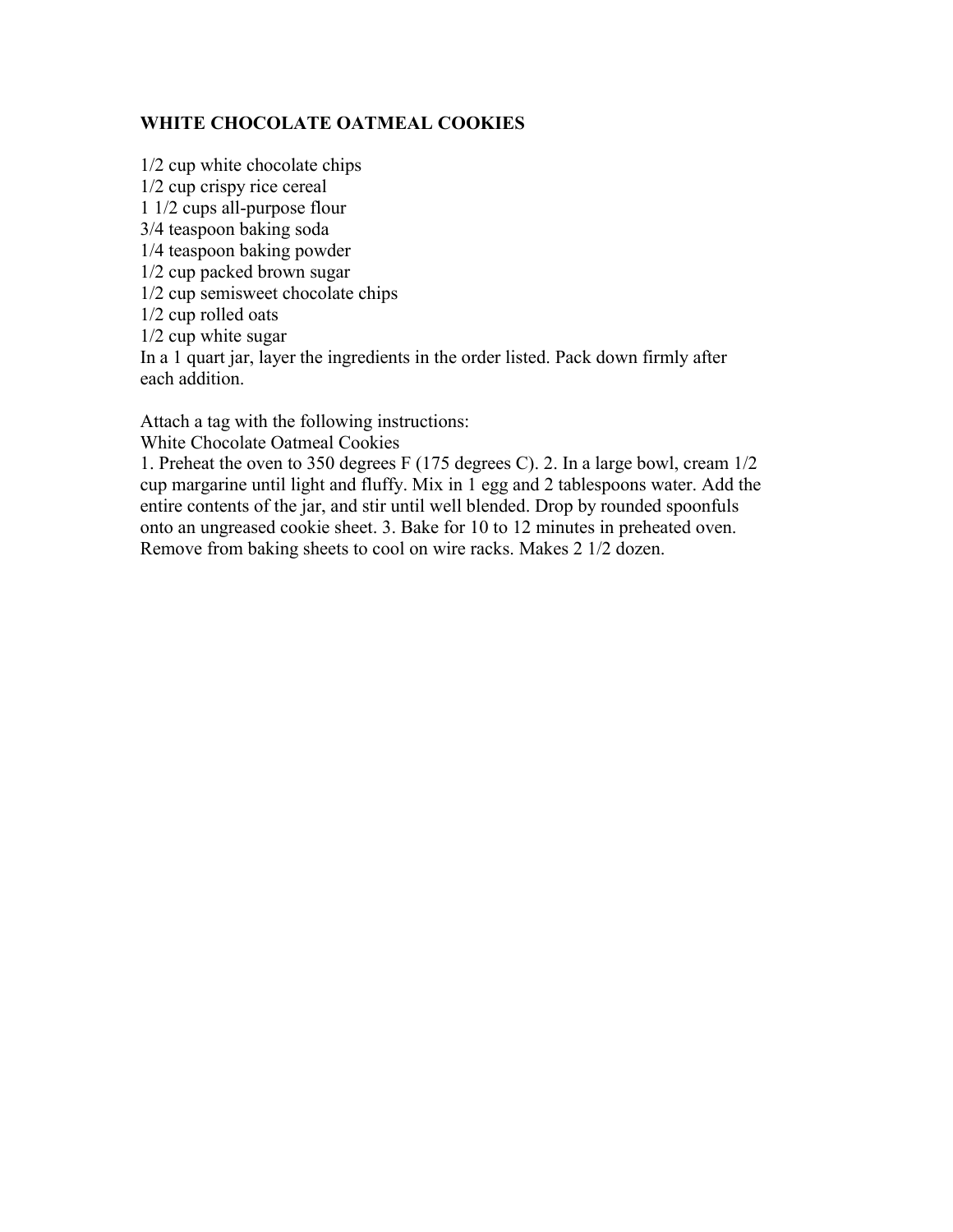**WHITE CHOCOLATE OATMEAL COOKIES**

1/2 cup white chocolate chips
1/2 cup crispy rice cereal
1 1/2 cups all-purpose flour
3/4 teaspoon baking soda
1/4 teaspoon baking powder
1/2 cup packed brown sugar
1/2 cup semisweet chocolate chips
1/2 cup rolled oats
1/2 cup white sugar
In a 1 quart jar, layer the ingredients in the order listed. Pack down firmly after each addition.

Attach a tag with the following instructions:
White Chocolate Oatmeal Cookies
1. Preheat the oven to 350 degrees F (175 degrees C). 2. In a large bowl, cream 1/2 cup margarine until light and fluffy. Mix in 1 egg and 2 tablespoons water. Add the entire contents of the jar, and stir until well blended. Drop by rounded spoonfuls onto an ungreased cookie sheet. 3. Bake for 10 to 12 minutes in preheated oven. Remove from baking sheets to cool on wire racks. Makes 2 1/2 dozen.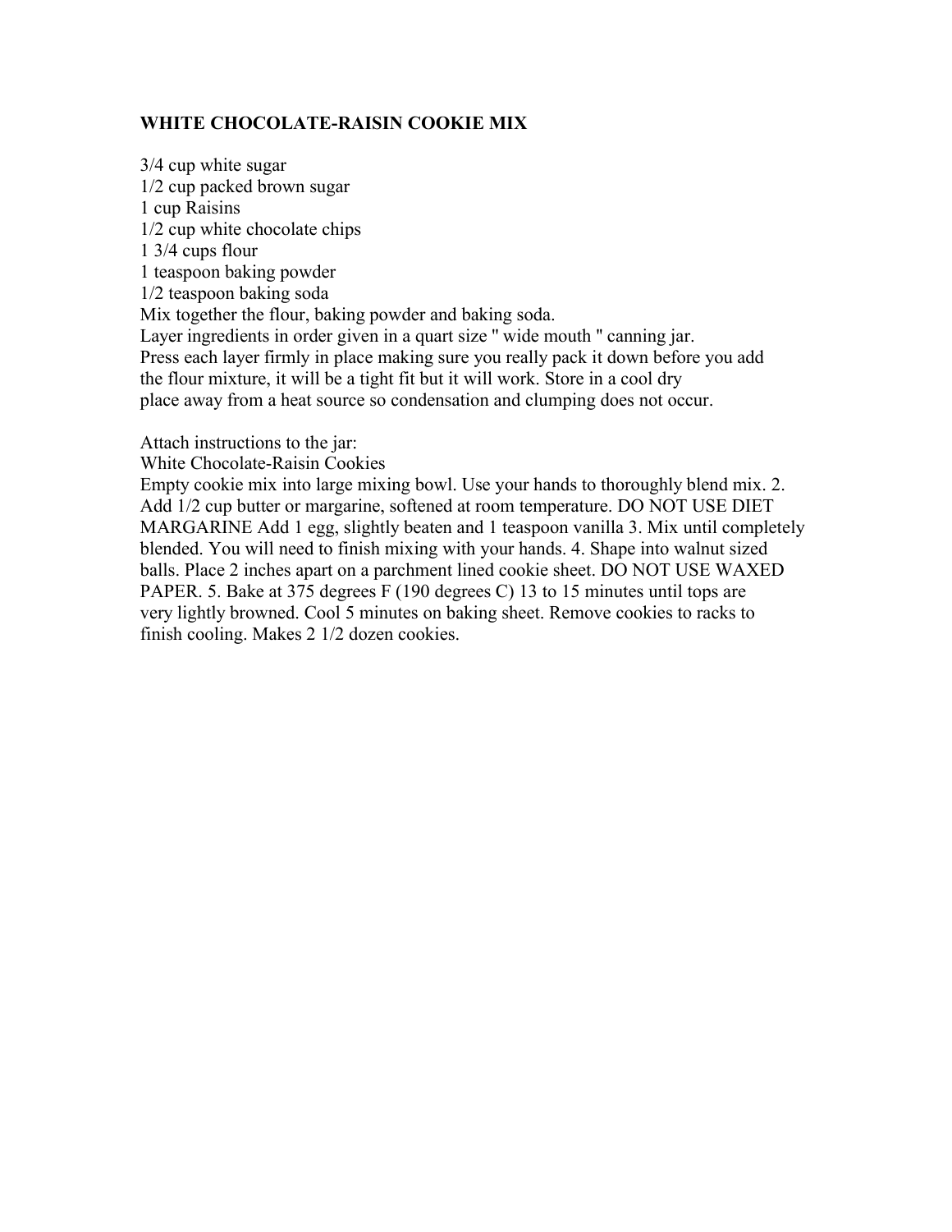**WHITE CHOCOLATE-RAISIN COOKIE MIX**

3/4 cup white sugar
1/2 cup packed brown sugar
1 cup Raisins
1/2 cup white chocolate chips
1 3/4 cups flour
1 teaspoon baking powder
1/2 teaspoon baking soda
Mix together the flour, baking powder and baking soda.
Layer ingredients in order given in a quart size " wide mouth " canning jar.
Press each layer firmly in place making sure you really pack it down before you add the flour mixture, it will be a tight fit but it will work. Store in a cool dry place away from a heat source so condensation and clumping does not occur.

Attach instructions to the jar:
White Chocolate-Raisin Cookies
Empty cookie mix into large mixing bowl. Use your hands to thoroughly blend mix. 2. Add 1/2 cup butter or margarine, softened at room temperature. DO NOT USE DIET MARGARINE Add 1 egg, slightly beaten and 1 teaspoon vanilla 3. Mix until completely blended. You will need to finish mixing with your hands. 4. Shape into walnut sized balls. Place 2 inches apart on a parchment lined cookie sheet. DO NOT USE WAXED PAPER. 5. Bake at 375 degrees F (190 degrees C) 13 to 15 minutes until tops are very lightly browned. Cool 5 minutes on baking sheet. Remove cookies to racks to finish cooling. Makes 2 1/2 dozen cookies.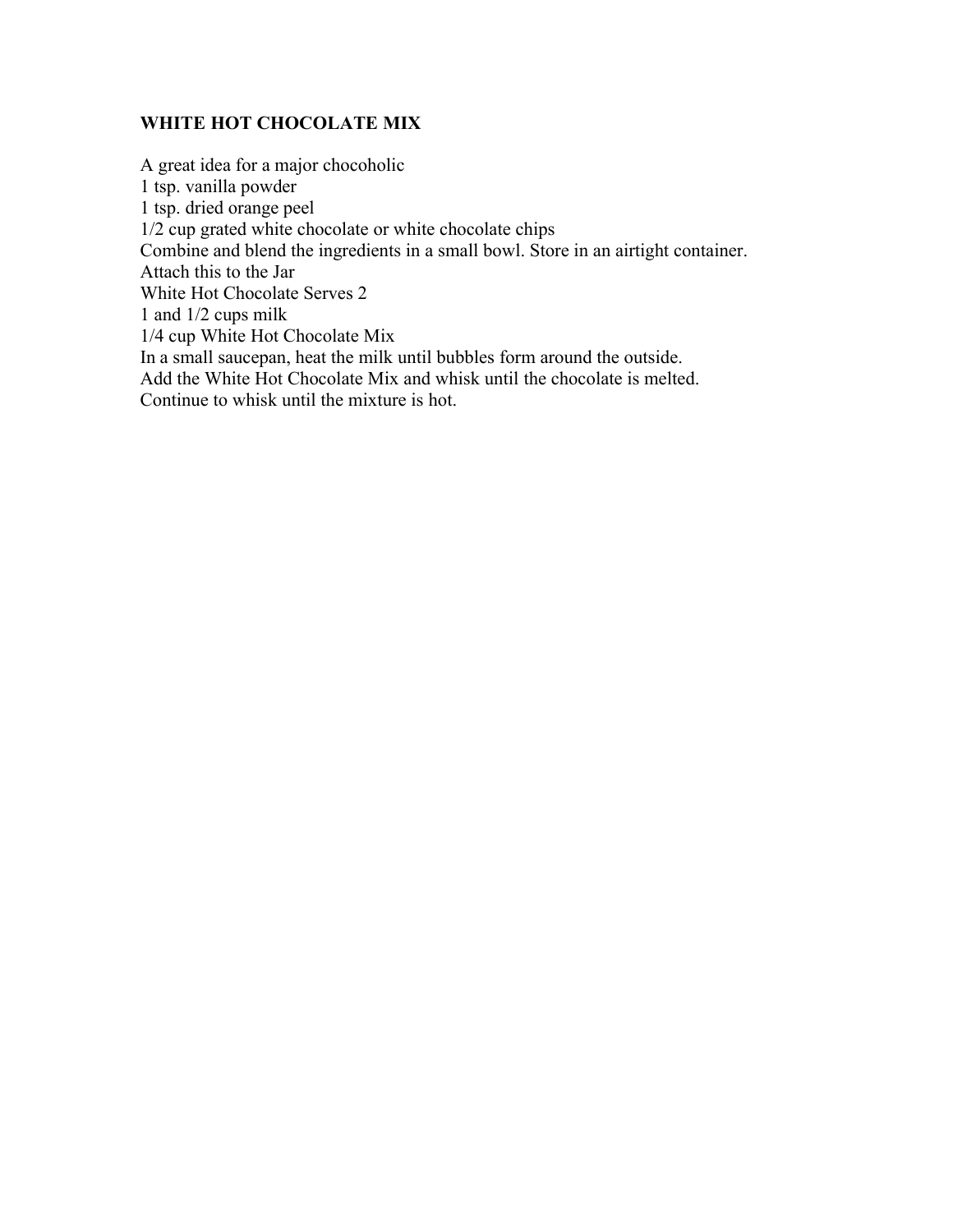# WHITE HOT CHOCOLATE MIX

A great idea for a major chocoholic
1 tsp. vanilla powder
1 tsp. dried orange peel
1/2 cup grated white chocolate or white chocolate chips
Combine and blend the ingredients in a small bowl. Store in an airtight container.
Attach this to the Jar
White Hot Chocolate Serves 2
1 and 1/2 cups milk
1/4 cup White Hot Chocolate Mix
In a small saucepan, heat the milk until bubbles form around the outside.
Add the White Hot Chocolate Mix and whisk until the chocolate is melted.
Continue to whisk until the mixture is hot.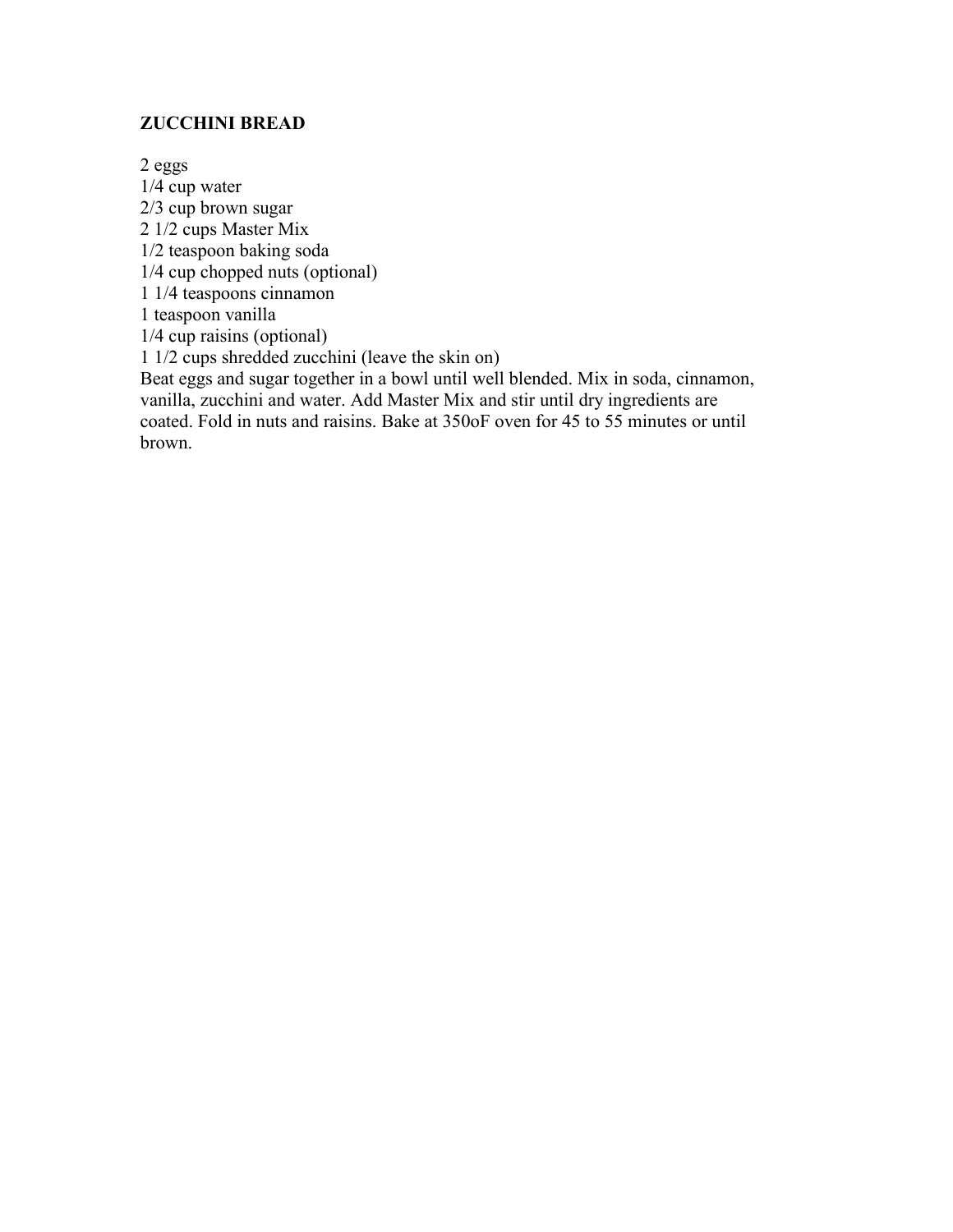## ZUCCHINI BREAD

2 eggs
1/4 cup water
2/3 cup brown sugar
2 1/2 cups Master Mix
1/2 teaspoon baking soda
1/4 cup chopped nuts (optional)
1 1/4 teaspoons cinnamon
1 teaspoon vanilla
1/4 cup raisins (optional)
1 1/2 cups shredded zucchini (leave the skin on)
Beat eggs and sugar together in a bowl until well blended. Mix in soda, cinnamon, vanilla, zucchini and water. Add Master Mix and stir until dry ingredients are coated. Fold in nuts and raisins. Bake at 350oF oven for 45 to 55 minutes or until brown.